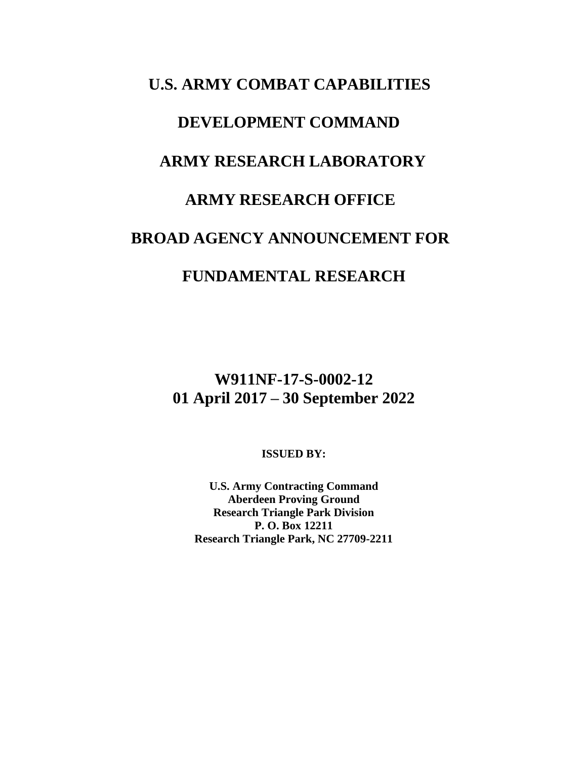# U.S. ARMY COMBAT CAPABILITIES

# DEVELOPMENT COMMAND

# ARMY RESEARCH LABORATORY

# ARMY RESEARCH OFFICE

# BROAD AGENCY ANNOUNCEMENT FOR

# FUNDAMENTAL RESEARCH

## W911NF-17-S-0002-12
## 01 April 2017 – 30 September 2022

**ISSUED BY:**

**U.S. Army Contracting Command**
**Aberdeen Proving Ground**
**Research Triangle Park Division**
**P. O. Box 12211**
**Research Triangle Park, NC 27709-2211**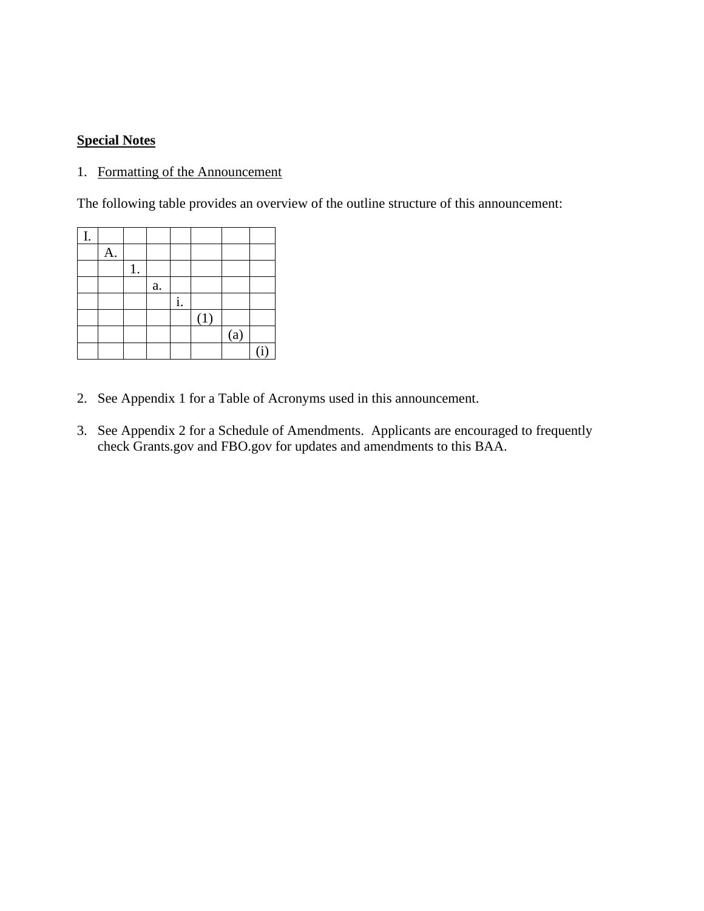**Special Notes**

1. Formatting of the Announcement

The following table provides an overview of the outline structure of this announcement:

| I. | | | | | | | |
|---|---|---|---|---|---|---|---|
| | A. | | | | | | |
| | | 1. | | | | | |
| | | | a. | | | | |
| | | | | i. | | | |
| | | | | | (1) | | |
| | | | | | | (a) | |
| | | | | | | | (i) |

2. See Appendix 1 for a Table of Acronyms used in this announcement.

3. See Appendix 2 for a Schedule of Amendments. Applicants are encouraged to frequently check Grants.gov and FBO.gov for updates and amendments to this BAA.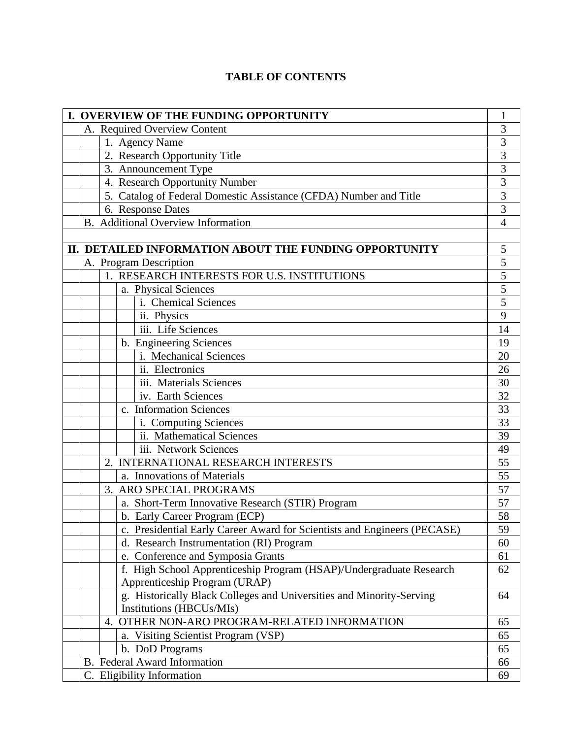# TABLE OF CONTENTS

| Section | Page |
|---|---|
| **I. OVERVIEW OF THE FUNDING OPPORTUNITY** | 1 |
| A. Required Overview Content | 3 |
| 1. Agency Name | 3 |
| 2. Research Opportunity Title | 3 |
| 3. Announcement Type | 3 |
| 4. Research Opportunity Number | 3 |
| 5. Catalog of Federal Domestic Assistance (CFDA) Number and Title | 3 |
| 6. Response Dates | 3 |
| B. Additional Overview Information | 4 |
| | |
| **II. DETAILED INFORMATION ABOUT THE FUNDING OPPORTUNITY** | 5 |
| A. Program Description | 5 |
| 1. RESEARCH INTERESTS FOR U.S. INSTITUTIONS | 5 |
| a. Physical Sciences | 5 |
| i. Chemical Sciences | 5 |
| ii. Physics | 9 |
| iii. Life Sciences | 14 |
| b. Engineering Sciences | 19 |
| i. Mechanical Sciences | 20 |
| ii. Electronics | 26 |
| iii. Materials Sciences | 30 |
| iv. Earth Sciences | 32 |
| c. Information Sciences | 33 |
| i. Computing Sciences | 33 |
| ii. Mathematical Sciences | 39 |
| iii. Network Sciences | 49 |
| 2. INTERNATIONAL RESEARCH INTERESTS | 55 |
| a. Innovations of Materials | 55 |
| 3. ARO SPECIAL PROGRAMS | 57 |
| a. Short-Term Innovative Research (STIR) Program | 57 |
| b. Early Career Program (ECP) | 58 |
| c. Presidential Early Career Award for Scientists and Engineers (PECASE) | 59 |
| d. Research Instrumentation (RI) Program | 60 |
| e. Conference and Symposia Grants | 61 |
| f. High School Apprenticeship Program (HSAP)/Undergraduate Research Apprenticeship Program (URAP) | 62 |
| g. Historically Black Colleges and Universities and Minority-Serving Institutions (HBCUs/MIs) | 64 |
| 4. OTHER NON-ARO PROGRAM-RELATED INFORMATION | 65 |
| a. Visiting Scientist Program (VSP) | 65 |
| b. DoD Programs | 65 |
| B. Federal Award Information | 66 |
| C. Eligibility Information | 69 |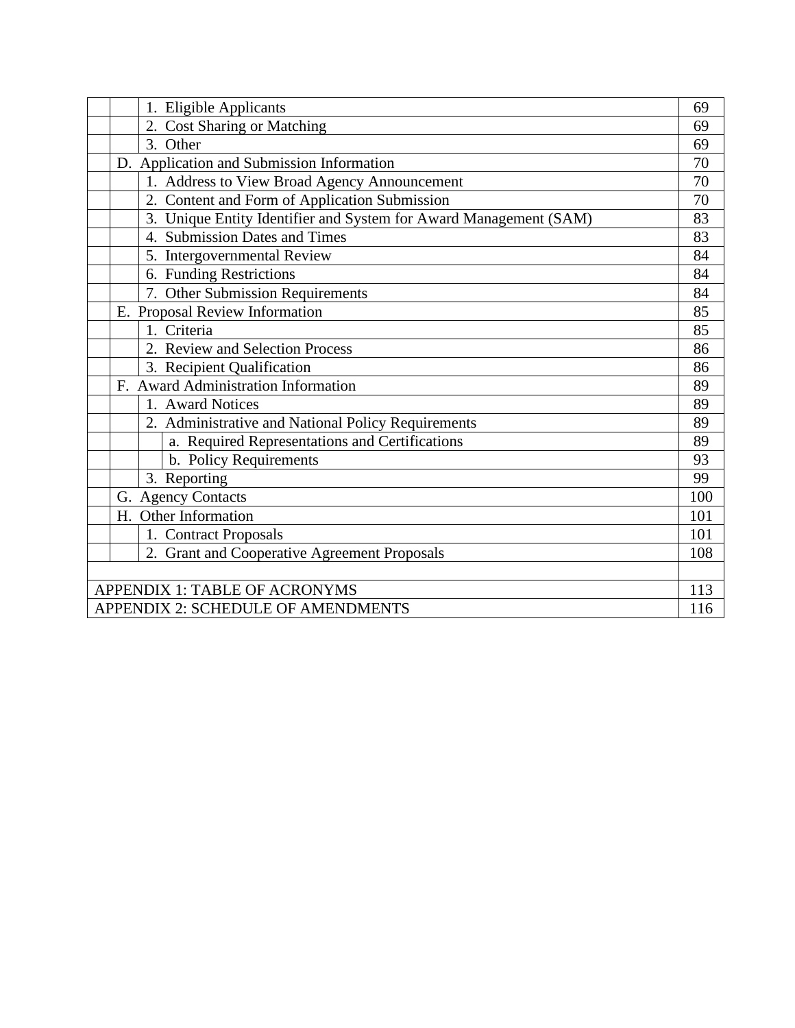| | | | Section | Page |
|---|---|---|---|---|
| | | 1. Eligible Applicants | | 69 |
| | | 2. Cost Sharing or Matching | | 69 |
| | | 3. Other | | 69 |
| | D. Application and Submission Information | | | 70 |
| | | 1. Address to View Broad Agency Announcement | | 70 |
| | | 2. Content and Form of Application Submission | | 70 |
| | | 3. Unique Entity Identifier and System for Award Management (SAM) | | 83 |
| | | 4. Submission Dates and Times | | 83 |
| | | 5. Intergovernmental Review | | 84 |
| | | 6. Funding Restrictions | | 84 |
| | | 7. Other Submission Requirements | | 84 |
| | E. Proposal Review Information | | | 85 |
| | | 1. Criteria | | 85 |
| | | 2. Review and Selection Process | | 86 |
| | | 3. Recipient Qualification | | 86 |
| | F. Award Administration Information | | | 89 |
| | | 1. Award Notices | | 89 |
| | | 2. Administrative and National Policy Requirements | | 89 |
| | | | a. Required Representations and Certifications | 89 |
| | | | b. Policy Requirements | 93 |
| | | 3. Reporting | | 99 |
| | G. Agency Contacts | | | 100 |
| | H. Other Information | | | 101 |
| | | 1. Contract Proposals | | 101 |
| | | 2. Grant and Cooperative Agreement Proposals | | 108 |
| | | | | |
| APPENDIX 1: TABLE OF ACRONYMS | | | | 113 |
| APPENDIX 2: SCHEDULE OF AMENDMENTS | | | | 116 |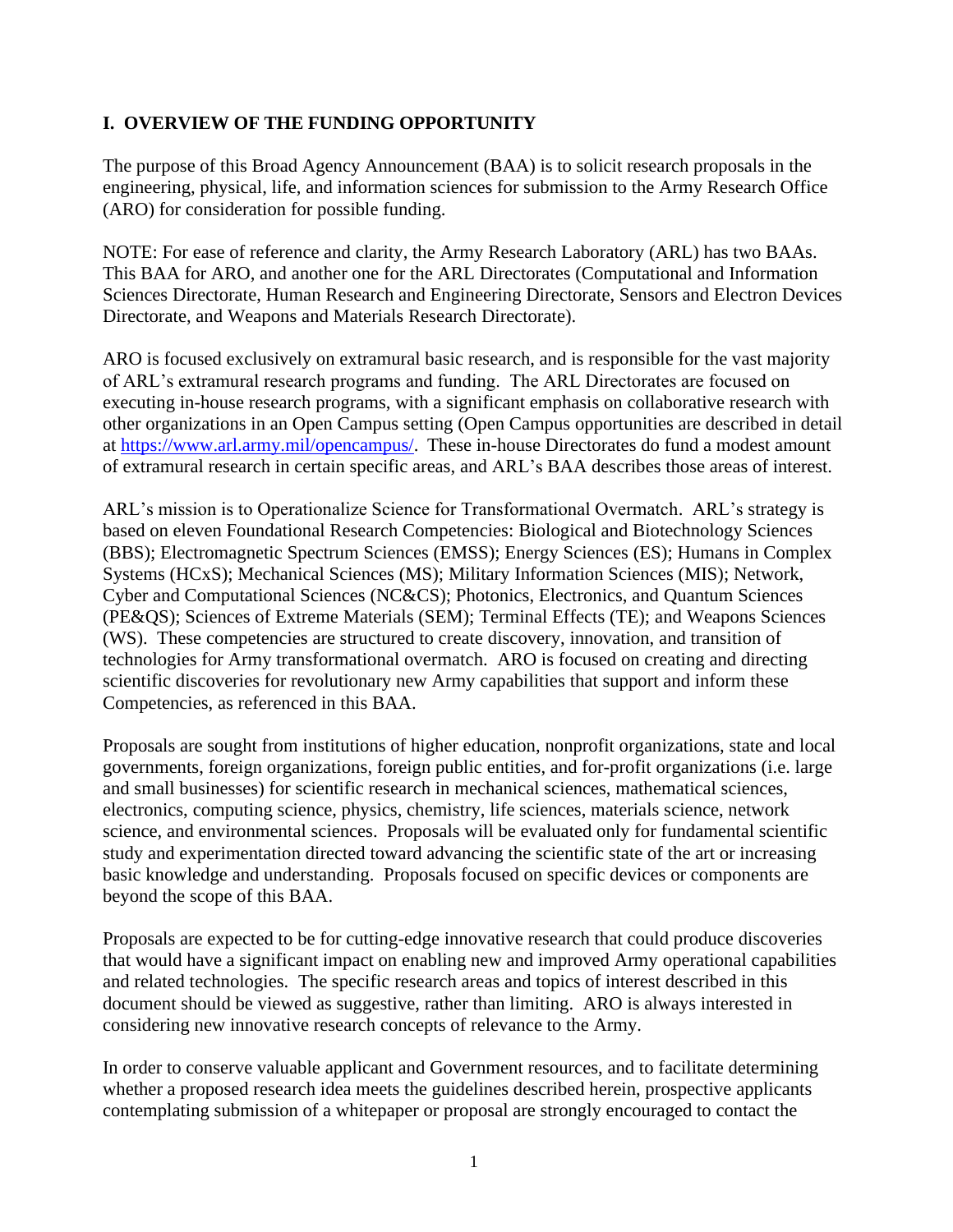## I. OVERVIEW OF THE FUNDING OPPORTUNITY

The purpose of this Broad Agency Announcement (BAA) is to solicit research proposals in the engineering, physical, life, and information sciences for submission to the Army Research Office (ARO) for consideration for possible funding.

NOTE: For ease of reference and clarity, the Army Research Laboratory (ARL) has two BAAs. This BAA for ARO, and another one for the ARL Directorates (Computational and Information Sciences Directorate, Human Research and Engineering Directorate, Sensors and Electron Devices Directorate, and Weapons and Materials Research Directorate).

ARO is focused exclusively on extramural basic research, and is responsible for the vast majority of ARL's extramural research programs and funding. The ARL Directorates are focused on executing in-house research programs, with a significant emphasis on collaborative research with other organizations in an Open Campus setting (Open Campus opportunities are described in detail at [https://www.arl.army.mil/opencampus/](https://www.arl.army.mil/opencampus/). These in-house Directorates do fund a modest amount of extramural research in certain specific areas, and ARL's BAA describes those areas of interest.

ARL's mission is to Operationalize Science for Transformational Overmatch. ARL's strategy is based on eleven Foundational Research Competencies: Biological and Biotechnology Sciences (BBS); Electromagnetic Spectrum Sciences (EMSS); Energy Sciences (ES); Humans in Complex Systems (HCxS); Mechanical Sciences (MS); Military Information Sciences (MIS); Network, Cyber and Computational Sciences (NC&CS); Photonics, Electronics, and Quantum Sciences (PE&QS); Sciences of Extreme Materials (SEM); Terminal Effects (TE); and Weapons Sciences (WS). These competencies are structured to create discovery, innovation, and transition of technologies for Army transformational overmatch. ARO is focused on creating and directing scientific discoveries for revolutionary new Army capabilities that support and inform these Competencies, as referenced in this BAA.

Proposals are sought from institutions of higher education, nonprofit organizations, state and local governments, foreign organizations, foreign public entities, and for-profit organizations (i.e. large and small businesses) for scientific research in mechanical sciences, mathematical sciences, electronics, computing science, physics, chemistry, life sciences, materials science, network science, and environmental sciences. Proposals will be evaluated only for fundamental scientific study and experimentation directed toward advancing the scientific state of the art or increasing basic knowledge and understanding. Proposals focused on specific devices or components are beyond the scope of this BAA.

Proposals are expected to be for cutting-edge innovative research that could produce discoveries that would have a significant impact on enabling new and improved Army operational capabilities and related technologies. The specific research areas and topics of interest described in this document should be viewed as suggestive, rather than limiting. ARO is always interested in considering new innovative research concepts of relevance to the Army.

In order to conserve valuable applicant and Government resources, and to facilitate determining whether a proposed research idea meets the guidelines described herein, prospective applicants contemplating submission of a whitepaper or proposal are strongly encouraged to contact the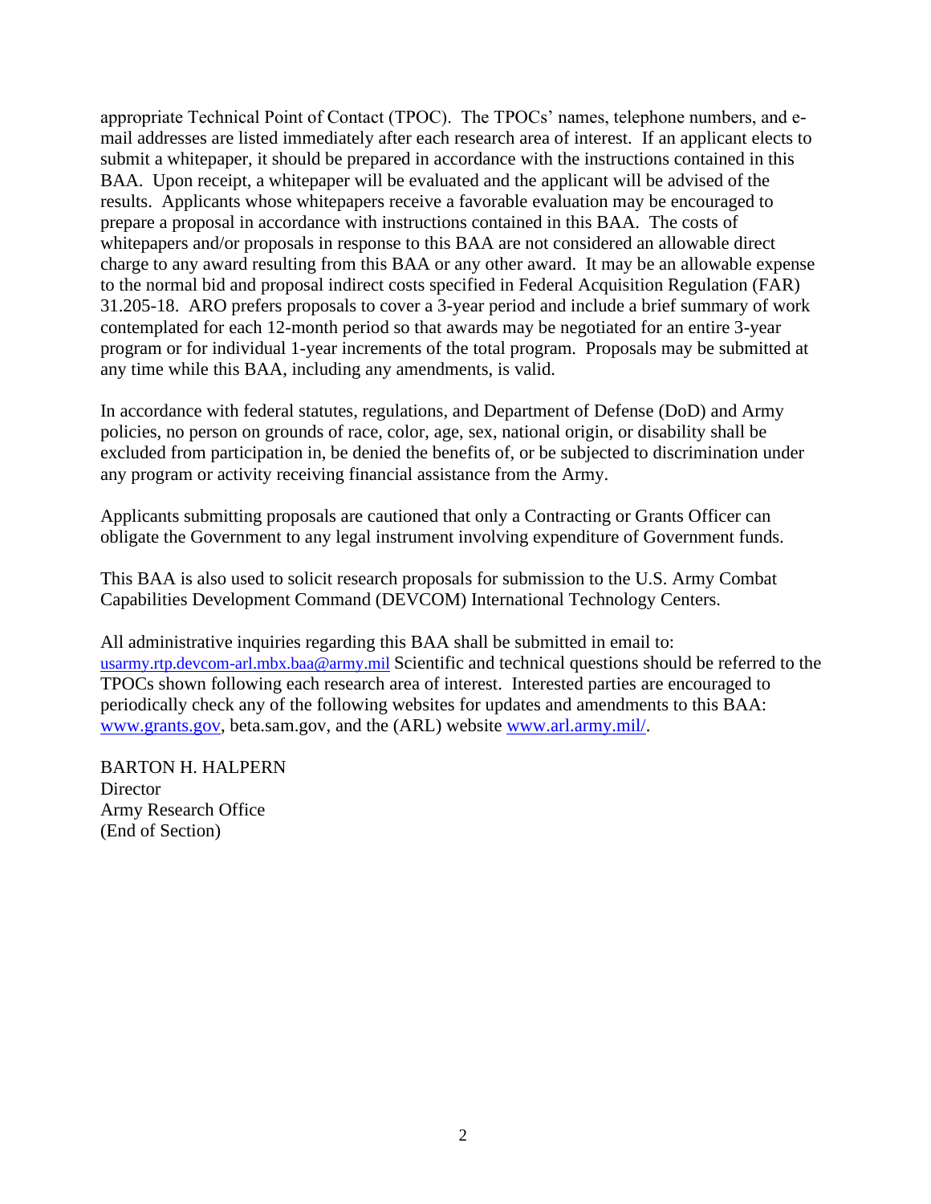appropriate Technical Point of Contact (TPOC). The TPOCs' names, telephone numbers, and e-mail addresses are listed immediately after each research area of interest. If an applicant elects to submit a whitepaper, it should be prepared in accordance with the instructions contained in this BAA. Upon receipt, a whitepaper will be evaluated and the applicant will be advised of the results. Applicants whose whitepapers receive a favorable evaluation may be encouraged to prepare a proposal in accordance with instructions contained in this BAA. The costs of whitepapers and/or proposals in response to this BAA are not considered an allowable direct charge to any award resulting from this BAA or any other award. It may be an allowable expense to the normal bid and proposal indirect costs specified in Federal Acquisition Regulation (FAR) 31.205-18. ARO prefers proposals to cover a 3-year period and include a brief summary of work contemplated for each 12-month period so that awards may be negotiated for an entire 3-year program or for individual 1-year increments of the total program. Proposals may be submitted at any time while this BAA, including any amendments, is valid.

In accordance with federal statutes, regulations, and Department of Defense (DoD) and Army policies, no person on grounds of race, color, age, sex, national origin, or disability shall be excluded from participation in, be denied the benefits of, or be subjected to discrimination under any program or activity receiving financial assistance from the Army.

Applicants submitting proposals are cautioned that only a Contracting or Grants Officer can obligate the Government to any legal instrument involving expenditure of Government funds.

This BAA is also used to solicit research proposals for submission to the U.S. Army Combat Capabilities Development Command (DEVCOM) International Technology Centers.

All administrative inquiries regarding this BAA shall be submitted in email to: usarmy.rtp.devcom-arl.mbx.baa@army.mil Scientific and technical questions should be referred to the TPOCs shown following each research area of interest. Interested parties are encouraged to periodically check any of the following websites for updates and amendments to this BAA: www.grants.gov, beta.sam.gov, and the (ARL) website www.arl.army.mil/.

BARTON H. HALPERN
Director
Army Research Office
(End of Section)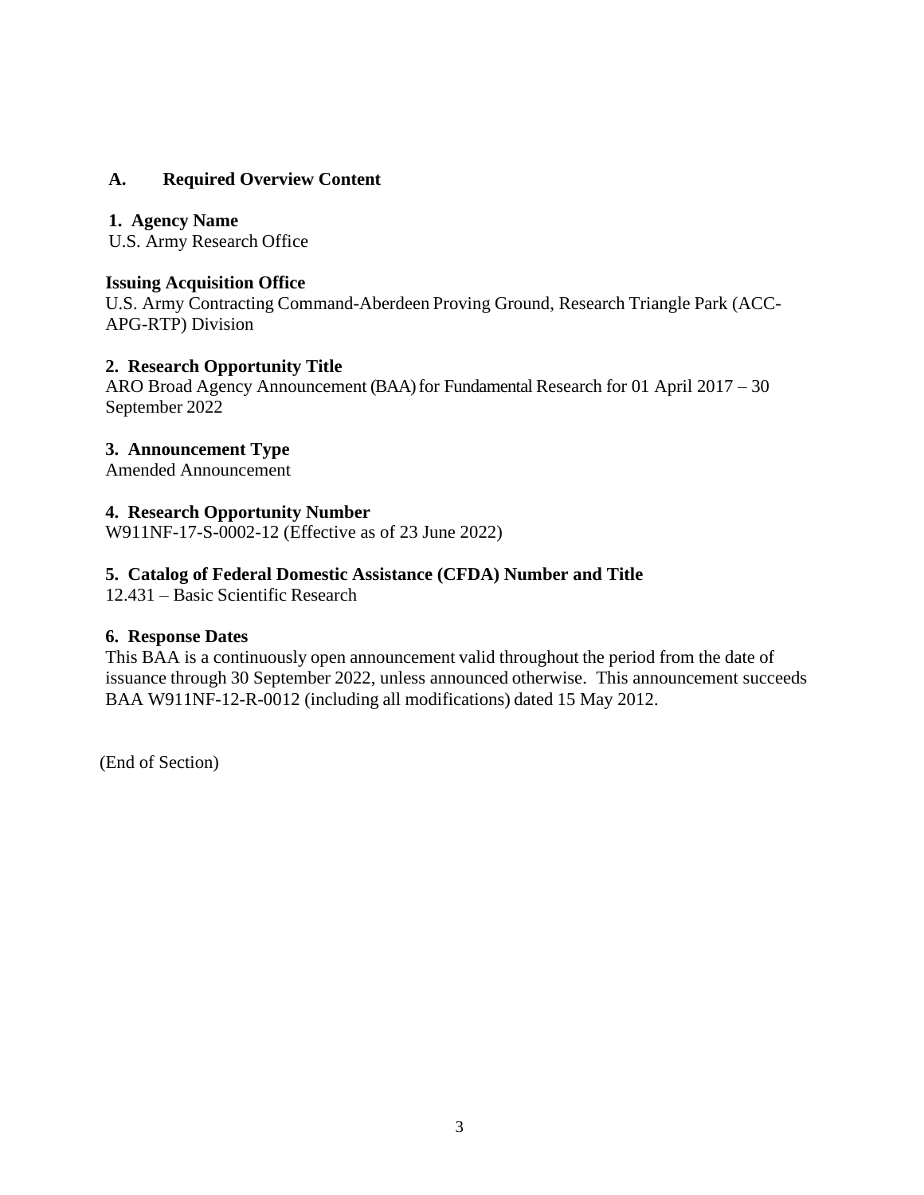## A. Required Overview Content

### 1. Agency Name

U.S. Army Research Office

### Issuing Acquisition Office

U.S. Army Contracting Command-Aberdeen Proving Ground, Research Triangle Park (ACC-APG-RTP) Division

### 2. Research Opportunity Title

ARO Broad Agency Announcement (BAA) for Fundamental Research for 01 April 2017 – 30 September 2022

### 3. Announcement Type

Amended Announcement

### 4. Research Opportunity Number

W911NF-17-S-0002-12 (Effective as of 23 June 2022)

### 5. Catalog of Federal Domestic Assistance (CFDA) Number and Title

12.431 – Basic Scientific Research

### 6. Response Dates

This BAA is a continuously open announcement valid throughout the period from the date of issuance through 30 September 2022, unless announced otherwise. This announcement succeeds BAA W911NF-12-R-0012 (including all modifications) dated 15 May 2012.

(End of Section)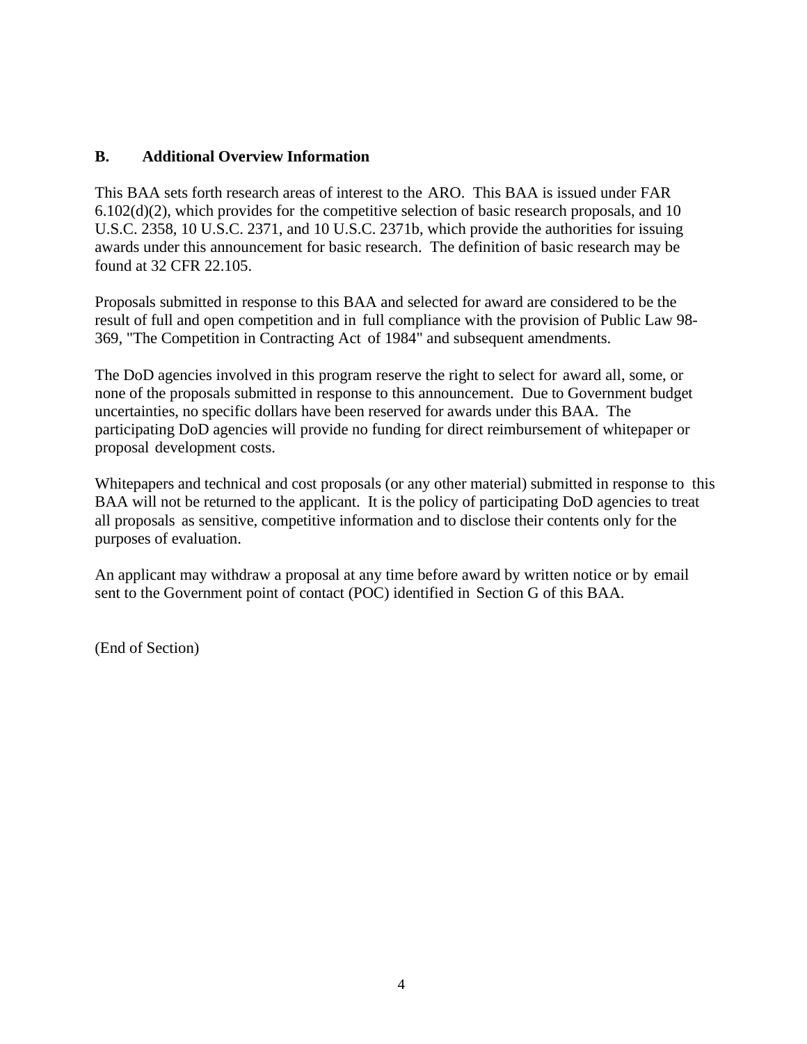## B. Additional Overview Information

This BAA sets forth research areas of interest to the ARO. This BAA is issued under FAR 6.102(d)(2), which provides for the competitive selection of basic research proposals, and 10 U.S.C. 2358, 10 U.S.C. 2371, and 10 U.S.C. 2371b, which provide the authorities for issuing awards under this announcement for basic research. The definition of basic research may be found at 32 CFR 22.105.

Proposals submitted in response to this BAA and selected for award are considered to be the result of full and open competition and in full compliance with the provision of Public Law 98-369, "The Competition in Contracting Act of 1984" and subsequent amendments.

The DoD agencies involved in this program reserve the right to select for award all, some, or none of the proposals submitted in response to this announcement. Due to Government budget uncertainties, no specific dollars have been reserved for awards under this BAA. The participating DoD agencies will provide no funding for direct reimbursement of whitepaper or proposal development costs.

Whitepapers and technical and cost proposals (or any other material) submitted in response to this BAA will not be returned to the applicant. It is the policy of participating DoD agencies to treat all proposals as sensitive, competitive information and to disclose their contents only for the purposes of evaluation.

An applicant may withdraw a proposal at any time before award by written notice or by email sent to the Government point of contact (POC) identified in Section G of this BAA.

(End of Section)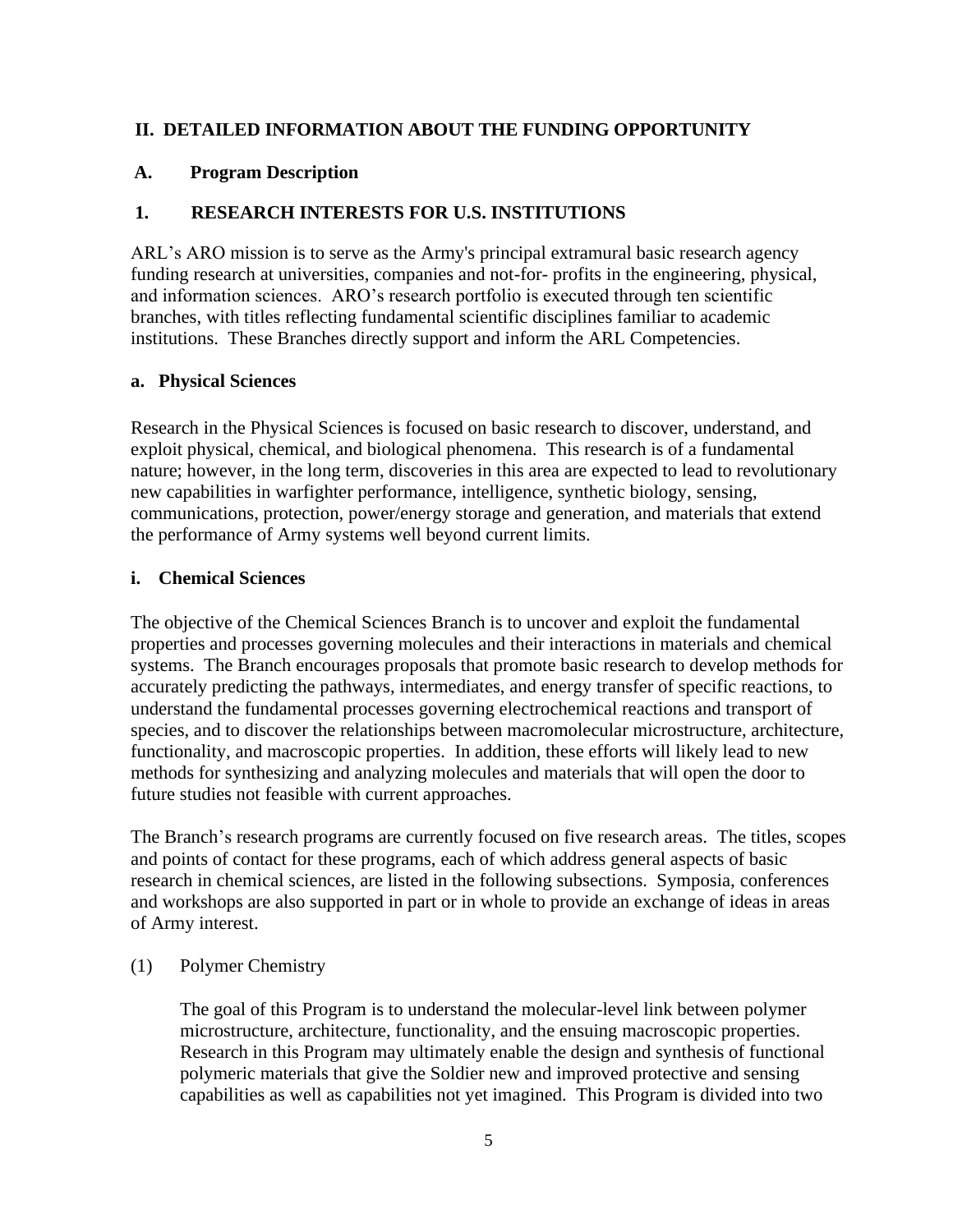## II. DETAILED INFORMATION ABOUT THE FUNDING OPPORTUNITY

### A. Program Description

### 1. RESEARCH INTERESTS FOR U.S. INSTITUTIONS

ARL's ARO mission is to serve as the Army's principal extramural basic research agency funding research at universities, companies and not-for- profits in the engineering, physical, and information sciences. ARO's research portfolio is executed through ten scientific branches, with titles reflecting fundamental scientific disciplines familiar to academic institutions. These Branches directly support and inform the ARL Competencies.

#### a. Physical Sciences

Research in the Physical Sciences is focused on basic research to discover, understand, and exploit physical, chemical, and biological phenomena. This research is of a fundamental nature; however, in the long term, discoveries in this area are expected to lead to revolutionary new capabilities in warfighter performance, intelligence, synthetic biology, sensing, communications, protection, power/energy storage and generation, and materials that extend the performance of Army systems well beyond current limits.

#### i. Chemical Sciences

The objective of the Chemical Sciences Branch is to uncover and exploit the fundamental properties and processes governing molecules and their interactions in materials and chemical systems. The Branch encourages proposals that promote basic research to develop methods for accurately predicting the pathways, intermediates, and energy transfer of specific reactions, to understand the fundamental processes governing electrochemical reactions and transport of species, and to discover the relationships between macromolecular microstructure, architecture, functionality, and macroscopic properties. In addition, these efforts will likely lead to new methods for synthesizing and analyzing molecules and materials that will open the door to future studies not feasible with current approaches.

The Branch's research programs are currently focused on five research areas. The titles, scopes and points of contact for these programs, each of which address general aspects of basic research in chemical sciences, are listed in the following subsections. Symposia, conferences and workshops are also supported in part or in whole to provide an exchange of ideas in areas of Army interest.

(1) Polymer Chemistry

The goal of this Program is to understand the molecular-level link between polymer microstructure, architecture, functionality, and the ensuing macroscopic properties. Research in this Program may ultimately enable the design and synthesis of functional polymeric materials that give the Soldier new and improved protective and sensing capabilities as well as capabilities not yet imagined. This Program is divided into two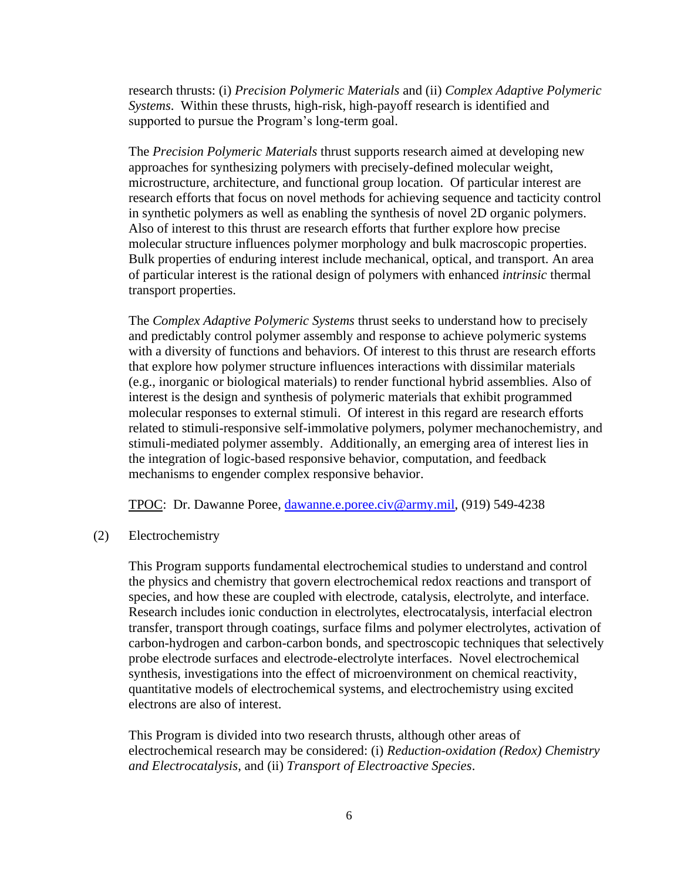research thrusts: (i) *Precision Polymeric Materials* and (ii) *Complex Adaptive Polymeric Systems*. Within these thrusts, high-risk, high-payoff research is identified and supported to pursue the Program's long-term goal.

The *Precision Polymeric Materials* thrust supports research aimed at developing new approaches for synthesizing polymers with precisely-defined molecular weight, microstructure, architecture, and functional group location. Of particular interest are research efforts that focus on novel methods for achieving sequence and tacticity control in synthetic polymers as well as enabling the synthesis of novel 2D organic polymers. Also of interest to this thrust are research efforts that further explore how precise molecular structure influences polymer morphology and bulk macroscopic properties. Bulk properties of enduring interest include mechanical, optical, and transport. An area of particular interest is the rational design of polymers with enhanced *intrinsic* thermal transport properties.

The *Complex Adaptive Polymeric Systems* thrust seeks to understand how to precisely and predictably control polymer assembly and response to achieve polymeric systems with a diversity of functions and behaviors. Of interest to this thrust are research efforts that explore how polymer structure influences interactions with dissimilar materials (e.g., inorganic or biological materials) to render functional hybrid assemblies. Also of interest is the design and synthesis of polymeric materials that exhibit programmed molecular responses to external stimuli. Of interest in this regard are research efforts related to stimuli-responsive self-immolative polymers, polymer mechanochemistry, and stimuli-mediated polymer assembly. Additionally, an emerging area of interest lies in the integration of logic-based responsive behavior, computation, and feedback mechanisms to engender complex responsive behavior.

TPOC: Dr. Dawanne Poree, dawanne.e.poree.civ@army.mil, (919) 549-4238

(2) Electrochemistry

This Program supports fundamental electrochemical studies to understand and control the physics and chemistry that govern electrochemical redox reactions and transport of species, and how these are coupled with electrode, catalysis, electrolyte, and interface. Research includes ionic conduction in electrolytes, electrocatalysis, interfacial electron transfer, transport through coatings, surface films and polymer electrolytes, activation of carbon-hydrogen and carbon-carbon bonds, and spectroscopic techniques that selectively probe electrode surfaces and electrode-electrolyte interfaces. Novel electrochemical synthesis, investigations into the effect of microenvironment on chemical reactivity, quantitative models of electrochemical systems, and electrochemistry using excited electrons are also of interest.

This Program is divided into two research thrusts, although other areas of electrochemical research may be considered: (i) *Reduction-oxidation (Redox) Chemistry and Electrocatalysis*, and (ii) *Transport of Electroactive Species*.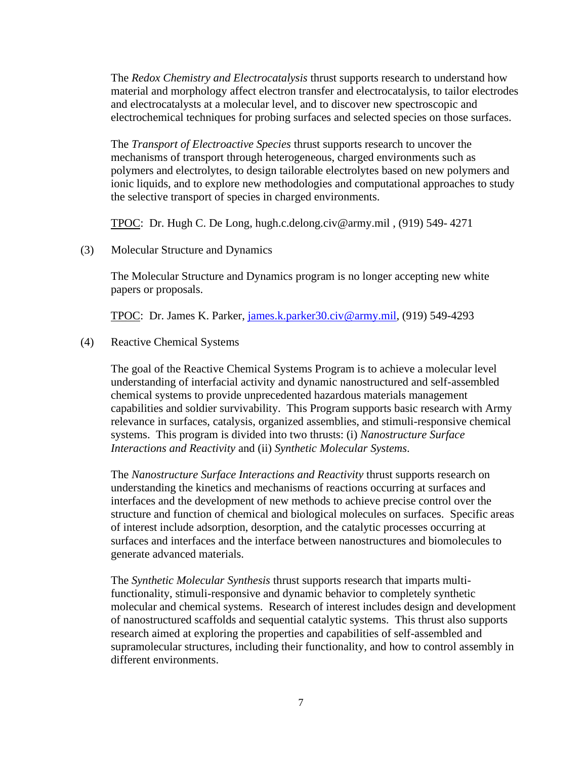The *Redox Chemistry and Electrocatalysis* thrust supports research to understand how material and morphology affect electron transfer and electrocatalysis, to tailor electrodes and electrocatalysts at a molecular level, and to discover new spectroscopic and electrochemical techniques for probing surfaces and selected species on those surfaces.

The *Transport of Electroactive Species* thrust supports research to uncover the mechanisms of transport through heterogeneous, charged environments such as polymers and electrolytes, to design tailorable electrolytes based on new polymers and ionic liquids, and to explore new methodologies and computational approaches to study the selective transport of species in charged environments.

TPOC: Dr. Hugh C. De Long, hugh.c.delong.civ@army.mil , (919) 549- 4271

(3) Molecular Structure and Dynamics

The Molecular Structure and Dynamics program is no longer accepting new white papers or proposals.

TPOC: Dr. James K. Parker, james.k.parker30.civ@army.mil, (919) 549-4293

(4) Reactive Chemical Systems

The goal of the Reactive Chemical Systems Program is to achieve a molecular level understanding of interfacial activity and dynamic nanostructured and self-assembled chemical systems to provide unprecedented hazardous materials management capabilities and soldier survivability. This Program supports basic research with Army relevance in surfaces, catalysis, organized assemblies, and stimuli-responsive chemical systems. This program is divided into two thrusts: (i) *Nanostructure Surface Interactions and Reactivity* and (ii) *Synthetic Molecular Systems*.

The *Nanostructure Surface Interactions and Reactivity* thrust supports research on understanding the kinetics and mechanisms of reactions occurring at surfaces and interfaces and the development of new methods to achieve precise control over the structure and function of chemical and biological molecules on surfaces. Specific areas of interest include adsorption, desorption, and the catalytic processes occurring at surfaces and interfaces and the interface between nanostructures and biomolecules to generate advanced materials.

The *Synthetic Molecular Synthesis* thrust supports research that imparts multi-functionality, stimuli-responsive and dynamic behavior to completely synthetic molecular and chemical systems. Research of interest includes design and development of nanostructured scaffolds and sequential catalytic systems. This thrust also supports research aimed at exploring the properties and capabilities of self-assembled and supramolecular structures, including their functionality, and how to control assembly in different environments.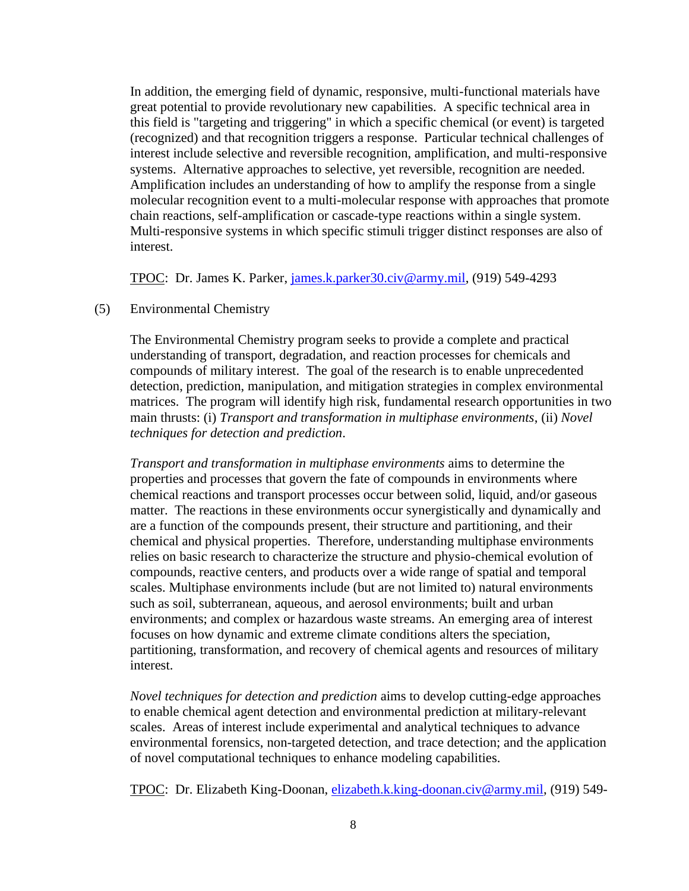In addition, the emerging field of dynamic, responsive, multi-functional materials have great potential to provide revolutionary new capabilities. A specific technical area in this field is "targeting and triggering" in which a specific chemical (or event) is targeted (recognized) and that recognition triggers a response. Particular technical challenges of interest include selective and reversible recognition, amplification, and multi-responsive systems. Alternative approaches to selective, yet reversible, recognition are needed. Amplification includes an understanding of how to amplify the response from a single molecular recognition event to a multi-molecular response with approaches that promote chain reactions, self-amplification or cascade-type reactions within a single system. Multi-responsive systems in which specific stimuli trigger distinct responses are also of interest.

TPOC: Dr. James K. Parker, james.k.parker30.civ@army.mil, (919) 549-4293

(5) Environmental Chemistry

The Environmental Chemistry program seeks to provide a complete and practical understanding of transport, degradation, and reaction processes for chemicals and compounds of military interest. The goal of the research is to enable unprecedented detection, prediction, manipulation, and mitigation strategies in complex environmental matrices. The program will identify high risk, fundamental research opportunities in two main thrusts: (i) *Transport and transformation in multiphase environments*, (ii) *Novel techniques for detection and prediction*.

*Transport and transformation in multiphase environments* aims to determine the properties and processes that govern the fate of compounds in environments where chemical reactions and transport processes occur between solid, liquid, and/or gaseous matter. The reactions in these environments occur synergistically and dynamically and are a function of the compounds present, their structure and partitioning, and their chemical and physical properties. Therefore, understanding multiphase environments relies on basic research to characterize the structure and physio-chemical evolution of compounds, reactive centers, and products over a wide range of spatial and temporal scales. Multiphase environments include (but are not limited to) natural environments such as soil, subterranean, aqueous, and aerosol environments; built and urban environments; and complex or hazardous waste streams. An emerging area of interest focuses on how dynamic and extreme climate conditions alters the speciation, partitioning, transformation, and recovery of chemical agents and resources of military interest.

*Novel techniques for detection and prediction* aims to develop cutting-edge approaches to enable chemical agent detection and environmental prediction at military-relevant scales. Areas of interest include experimental and analytical techniques to advance environmental forensics, non-targeted detection, and trace detection; and the application of novel computational techniques to enhance modeling capabilities.

TPOC: Dr. Elizabeth King-Doonan, elizabeth.k.king-doonan.civ@army.mil, (919) 549-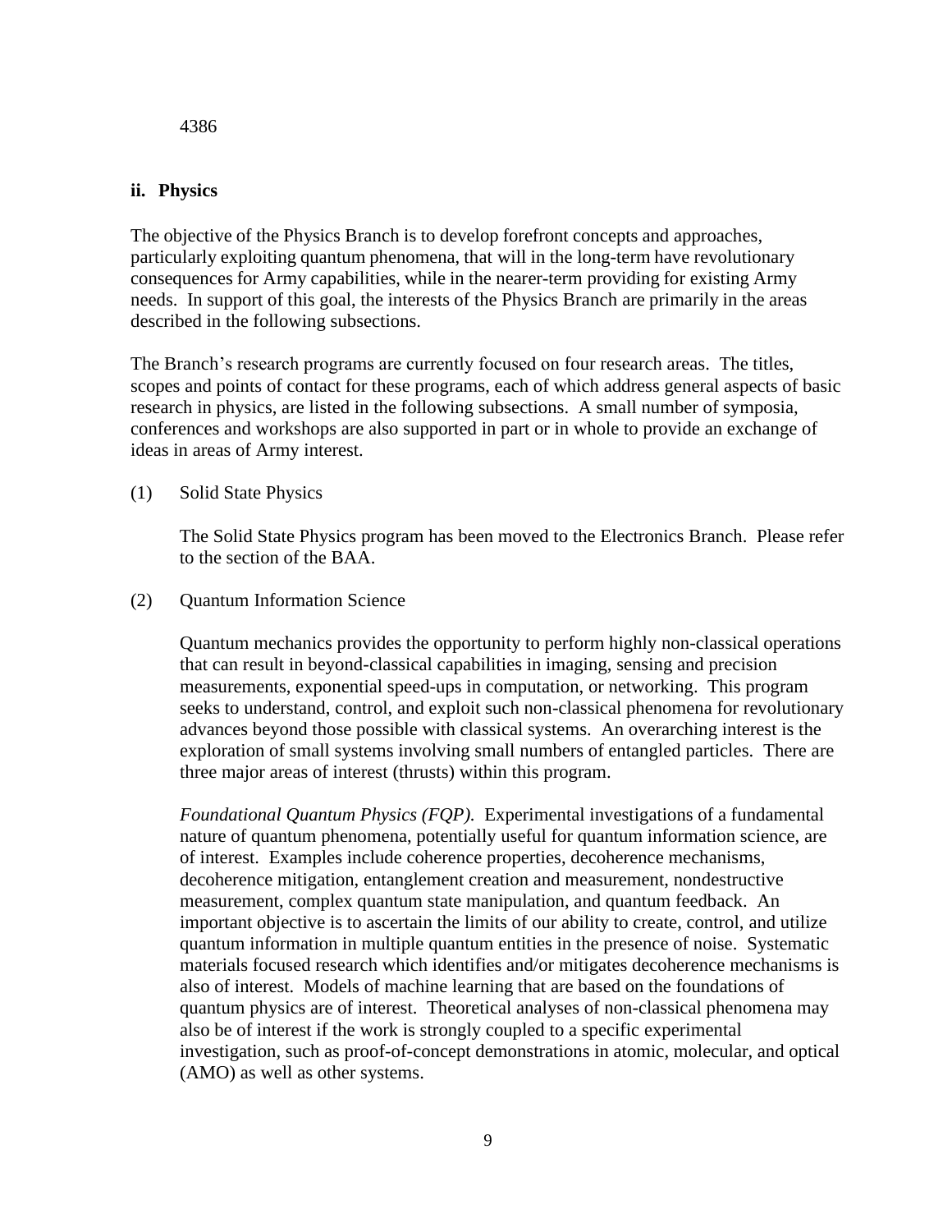4386

### ii. Physics

The objective of the Physics Branch is to develop forefront concepts and approaches, particularly exploiting quantum phenomena, that will in the long-term have revolutionary consequences for Army capabilities, while in the nearer-term providing for existing Army needs. In support of this goal, the interests of the Physics Branch are primarily in the areas described in the following subsections.

The Branch's research programs are currently focused on four research areas. The titles, scopes and points of contact for these programs, each of which address general aspects of basic research in physics, are listed in the following subsections. A small number of symposia, conferences and workshops are also supported in part or in whole to provide an exchange of ideas in areas of Army interest.

(1) Solid State Physics

The Solid State Physics program has been moved to the Electronics Branch. Please refer to the section of the BAA.

(2) Quantum Information Science

Quantum mechanics provides the opportunity to perform highly non-classical operations that can result in beyond-classical capabilities in imaging, sensing and precision measurements, exponential speed-ups in computation, or networking. This program seeks to understand, control, and exploit such non-classical phenomena for revolutionary advances beyond those possible with classical systems. An overarching interest is the exploration of small systems involving small numbers of entangled particles. There are three major areas of interest (thrusts) within this program.

*Foundational Quantum Physics (FQP).* Experimental investigations of a fundamental nature of quantum phenomena, potentially useful for quantum information science, are of interest. Examples include coherence properties, decoherence mechanisms, decoherence mitigation, entanglement creation and measurement, nondestructive measurement, complex quantum state manipulation, and quantum feedback. An important objective is to ascertain the limits of our ability to create, control, and utilize quantum information in multiple quantum entities in the presence of noise. Systematic materials focused research which identifies and/or mitigates decoherence mechanisms is also of interest. Models of machine learning that are based on the foundations of quantum physics are of interest. Theoretical analyses of non-classical phenomena may also be of interest if the work is strongly coupled to a specific experimental investigation, such as proof-of-concept demonstrations in atomic, molecular, and optical (AMO) as well as other systems.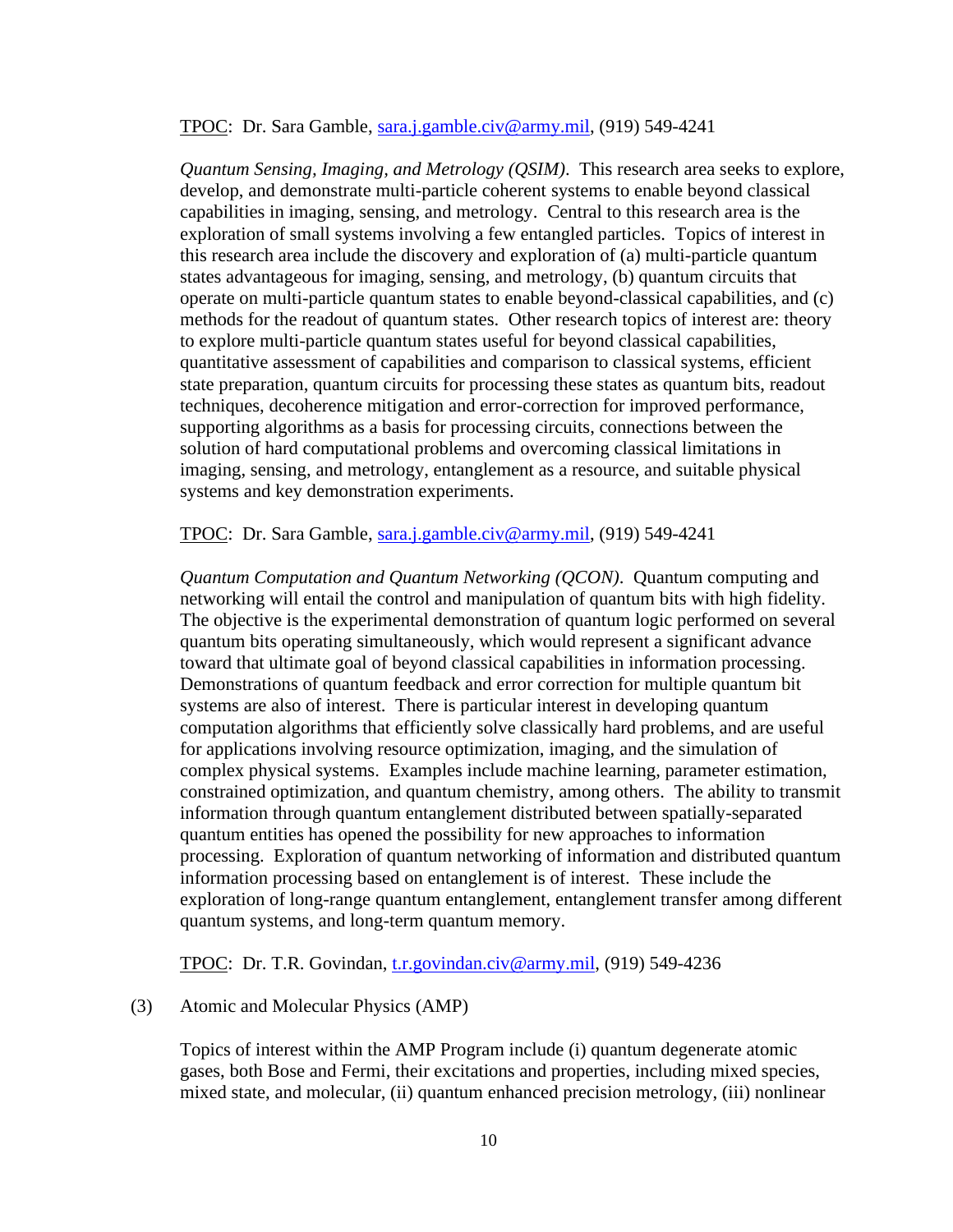TPOC: Dr. Sara Gamble, sara.j.gamble.civ@army.mil, (919) 549-4241

*Quantum Sensing, Imaging, and Metrology (QSIM)*. This research area seeks to explore, develop, and demonstrate multi-particle coherent systems to enable beyond classical capabilities in imaging, sensing, and metrology. Central to this research area is the exploration of small systems involving a few entangled particles. Topics of interest in this research area include the discovery and exploration of (a) multi-particle quantum states advantageous for imaging, sensing, and metrology, (b) quantum circuits that operate on multi-particle quantum states to enable beyond-classical capabilities, and (c) methods for the readout of quantum states. Other research topics of interest are: theory to explore multi-particle quantum states useful for beyond classical capabilities, quantitative assessment of capabilities and comparison to classical systems, efficient state preparation, quantum circuits for processing these states as quantum bits, readout techniques, decoherence mitigation and error-correction for improved performance, supporting algorithms as a basis for processing circuits, connections between the solution of hard computational problems and overcoming classical limitations in imaging, sensing, and metrology, entanglement as a resource, and suitable physical systems and key demonstration experiments.

TPOC: Dr. Sara Gamble, sara.j.gamble.civ@army.mil, (919) 549-4241

*Quantum Computation and Quantum Networking (QCON)*. Quantum computing and networking will entail the control and manipulation of quantum bits with high fidelity. The objective is the experimental demonstration of quantum logic performed on several quantum bits operating simultaneously, which would represent a significant advance toward that ultimate goal of beyond classical capabilities in information processing. Demonstrations of quantum feedback and error correction for multiple quantum bit systems are also of interest. There is particular interest in developing quantum computation algorithms that efficiently solve classically hard problems, and are useful for applications involving resource optimization, imaging, and the simulation of complex physical systems. Examples include machine learning, parameter estimation, constrained optimization, and quantum chemistry, among others. The ability to transmit information through quantum entanglement distributed between spatially-separated quantum entities has opened the possibility for new approaches to information processing. Exploration of quantum networking of information and distributed quantum information processing based on entanglement is of interest. These include the exploration of long-range quantum entanglement, entanglement transfer among different quantum systems, and long-term quantum memory.

TPOC: Dr. T.R. Govindan, t.r.govindan.civ@army.mil, (919) 549-4236

(3) Atomic and Molecular Physics (AMP)

Topics of interest within the AMP Program include (i) quantum degenerate atomic gases, both Bose and Fermi, their excitations and properties, including mixed species, mixed state, and molecular, (ii) quantum enhanced precision metrology, (iii) nonlinear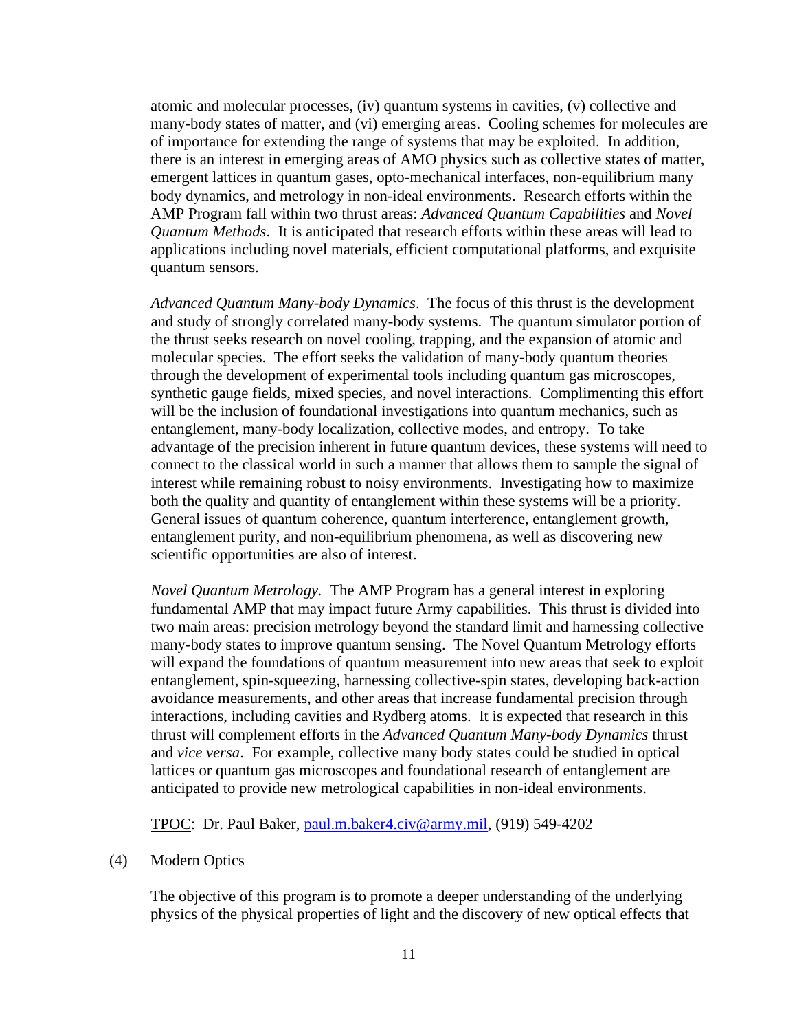atomic and molecular processes, (iv) quantum systems in cavities, (v) collective and many-body states of matter, and (vi) emerging areas. Cooling schemes for molecules are of importance for extending the range of systems that may be exploited. In addition, there is an interest in emerging areas of AMO physics such as collective states of matter, emergent lattices in quantum gases, opto-mechanical interfaces, non-equilibrium many body dynamics, and metrology in non-ideal environments. Research efforts within the AMP Program fall within two thrust areas: *Advanced Quantum Capabilities* and *Novel Quantum Methods*. It is anticipated that research efforts within these areas will lead to applications including novel materials, efficient computational platforms, and exquisite quantum sensors.

*Advanced Quantum Many-body Dynamics*. The focus of this thrust is the development and study of strongly correlated many-body systems. The quantum simulator portion of the thrust seeks research on novel cooling, trapping, and the expansion of atomic and molecular species. The effort seeks the validation of many-body quantum theories through the development of experimental tools including quantum gas microscopes, synthetic gauge fields, mixed species, and novel interactions. Complimenting this effort will be the inclusion of foundational investigations into quantum mechanics, such as entanglement, many-body localization, collective modes, and entropy. To take advantage of the precision inherent in future quantum devices, these systems will need to connect to the classical world in such a manner that allows them to sample the signal of interest while remaining robust to noisy environments. Investigating how to maximize both the quality and quantity of entanglement within these systems will be a priority. General issues of quantum coherence, quantum interference, entanglement growth, entanglement purity, and non-equilibrium phenomena, as well as discovering new scientific opportunities are also of interest.

*Novel Quantum Metrology.* The AMP Program has a general interest in exploring fundamental AMP that may impact future Army capabilities. This thrust is divided into two main areas: precision metrology beyond the standard limit and harnessing collective many-body states to improve quantum sensing. The Novel Quantum Metrology efforts will expand the foundations of quantum measurement into new areas that seek to exploit entanglement, spin-squeezing, harnessing collective-spin states, developing back-action avoidance measurements, and other areas that increase fundamental precision through interactions, including cavities and Rydberg atoms. It is expected that research in this thrust will complement efforts in the *Advanced Quantum Many-body Dynamics* thrust and *vice versa*. For example, collective many body states could be studied in optical lattices or quantum gas microscopes and foundational research of entanglement are anticipated to provide new metrological capabilities in non-ideal environments.

TPOC: Dr. Paul Baker, paul.m.baker4.civ@army.mil, (919) 549-4202

(4) Modern Optics

The objective of this program is to promote a deeper understanding of the underlying physics of the physical properties of light and the discovery of new optical effects that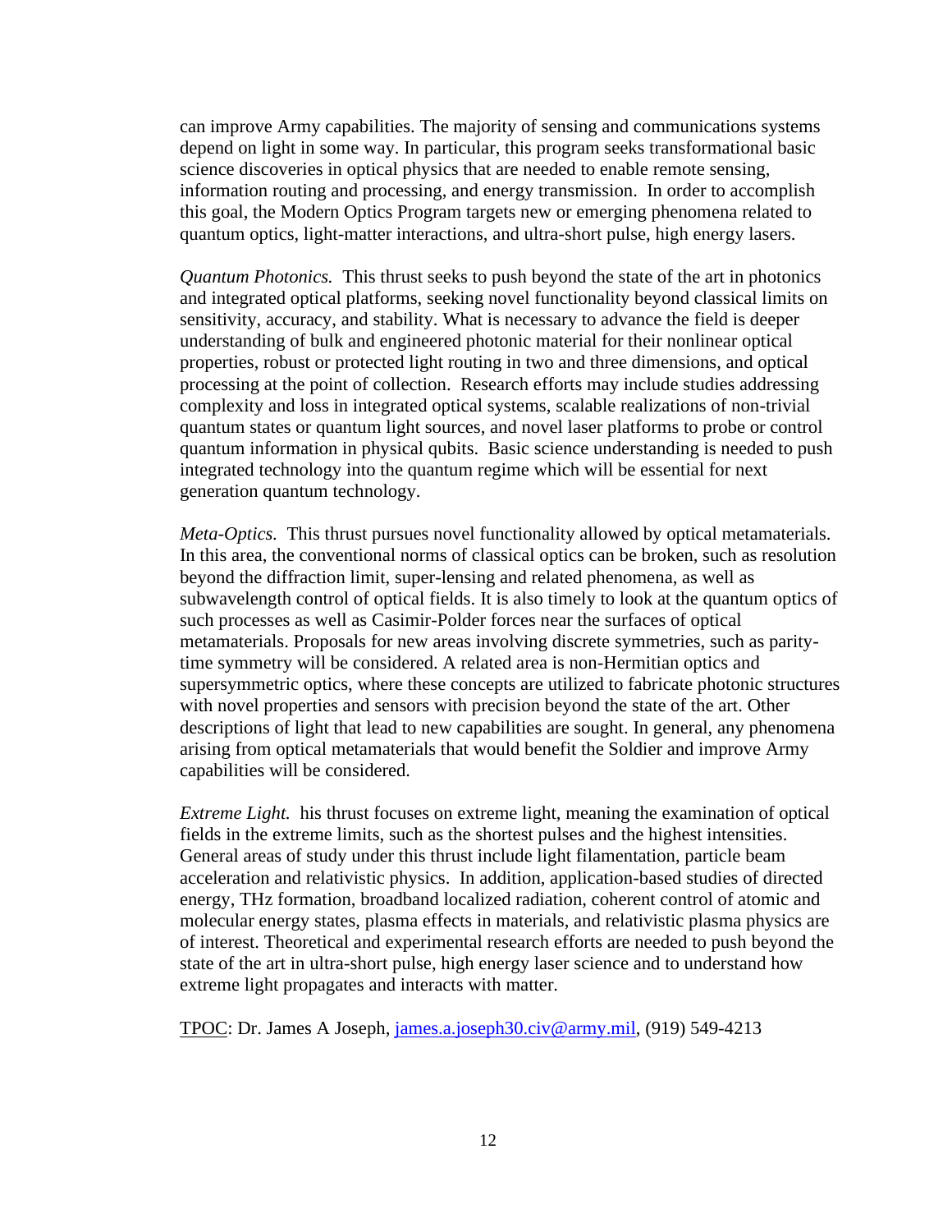can improve Army capabilities. The majority of sensing and communications systems depend on light in some way. In particular, this program seeks transformational basic science discoveries in optical physics that are needed to enable remote sensing, information routing and processing, and energy transmission. In order to accomplish this goal, the Modern Optics Program targets new or emerging phenomena related to quantum optics, light-matter interactions, and ultra-short pulse, high energy lasers.

*Quantum Photonics.* This thrust seeks to push beyond the state of the art in photonics and integrated optical platforms, seeking novel functionality beyond classical limits on sensitivity, accuracy, and stability. What is necessary to advance the field is deeper understanding of bulk and engineered photonic material for their nonlinear optical properties, robust or protected light routing in two and three dimensions, and optical processing at the point of collection. Research efforts may include studies addressing complexity and loss in integrated optical systems, scalable realizations of non-trivial quantum states or quantum light sources, and novel laser platforms to probe or control quantum information in physical qubits. Basic science understanding is needed to push integrated technology into the quantum regime which will be essential for next generation quantum technology.

*Meta-Optics.* This thrust pursues novel functionality allowed by optical metamaterials. In this area, the conventional norms of classical optics can be broken, such as resolution beyond the diffraction limit, super-lensing and related phenomena, as well as subwavelength control of optical fields. It is also timely to look at the quantum optics of such processes as well as Casimir-Polder forces near the surfaces of optical metamaterials. Proposals for new areas involving discrete symmetries, such as parity-time symmetry will be considered. A related area is non-Hermitian optics and supersymmetric optics, where these concepts are utilized to fabricate photonic structures with novel properties and sensors with precision beyond the state of the art. Other descriptions of light that lead to new capabilities are sought. In general, any phenomena arising from optical metamaterials that would benefit the Soldier and improve Army capabilities will be considered.

*Extreme Light.* his thrust focuses on extreme light, meaning the examination of optical fields in the extreme limits, such as the shortest pulses and the highest intensities. General areas of study under this thrust include light filamentation, particle beam acceleration and relativistic physics. In addition, application-based studies of directed energy, THz formation, broadband localized radiation, coherent control of atomic and molecular energy states, plasma effects in materials, and relativistic plasma physics are of interest. Theoretical and experimental research efforts are needed to push beyond the state of the art in ultra-short pulse, high energy laser science and to understand how extreme light propagates and interacts with matter.

TPOC: Dr. James A Joseph, james.a.joseph30.civ@army.mil, (919) 549-4213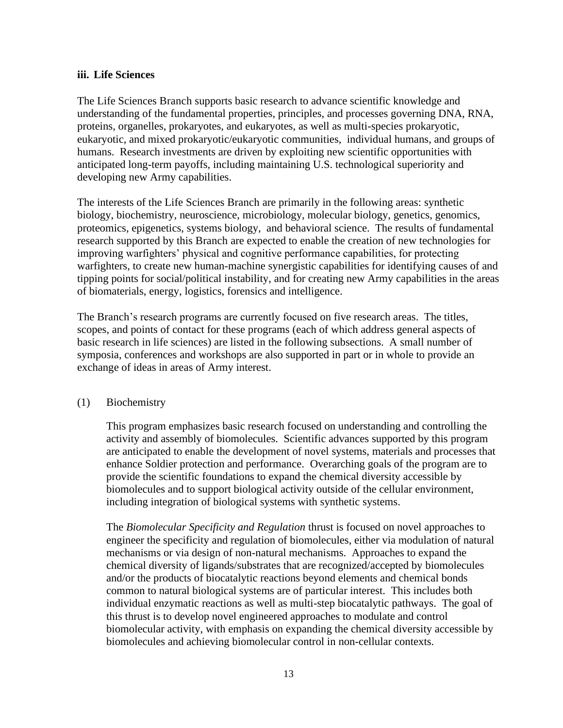### iii. Life Sciences

The Life Sciences Branch supports basic research to advance scientific knowledge and understanding of the fundamental properties, principles, and processes governing DNA, RNA, proteins, organelles, prokaryotes, and eukaryotes, as well as multi-species prokaryotic, eukaryotic, and mixed prokaryotic/eukaryotic communities, individual humans, and groups of humans. Research investments are driven by exploiting new scientific opportunities with anticipated long-term payoffs, including maintaining U.S. technological superiority and developing new Army capabilities.

The interests of the Life Sciences Branch are primarily in the following areas: synthetic biology, biochemistry, neuroscience, microbiology, molecular biology, genetics, genomics, proteomics, epigenetics, systems biology, and behavioral science. The results of fundamental research supported by this Branch are expected to enable the creation of new technologies for improving warfighters' physical and cognitive performance capabilities, for protecting warfighters, to create new human-machine synergistic capabilities for identifying causes of and tipping points for social/political instability, and for creating new Army capabilities in the areas of biomaterials, energy, logistics, forensics and intelligence.

The Branch's research programs are currently focused on five research areas. The titles, scopes, and points of contact for these programs (each of which address general aspects of basic research in life sciences) are listed in the following subsections. A small number of symposia, conferences and workshops are also supported in part or in whole to provide an exchange of ideas in areas of Army interest.

(1) Biochemistry

This program emphasizes basic research focused on understanding and controlling the activity and assembly of biomolecules. Scientific advances supported by this program are anticipated to enable the development of novel systems, materials and processes that enhance Soldier protection and performance. Overarching goals of the program are to provide the scientific foundations to expand the chemical diversity accessible by biomolecules and to support biological activity outside of the cellular environment, including integration of biological systems with synthetic systems.

The *Biomolecular Specificity and Regulation* thrust is focused on novel approaches to engineer the specificity and regulation of biomolecules, either via modulation of natural mechanisms or via design of non-natural mechanisms. Approaches to expand the chemical diversity of ligands/substrates that are recognized/accepted by biomolecules and/or the products of biocatalytic reactions beyond elements and chemical bonds common to natural biological systems are of particular interest. This includes both individual enzymatic reactions as well as multi-step biocatalytic pathways. The goal of this thrust is to develop novel engineered approaches to modulate and control biomolecular activity, with emphasis on expanding the chemical diversity accessible by biomolecules and achieving biomolecular control in non-cellular contexts.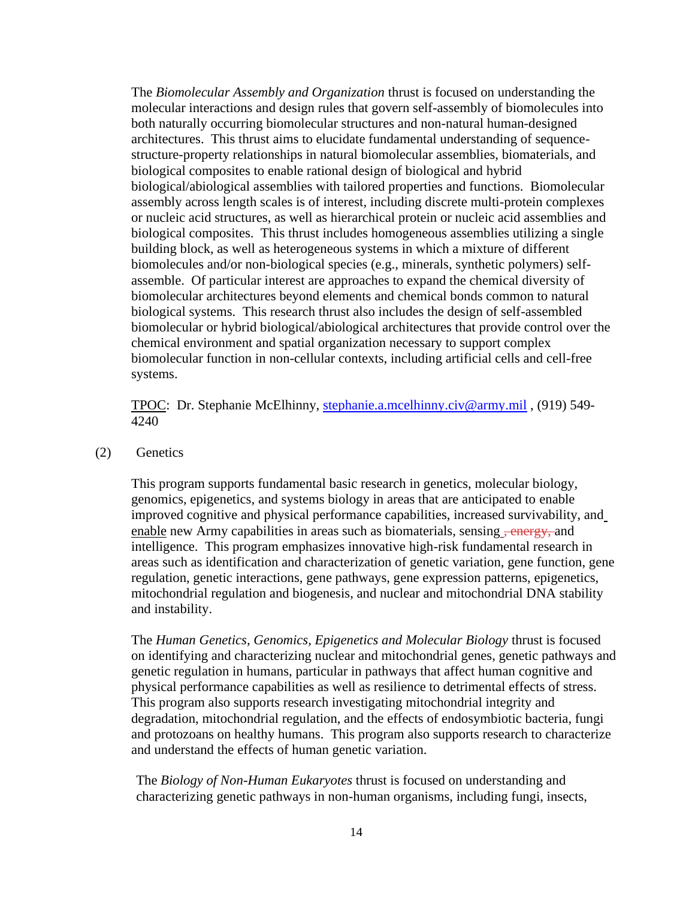The *Biomolecular Assembly and Organization* thrust is focused on understanding the molecular interactions and design rules that govern self-assembly of biomolecules into both naturally occurring biomolecular structures and non-natural human-designed architectures. This thrust aims to elucidate fundamental understanding of sequence-structure-property relationships in natural biomolecular assemblies, biomaterials, and biological composites to enable rational design of biological and hybrid biological/abiological assemblies with tailored properties and functions. Biomolecular assembly across length scales is of interest, including discrete multi-protein complexes or nucleic acid structures, as well as hierarchical protein or nucleic acid assemblies and biological composites. This thrust includes homogeneous assemblies utilizing a single building block, as well as heterogeneous systems in which a mixture of different biomolecules and/or non-biological species (e.g., minerals, synthetic polymers) self-assemble. Of particular interest are approaches to expand the chemical diversity of biomolecular architectures beyond elements and chemical bonds common to natural biological systems. This research thrust also includes the design of self-assembled biomolecular or hybrid biological/abiological architectures that provide control over the chemical environment and spatial organization necessary to support complex biomolecular function in non-cellular contexts, including artificial cells and cell-free systems.

TPOC: Dr. Stephanie McElhinny, stephanie.a.mcelhinny.civ@army.mil , (919) 549-4240

(2) Genetics

This program supports fundamental basic research in genetics, molecular biology, genomics, epigenetics, and systems biology in areas that are anticipated to enable improved cognitive and physical performance capabilities, increased survivability, and enable new Army capabilities in areas such as biomaterials, sensing ~~, energy,~~ and intelligence. This program emphasizes innovative high-risk fundamental research in areas such as identification and characterization of genetic variation, gene function, gene regulation, genetic interactions, gene pathways, gene expression patterns, epigenetics, mitochondrial regulation and biogenesis, and nuclear and mitochondrial DNA stability and instability.

The *Human Genetics, Genomics, Epigenetics and Molecular Biology* thrust is focused on identifying and characterizing nuclear and mitochondrial genes, genetic pathways and genetic regulation in humans, particular in pathways that affect human cognitive and physical performance capabilities as well as resilience to detrimental effects of stress. This program also supports research investigating mitochondrial integrity and degradation, mitochondrial regulation, and the effects of endosymbiotic bacteria, fungi and protozoans on healthy humans. This program also supports research to characterize and understand the effects of human genetic variation.

The *Biology of Non-Human Eukaryotes* thrust is focused on understanding and characterizing genetic pathways in non-human organisms, including fungi, insects,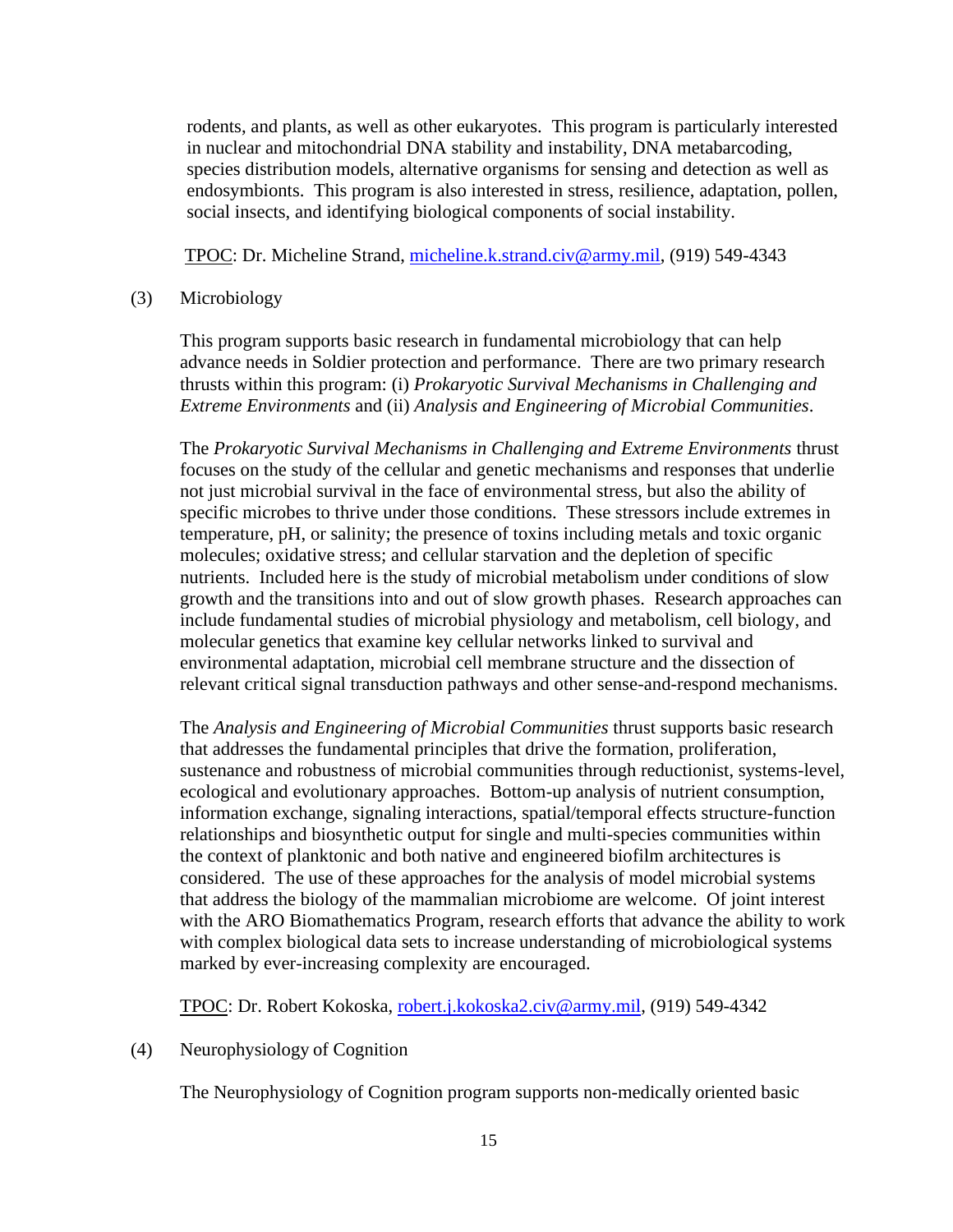rodents, and plants, as well as other eukaryotes. This program is particularly interested in nuclear and mitochondrial DNA stability and instability, DNA metabarcoding, species distribution models, alternative organisms for sensing and detection as well as endosymbionts. This program is also interested in stress, resilience, adaptation, pollen, social insects, and identifying biological components of social instability.

TPOC: Dr. Micheline Strand, micheline.k.strand.civ@army.mil, (919) 549-4343

(3) Microbiology

This program supports basic research in fundamental microbiology that can help advance needs in Soldier protection and performance. There are two primary research thrusts within this program: (i) *Prokaryotic Survival Mechanisms in Challenging and Extreme Environments* and (ii) *Analysis and Engineering of Microbial Communities*.

The *Prokaryotic Survival Mechanisms in Challenging and Extreme Environments* thrust focuses on the study of the cellular and genetic mechanisms and responses that underlie not just microbial survival in the face of environmental stress, but also the ability of specific microbes to thrive under those conditions. These stressors include extremes in temperature, pH, or salinity; the presence of toxins including metals and toxic organic molecules; oxidative stress; and cellular starvation and the depletion of specific nutrients. Included here is the study of microbial metabolism under conditions of slow growth and the transitions into and out of slow growth phases. Research approaches can include fundamental studies of microbial physiology and metabolism, cell biology, and molecular genetics that examine key cellular networks linked to survival and environmental adaptation, microbial cell membrane structure and the dissection of relevant critical signal transduction pathways and other sense-and-respond mechanisms.

The *Analysis and Engineering of Microbial Communities* thrust supports basic research that addresses the fundamental principles that drive the formation, proliferation, sustenance and robustness of microbial communities through reductionist, systems-level, ecological and evolutionary approaches. Bottom-up analysis of nutrient consumption, information exchange, signaling interactions, spatial/temporal effects structure-function relationships and biosynthetic output for single and multi-species communities within the context of planktonic and both native and engineered biofilm architectures is considered. The use of these approaches for the analysis of model microbial systems that address the biology of the mammalian microbiome are welcome. Of joint interest with the ARO Biomathematics Program, research efforts that advance the ability to work with complex biological data sets to increase understanding of microbiological systems marked by ever-increasing complexity are encouraged.

TPOC: Dr. Robert Kokoska, robert.j.kokoska2.civ@army.mil, (919) 549-4342

(4) Neurophysiology of Cognition

The Neurophysiology of Cognition program supports non-medically oriented basic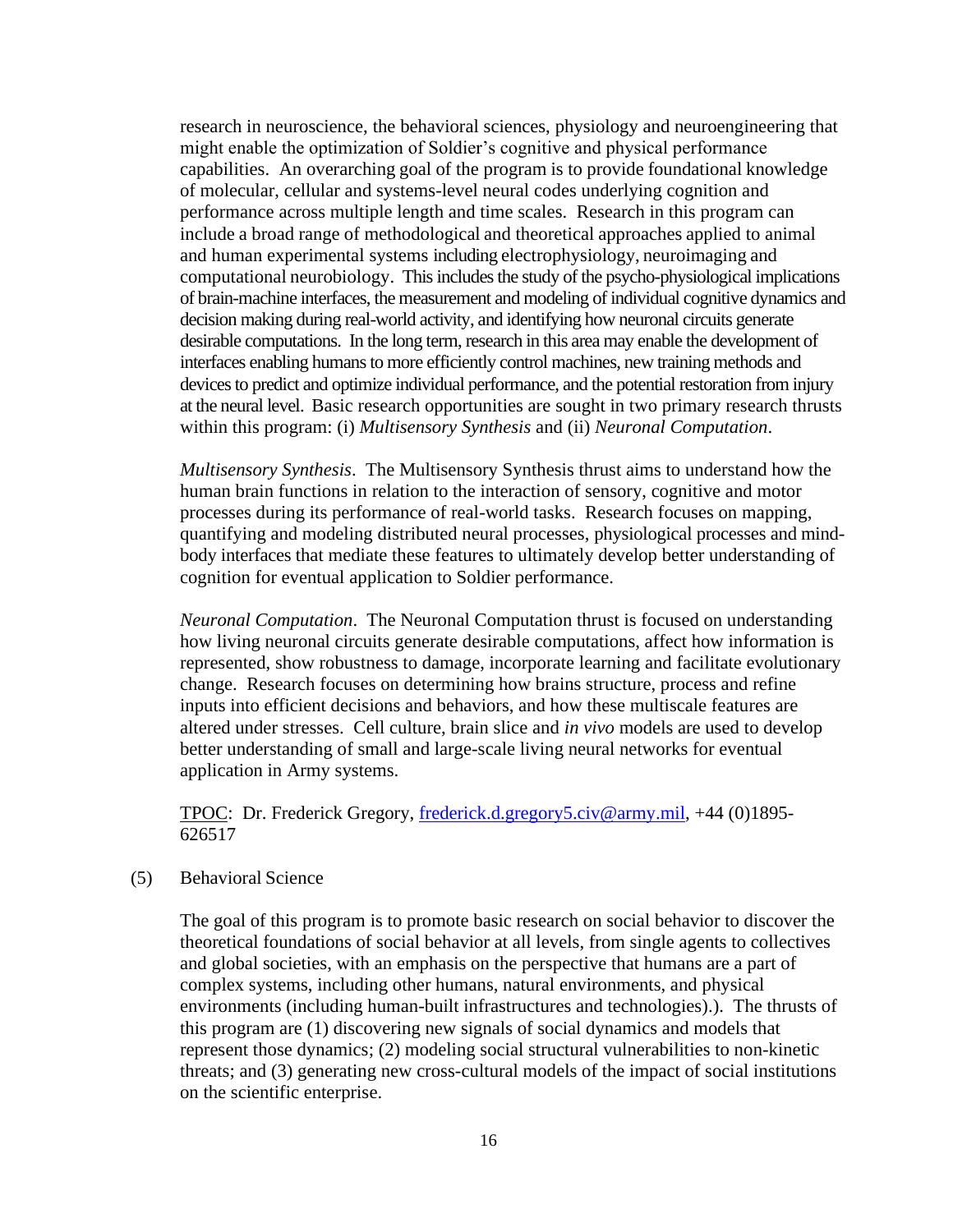research in neuroscience, the behavioral sciences, physiology and neuroengineering that might enable the optimization of Soldier's cognitive and physical performance capabilities. An overarching goal of the program is to provide foundational knowledge of molecular, cellular and systems-level neural codes underlying cognition and performance across multiple length and time scales. Research in this program can include a broad range of methodological and theoretical approaches applied to animal and human experimental systems including electrophysiology, neuroimaging and computational neurobiology. This includes the study of the psycho-physiological implications of brain-machine interfaces, the measurement and modeling of individual cognitive dynamics and decision making during real-world activity, and identifying how neuronal circuits generate desirable computations. In the long term, research in this area may enable the development of interfaces enabling humans to more efficiently control machines, new training methods and devices to predict and optimize individual performance, and the potential restoration from injury at the neural level. Basic research opportunities are sought in two primary research thrusts within this program: (i) *Multisensory Synthesis* and (ii) *Neuronal Computation*.

*Multisensory Synthesis*. The Multisensory Synthesis thrust aims to understand how the human brain functions in relation to the interaction of sensory, cognitive and motor processes during its performance of real-world tasks. Research focuses on mapping, quantifying and modeling distributed neural processes, physiological processes and mind-body interfaces that mediate these features to ultimately develop better understanding of cognition for eventual application to Soldier performance.

*Neuronal Computation*. The Neuronal Computation thrust is focused on understanding how living neuronal circuits generate desirable computations, affect how information is represented, show robustness to damage, incorporate learning and facilitate evolutionary change. Research focuses on determining how brains structure, process and refine inputs into efficient decisions and behaviors, and how these multiscale features are altered under stresses. Cell culture, brain slice and *in vivo* models are used to develop better understanding of small and large-scale living neural networks for eventual application in Army systems.

TPOC: Dr. Frederick Gregory, frederick.d.gregory5.civ@army.mil, +44 (0)1895-626517

(5) Behavioral Science

The goal of this program is to promote basic research on social behavior to discover the theoretical foundations of social behavior at all levels, from single agents to collectives and global societies, with an emphasis on the perspective that humans are a part of complex systems, including other humans, natural environments, and physical environments (including human-built infrastructures and technologies).). The thrusts of this program are (1) discovering new signals of social dynamics and models that represent those dynamics; (2) modeling social structural vulnerabilities to non-kinetic threats; and (3) generating new cross-cultural models of the impact of social institutions on the scientific enterprise.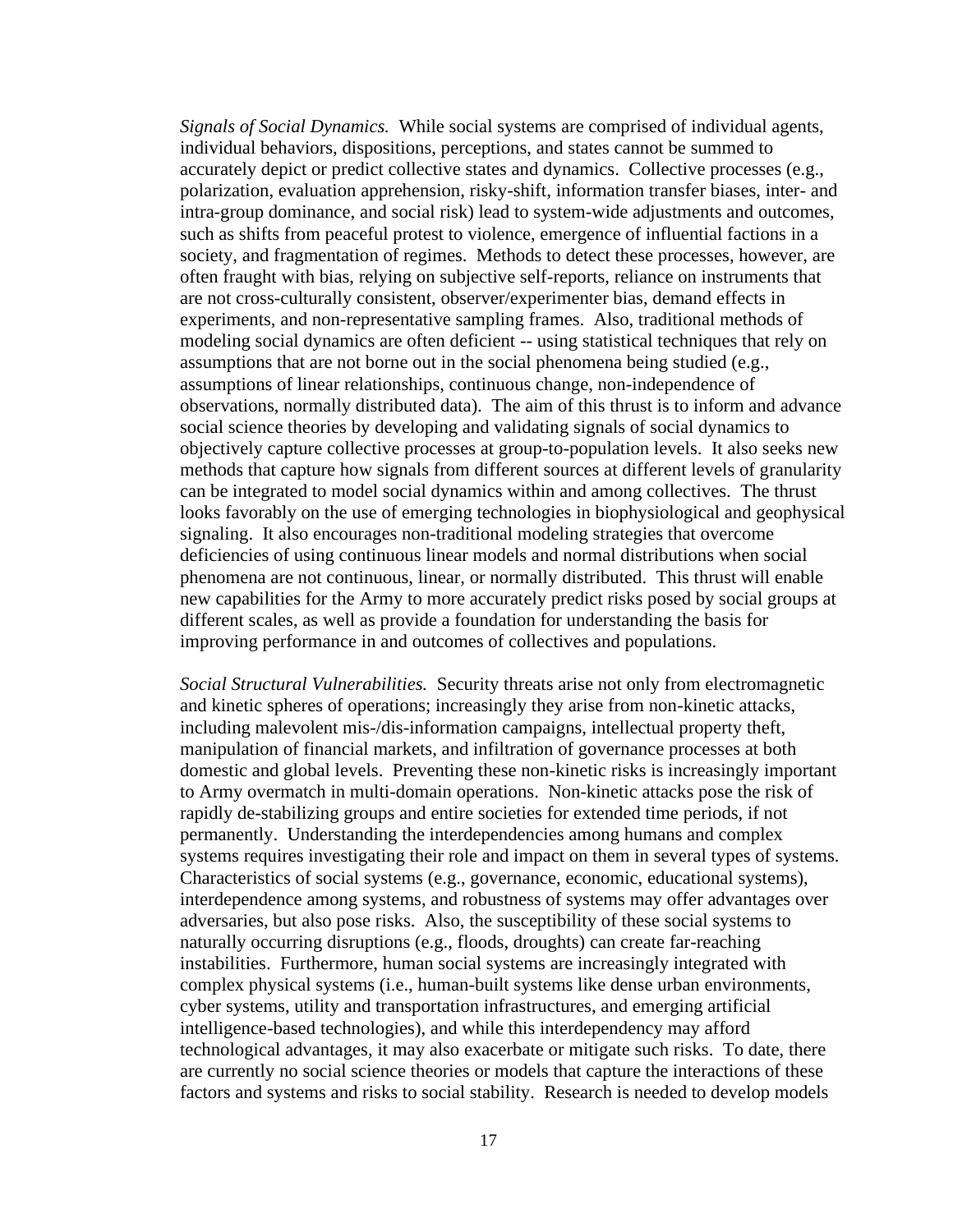*Signals of Social Dynamics.* While social systems are comprised of individual agents, individual behaviors, dispositions, perceptions, and states cannot be summed to accurately depict or predict collective states and dynamics. Collective processes (e.g., polarization, evaluation apprehension, risky-shift, information transfer biases, inter- and intra-group dominance, and social risk) lead to system-wide adjustments and outcomes, such as shifts from peaceful protest to violence, emergence of influential factions in a society, and fragmentation of regimes. Methods to detect these processes, however, are often fraught with bias, relying on subjective self-reports, reliance on instruments that are not cross-culturally consistent, observer/experimenter bias, demand effects in experiments, and non-representative sampling frames. Also, traditional methods of modeling social dynamics are often deficient -- using statistical techniques that rely on assumptions that are not borne out in the social phenomena being studied (e.g., assumptions of linear relationships, continuous change, non-independence of observations, normally distributed data). The aim of this thrust is to inform and advance social science theories by developing and validating signals of social dynamics to objectively capture collective processes at group-to-population levels. It also seeks new methods that capture how signals from different sources at different levels of granularity can be integrated to model social dynamics within and among collectives. The thrust looks favorably on the use of emerging technologies in biophysiological and geophysical signaling. It also encourages non-traditional modeling strategies that overcome deficiencies of using continuous linear models and normal distributions when social phenomena are not continuous, linear, or normally distributed. This thrust will enable new capabilities for the Army to more accurately predict risks posed by social groups at different scales, as well as provide a foundation for understanding the basis for improving performance in and outcomes of collectives and populations.

*Social Structural Vulnerabilities.* Security threats arise not only from electromagnetic and kinetic spheres of operations; increasingly they arise from non-kinetic attacks, including malevolent mis-/dis-information campaigns, intellectual property theft, manipulation of financial markets, and infiltration of governance processes at both domestic and global levels. Preventing these non-kinetic risks is increasingly important to Army overmatch in multi-domain operations. Non-kinetic attacks pose the risk of rapidly de-stabilizing groups and entire societies for extended time periods, if not permanently. Understanding the interdependencies among humans and complex systems requires investigating their role and impact on them in several types of systems. Characteristics of social systems (e.g., governance, economic, educational systems), interdependence among systems, and robustness of systems may offer advantages over adversaries, but also pose risks. Also, the susceptibility of these social systems to naturally occurring disruptions (e.g., floods, droughts) can create far-reaching instabilities. Furthermore, human social systems are increasingly integrated with complex physical systems (i.e., human-built systems like dense urban environments, cyber systems, utility and transportation infrastructures, and emerging artificial intelligence-based technologies), and while this interdependency may afford technological advantages, it may also exacerbate or mitigate such risks. To date, there are currently no social science theories or models that capture the interactions of these factors and systems and risks to social stability. Research is needed to develop models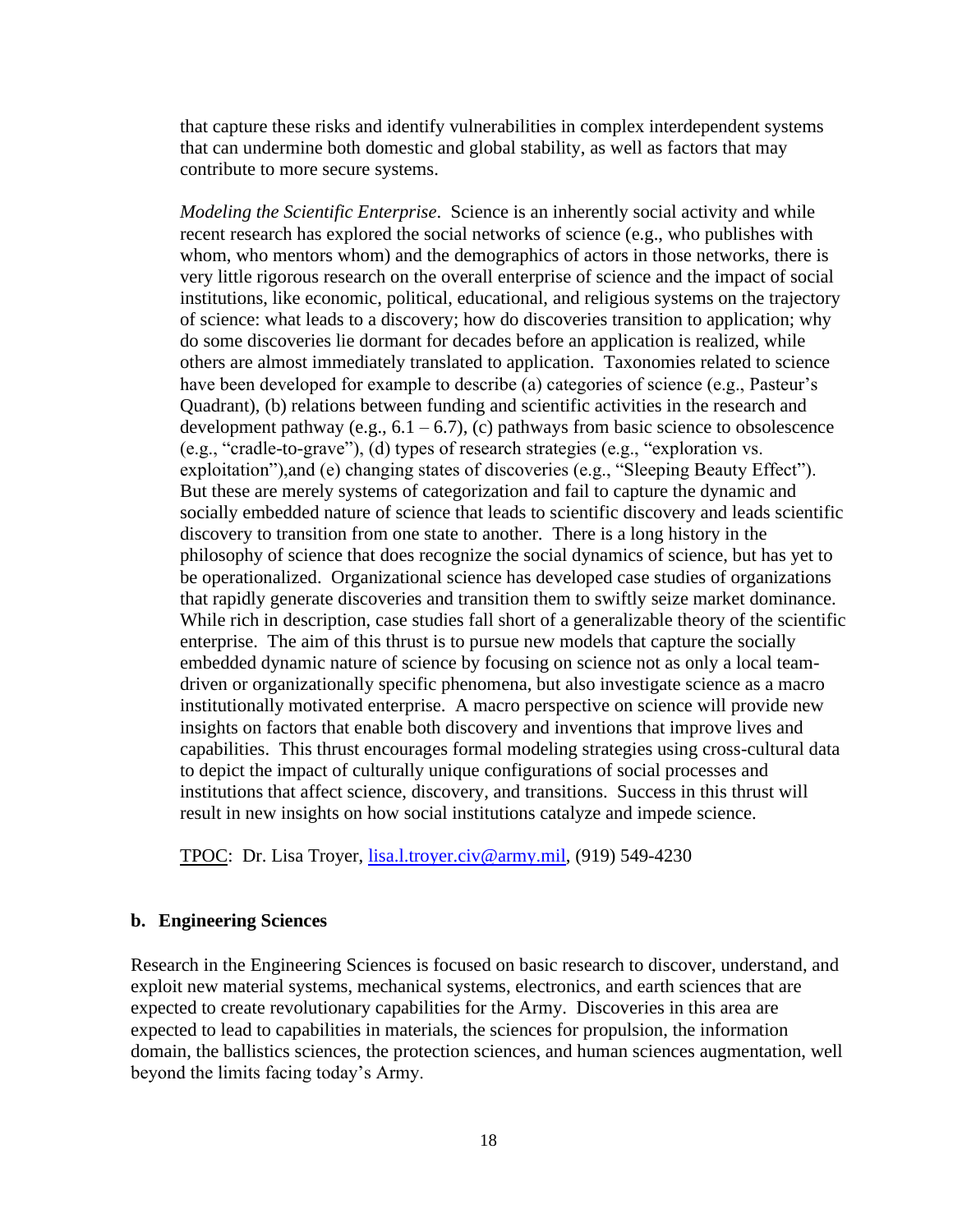that capture these risks and identify vulnerabilities in complex interdependent systems that can undermine both domestic and global stability, as well as factors that may contribute to more secure systems.

*Modeling the Scientific Enterprise*. Science is an inherently social activity and while recent research has explored the social networks of science (e.g., who publishes with whom, who mentors whom) and the demographics of actors in those networks, there is very little rigorous research on the overall enterprise of science and the impact of social institutions, like economic, political, educational, and religious systems on the trajectory of science: what leads to a discovery; how do discoveries transition to application; why do some discoveries lie dormant for decades before an application is realized, while others are almost immediately translated to application. Taxonomies related to science have been developed for example to describe (a) categories of science (e.g., Pasteur's Quadrant), (b) relations between funding and scientific activities in the research and development pathway (e.g., 6.1 – 6.7), (c) pathways from basic science to obsolescence (e.g., "cradle-to-grave"), (d) types of research strategies (e.g., "exploration vs. exploitation"),and (e) changing states of discoveries (e.g., "Sleeping Beauty Effect"). But these are merely systems of categorization and fail to capture the dynamic and socially embedded nature of science that leads to scientific discovery and leads scientific discovery to transition from one state to another. There is a long history in the philosophy of science that does recognize the social dynamics of science, but has yet to be operationalized. Organizational science has developed case studies of organizations that rapidly generate discoveries and transition them to swiftly seize market dominance. While rich in description, case studies fall short of a generalizable theory of the scientific enterprise. The aim of this thrust is to pursue new models that capture the socially embedded dynamic nature of science by focusing on science not as only a local team-driven or organizationally specific phenomena, but also investigate science as a macro institutionally motivated enterprise. A macro perspective on science will provide new insights on factors that enable both discovery and inventions that improve lives and capabilities. This thrust encourages formal modeling strategies using cross-cultural data to depict the impact of culturally unique configurations of social processes and institutions that affect science, discovery, and transitions. Success in this thrust will result in new insights on how social institutions catalyze and impede science.

TPOC: Dr. Lisa Troyer, lisa.l.troyer.civ@army.mil, (919) 549-4230

### b. Engineering Sciences

Research in the Engineering Sciences is focused on basic research to discover, understand, and exploit new material systems, mechanical systems, electronics, and earth sciences that are expected to create revolutionary capabilities for the Army. Discoveries in this area are expected to lead to capabilities in materials, the sciences for propulsion, the information domain, the ballistics sciences, the protection sciences, and human sciences augmentation, well beyond the limits facing today's Army.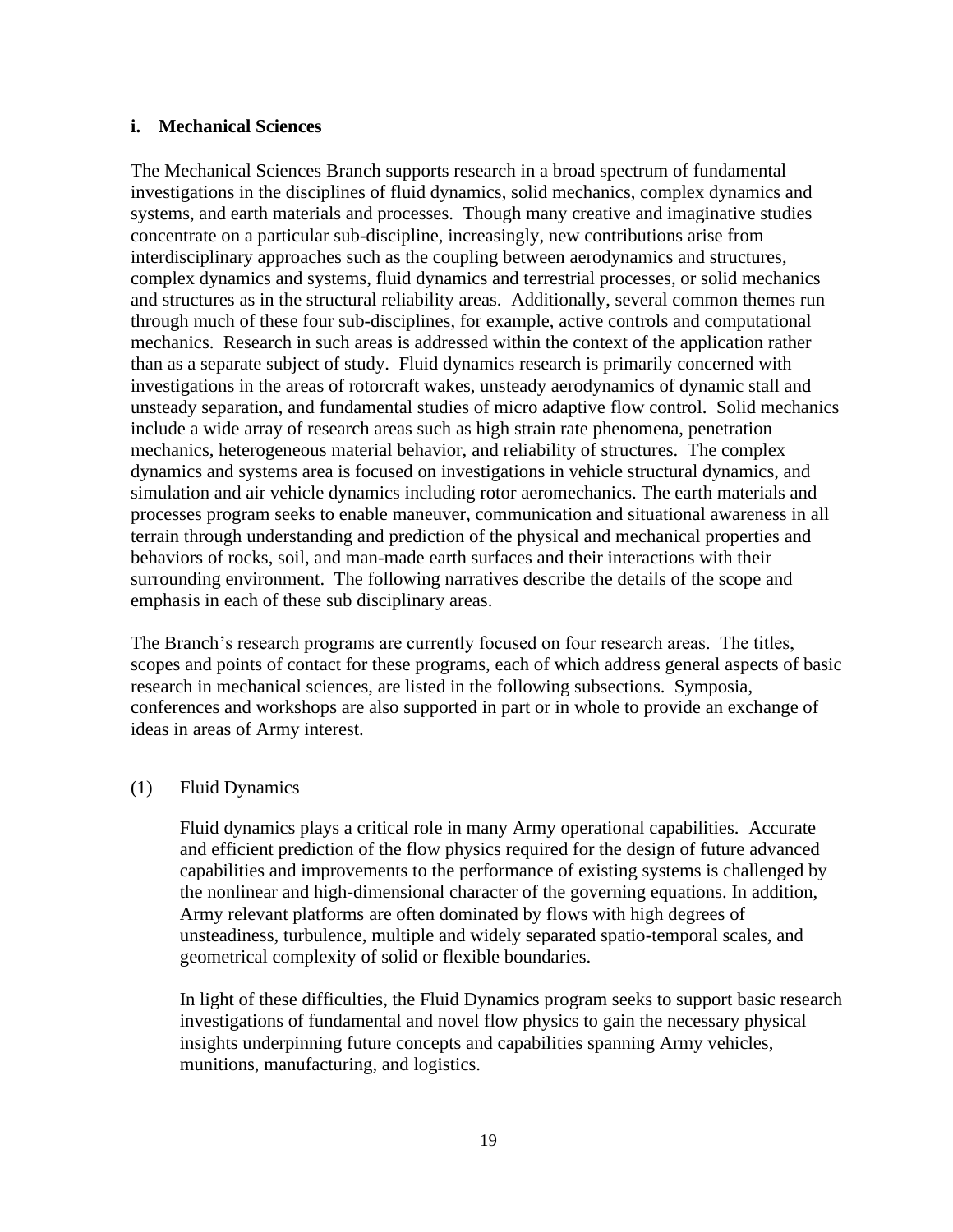### i. Mechanical Sciences

The Mechanical Sciences Branch supports research in a broad spectrum of fundamental investigations in the disciplines of fluid dynamics, solid mechanics, complex dynamics and systems, and earth materials and processes. Though many creative and imaginative studies concentrate on a particular sub-discipline, increasingly, new contributions arise from interdisciplinary approaches such as the coupling between aerodynamics and structures, complex dynamics and systems, fluid dynamics and terrestrial processes, or solid mechanics and structures as in the structural reliability areas. Additionally, several common themes run through much of these four sub-disciplines, for example, active controls and computational mechanics. Research in such areas is addressed within the context of the application rather than as a separate subject of study. Fluid dynamics research is primarily concerned with investigations in the areas of rotorcraft wakes, unsteady aerodynamics of dynamic stall and unsteady separation, and fundamental studies of micro adaptive flow control. Solid mechanics include a wide array of research areas such as high strain rate phenomena, penetration mechanics, heterogeneous material behavior, and reliability of structures. The complex dynamics and systems area is focused on investigations in vehicle structural dynamics, and simulation and air vehicle dynamics including rotor aeromechanics. The earth materials and processes program seeks to enable maneuver, communication and situational awareness in all terrain through understanding and prediction of the physical and mechanical properties and behaviors of rocks, soil, and man-made earth surfaces and their interactions with their surrounding environment. The following narratives describe the details of the scope and emphasis in each of these sub disciplinary areas.

The Branch's research programs are currently focused on four research areas. The titles, scopes and points of contact for these programs, each of which address general aspects of basic research in mechanical sciences, are listed in the following subsections. Symposia, conferences and workshops are also supported in part or in whole to provide an exchange of ideas in areas of Army interest.

(1) Fluid Dynamics

Fluid dynamics plays a critical role in many Army operational capabilities. Accurate and efficient prediction of the flow physics required for the design of future advanced capabilities and improvements to the performance of existing systems is challenged by the nonlinear and high-dimensional character of the governing equations. In addition, Army relevant platforms are often dominated by flows with high degrees of unsteadiness, turbulence, multiple and widely separated spatio-temporal scales, and geometrical complexity of solid or flexible boundaries.

In light of these difficulties, the Fluid Dynamics program seeks to support basic research investigations of fundamental and novel flow physics to gain the necessary physical insights underpinning future concepts and capabilities spanning Army vehicles, munitions, manufacturing, and logistics.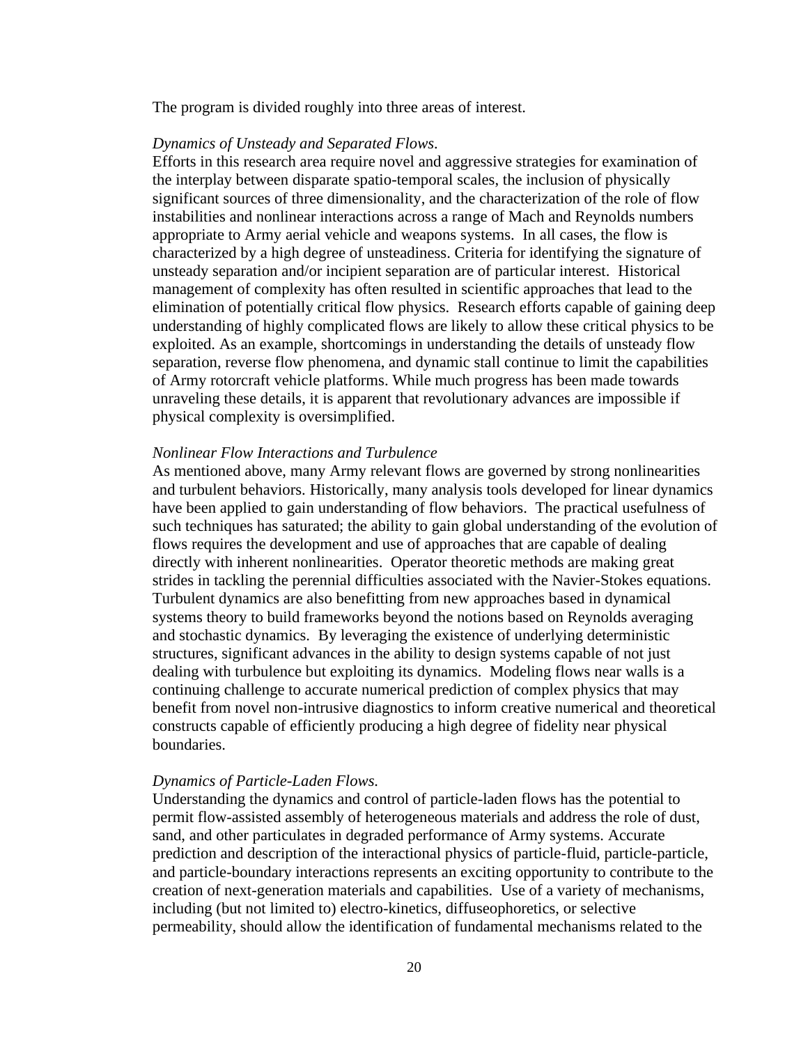The program is divided roughly into three areas of interest.

*Dynamics of Unsteady and Separated Flows.*

Efforts in this research area require novel and aggressive strategies for examination of the interplay between disparate spatio-temporal scales, the inclusion of physically significant sources of three dimensionality, and the characterization of the role of flow instabilities and nonlinear interactions across a range of Mach and Reynolds numbers appropriate to Army aerial vehicle and weapons systems. In all cases, the flow is characterized by a high degree of unsteadiness. Criteria for identifying the signature of unsteady separation and/or incipient separation are of particular interest. Historical management of complexity has often resulted in scientific approaches that lead to the elimination of potentially critical flow physics. Research efforts capable of gaining deep understanding of highly complicated flows are likely to allow these critical physics to be exploited. As an example, shortcomings in understanding the details of unsteady flow separation, reverse flow phenomena, and dynamic stall continue to limit the capabilities of Army rotorcraft vehicle platforms. While much progress has been made towards unraveling these details, it is apparent that revolutionary advances are impossible if physical complexity is oversimplified.

*Nonlinear Flow Interactions and Turbulence*

As mentioned above, many Army relevant flows are governed by strong nonlinearities and turbulent behaviors. Historically, many analysis tools developed for linear dynamics have been applied to gain understanding of flow behaviors. The practical usefulness of such techniques has saturated; the ability to gain global understanding of the evolution of flows requires the development and use of approaches that are capable of dealing directly with inherent nonlinearities. Operator theoretic methods are making great strides in tackling the perennial difficulties associated with the Navier-Stokes equations. Turbulent dynamics are also benefitting from new approaches based in dynamical systems theory to build frameworks beyond the notions based on Reynolds averaging and stochastic dynamics. By leveraging the existence of underlying deterministic structures, significant advances in the ability to design systems capable of not just dealing with turbulence but exploiting its dynamics. Modeling flows near walls is a continuing challenge to accurate numerical prediction of complex physics that may benefit from novel non-intrusive diagnostics to inform creative numerical and theoretical constructs capable of efficiently producing a high degree of fidelity near physical boundaries.

*Dynamics of Particle-Laden Flows.*

Understanding the dynamics and control of particle-laden flows has the potential to permit flow-assisted assembly of heterogeneous materials and address the role of dust, sand, and other particulates in degraded performance of Army systems. Accurate prediction and description of the interactional physics of particle-fluid, particle-particle, and particle-boundary interactions represents an exciting opportunity to contribute to the creation of next-generation materials and capabilities. Use of a variety of mechanisms, including (but not limited to) electro-kinetics, diffuseophoretics, or selective permeability, should allow the identification of fundamental mechanisms related to the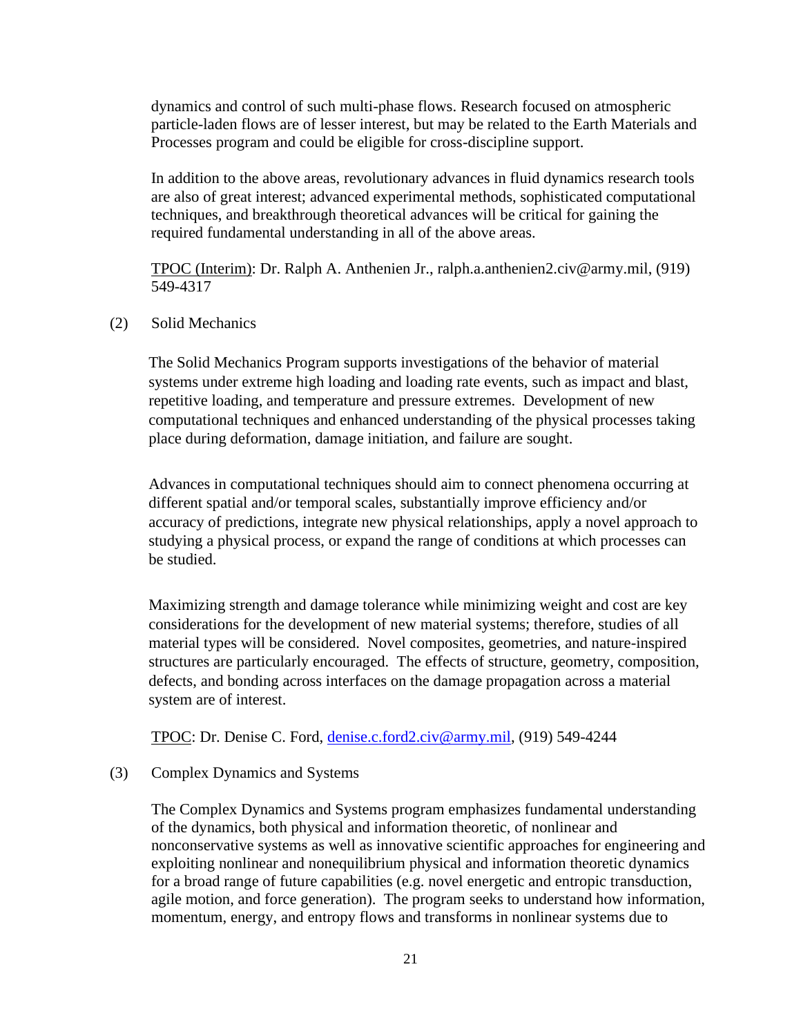dynamics and control of such multi-phase flows. Research focused on atmospheric particle-laden flows are of lesser interest, but may be related to the Earth Materials and Processes program and could be eligible for cross-discipline support.

In addition to the above areas, revolutionary advances in fluid dynamics research tools are also of great interest; advanced experimental methods, sophisticated computational techniques, and breakthrough theoretical advances will be critical for gaining the required fundamental understanding in all of the above areas.

TPOC (Interim): Dr. Ralph A. Anthenien Jr., ralph.a.anthenien2.civ@army.mil, (919) 549-4317

(2) Solid Mechanics

The Solid Mechanics Program supports investigations of the behavior of material systems under extreme high loading and loading rate events, such as impact and blast, repetitive loading, and temperature and pressure extremes. Development of new computational techniques and enhanced understanding of the physical processes taking place during deformation, damage initiation, and failure are sought.

Advances in computational techniques should aim to connect phenomena occurring at different spatial and/or temporal scales, substantially improve efficiency and/or accuracy of predictions, integrate new physical relationships, apply a novel approach to studying a physical process, or expand the range of conditions at which processes can be studied.

Maximizing strength and damage tolerance while minimizing weight and cost are key considerations for the development of new material systems; therefore, studies of all material types will be considered. Novel composites, geometries, and nature-inspired structures are particularly encouraged. The effects of structure, geometry, composition, defects, and bonding across interfaces on the damage propagation across a material system are of interest.

TPOC: Dr. Denise C. Ford, denise.c.ford2.civ@army.mil, (919) 549-4244

(3) Complex Dynamics and Systems

The Complex Dynamics and Systems program emphasizes fundamental understanding of the dynamics, both physical and information theoretic, of nonlinear and nonconservative systems as well as innovative scientific approaches for engineering and exploiting nonlinear and nonequilibrium physical and information theoretic dynamics for a broad range of future capabilities (e.g. novel energetic and entropic transduction, agile motion, and force generation). The program seeks to understand how information, momentum, energy, and entropy flows and transforms in nonlinear systems due to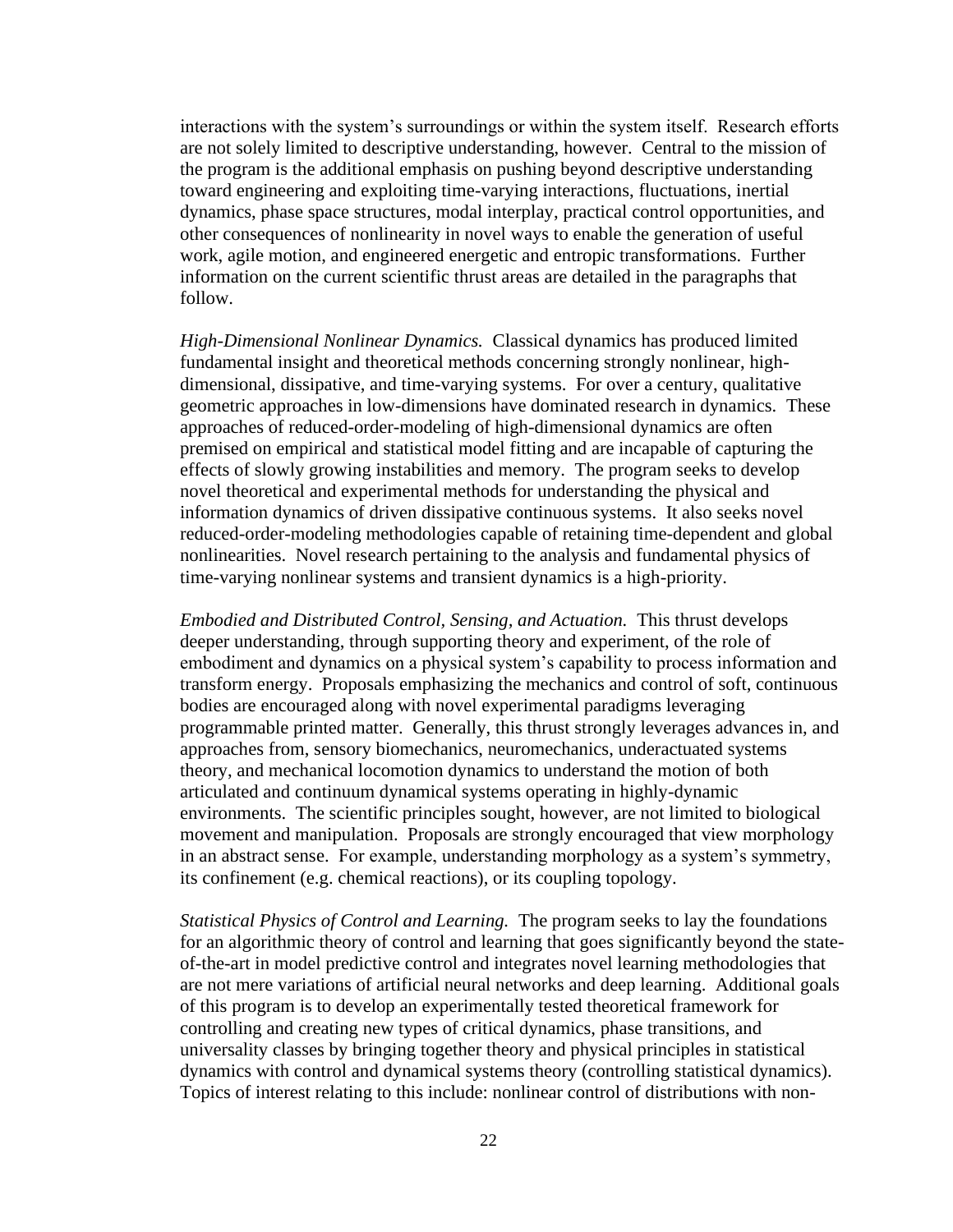interactions with the system's surroundings or within the system itself. Research efforts are not solely limited to descriptive understanding, however. Central to the mission of the program is the additional emphasis on pushing beyond descriptive understanding toward engineering and exploiting time-varying interactions, fluctuations, inertial dynamics, phase space structures, modal interplay, practical control opportunities, and other consequences of nonlinearity in novel ways to enable the generation of useful work, agile motion, and engineered energetic and entropic transformations. Further information on the current scientific thrust areas are detailed in the paragraphs that follow.

*High-Dimensional Nonlinear Dynamics.* Classical dynamics has produced limited fundamental insight and theoretical methods concerning strongly nonlinear, high-dimensional, dissipative, and time-varying systems. For over a century, qualitative geometric approaches in low-dimensions have dominated research in dynamics. These approaches of reduced-order-modeling of high-dimensional dynamics are often premised on empirical and statistical model fitting and are incapable of capturing the effects of slowly growing instabilities and memory. The program seeks to develop novel theoretical and experimental methods for understanding the physical and information dynamics of driven dissipative continuous systems. It also seeks novel reduced-order-modeling methodologies capable of retaining time-dependent and global nonlinearities. Novel research pertaining to the analysis and fundamental physics of time-varying nonlinear systems and transient dynamics is a high-priority.

*Embodied and Distributed Control, Sensing, and Actuation.* This thrust develops deeper understanding, through supporting theory and experiment, of the role of embodiment and dynamics on a physical system's capability to process information and transform energy. Proposals emphasizing the mechanics and control of soft, continuous bodies are encouraged along with novel experimental paradigms leveraging programmable printed matter. Generally, this thrust strongly leverages advances in, and approaches from, sensory biomechanics, neuromechanics, underactuated systems theory, and mechanical locomotion dynamics to understand the motion of both articulated and continuum dynamical systems operating in highly-dynamic environments. The scientific principles sought, however, are not limited to biological movement and manipulation. Proposals are strongly encouraged that view morphology in an abstract sense. For example, understanding morphology as a system's symmetry, its confinement (e.g. chemical reactions), or its coupling topology.

*Statistical Physics of Control and Learning.* The program seeks to lay the foundations for an algorithmic theory of control and learning that goes significantly beyond the state-of-the-art in model predictive control and integrates novel learning methodologies that are not mere variations of artificial neural networks and deep learning. Additional goals of this program is to develop an experimentally tested theoretical framework for controlling and creating new types of critical dynamics, phase transitions, and universality classes by bringing together theory and physical principles in statistical dynamics with control and dynamical systems theory (controlling statistical dynamics). Topics of interest relating to this include: nonlinear control of distributions with non-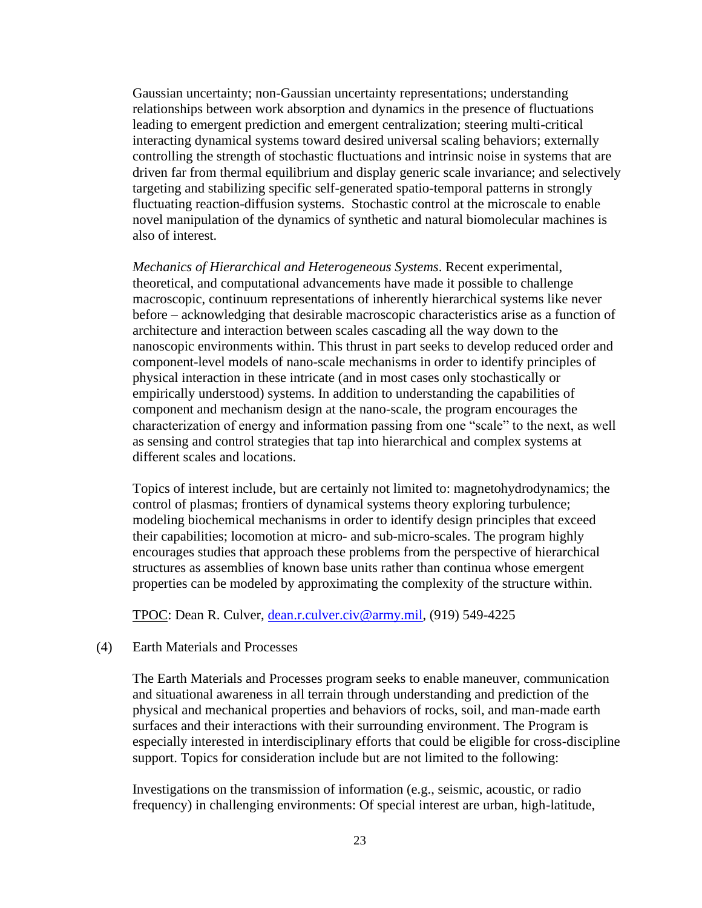Gaussian uncertainty; non-Gaussian uncertainty representations; understanding relationships between work absorption and dynamics in the presence of fluctuations leading to emergent prediction and emergent centralization; steering multi-critical interacting dynamical systems toward desired universal scaling behaviors; externally controlling the strength of stochastic fluctuations and intrinsic noise in systems that are driven far from thermal equilibrium and display generic scale invariance; and selectively targeting and stabilizing specific self-generated spatio-temporal patterns in strongly fluctuating reaction-diffusion systems. Stochastic control at the microscale to enable novel manipulation of the dynamics of synthetic and natural biomolecular machines is also of interest.

*Mechanics of Hierarchical and Heterogeneous Systems*. Recent experimental, theoretical, and computational advancements have made it possible to challenge macroscopic, continuum representations of inherently hierarchical systems like never before – acknowledging that desirable macroscopic characteristics arise as a function of architecture and interaction between scales cascading all the way down to the nanoscopic environments within. This thrust in part seeks to develop reduced order and component-level models of nano-scale mechanisms in order to identify principles of physical interaction in these intricate (and in most cases only stochastically or empirically understood) systems. In addition to understanding the capabilities of component and mechanism design at the nano-scale, the program encourages the characterization of energy and information passing from one "scale" to the next, as well as sensing and control strategies that tap into hierarchical and complex systems at different scales and locations.

Topics of interest include, but are certainly not limited to: magnetohydrodynamics; the control of plasmas; frontiers of dynamical systems theory exploring turbulence; modeling biochemical mechanisms in order to identify design principles that exceed their capabilities; locomotion at micro- and sub-micro-scales. The program highly encourages studies that approach these problems from the perspective of hierarchical structures as assemblies of known base units rather than continua whose emergent properties can be modeled by approximating the complexity of the structure within.

TPOC: Dean R. Culver, dean.r.culver.civ@army.mil, (919) 549-4225

(4) Earth Materials and Processes

The Earth Materials and Processes program seeks to enable maneuver, communication and situational awareness in all terrain through understanding and prediction of the physical and mechanical properties and behaviors of rocks, soil, and man-made earth surfaces and their interactions with their surrounding environment. The Program is especially interested in interdisciplinary efforts that could be eligible for cross-discipline support. Topics for consideration include but are not limited to the following:

Investigations on the transmission of information (e.g., seismic, acoustic, or radio frequency) in challenging environments: Of special interest are urban, high-latitude,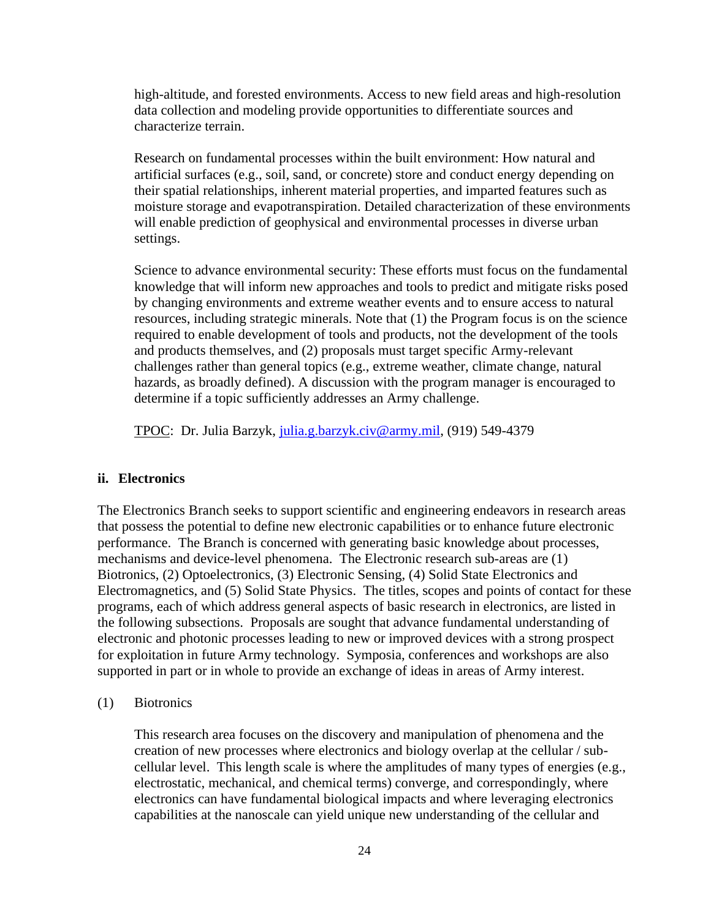high-altitude, and forested environments. Access to new field areas and high-resolution data collection and modeling provide opportunities to differentiate sources and characterize terrain.

Research on fundamental processes within the built environment: How natural and artificial surfaces (e.g., soil, sand, or concrete) store and conduct energy depending on their spatial relationships, inherent material properties, and imparted features such as moisture storage and evapotranspiration. Detailed characterization of these environments will enable prediction of geophysical and environmental processes in diverse urban settings.

Science to advance environmental security: These efforts must focus on the fundamental knowledge that will inform new approaches and tools to predict and mitigate risks posed by changing environments and extreme weather events and to ensure access to natural resources, including strategic minerals. Note that (1) the Program focus is on the science required to enable development of tools and products, not the development of the tools and products themselves, and (2) proposals must target specific Army-relevant challenges rather than general topics (e.g., extreme weather, climate change, natural hazards, as broadly defined). A discussion with the program manager is encouraged to determine if a topic sufficiently addresses an Army challenge.

TPOC: Dr. Julia Barzyk, julia.g.barzyk.civ@army.mil, (919) 549-4379

**ii. Electronics**

The Electronics Branch seeks to support scientific and engineering endeavors in research areas that possess the potential to define new electronic capabilities or to enhance future electronic performance. The Branch is concerned with generating basic knowledge about processes, mechanisms and device-level phenomena. The Electronic research sub-areas are (1) Biotronics, (2) Optoelectronics, (3) Electronic Sensing, (4) Solid State Electronics and Electromagnetics, and (5) Solid State Physics. The titles, scopes and points of contact for these programs, each of which address general aspects of basic research in electronics, are listed in the following subsections. Proposals are sought that advance fundamental understanding of electronic and photonic processes leading to new or improved devices with a strong prospect for exploitation in future Army technology. Symposia, conferences and workshops are also supported in part or in whole to provide an exchange of ideas in areas of Army interest.

(1) Biotronics

This research area focuses on the discovery and manipulation of phenomena and the creation of new processes where electronics and biology overlap at the cellular / sub-cellular level. This length scale is where the amplitudes of many types of energies (e.g., electrostatic, mechanical, and chemical terms) converge, and correspondingly, where electronics can have fundamental biological impacts and where leveraging electronics capabilities at the nanoscale can yield unique new understanding of the cellular and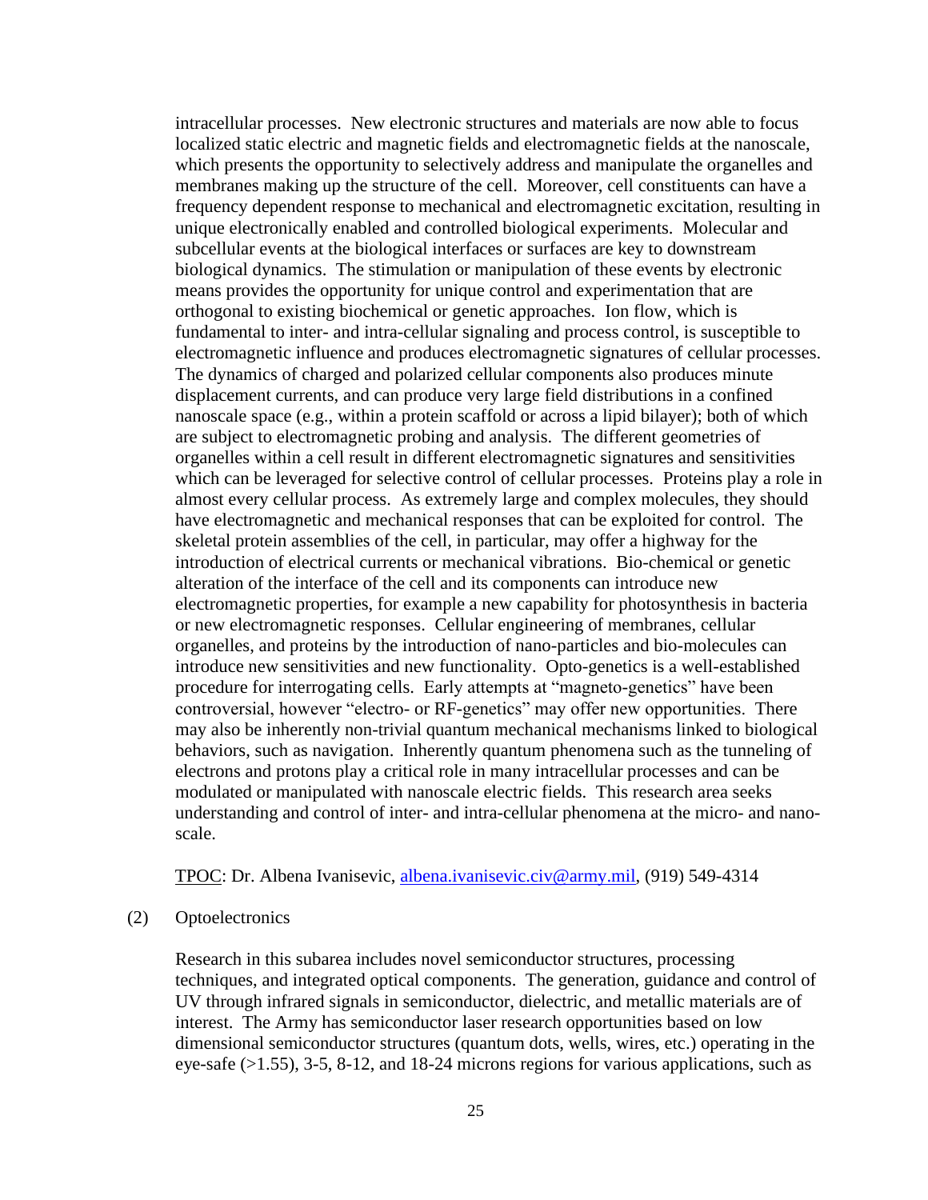intracellular processes. New electronic structures and materials are now able to focus localized static electric and magnetic fields and electromagnetic fields at the nanoscale, which presents the opportunity to selectively address and manipulate the organelles and membranes making up the structure of the cell. Moreover, cell constituents can have a frequency dependent response to mechanical and electromagnetic excitation, resulting in unique electronically enabled and controlled biological experiments. Molecular and subcellular events at the biological interfaces or surfaces are key to downstream biological dynamics. The stimulation or manipulation of these events by electronic means provides the opportunity for unique control and experimentation that are orthogonal to existing biochemical or genetic approaches. Ion flow, which is fundamental to inter- and intra-cellular signaling and process control, is susceptible to electromagnetic influence and produces electromagnetic signatures of cellular processes. The dynamics of charged and polarized cellular components also produces minute displacement currents, and can produce very large field distributions in a confined nanoscale space (e.g., within a protein scaffold or across a lipid bilayer); both of which are subject to electromagnetic probing and analysis. The different geometries of organelles within a cell result in different electromagnetic signatures and sensitivities which can be leveraged for selective control of cellular processes. Proteins play a role in almost every cellular process. As extremely large and complex molecules, they should have electromagnetic and mechanical responses that can be exploited for control. The skeletal protein assemblies of the cell, in particular, may offer a highway for the introduction of electrical currents or mechanical vibrations. Bio-chemical or genetic alteration of the interface of the cell and its components can introduce new electromagnetic properties, for example a new capability for photosynthesis in bacteria or new electromagnetic responses. Cellular engineering of membranes, cellular organelles, and proteins by the introduction of nano-particles and bio-molecules can introduce new sensitivities and new functionality. Opto-genetics is a well-established procedure for interrogating cells. Early attempts at "magneto-genetics" have been controversial, however "electro- or RF-genetics" may offer new opportunities. There may also be inherently non-trivial quantum mechanical mechanisms linked to biological behaviors, such as navigation. Inherently quantum phenomena such as the tunneling of electrons and protons play a critical role in many intracellular processes and can be modulated or manipulated with nanoscale electric fields. This research area seeks understanding and control of inter- and intra-cellular phenomena at the micro- and nano-scale.

TPOC: Dr. Albena Ivanisevic, albena.ivanisevic.civ@army.mil, (919) 549-4314

(2) Optoelectronics

Research in this subarea includes novel semiconductor structures, processing techniques, and integrated optical components. The generation, guidance and control of UV through infrared signals in semiconductor, dielectric, and metallic materials are of interest. The Army has semiconductor laser research opportunities based on low dimensional semiconductor structures (quantum dots, wells, wires, etc.) operating in the eye-safe (>1.55), 3-5, 8-12, and 18-24 microns regions for various applications, such as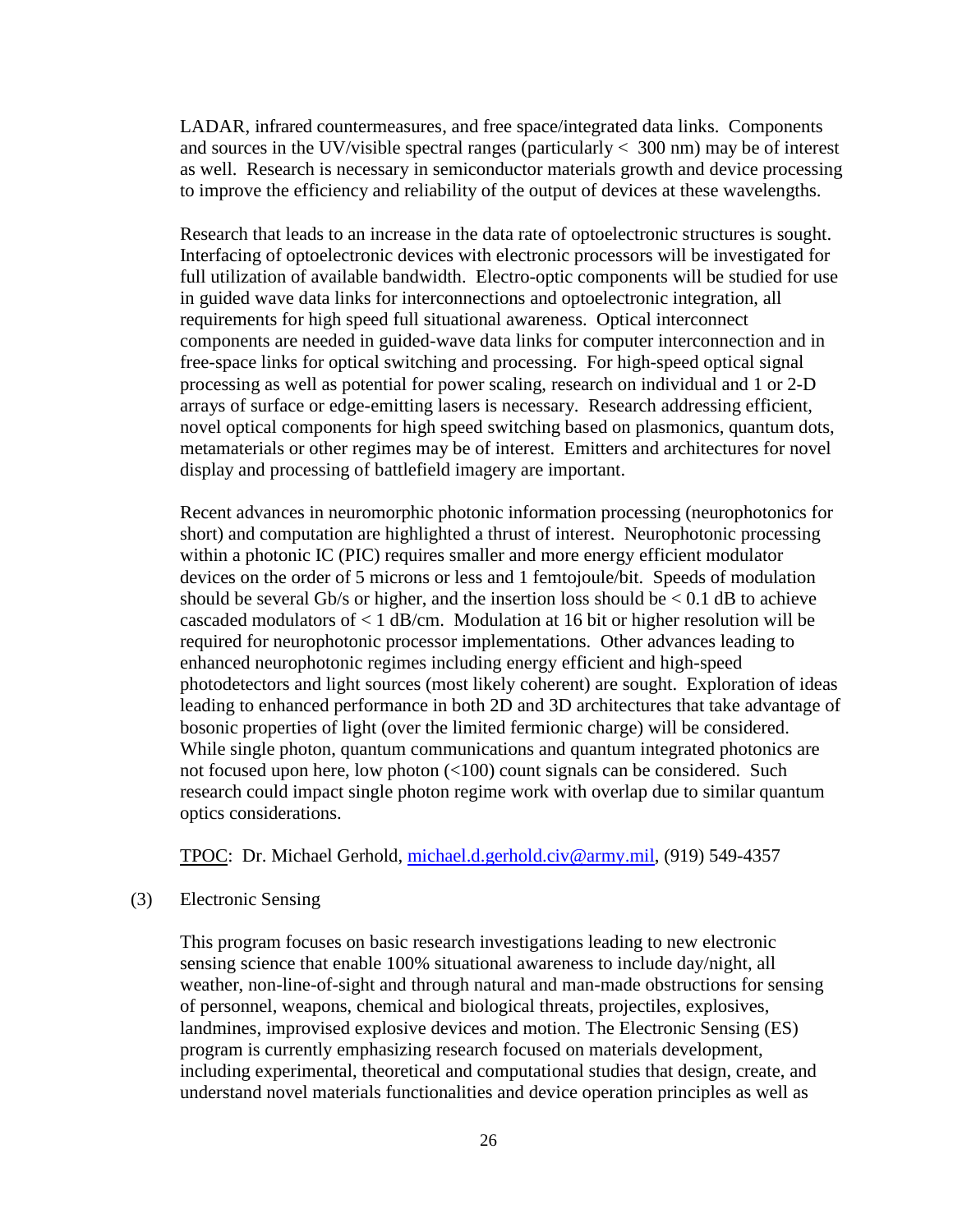LADAR, infrared countermeasures, and free space/integrated data links. Components and sources in the UV/visible spectral ranges (particularly < 300 nm) may be of interest as well. Research is necessary in semiconductor materials growth and device processing to improve the efficiency and reliability of the output of devices at these wavelengths.

Research that leads to an increase in the data rate of optoelectronic structures is sought. Interfacing of optoelectronic devices with electronic processors will be investigated for full utilization of available bandwidth. Electro-optic components will be studied for use in guided wave data links for interconnections and optoelectronic integration, all requirements for high speed full situational awareness. Optical interconnect components are needed in guided-wave data links for computer interconnection and in free-space links for optical switching and processing. For high-speed optical signal processing as well as potential for power scaling, research on individual and 1 or 2-D arrays of surface or edge-emitting lasers is necessary. Research addressing efficient, novel optical components for high speed switching based on plasmonics, quantum dots, metamaterials or other regimes may be of interest. Emitters and architectures for novel display and processing of battlefield imagery are important.

Recent advances in neuromorphic photonic information processing (neurophotonics for short) and computation are highlighted a thrust of interest. Neurophotonic processing within a photonic IC (PIC) requires smaller and more energy efficient modulator devices on the order of 5 microns or less and 1 femtojoule/bit. Speeds of modulation should be several Gb/s or higher, and the insertion loss should be < 0.1 dB to achieve cascaded modulators of < 1 dB/cm. Modulation at 16 bit or higher resolution will be required for neurophotonic processor implementations. Other advances leading to enhanced neurophotonic regimes including energy efficient and high-speed photodetectors and light sources (most likely coherent) are sought. Exploration of ideas leading to enhanced performance in both 2D and 3D architectures that take advantage of bosonic properties of light (over the limited fermionic charge) will be considered. While single photon, quantum communications and quantum integrated photonics are not focused upon here, low photon (<100) count signals can be considered. Such research could impact single photon regime work with overlap due to similar quantum optics considerations.

TPOC: Dr. Michael Gerhold, michael.d.gerhold.civ@army.mil, (919) 549-4357

(3) Electronic Sensing

This program focuses on basic research investigations leading to new electronic sensing science that enable 100% situational awareness to include day/night, all weather, non-line-of-sight and through natural and man-made obstructions for sensing of personnel, weapons, chemical and biological threats, projectiles, explosives, landmines, improvised explosive devices and motion. The Electronic Sensing (ES) program is currently emphasizing research focused on materials development, including experimental, theoretical and computational studies that design, create, and understand novel materials functionalities and device operation principles as well as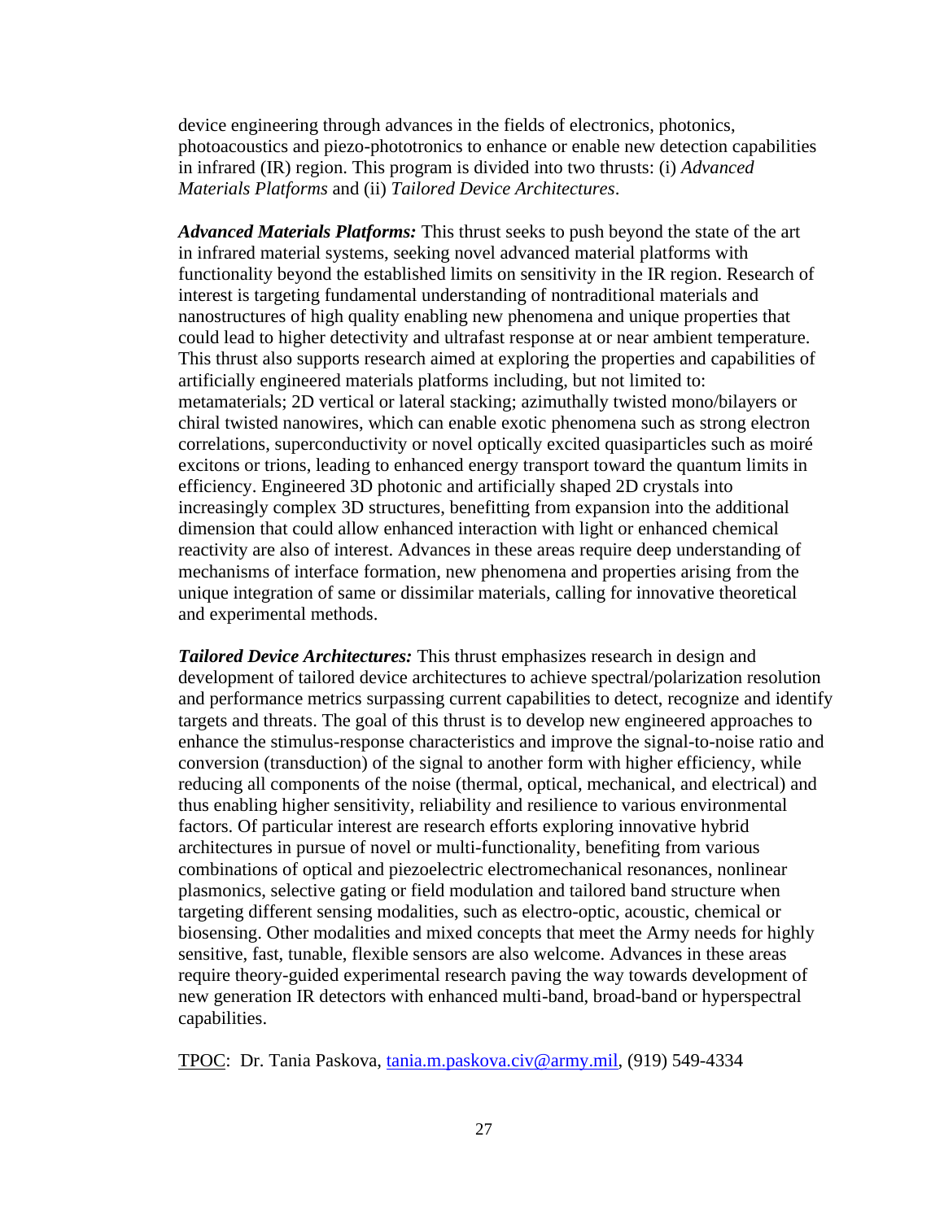device engineering through advances in the fields of electronics, photonics, photoacoustics and piezo-phototronics to enhance or enable new detection capabilities in infrared (IR) region. This program is divided into two thrusts: (i) *Advanced Materials Platforms* and (ii) *Tailored Device Architectures*.

***Advanced Materials Platforms:*** This thrust seeks to push beyond the state of the art in infrared material systems, seeking novel advanced material platforms with functionality beyond the established limits on sensitivity in the IR region. Research of interest is targeting fundamental understanding of nontraditional materials and nanostructures of high quality enabling new phenomena and unique properties that could lead to higher detectivity and ultrafast response at or near ambient temperature. This thrust also supports research aimed at exploring the properties and capabilities of artificially engineered materials platforms including, but not limited to: metamaterials; 2D vertical or lateral stacking; azimuthally twisted mono/bilayers or chiral twisted nanowires, which can enable exotic phenomena such as strong electron correlations, superconductivity or novel optically excited quasiparticles such as moiré excitons or trions, leading to enhanced energy transport toward the quantum limits in efficiency. Engineered 3D photonic and artificially shaped 2D crystals into increasingly complex 3D structures, benefitting from expansion into the additional dimension that could allow enhanced interaction with light or enhanced chemical reactivity are also of interest. Advances in these areas require deep understanding of mechanisms of interface formation, new phenomena and properties arising from the unique integration of same or dissimilar materials, calling for innovative theoretical and experimental methods.

***Tailored Device Architectures:*** This thrust emphasizes research in design and development of tailored device architectures to achieve spectral/polarization resolution and performance metrics surpassing current capabilities to detect, recognize and identify targets and threats. The goal of this thrust is to develop new engineered approaches to enhance the stimulus-response characteristics and improve the signal-to-noise ratio and conversion (transduction) of the signal to another form with higher efficiency, while reducing all components of the noise (thermal, optical, mechanical, and electrical) and thus enabling higher sensitivity, reliability and resilience to various environmental factors. Of particular interest are research efforts exploring innovative hybrid architectures in pursuit of novel or multi-functionality, benefiting from various combinations of optical and piezoelectric electromechanical resonances, nonlinear plasmonics, selective gating or field modulation and tailored band structure when targeting different sensing modalities, such as electro-optic, acoustic, chemical or biosensing. Other modalities and mixed concepts that meet the Army needs for highly sensitive, fast, tunable, flexible sensors are also welcome. Advances in these areas require theory-guided experimental research paving the way towards development of new generation IR detectors with enhanced multi-band, broad-band or hyperspectral capabilities.

TPOC: Dr. Tania Paskova, tania.m.paskova.civ@army.mil, (919) 549-4334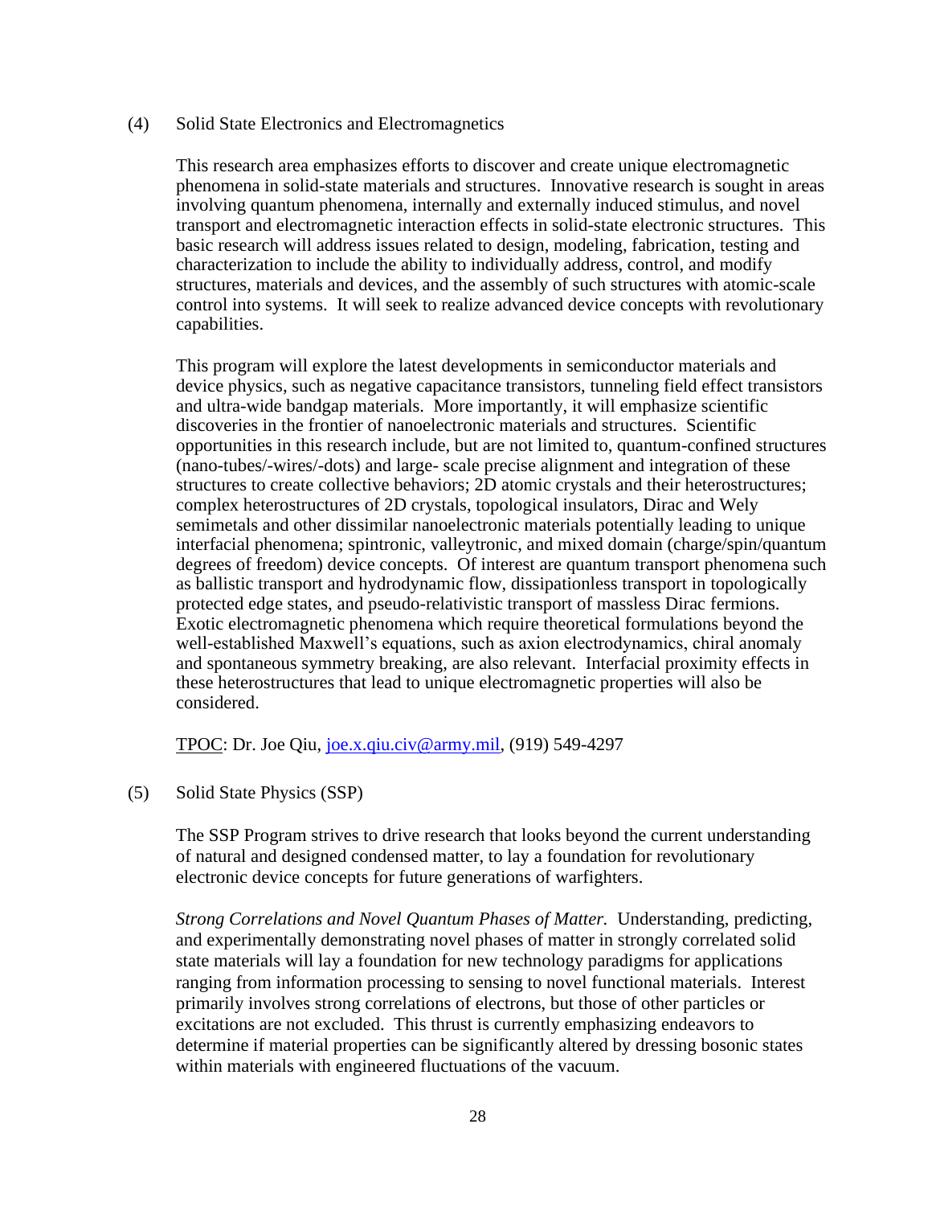(4) Solid State Electronics and Electromagnetics

This research area emphasizes efforts to discover and create unique electromagnetic phenomena in solid-state materials and structures. Innovative research is sought in areas involving quantum phenomena, internally and externally induced stimulus, and novel transport and electromagnetic interaction effects in solid-state electronic structures. This basic research will address issues related to design, modeling, fabrication, testing and characterization to include the ability to individually address, control, and modify structures, materials and devices, and the assembly of such structures with atomic-scale control into systems. It will seek to realize advanced device concepts with revolutionary capabilities.

This program will explore the latest developments in semiconductor materials and device physics, such as negative capacitance transistors, tunneling field effect transistors and ultra-wide bandgap materials. More importantly, it will emphasize scientific discoveries in the frontier of nanoelectronic materials and structures. Scientific opportunities in this research include, but are not limited to, quantum-confined structures (nano-tubes/-wires/-dots) and large- scale precise alignment and integration of these structures to create collective behaviors; 2D atomic crystals and their heterostructures; complex heterostructures of 2D crystals, topological insulators, Dirac and Wely semimetals and other dissimilar nanoelectronic materials potentially leading to unique interfacial phenomena; spintronic, valleytronic, and mixed domain (charge/spin/quantum degrees of freedom) device concepts. Of interest are quantum transport phenomena such as ballistic transport and hydrodynamic flow, dissipationless transport in topologically protected edge states, and pseudo-relativistic transport of massless Dirac fermions. Exotic electromagnetic phenomena which require theoretical formulations beyond the well-established Maxwell's equations, such as axion electrodynamics, chiral anomaly and spontaneous symmetry breaking, are also relevant. Interfacial proximity effects in these heterostructures that lead to unique electromagnetic properties will also be considered.

TPOC: Dr. Joe Qiu, joe.x.qiu.civ@army.mil, (919) 549-4297

(5) Solid State Physics (SSP)

The SSP Program strives to drive research that looks beyond the current understanding of natural and designed condensed matter, to lay a foundation for revolutionary electronic device concepts for future generations of warfighters.

*Strong Correlations and Novel Quantum Phases of Matter.* Understanding, predicting, and experimentally demonstrating novel phases of matter in strongly correlated solid state materials will lay a foundation for new technology paradigms for applications ranging from information processing to sensing to novel functional materials. Interest primarily involves strong correlations of electrons, but those of other particles or excitations are not excluded. This thrust is currently emphasizing endeavors to determine if material properties can be significantly altered by dressing bosonic states within materials with engineered fluctuations of the vacuum.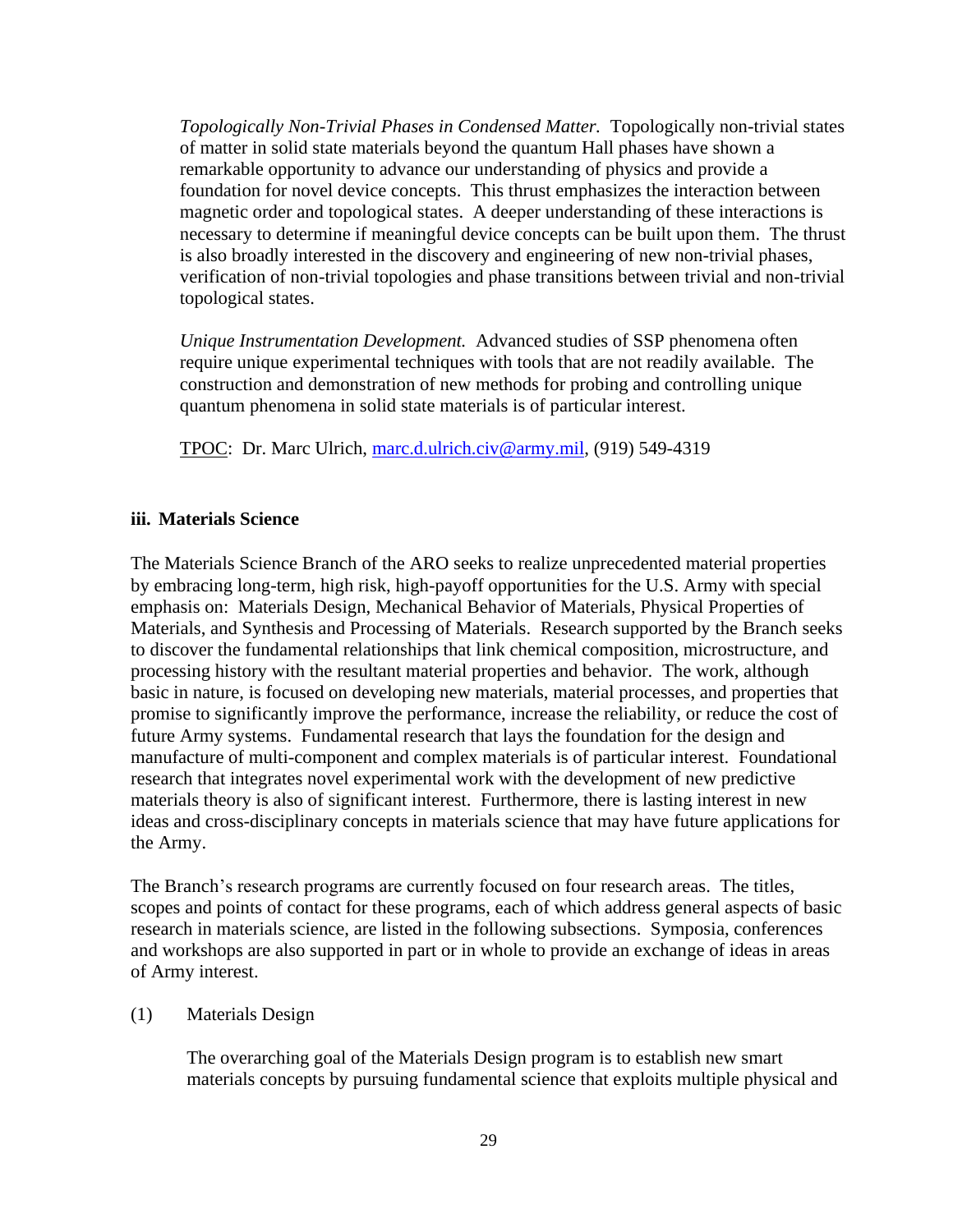*Topologically Non-Trivial Phases in Condensed Matter.* Topologically non-trivial states of matter in solid state materials beyond the quantum Hall phases have shown a remarkable opportunity to advance our understanding of physics and provide a foundation for novel device concepts. This thrust emphasizes the interaction between magnetic order and topological states. A deeper understanding of these interactions is necessary to determine if meaningful device concepts can be built upon them. The thrust is also broadly interested in the discovery and engineering of new non-trivial phases, verification of non-trivial topologies and phase transitions between trivial and non-trivial topological states.

*Unique Instrumentation Development.* Advanced studies of SSP phenomena often require unique experimental techniques with tools that are not readily available. The construction and demonstration of new methods for probing and controlling unique quantum phenomena in solid state materials is of particular interest.

TPOC: Dr. Marc Ulrich, [marc.d.ulrich.civ@army.mil](mailto:marc.d.ulrich.civ@army.mil), (919) 549-4319

### iii. Materials Science

The Materials Science Branch of the ARO seeks to realize unprecedented material properties by embracing long-term, high risk, high-payoff opportunities for the U.S. Army with special emphasis on: Materials Design, Mechanical Behavior of Materials, Physical Properties of Materials, and Synthesis and Processing of Materials. Research supported by the Branch seeks to discover the fundamental relationships that link chemical composition, microstructure, and processing history with the resultant material properties and behavior. The work, although basic in nature, is focused on developing new materials, material processes, and properties that promise to significantly improve the performance, increase the reliability, or reduce the cost of future Army systems. Fundamental research that lays the foundation for the design and manufacture of multi-component and complex materials is of particular interest. Foundational research that integrates novel experimental work with the development of new predictive materials theory is also of significant interest. Furthermore, there is lasting interest in new ideas and cross-disciplinary concepts in materials science that may have future applications for the Army.

The Branch's research programs are currently focused on four research areas. The titles, scopes and points of contact for these programs, each of which address general aspects of basic research in materials science, are listed in the following subsections. Symposia, conferences and workshops are also supported in part or in whole to provide an exchange of ideas in areas of Army interest.

(1) Materials Design

The overarching goal of the Materials Design program is to establish new smart materials concepts by pursuing fundamental science that exploits multiple physical and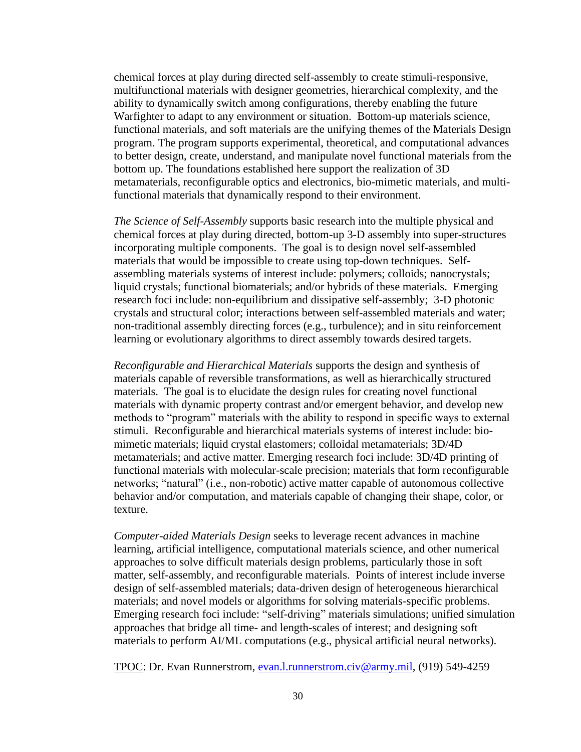chemical forces at play during directed self-assembly to create stimuli-responsive, multifunctional materials with designer geometries, hierarchical complexity, and the ability to dynamically switch among configurations, thereby enabling the future Warfighter to adapt to any environment or situation. Bottom-up materials science, functional materials, and soft materials are the unifying themes of the Materials Design program. The program supports experimental, theoretical, and computational advances to better design, create, understand, and manipulate novel functional materials from the bottom up. The foundations established here support the realization of 3D metamaterials, reconfigurable optics and electronics, bio-mimetic materials, and multi-functional materials that dynamically respond to their environment.

*The Science of Self-Assembly* supports basic research into the multiple physical and chemical forces at play during directed, bottom-up 3-D assembly into super-structures incorporating multiple components. The goal is to design novel self-assembled materials that would be impossible to create using top-down techniques. Self-assembling materials systems of interest include: polymers; colloids; nanocrystals; liquid crystals; functional biomaterials; and/or hybrids of these materials. Emerging research foci include: non-equilibrium and dissipative self-assembly; 3-D photonic crystals and structural color; interactions between self-assembled materials and water; non-traditional assembly directing forces (e.g., turbulence); and in situ reinforcement learning or evolutionary algorithms to direct assembly towards desired targets.

*Reconfigurable and Hierarchical Materials* supports the design and synthesis of materials capable of reversible transformations, as well as hierarchically structured materials. The goal is to elucidate the design rules for creating novel functional materials with dynamic property contrast and/or emergent behavior, and develop new methods to "program" materials with the ability to respond in specific ways to external stimuli. Reconfigurable and hierarchical materials systems of interest include: bio-mimetic materials; liquid crystal elastomers; colloidal metamaterials; 3D/4D metamaterials; and active matter. Emerging research foci include: 3D/4D printing of functional materials with molecular-scale precision; materials that form reconfigurable networks; "natural" (i.e., non-robotic) active matter capable of autonomous collective behavior and/or computation, and materials capable of changing their shape, color, or texture.

*Computer-aided Materials Design* seeks to leverage recent advances in machine learning, artificial intelligence, computational materials science, and other numerical approaches to solve difficult materials design problems, particularly those in soft matter, self-assembly, and reconfigurable materials. Points of interest include inverse design of self-assembled materials; data-driven design of heterogeneous hierarchical materials; and novel models or algorithms for solving materials-specific problems. Emerging research foci include: "self-driving" materials simulations; unified simulation approaches that bridge all time- and length-scales of interest; and designing soft materials to perform AI/ML computations (e.g., physical artificial neural networks).

TPOC: Dr. Evan Runnerstrom, evan.l.runnerstrom.civ@army.mil, (919) 549-4259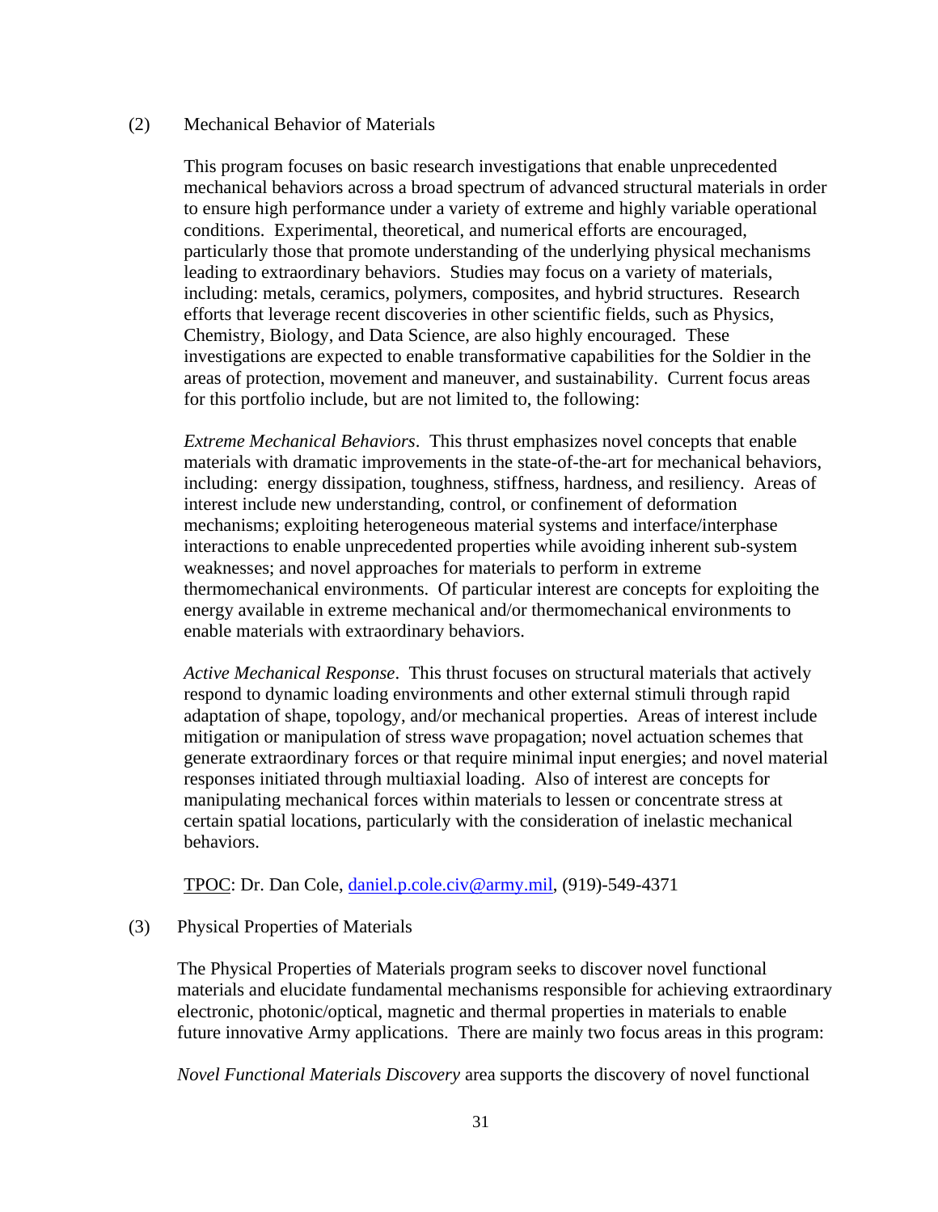(2) Mechanical Behavior of Materials

This program focuses on basic research investigations that enable unprecedented mechanical behaviors across a broad spectrum of advanced structural materials in order to ensure high performance under a variety of extreme and highly variable operational conditions. Experimental, theoretical, and numerical efforts are encouraged, particularly those that promote understanding of the underlying physical mechanisms leading to extraordinary behaviors. Studies may focus on a variety of materials, including: metals, ceramics, polymers, composites, and hybrid structures. Research efforts that leverage recent discoveries in other scientific fields, such as Physics, Chemistry, Biology, and Data Science, are also highly encouraged. These investigations are expected to enable transformative capabilities for the Soldier in the areas of protection, movement and maneuver, and sustainability. Current focus areas for this portfolio include, but are not limited to, the following:

*Extreme Mechanical Behaviors*. This thrust emphasizes novel concepts that enable materials with dramatic improvements in the state-of-the-art for mechanical behaviors, including: energy dissipation, toughness, stiffness, hardness, and resiliency. Areas of interest include new understanding, control, or confinement of deformation mechanisms; exploiting heterogeneous material systems and interface/interphase interactions to enable unprecedented properties while avoiding inherent sub-system weaknesses; and novel approaches for materials to perform in extreme thermomechanical environments. Of particular interest are concepts for exploiting the energy available in extreme mechanical and/or thermomechanical environments to enable materials with extraordinary behaviors.

*Active Mechanical Response*. This thrust focuses on structural materials that actively respond to dynamic loading environments and other external stimuli through rapid adaptation of shape, topology, and/or mechanical properties. Areas of interest include mitigation or manipulation of stress wave propagation; novel actuation schemes that generate extraordinary forces or that require minimal input energies; and novel material responses initiated through multiaxial loading. Also of interest are concepts for manipulating mechanical forces within materials to lessen or concentrate stress at certain spatial locations, particularly with the consideration of inelastic mechanical behaviors.

TPOC: Dr. Dan Cole, daniel.p.cole.civ@army.mil, (919)-549-4371

(3) Physical Properties of Materials

The Physical Properties of Materials program seeks to discover novel functional materials and elucidate fundamental mechanisms responsible for achieving extraordinary electronic, photonic/optical, magnetic and thermal properties in materials to enable future innovative Army applications. There are mainly two focus areas in this program:

*Novel Functional Materials Discovery* area supports the discovery of novel functional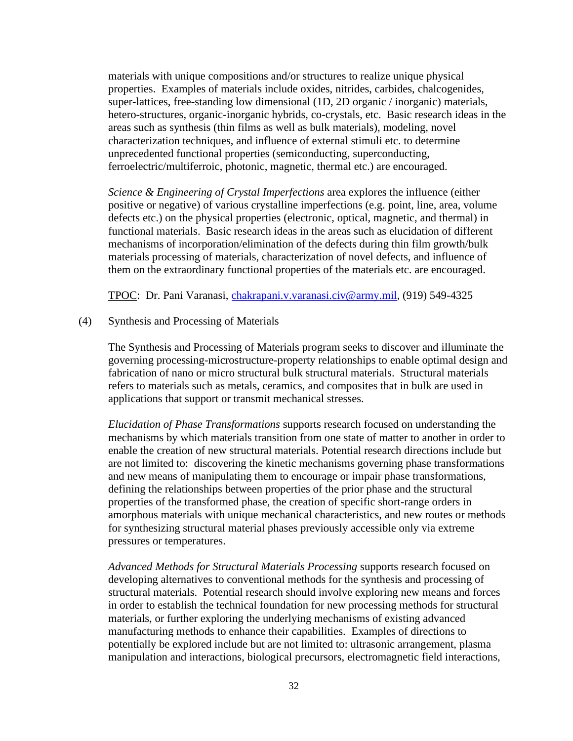materials with unique compositions and/or structures to realize unique physical properties. Examples of materials include oxides, nitrides, carbides, chalcogenides, super-lattices, free-standing low dimensional (1D, 2D organic / inorganic) materials, hetero-structures, organic-inorganic hybrids, co-crystals, etc. Basic research ideas in the areas such as synthesis (thin films as well as bulk materials), modeling, novel characterization techniques, and influence of external stimuli etc. to determine unprecedented functional properties (semiconducting, superconducting, ferroelectric/multiferroic, photonic, magnetic, thermal etc.) are encouraged.

*Science & Engineering of Crystal Imperfections* area explores the influence (either positive or negative) of various crystalline imperfections (e.g. point, line, area, volume defects etc.) on the physical properties (electronic, optical, magnetic, and thermal) in functional materials. Basic research ideas in the areas such as elucidation of different mechanisms of incorporation/elimination of the defects during thin film growth/bulk materials processing of materials, characterization of novel defects, and influence of them on the extraordinary functional properties of the materials etc. are encouraged.

TPOC: Dr. Pani Varanasi, chakrapani.v.varanasi.civ@army.mil, (919) 549-4325

(4) Synthesis and Processing of Materials

The Synthesis and Processing of Materials program seeks to discover and illuminate the governing processing-microstructure-property relationships to enable optimal design and fabrication of nano or micro structural bulk structural materials. Structural materials refers to materials such as metals, ceramics, and composites that in bulk are used in applications that support or transmit mechanical stresses.

*Elucidation of Phase Transformations* supports research focused on understanding the mechanisms by which materials transition from one state of matter to another in order to enable the creation of new structural materials. Potential research directions include but are not limited to: discovering the kinetic mechanisms governing phase transformations and new means of manipulating them to encourage or impair phase transformations, defining the relationships between properties of the prior phase and the structural properties of the transformed phase, the creation of specific short-range orders in amorphous materials with unique mechanical characteristics, and new routes or methods for synthesizing structural material phases previously accessible only via extreme pressures or temperatures.

*Advanced Methods for Structural Materials Processing* supports research focused on developing alternatives to conventional methods for the synthesis and processing of structural materials. Potential research should involve exploring new means and forces in order to establish the technical foundation for new processing methods for structural materials, or further exploring the underlying mechanisms of existing advanced manufacturing methods to enhance their capabilities. Examples of directions to potentially be explored include but are not limited to: ultrasonic arrangement, plasma manipulation and interactions, biological precursors, electromagnetic field interactions,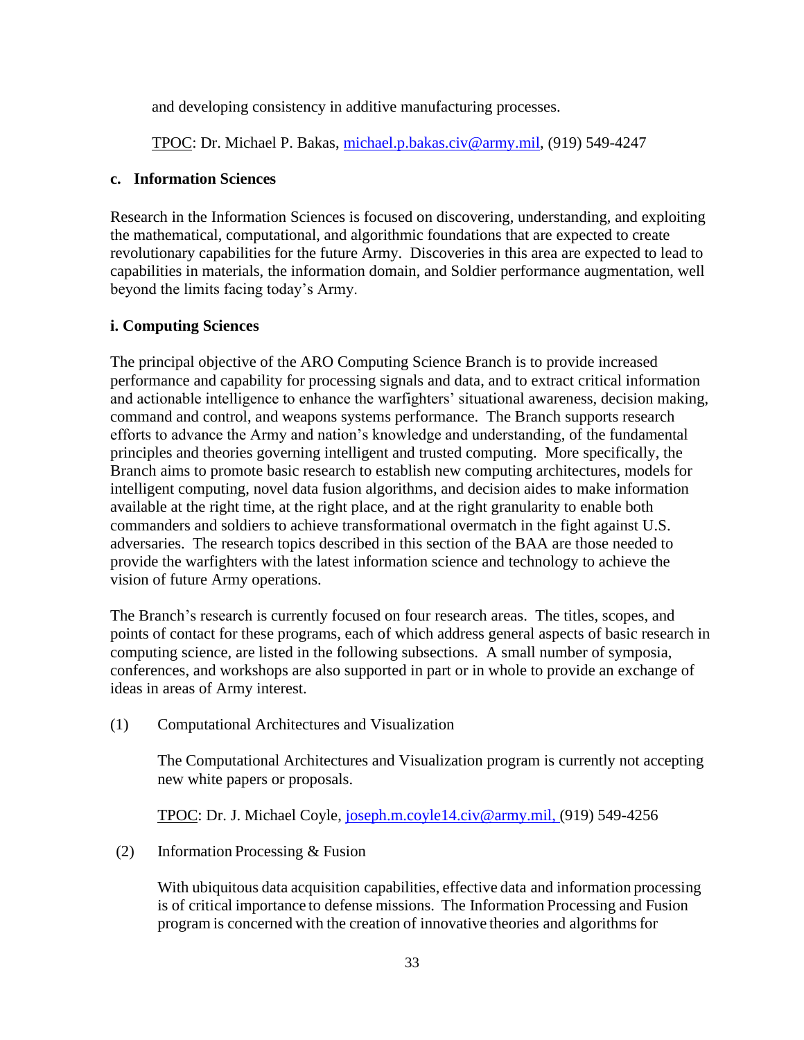and developing consistency in additive manufacturing processes.

TPOC: Dr. Michael P. Bakas, michael.p.bakas.civ@army.mil, (919) 549-4247

### c. Information Sciences

Research in the Information Sciences is focused on discovering, understanding, and exploiting the mathematical, computational, and algorithmic foundations that are expected to create revolutionary capabilities for the future Army. Discoveries in this area are expected to lead to capabilities in materials, the information domain, and Soldier performance augmentation, well beyond the limits facing today's Army.

#### i. Computing Sciences

The principal objective of the ARO Computing Science Branch is to provide increased performance and capability for processing signals and data, and to extract critical information and actionable intelligence to enhance the warfighters' situational awareness, decision making, command and control, and weapons systems performance. The Branch supports research efforts to advance the Army and nation's knowledge and understanding, of the fundamental principles and theories governing intelligent and trusted computing. More specifically, the Branch aims to promote basic research to establish new computing architectures, models for intelligent computing, novel data fusion algorithms, and decision aides to make information available at the right time, at the right place, and at the right granularity to enable both commanders and soldiers to achieve transformational overmatch in the fight against U.S. adversaries. The research topics described in this section of the BAA are those needed to provide the warfighters with the latest information science and technology to achieve the vision of future Army operations.

The Branch's research is currently focused on four research areas. The titles, scopes, and points of contact for these programs, each of which address general aspects of basic research in computing science, are listed in the following subsections. A small number of symposia, conferences, and workshops are also supported in part or in whole to provide an exchange of ideas in areas of Army interest.

(1) Computational Architectures and Visualization

The Computational Architectures and Visualization program is currently not accepting new white papers or proposals.

TPOC: Dr. J. Michael Coyle, joseph.m.coyle14.civ@army.mil, (919) 549-4256

(2) Information Processing & Fusion

With ubiquitous data acquisition capabilities, effective data and information processing is of critical importance to defense missions. The Information Processing and Fusion program is concerned with the creation of innovative theories and algorithms for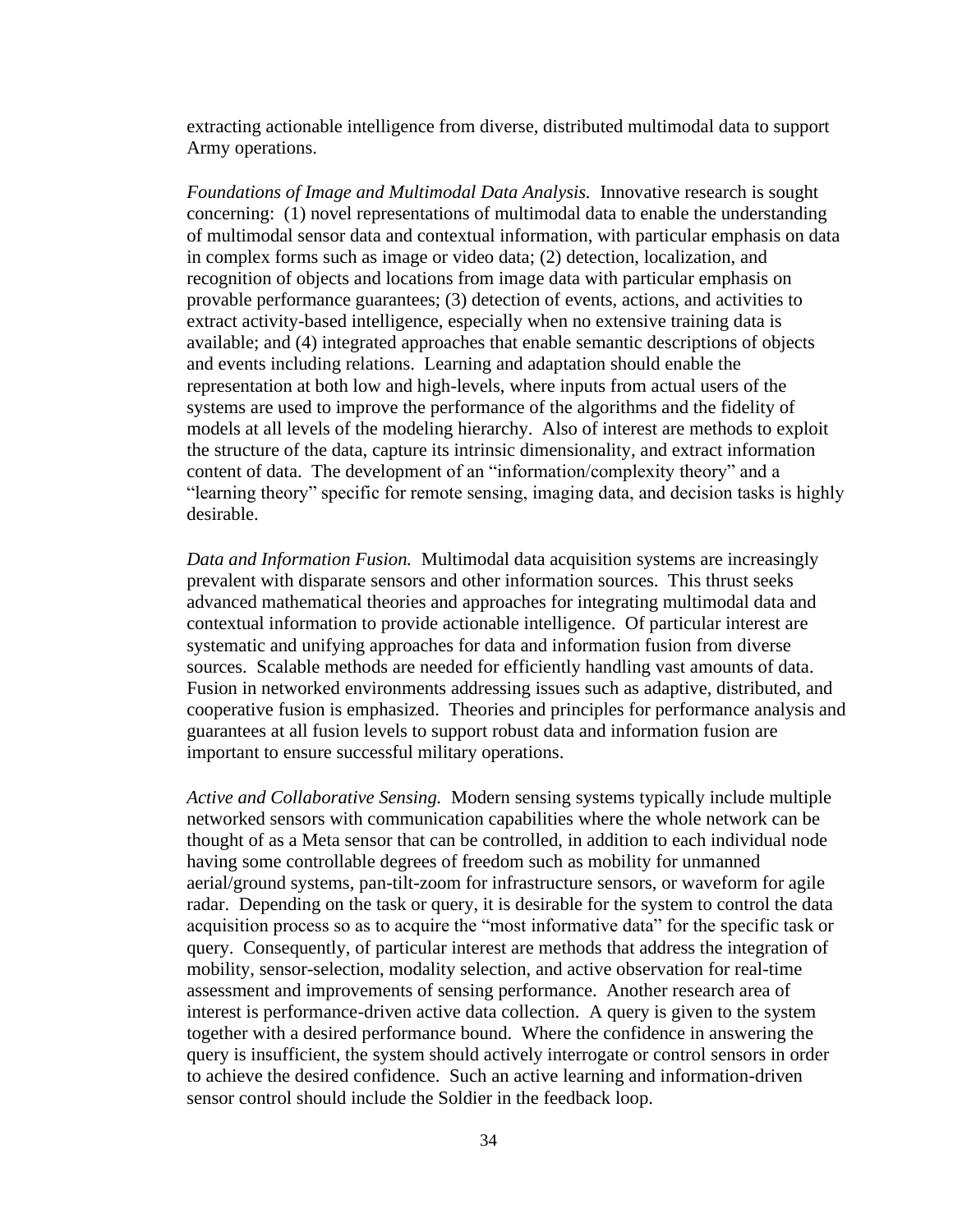extracting actionable intelligence from diverse, distributed multimodal data to support Army operations.

*Foundations of Image and Multimodal Data Analysis.* Innovative research is sought concerning: (1) novel representations of multimodal data to enable the understanding of multimodal sensor data and contextual information, with particular emphasis on data in complex forms such as image or video data; (2) detection, localization, and recognition of objects and locations from image data with particular emphasis on provable performance guarantees; (3) detection of events, actions, and activities to extract activity-based intelligence, especially when no extensive training data is available; and (4) integrated approaches that enable semantic descriptions of objects and events including relations. Learning and adaptation should enable the representation at both low and high-levels, where inputs from actual users of the systems are used to improve the performance of the algorithms and the fidelity of models at all levels of the modeling hierarchy. Also of interest are methods to exploit the structure of the data, capture its intrinsic dimensionality, and extract information content of data. The development of an "information/complexity theory" and a "learning theory" specific for remote sensing, imaging data, and decision tasks is highly desirable.

*Data and Information Fusion.* Multimodal data acquisition systems are increasingly prevalent with disparate sensors and other information sources. This thrust seeks advanced mathematical theories and approaches for integrating multimodal data and contextual information to provide actionable intelligence. Of particular interest are systematic and unifying approaches for data and information fusion from diverse sources. Scalable methods are needed for efficiently handling vast amounts of data. Fusion in networked environments addressing issues such as adaptive, distributed, and cooperative fusion is emphasized. Theories and principles for performance analysis and guarantees at all fusion levels to support robust data and information fusion are important to ensure successful military operations.

*Active and Collaborative Sensing.* Modern sensing systems typically include multiple networked sensors with communication capabilities where the whole network can be thought of as a Meta sensor that can be controlled, in addition to each individual node having some controllable degrees of freedom such as mobility for unmanned aerial/ground systems, pan-tilt-zoom for infrastructure sensors, or waveform for agile radar. Depending on the task or query, it is desirable for the system to control the data acquisition process so as to acquire the "most informative data" for the specific task or query. Consequently, of particular interest are methods that address the integration of mobility, sensor-selection, modality selection, and active observation for real-time assessment and improvements of sensing performance. Another research area of interest is performance-driven active data collection. A query is given to the system together with a desired performance bound. Where the confidence in answering the query is insufficient, the system should actively interrogate or control sensors in order to achieve the desired confidence. Such an active learning and information-driven sensor control should include the Soldier in the feedback loop.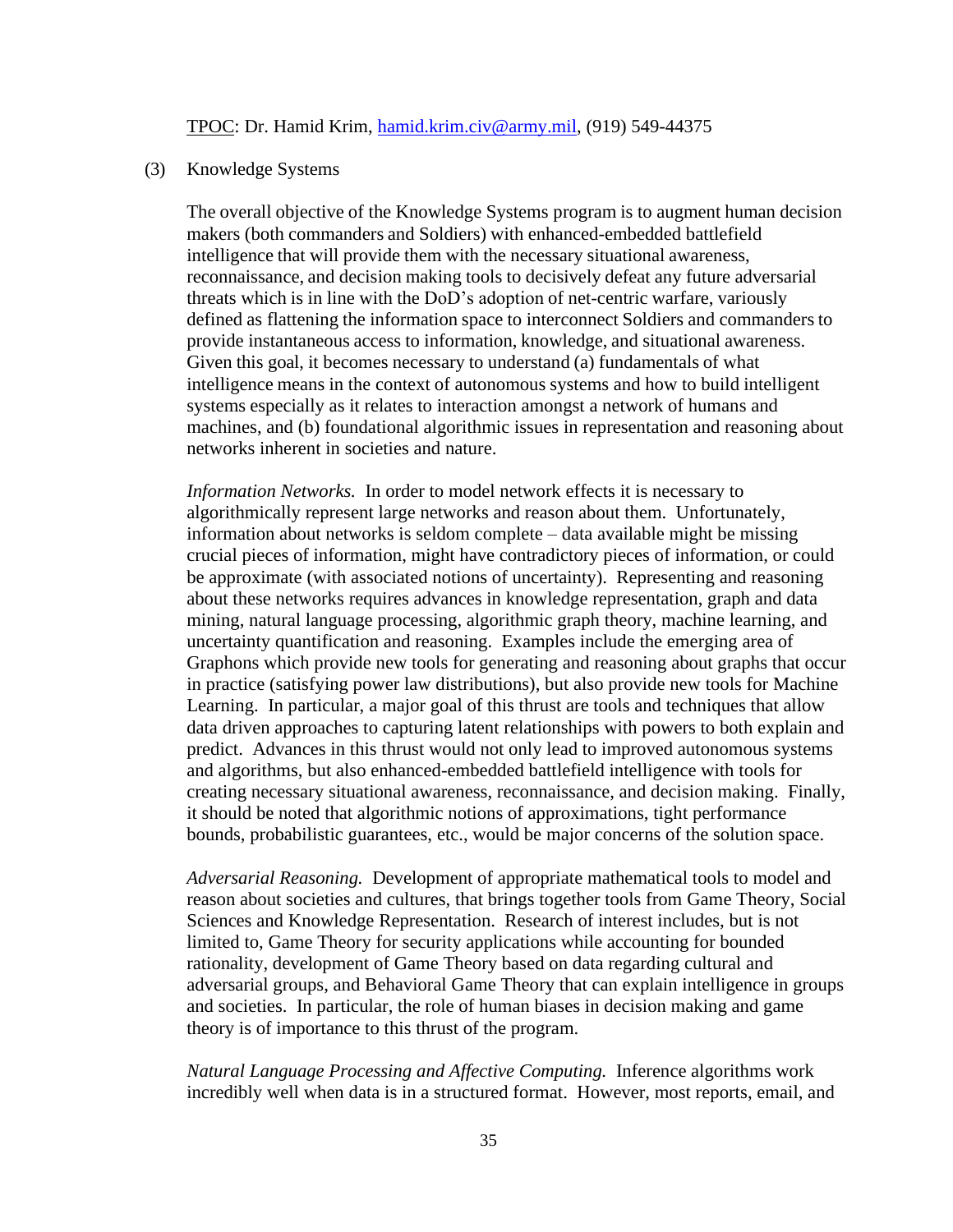TPOC: Dr. Hamid Krim, hamid.krim.civ@army.mil, (919) 549-44375

(3) Knowledge Systems

The overall objective of the Knowledge Systems program is to augment human decision makers (both commanders and Soldiers) with enhanced-embedded battlefield intelligence that will provide them with the necessary situational awareness, reconnaissance, and decision making tools to decisively defeat any future adversarial threats which is in line with the DoD's adoption of net-centric warfare, variously defined as flattening the information space to interconnect Soldiers and commanders to provide instantaneous access to information, knowledge, and situational awareness. Given this goal, it becomes necessary to understand (a) fundamentals of what intelligence means in the context of autonomous systems and how to build intelligent systems especially as it relates to interaction amongst a network of humans and machines, and (b) foundational algorithmic issues in representation and reasoning about networks inherent in societies and nature.

*Information Networks.* In order to model network effects it is necessary to algorithmically represent large networks and reason about them. Unfortunately, information about networks is seldom complete – data available might be missing crucial pieces of information, might have contradictory pieces of information, or could be approximate (with associated notions of uncertainty). Representing and reasoning about these networks requires advances in knowledge representation, graph and data mining, natural language processing, algorithmic graph theory, machine learning, and uncertainty quantification and reasoning. Examples include the emerging area of Graphons which provide new tools for generating and reasoning about graphs that occur in practice (satisfying power law distributions), but also provide new tools for Machine Learning. In particular, a major goal of this thrust are tools and techniques that allow data driven approaches to capturing latent relationships with powers to both explain and predict. Advances in this thrust would not only lead to improved autonomous systems and algorithms, but also enhanced-embedded battlefield intelligence with tools for creating necessary situational awareness, reconnaissance, and decision making. Finally, it should be noted that algorithmic notions of approximations, tight performance bounds, probabilistic guarantees, etc., would be major concerns of the solution space.

*Adversarial Reasoning.* Development of appropriate mathematical tools to model and reason about societies and cultures, that brings together tools from Game Theory, Social Sciences and Knowledge Representation. Research of interest includes, but is not limited to, Game Theory for security applications while accounting for bounded rationality, development of Game Theory based on data regarding cultural and adversarial groups, and Behavioral Game Theory that can explain intelligence in groups and societies. In particular, the role of human biases in decision making and game theory is of importance to this thrust of the program.

*Natural Language Processing and Affective Computing.* Inference algorithms work incredibly well when data is in a structured format. However, most reports, email, and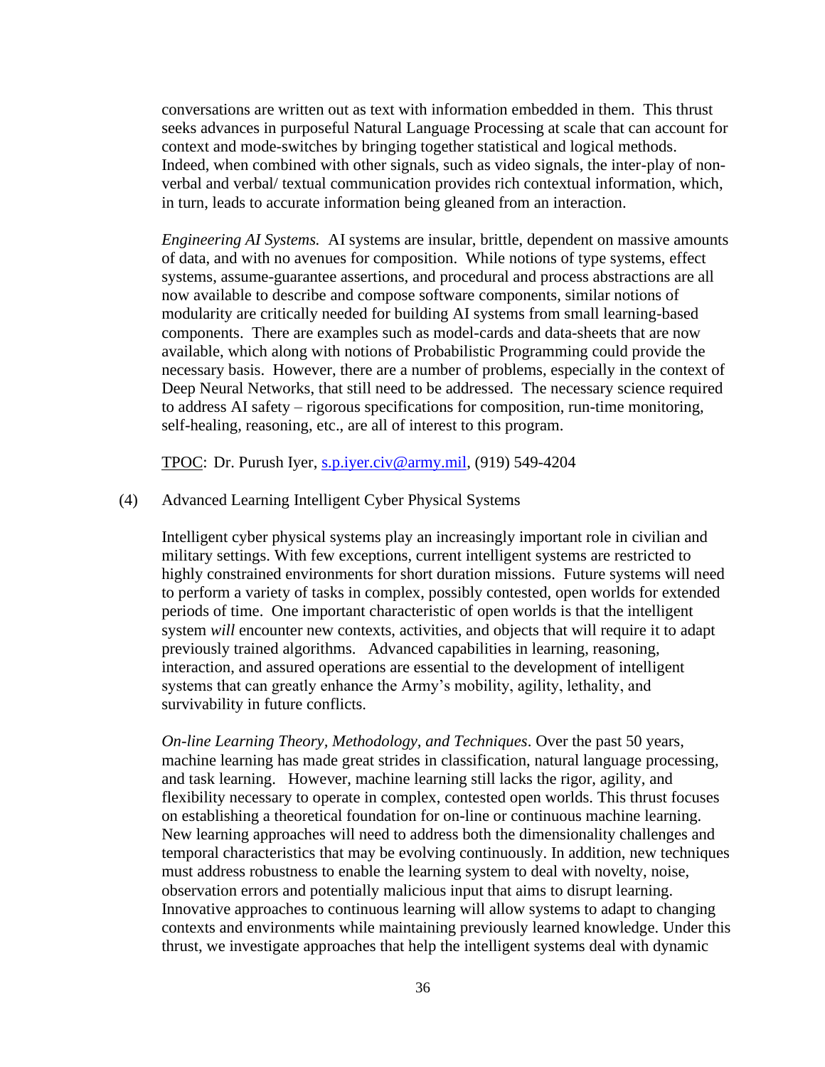conversations are written out as text with information embedded in them. This thrust seeks advances in purposeful Natural Language Processing at scale that can account for context and mode-switches by bringing together statistical and logical methods. Indeed, when combined with other signals, such as video signals, the inter-play of non-verbal and verbal/ textual communication provides rich contextual information, which, in turn, leads to accurate information being gleaned from an interaction.

*Engineering AI Systems.* AI systems are insular, brittle, dependent on massive amounts of data, and with no avenues for composition. While notions of type systems, effect systems, assume-guarantee assertions, and procedural and process abstractions are all now available to describe and compose software components, similar notions of modularity are critically needed for building AI systems from small learning-based components. There are examples such as model-cards and data-sheets that are now available, which along with notions of Probabilistic Programming could provide the necessary basis. However, there are a number of problems, especially in the context of Deep Neural Networks, that still need to be addressed. The necessary science required to address AI safety – rigorous specifications for composition, run-time monitoring, self-healing, reasoning, etc., are all of interest to this program.

TPOC: Dr. Purush Iyer, s.p.iyer.civ@army.mil, (919) 549-4204

(4) Advanced Learning Intelligent Cyber Physical Systems

Intelligent cyber physical systems play an increasingly important role in civilian and military settings. With few exceptions, current intelligent systems are restricted to highly constrained environments for short duration missions. Future systems will need to perform a variety of tasks in complex, possibly contested, open worlds for extended periods of time. One important characteristic of open worlds is that the intelligent system *will* encounter new contexts, activities, and objects that will require it to adapt previously trained algorithms. Advanced capabilities in learning, reasoning, interaction, and assured operations are essential to the development of intelligent systems that can greatly enhance the Army's mobility, agility, lethality, and survivability in future conflicts.

*On-line Learning Theory, Methodology, and Techniques*. Over the past 50 years, machine learning has made great strides in classification, natural language processing, and task learning. However, machine learning still lacks the rigor, agility, and flexibility necessary to operate in complex, contested open worlds. This thrust focuses on establishing a theoretical foundation for on-line or continuous machine learning. New learning approaches will need to address both the dimensionality challenges and temporal characteristics that may be evolving continuously. In addition, new techniques must address robustness to enable the learning system to deal with novelty, noise, observation errors and potentially malicious input that aims to disrupt learning. Innovative approaches to continuous learning will allow systems to adapt to changing contexts and environments while maintaining previously learned knowledge. Under this thrust, we investigate approaches that help the intelligent systems deal with dynamic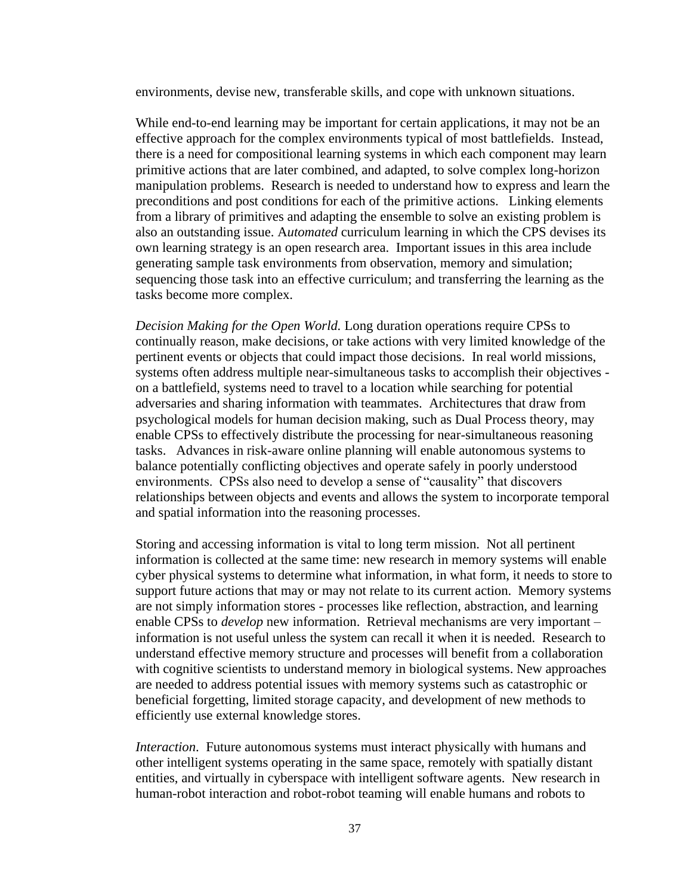environments, devise new, transferable skills, and cope with unknown situations.

While end-to-end learning may be important for certain applications, it may not be an effective approach for the complex environments typical of most battlefields. Instead, there is a need for compositional learning systems in which each component may learn primitive actions that are later combined, and adapted, to solve complex long-horizon manipulation problems. Research is needed to understand how to express and learn the preconditions and post conditions for each of the primitive actions. Linking elements from a library of primitives and adapting the ensemble to solve an existing problem is also an outstanding issue. A*utomated* curriculum learning in which the CPS devises its own learning strategy is an open research area. Important issues in this area include generating sample task environments from observation, memory and simulation; sequencing those task into an effective curriculum; and transferring the learning as the tasks become more complex.

*Decision Making for the Open World.* Long duration operations require CPSs to continually reason, make decisions, or take actions with very limited knowledge of the pertinent events or objects that could impact those decisions. In real world missions, systems often address multiple near-simultaneous tasks to accomplish their objectives - on a battlefield, systems need to travel to a location while searching for potential adversaries and sharing information with teammates. Architectures that draw from psychological models for human decision making, such as Dual Process theory, may enable CPSs to effectively distribute the processing for near-simultaneous reasoning tasks. Advances in risk-aware online planning will enable autonomous systems to balance potentially conflicting objectives and operate safely in poorly understood environments. CPSs also need to develop a sense of "causality" that discovers relationships between objects and events and allows the system to incorporate temporal and spatial information into the reasoning processes.

Storing and accessing information is vital to long term mission. Not all pertinent information is collected at the same time: new research in memory systems will enable cyber physical systems to determine what information, in what form, it needs to store to support future actions that may or may not relate to its current action. Memory systems are not simply information stores - processes like reflection, abstraction, and learning enable CPSs to *develop* new information. Retrieval mechanisms are very important – information is not useful unless the system can recall it when it is needed. Research to understand effective memory structure and processes will benefit from a collaboration with cognitive scientists to understand memory in biological systems. New approaches are needed to address potential issues with memory systems such as catastrophic or beneficial forgetting, limited storage capacity, and development of new methods to efficiently use external knowledge stores.

*Interaction*. Future autonomous systems must interact physically with humans and other intelligent systems operating in the same space, remotely with spatially distant entities, and virtually in cyberspace with intelligent software agents. New research in human-robot interaction and robot-robot teaming will enable humans and robots to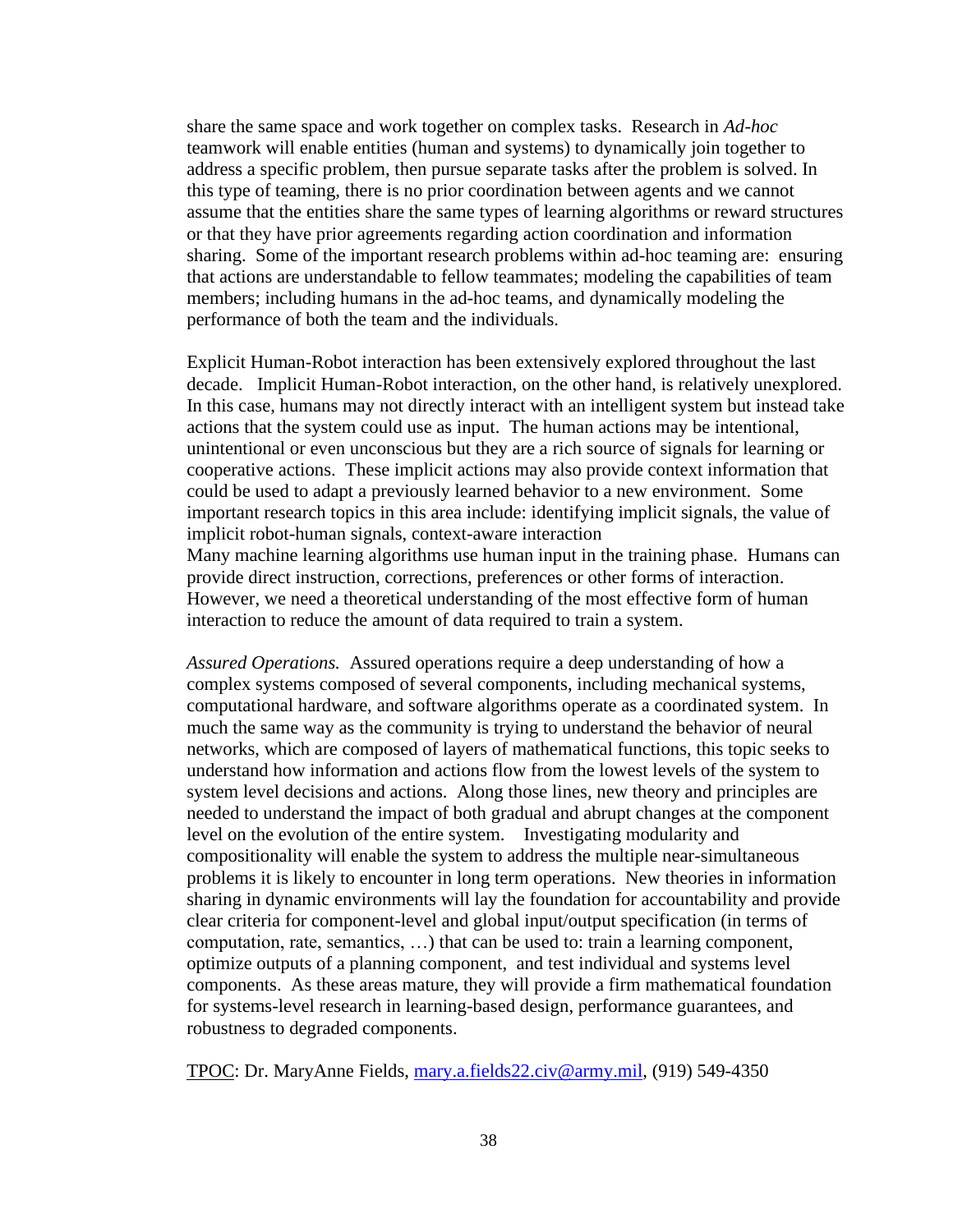share the same space and work together on complex tasks. Research in *Ad-hoc* teamwork will enable entities (human and systems) to dynamically join together to address a specific problem, then pursue separate tasks after the problem is solved. In this type of teaming, there is no prior coordination between agents and we cannot assume that the entities share the same types of learning algorithms or reward structures or that they have prior agreements regarding action coordination and information sharing. Some of the important research problems within ad-hoc teaming are: ensuring that actions are understandable to fellow teammates; modeling the capabilities of team members; including humans in the ad-hoc teams, and dynamically modeling the performance of both the team and the individuals.

Explicit Human-Robot interaction has been extensively explored throughout the last decade. Implicit Human-Robot interaction, on the other hand, is relatively unexplored. In this case, humans may not directly interact with an intelligent system but instead take actions that the system could use as input. The human actions may be intentional, unintentional or even unconscious but they are a rich source of signals for learning or cooperative actions. These implicit actions may also provide context information that could be used to adapt a previously learned behavior to a new environment. Some important research topics in this area include: identifying implicit signals, the value of implicit robot-human signals, context-aware interaction
Many machine learning algorithms use human input in the training phase. Humans can provide direct instruction, corrections, preferences or other forms of interaction. However, we need a theoretical understanding of the most effective form of human interaction to reduce the amount of data required to train a system.

*Assured Operations.* Assured operations require a deep understanding of how a complex systems composed of several components, including mechanical systems, computational hardware, and software algorithms operate as a coordinated system. In much the same way as the community is trying to understand the behavior of neural networks, which are composed of layers of mathematical functions, this topic seeks to understand how information and actions flow from the lowest levels of the system to system level decisions and actions. Along those lines, new theory and principles are needed to understand the impact of both gradual and abrupt changes at the component level on the evolution of the entire system. Investigating modularity and compositionality will enable the system to address the multiple near-simultaneous problems it is likely to encounter in long term operations. New theories in information sharing in dynamic environments will lay the foundation for accountability and provide clear criteria for component-level and global input/output specification (in terms of computation, rate, semantics, …) that can be used to: train a learning component, optimize outputs of a planning component, and test individual and systems level components. As these areas mature, they will provide a firm mathematical foundation for systems-level research in learning-based design, performance guarantees, and robustness to degraded components.

TPOC: Dr. MaryAnne Fields, mary.a.fields22.civ@army.mil, (919) 549-4350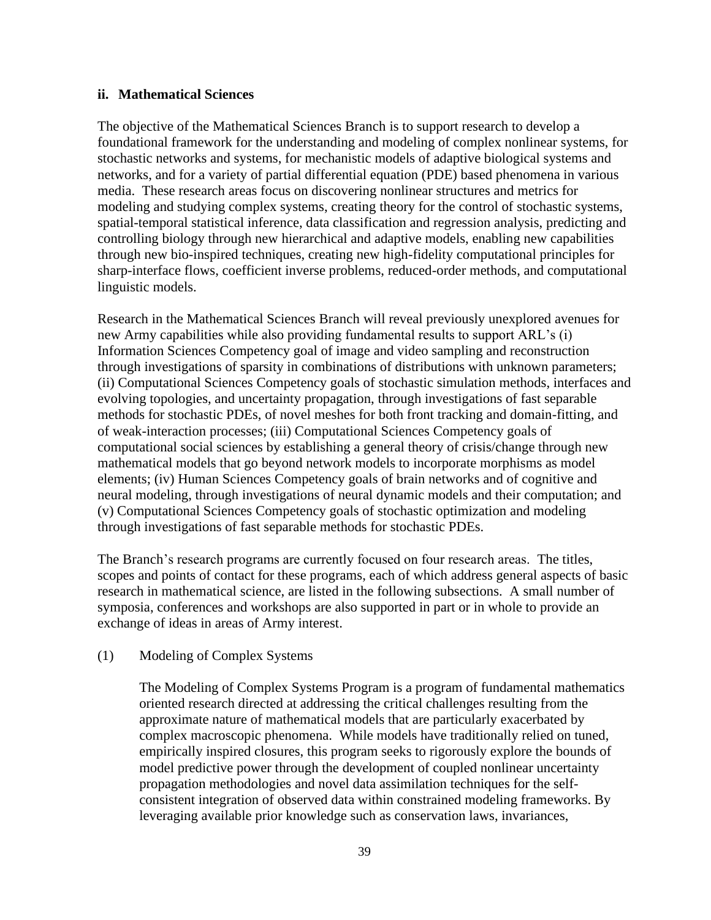### ii. Mathematical Sciences

The objective of the Mathematical Sciences Branch is to support research to develop a foundational framework for the understanding and modeling of complex nonlinear systems, for stochastic networks and systems, for mechanistic models of adaptive biological systems and networks, and for a variety of partial differential equation (PDE) based phenomena in various media. These research areas focus on discovering nonlinear structures and metrics for modeling and studying complex systems, creating theory for the control of stochastic systems, spatial-temporal statistical inference, data classification and regression analysis, predicting and controlling biology through new hierarchical and adaptive models, enabling new capabilities through new bio-inspired techniques, creating new high-fidelity computational principles for sharp-interface flows, coefficient inverse problems, reduced-order methods, and computational linguistic models.

Research in the Mathematical Sciences Branch will reveal previously unexplored avenues for new Army capabilities while also providing fundamental results to support ARL's (i) Information Sciences Competency goal of image and video sampling and reconstruction through investigations of sparsity in combinations of distributions with unknown parameters; (ii) Computational Sciences Competency goals of stochastic simulation methods, interfaces and evolving topologies, and uncertainty propagation, through investigations of fast separable methods for stochastic PDEs, of novel meshes for both front tracking and domain-fitting, and of weak-interaction processes; (iii) Computational Sciences Competency goals of computational social sciences by establishing a general theory of crisis/change through new mathematical models that go beyond network models to incorporate morphisms as model elements; (iv) Human Sciences Competency goals of brain networks and of cognitive and neural modeling, through investigations of neural dynamic models and their computation; and (v) Computational Sciences Competency goals of stochastic optimization and modeling through investigations of fast separable methods for stochastic PDEs.

The Branch's research programs are currently focused on four research areas. The titles, scopes and points of contact for these programs, each of which address general aspects of basic research in mathematical science, are listed in the following subsections. A small number of symposia, conferences and workshops are also supported in part or in whole to provide an exchange of ideas in areas of Army interest.

(1) Modeling of Complex Systems

The Modeling of Complex Systems Program is a program of fundamental mathematics oriented research directed at addressing the critical challenges resulting from the approximate nature of mathematical models that are particularly exacerbated by complex macroscopic phenomena. While models have traditionally relied on tuned, empirically inspired closures, this program seeks to rigorously explore the bounds of model predictive power through the development of coupled nonlinear uncertainty propagation methodologies and novel data assimilation techniques for the self-consistent integration of observed data within constrained modeling frameworks. By leveraging available prior knowledge such as conservation laws, invariances,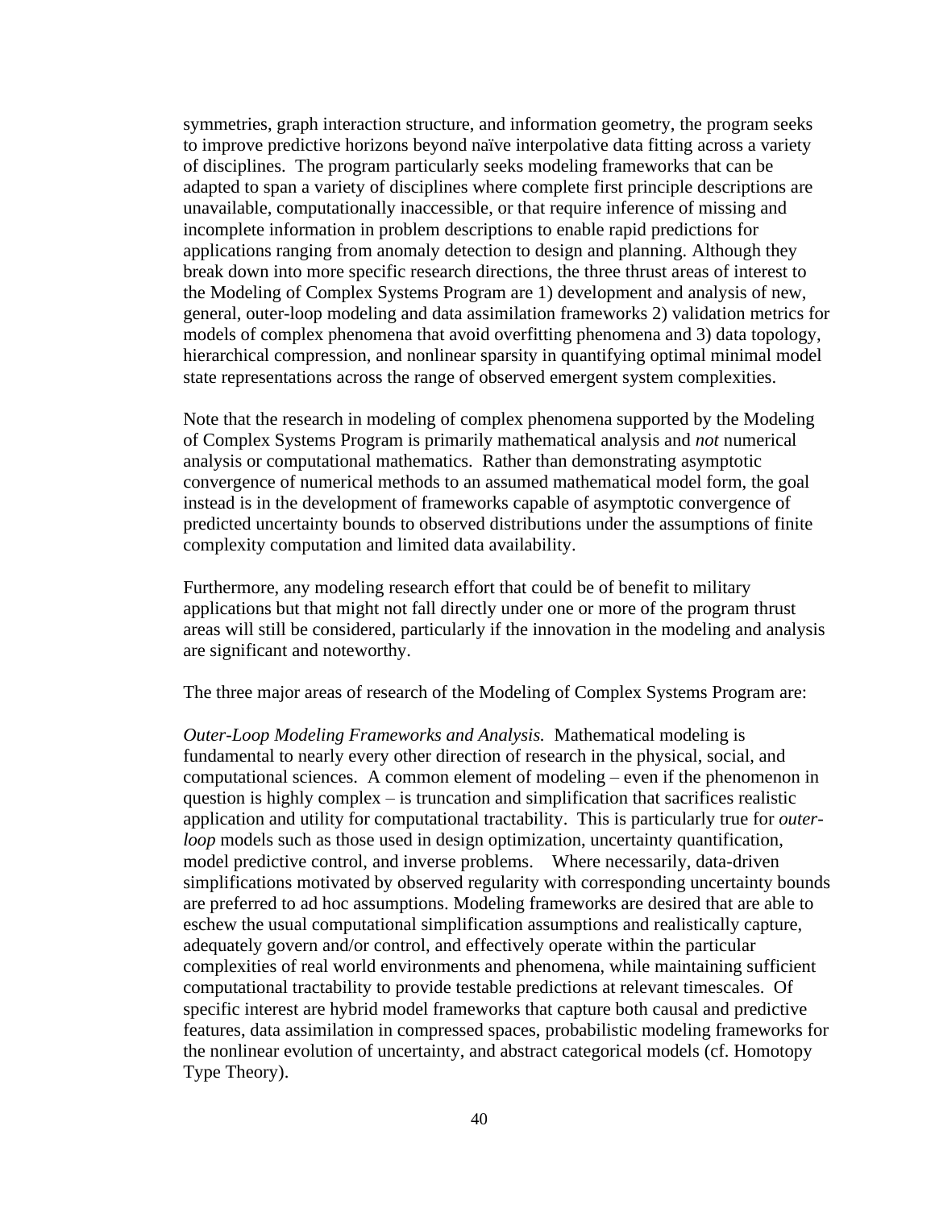symmetries, graph interaction structure, and information geometry, the program seeks to improve predictive horizons beyond naïve interpolative data fitting across a variety of disciplines. The program particularly seeks modeling frameworks that can be adapted to span a variety of disciplines where complete first principle descriptions are unavailable, computationally inaccessible, or that require inference of missing and incomplete information in problem descriptions to enable rapid predictions for applications ranging from anomaly detection to design and planning. Although they break down into more specific research directions, the three thrust areas of interest to the Modeling of Complex Systems Program are 1) development and analysis of new, general, outer-loop modeling and data assimilation frameworks 2) validation metrics for models of complex phenomena that avoid overfitting phenomena and 3) data topology, hierarchical compression, and nonlinear sparsity in quantifying optimal minimal model state representations across the range of observed emergent system complexities.

Note that the research in modeling of complex phenomena supported by the Modeling of Complex Systems Program is primarily mathematical analysis and *not* numerical analysis or computational mathematics. Rather than demonstrating asymptotic convergence of numerical methods to an assumed mathematical model form, the goal instead is in the development of frameworks capable of asymptotic convergence of predicted uncertainty bounds to observed distributions under the assumptions of finite complexity computation and limited data availability.

Furthermore, any modeling research effort that could be of benefit to military applications but that might not fall directly under one or more of the program thrust areas will still be considered, particularly if the innovation in the modeling and analysis are significant and noteworthy.

The three major areas of research of the Modeling of Complex Systems Program are:

*Outer-Loop Modeling Frameworks and Analysis.* Mathematical modeling is fundamental to nearly every other direction of research in the physical, social, and computational sciences. A common element of modeling – even if the phenomenon in question is highly complex – is truncation and simplification that sacrifices realistic application and utility for computational tractability. This is particularly true for *outer-loop* models such as those used in design optimization, uncertainty quantification, model predictive control, and inverse problems. Where necessarily, data-driven simplifications motivated by observed regularity with corresponding uncertainty bounds are preferred to ad hoc assumptions. Modeling frameworks are desired that are able to eschew the usual computational simplification assumptions and realistically capture, adequately govern and/or control, and effectively operate within the particular complexities of real world environments and phenomena, while maintaining sufficient computational tractability to provide testable predictions at relevant timescales. Of specific interest are hybrid model frameworks that capture both causal and predictive features, data assimilation in compressed spaces, probabilistic modeling frameworks for the nonlinear evolution of uncertainty, and abstract categorical models (cf. Homotopy Type Theory).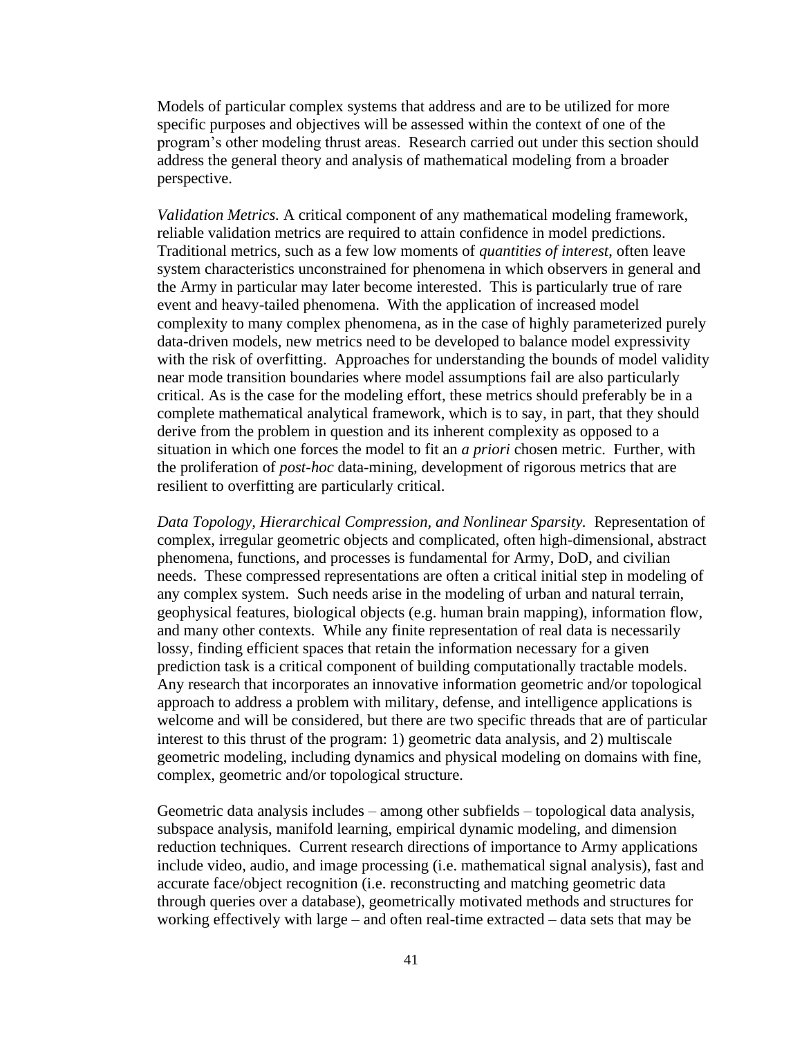Models of particular complex systems that address and are to be utilized for more specific purposes and objectives will be assessed within the context of one of the program's other modeling thrust areas. Research carried out under this section should address the general theory and analysis of mathematical modeling from a broader perspective.

*Validation Metrics.* A critical component of any mathematical modeling framework, reliable validation metrics are required to attain confidence in model predictions. Traditional metrics, such as a few low moments of *quantities of interest*, often leave system characteristics unconstrained for phenomena in which observers in general and the Army in particular may later become interested. This is particularly true of rare event and heavy-tailed phenomena. With the application of increased model complexity to many complex phenomena, as in the case of highly parameterized purely data-driven models, new metrics need to be developed to balance model expressivity with the risk of overfitting. Approaches for understanding the bounds of model validity near mode transition boundaries where model assumptions fail are also particularly critical. As is the case for the modeling effort, these metrics should preferably be in a complete mathematical analytical framework, which is to say, in part, that they should derive from the problem in question and its inherent complexity as opposed to a situation in which one forces the model to fit an *a priori* chosen metric. Further, with the proliferation of *post-hoc* data-mining, development of rigorous metrics that are resilient to overfitting are particularly critical.

*Data Topology, Hierarchical Compression, and Nonlinear Sparsity.* Representation of complex, irregular geometric objects and complicated, often high-dimensional, abstract phenomena, functions, and processes is fundamental for Army, DoD, and civilian needs. These compressed representations are often a critical initial step in modeling of any complex system. Such needs arise in the modeling of urban and natural terrain, geophysical features, biological objects (e.g. human brain mapping), information flow, and many other contexts. While any finite representation of real data is necessarily lossy, finding efficient spaces that retain the information necessary for a given prediction task is a critical component of building computationally tractable models. Any research that incorporates an innovative information geometric and/or topological approach to address a problem with military, defense, and intelligence applications is welcome and will be considered, but there are two specific threads that are of particular interest to this thrust of the program: 1) geometric data analysis, and 2) multiscale geometric modeling, including dynamics and physical modeling on domains with fine, complex, geometric and/or topological structure.

Geometric data analysis includes – among other subfields – topological data analysis, subspace analysis, manifold learning, empirical dynamic modeling, and dimension reduction techniques. Current research directions of importance to Army applications include video, audio, and image processing (i.e. mathematical signal analysis), fast and accurate face/object recognition (i.e. reconstructing and matching geometric data through queries over a database), geometrically motivated methods and structures for working effectively with large – and often real-time extracted – data sets that may be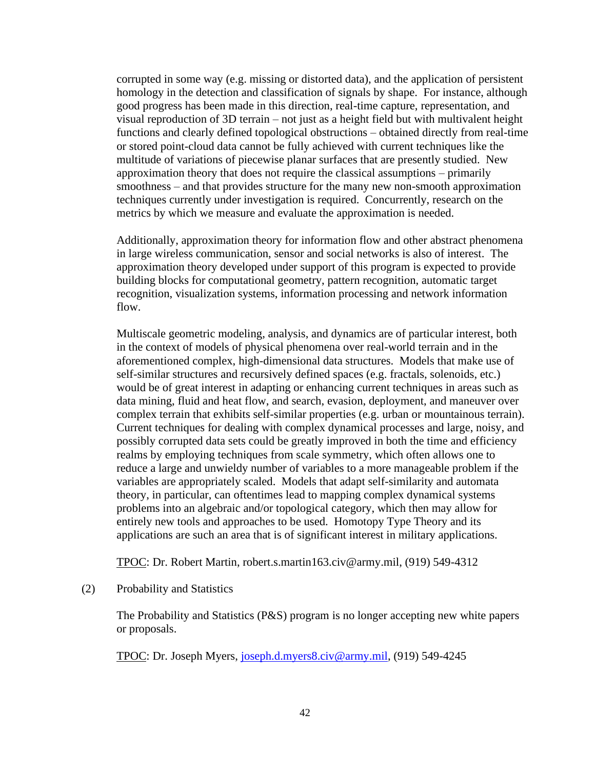corrupted in some way (e.g. missing or distorted data), and the application of persistent homology in the detection and classification of signals by shape. For instance, although good progress has been made in this direction, real-time capture, representation, and visual reproduction of 3D terrain – not just as a height field but with multivalent height functions and clearly defined topological obstructions – obtained directly from real-time or stored point-cloud data cannot be fully achieved with current techniques like the multitude of variations of piecewise planar surfaces that are presently studied. New approximation theory that does not require the classical assumptions – primarily smoothness – and that provides structure for the many new non-smooth approximation techniques currently under investigation is required. Concurrently, research on the metrics by which we measure and evaluate the approximation is needed.

Additionally, approximation theory for information flow and other abstract phenomena in large wireless communication, sensor and social networks is also of interest. The approximation theory developed under support of this program is expected to provide building blocks for computational geometry, pattern recognition, automatic target recognition, visualization systems, information processing and network information flow.

Multiscale geometric modeling, analysis, and dynamics are of particular interest, both in the context of models of physical phenomena over real-world terrain and in the aforementioned complex, high-dimensional data structures. Models that make use of self-similar structures and recursively defined spaces (e.g. fractals, solenoids, etc.) would be of great interest in adapting or enhancing current techniques in areas such as data mining, fluid and heat flow, and search, evasion, deployment, and maneuver over complex terrain that exhibits self-similar properties (e.g. urban or mountainous terrain). Current techniques for dealing with complex dynamical processes and large, noisy, and possibly corrupted data sets could be greatly improved in both the time and efficiency realms by employing techniques from scale symmetry, which often allows one to reduce a large and unwieldy number of variables to a more manageable problem if the variables are appropriately scaled. Models that adapt self-similarity and automata theory, in particular, can oftentimes lead to mapping complex dynamical systems problems into an algebraic and/or topological category, which then may allow for entirely new tools and approaches to be used. Homotopy Type Theory and its applications are such an area that is of significant interest in military applications.

TPOC: Dr. Robert Martin, robert.s.martin163.civ@army.mil, (919) 549-4312

(2) Probability and Statistics

The Probability and Statistics (P&S) program is no longer accepting new white papers or proposals.

TPOC: Dr. Joseph Myers, joseph.d.myers8.civ@army.mil, (919) 549-4245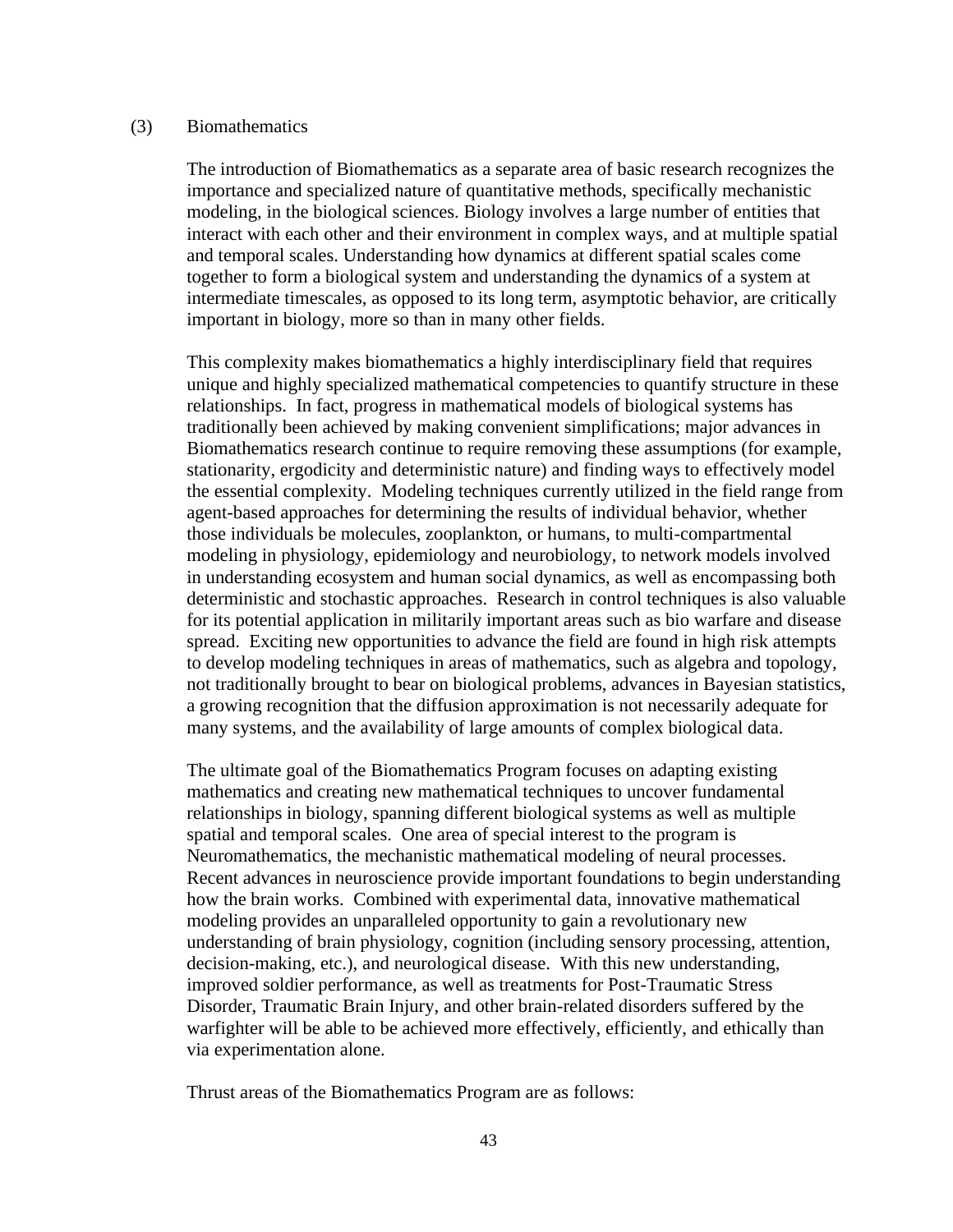### (3) Biomathematics

The introduction of Biomathematics as a separate area of basic research recognizes the importance and specialized nature of quantitative methods, specifically mechanistic modeling, in the biological sciences. Biology involves a large number of entities that interact with each other and their environment in complex ways, and at multiple spatial and temporal scales. Understanding how dynamics at different spatial scales come together to form a biological system and understanding the dynamics of a system at intermediate timescales, as opposed to its long term, asymptotic behavior, are critically important in biology, more so than in many other fields.

This complexity makes biomathematics a highly interdisciplinary field that requires unique and highly specialized mathematical competencies to quantify structure in these relationships. In fact, progress in mathematical models of biological systems has traditionally been achieved by making convenient simplifications; major advances in Biomathematics research continue to require removing these assumptions (for example, stationarity, ergodicity and deterministic nature) and finding ways to effectively model the essential complexity. Modeling techniques currently utilized in the field range from agent-based approaches for determining the results of individual behavior, whether those individuals be molecules, zooplankton, or humans, to multi-compartmental modeling in physiology, epidemiology and neurobiology, to network models involved in understanding ecosystem and human social dynamics, as well as encompassing both deterministic and stochastic approaches. Research in control techniques is also valuable for its potential application in militarily important areas such as bio warfare and disease spread. Exciting new opportunities to advance the field are found in high risk attempts to develop modeling techniques in areas of mathematics, such as algebra and topology, not traditionally brought to bear on biological problems, advances in Bayesian statistics, a growing recognition that the diffusion approximation is not necessarily adequate for many systems, and the availability of large amounts of complex biological data.

The ultimate goal of the Biomathematics Program focuses on adapting existing mathematics and creating new mathematical techniques to uncover fundamental relationships in biology, spanning different biological systems as well as multiple spatial and temporal scales. One area of special interest to the program is Neuromathematics, the mechanistic mathematical modeling of neural processes. Recent advances in neuroscience provide important foundations to begin understanding how the brain works. Combined with experimental data, innovative mathematical modeling provides an unparalleled opportunity to gain a revolutionary new understanding of brain physiology, cognition (including sensory processing, attention, decision-making, etc.), and neurological disease. With this new understanding, improved soldier performance, as well as treatments for Post-Traumatic Stress Disorder, Traumatic Brain Injury, and other brain-related disorders suffered by the warfighter will be able to be achieved more effectively, efficiently, and ethically than via experimentation alone.

Thrust areas of the Biomathematics Program are as follows: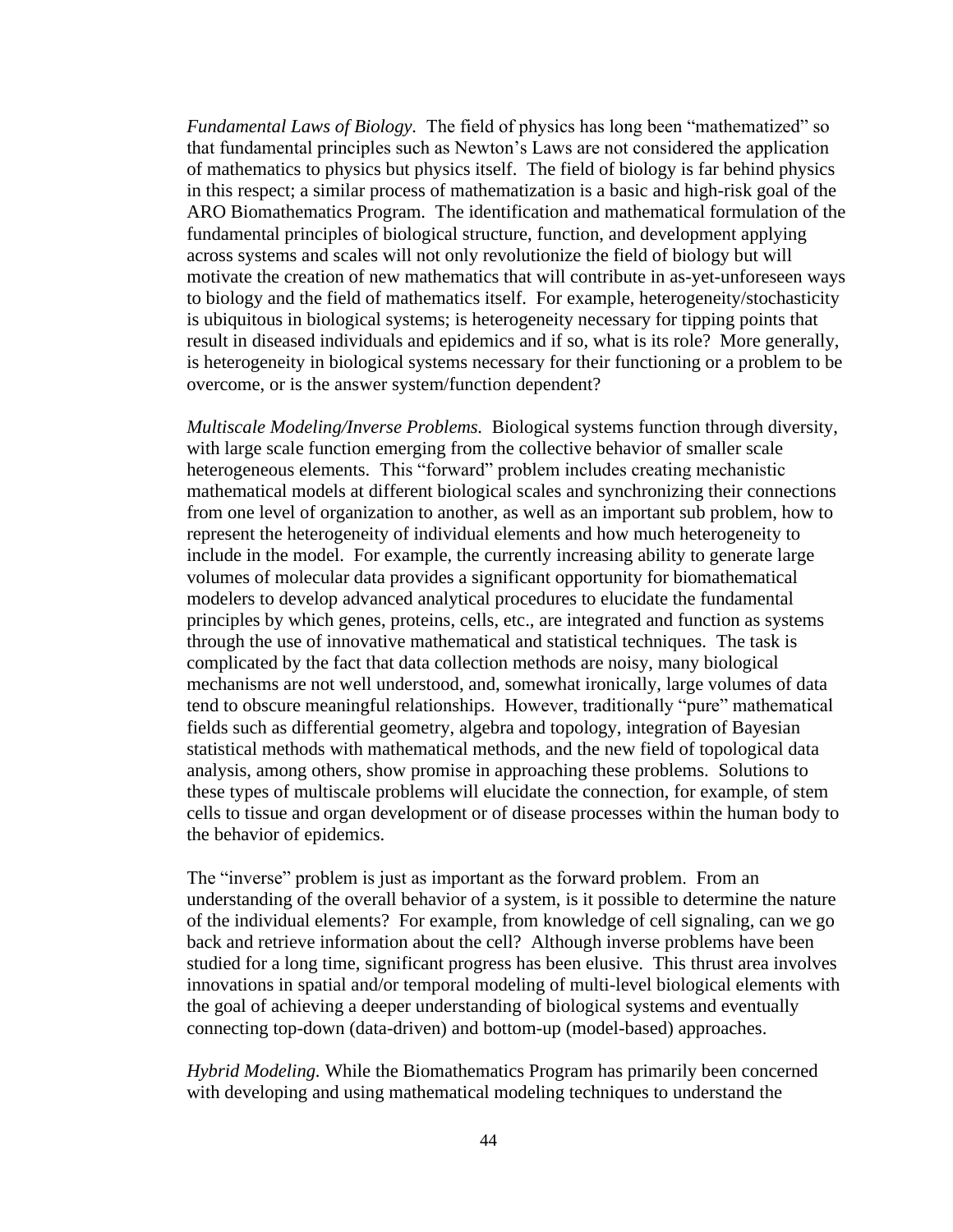*Fundamental Laws of Biology.* The field of physics has long been "mathematized" so that fundamental principles such as Newton's Laws are not considered the application of mathematics to physics but physics itself. The field of biology is far behind physics in this respect; a similar process of mathematization is a basic and high-risk goal of the ARO Biomathematics Program. The identification and mathematical formulation of the fundamental principles of biological structure, function, and development applying across systems and scales will not only revolutionize the field of biology but will motivate the creation of new mathematics that will contribute in as-yet-unforeseen ways to biology and the field of mathematics itself. For example, heterogeneity/stochasticity is ubiquitous in biological systems; is heterogeneity necessary for tipping points that result in diseased individuals and epidemics and if so, what is its role? More generally, is heterogeneity in biological systems necessary for their functioning or a problem to be overcome, or is the answer system/function dependent?

*Multiscale Modeling/Inverse Problems.* Biological systems function through diversity, with large scale function emerging from the collective behavior of smaller scale heterogeneous elements. This "forward" problem includes creating mechanistic mathematical models at different biological scales and synchronizing their connections from one level of organization to another, as well as an important sub problem, how to represent the heterogeneity of individual elements and how much heterogeneity to include in the model. For example, the currently increasing ability to generate large volumes of molecular data provides a significant opportunity for biomathematical modelers to develop advanced analytical procedures to elucidate the fundamental principles by which genes, proteins, cells, etc., are integrated and function as systems through the use of innovative mathematical and statistical techniques. The task is complicated by the fact that data collection methods are noisy, many biological mechanisms are not well understood, and, somewhat ironically, large volumes of data tend to obscure meaningful relationships. However, traditionally "pure" mathematical fields such as differential geometry, algebra and topology, integration of Bayesian statistical methods with mathematical methods, and the new field of topological data analysis, among others, show promise in approaching these problems. Solutions to these types of multiscale problems will elucidate the connection, for example, of stem cells to tissue and organ development or of disease processes within the human body to the behavior of epidemics.

The "inverse" problem is just as important as the forward problem. From an understanding of the overall behavior of a system, is it possible to determine the nature of the individual elements? For example, from knowledge of cell signaling, can we go back and retrieve information about the cell? Although inverse problems have been studied for a long time, significant progress has been elusive. This thrust area involves innovations in spatial and/or temporal modeling of multi-level biological elements with the goal of achieving a deeper understanding of biological systems and eventually connecting top-down (data-driven) and bottom-up (model-based) approaches.

*Hybrid Modeling.* While the Biomathematics Program has primarily been concerned with developing and using mathematical modeling techniques to understand the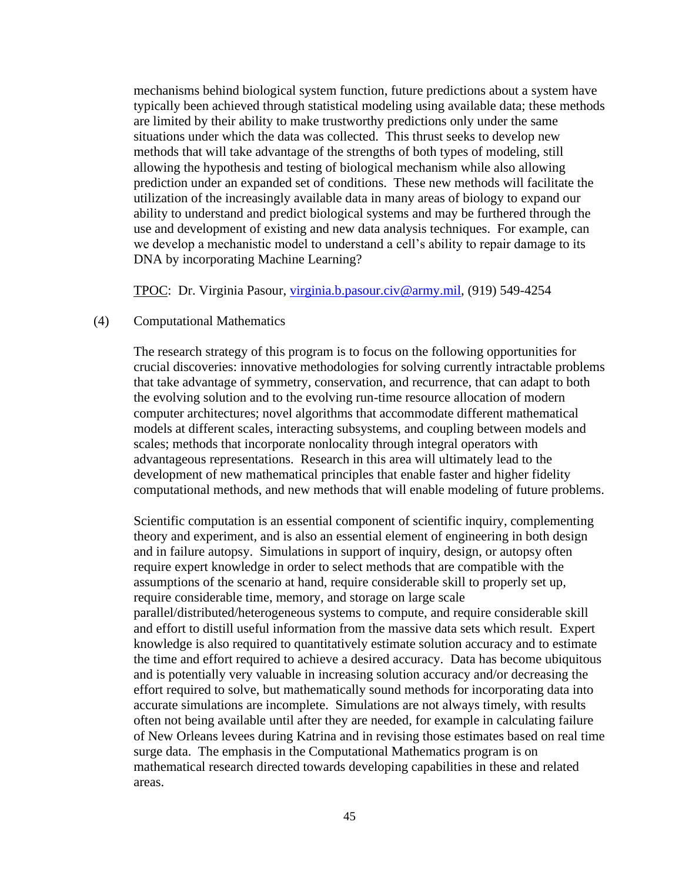mechanisms behind biological system function, future predictions about a system have typically been achieved through statistical modeling using available data; these methods are limited by their ability to make trustworthy predictions only under the same situations under which the data was collected. This thrust seeks to develop new methods that will take advantage of the strengths of both types of modeling, still allowing the hypothesis and testing of biological mechanism while also allowing prediction under an expanded set of conditions. These new methods will facilitate the utilization of the increasingly available data in many areas of biology to expand our ability to understand and predict biological systems and may be furthered through the use and development of existing and new data analysis techniques. For example, can we develop a mechanistic model to understand a cell's ability to repair damage to its DNA by incorporating Machine Learning?

TPOC: Dr. Virginia Pasour, virginia.b.pasour.civ@army.mil, (919) 549-4254

(4) Computational Mathematics

The research strategy of this program is to focus on the following opportunities for crucial discoveries: innovative methodologies for solving currently intractable problems that take advantage of symmetry, conservation, and recurrence, that can adapt to both the evolving solution and to the evolving run-time resource allocation of modern computer architectures; novel algorithms that accommodate different mathematical models at different scales, interacting subsystems, and coupling between models and scales; methods that incorporate nonlocality through integral operators with advantageous representations. Research in this area will ultimately lead to the development of new mathematical principles that enable faster and higher fidelity computational methods, and new methods that will enable modeling of future problems.

Scientific computation is an essential component of scientific inquiry, complementing theory and experiment, and is also an essential element of engineering in both design and in failure autopsy. Simulations in support of inquiry, design, or autopsy often require expert knowledge in order to select methods that are compatible with the assumptions of the scenario at hand, require considerable skill to properly set up, require considerable time, memory, and storage on large scale parallel/distributed/heterogeneous systems to compute, and require considerable skill and effort to distill useful information from the massive data sets which result. Expert knowledge is also required to quantitatively estimate solution accuracy and to estimate the time and effort required to achieve a desired accuracy. Data has become ubiquitous and is potentially very valuable in increasing solution accuracy and/or decreasing the effort required to solve, but mathematically sound methods for incorporating data into accurate simulations are incomplete. Simulations are not always timely, with results often not being available until after they are needed, for example in calculating failure of New Orleans levees during Katrina and in revising those estimates based on real time surge data. The emphasis in the Computational Mathematics program is on mathematical research directed towards developing capabilities in these and related areas.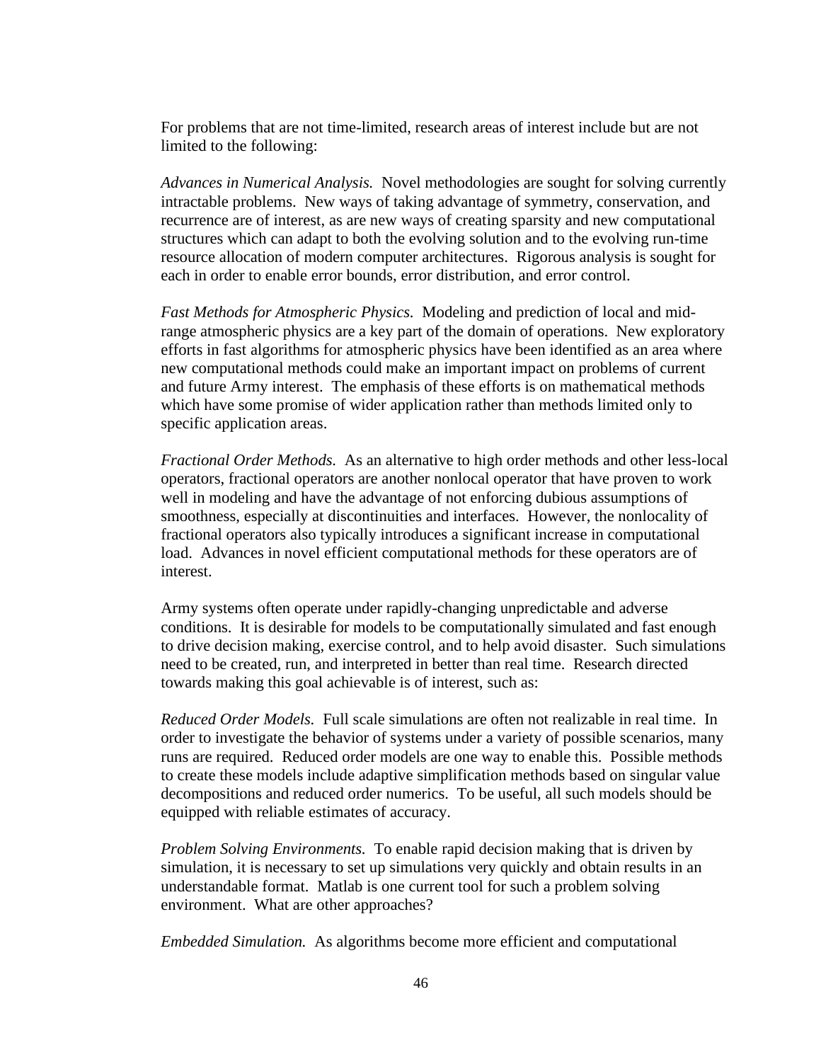For problems that are not time-limited, research areas of interest include but are not limited to the following:

*Advances in Numerical Analysis.* Novel methodologies are sought for solving currently intractable problems. New ways of taking advantage of symmetry, conservation, and recurrence are of interest, as are new ways of creating sparsity and new computational structures which can adapt to both the evolving solution and to the evolving run-time resource allocation of modern computer architectures. Rigorous analysis is sought for each in order to enable error bounds, error distribution, and error control.

*Fast Methods for Atmospheric Physics.* Modeling and prediction of local and mid-range atmospheric physics are a key part of the domain of operations. New exploratory efforts in fast algorithms for atmospheric physics have been identified as an area where new computational methods could make an important impact on problems of current and future Army interest. The emphasis of these efforts is on mathematical methods which have some promise of wider application rather than methods limited only to specific application areas.

*Fractional Order Methods.* As an alternative to high order methods and other less-local operators, fractional operators are another nonlocal operator that have proven to work well in modeling and have the advantage of not enforcing dubious assumptions of smoothness, especially at discontinuities and interfaces. However, the nonlocality of fractional operators also typically introduces a significant increase in computational load. Advances in novel efficient computational methods for these operators are of interest.

Army systems often operate under rapidly-changing unpredictable and adverse conditions. It is desirable for models to be computationally simulated and fast enough to drive decision making, exercise control, and to help avoid disaster. Such simulations need to be created, run, and interpreted in better than real time. Research directed towards making this goal achievable is of interest, such as:

*Reduced Order Models.* Full scale simulations are often not realizable in real time. In order to investigate the behavior of systems under a variety of possible scenarios, many runs are required. Reduced order models are one way to enable this. Possible methods to create these models include adaptive simplification methods based on singular value decompositions and reduced order numerics. To be useful, all such models should be equipped with reliable estimates of accuracy.

*Problem Solving Environments.* To enable rapid decision making that is driven by simulation, it is necessary to set up simulations very quickly and obtain results in an understandable format. Matlab is one current tool for such a problem solving environment. What are other approaches?

*Embedded Simulation.* As algorithms become more efficient and computational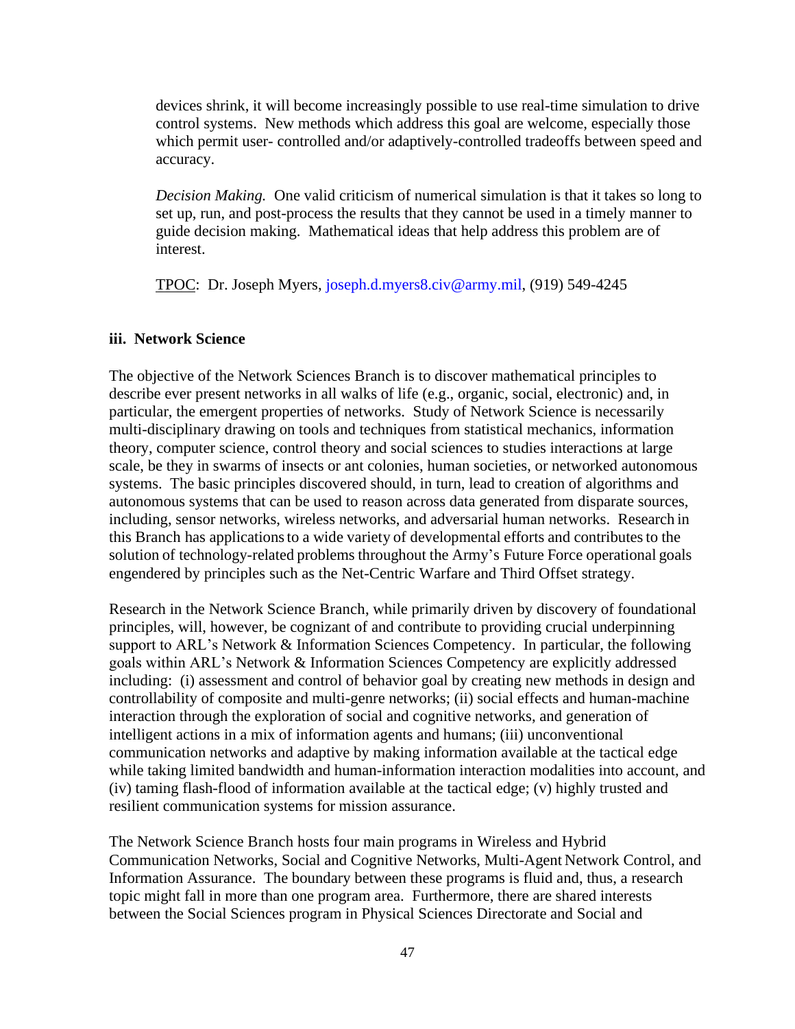devices shrink, it will become increasingly possible to use real-time simulation to drive control systems. New methods which address this goal are welcome, especially those which permit user- controlled and/or adaptively-controlled tradeoffs between speed and accuracy.

*Decision Making.* One valid criticism of numerical simulation is that it takes so long to set up, run, and post-process the results that they cannot be used in a timely manner to guide decision making. Mathematical ideas that help address this problem are of interest.

TPOC: Dr. Joseph Myers, joseph.d.myers8.civ@army.mil, (919) 549-4245

### iii. Network Science

The objective of the Network Sciences Branch is to discover mathematical principles to describe ever present networks in all walks of life (e.g., organic, social, electronic) and, in particular, the emergent properties of networks. Study of Network Science is necessarily multi-disciplinary drawing on tools and techniques from statistical mechanics, information theory, computer science, control theory and social sciences to studies interactions at large scale, be they in swarms of insects or ant colonies, human societies, or networked autonomous systems. The basic principles discovered should, in turn, lead to creation of algorithms and autonomous systems that can be used to reason across data generated from disparate sources, including, sensor networks, wireless networks, and adversarial human networks. Research in this Branch has applications to a wide variety of developmental efforts and contributes to the solution of technology-related problems throughout the Army's Future Force operational goals engendered by principles such as the Net-Centric Warfare and Third Offset strategy.

Research in the Network Science Branch, while primarily driven by discovery of foundational principles, will, however, be cognizant of and contribute to providing crucial underpinning support to ARL's Network & Information Sciences Competency. In particular, the following goals within ARL's Network & Information Sciences Competency are explicitly addressed including: (i) assessment and control of behavior goal by creating new methods in design and controllability of composite and multi-genre networks; (ii) social effects and human-machine interaction through the exploration of social and cognitive networks, and generation of intelligent actions in a mix of information agents and humans; (iii) unconventional communication networks and adaptive by making information available at the tactical edge while taking limited bandwidth and human-information interaction modalities into account, and (iv) taming flash-flood of information available at the tactical edge; (v) highly trusted and resilient communication systems for mission assurance.

The Network Science Branch hosts four main programs in Wireless and Hybrid Communication Networks, Social and Cognitive Networks, Multi-Agent Network Control, and Information Assurance. The boundary between these programs is fluid and, thus, a research topic might fall in more than one program area. Furthermore, there are shared interests between the Social Sciences program in Physical Sciences Directorate and Social and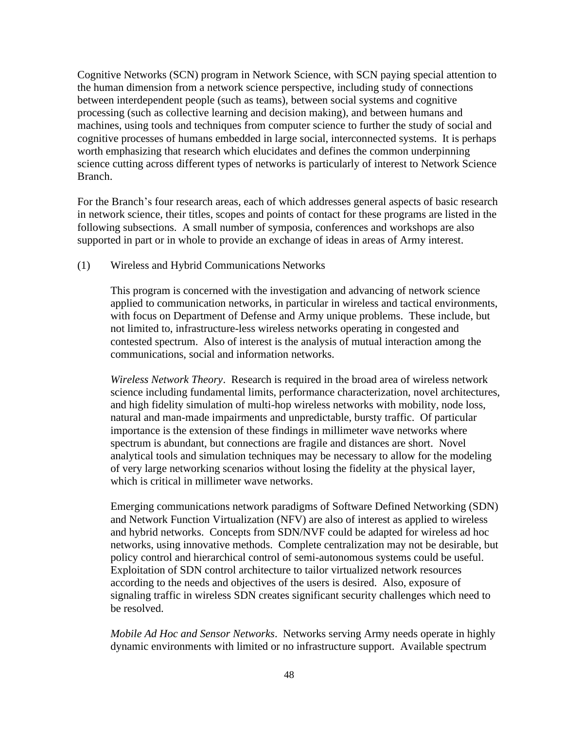Cognitive Networks (SCN) program in Network Science, with SCN paying special attention to the human dimension from a network science perspective, including study of connections between interdependent people (such as teams), between social systems and cognitive processing (such as collective learning and decision making), and between humans and machines, using tools and techniques from computer science to further the study of social and cognitive processes of humans embedded in large social, interconnected systems. It is perhaps worth emphasizing that research which elucidates and defines the common underpinning science cutting across different types of networks is particularly of interest to Network Science Branch.

For the Branch's four research areas, each of which addresses general aspects of basic research in network science, their titles, scopes and points of contact for these programs are listed in the following subsections. A small number of symposia, conferences and workshops are also supported in part or in whole to provide an exchange of ideas in areas of Army interest.

(1) Wireless and Hybrid Communications Networks

This program is concerned with the investigation and advancing of network science applied to communication networks, in particular in wireless and tactical environments, with focus on Department of Defense and Army unique problems. These include, but not limited to, infrastructure-less wireless networks operating in congested and contested spectrum. Also of interest is the analysis of mutual interaction among the communications, social and information networks.

*Wireless Network Theory*. Research is required in the broad area of wireless network science including fundamental limits, performance characterization, novel architectures, and high fidelity simulation of multi-hop wireless networks with mobility, node loss, natural and man-made impairments and unpredictable, bursty traffic. Of particular importance is the extension of these findings in millimeter wave networks where spectrum is abundant, but connections are fragile and distances are short. Novel analytical tools and simulation techniques may be necessary to allow for the modeling of very large networking scenarios without losing the fidelity at the physical layer, which is critical in millimeter wave networks.

Emerging communications network paradigms of Software Defined Networking (SDN) and Network Function Virtualization (NFV) are also of interest as applied to wireless and hybrid networks. Concepts from SDN/NVF could be adapted for wireless ad hoc networks, using innovative methods. Complete centralization may not be desirable, but policy control and hierarchical control of semi-autonomous systems could be useful. Exploitation of SDN control architecture to tailor virtualized network resources according to the needs and objectives of the users is desired. Also, exposure of signaling traffic in wireless SDN creates significant security challenges which need to be resolved.

*Mobile Ad Hoc and Sensor Networks*. Networks serving Army needs operate in highly dynamic environments with limited or no infrastructure support. Available spectrum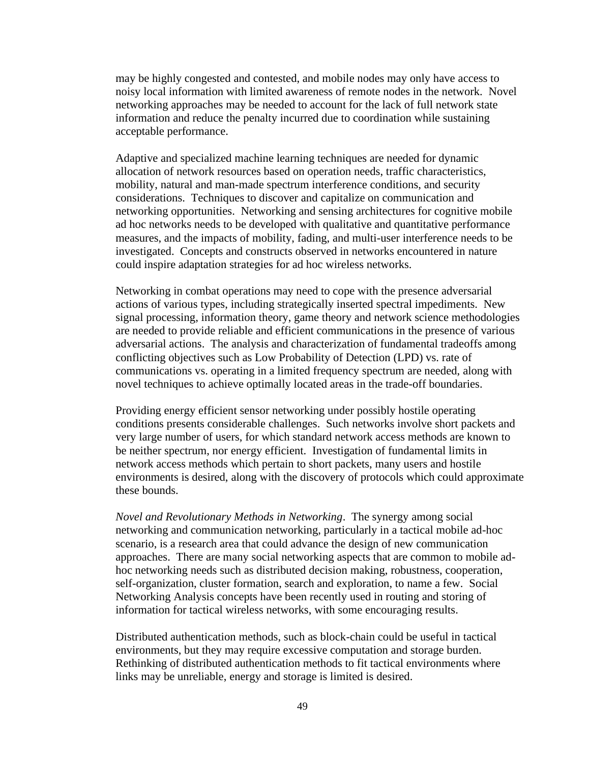may be highly congested and contested, and mobile nodes may only have access to noisy local information with limited awareness of remote nodes in the network. Novel networking approaches may be needed to account for the lack of full network state information and reduce the penalty incurred due to coordination while sustaining acceptable performance.

Adaptive and specialized machine learning techniques are needed for dynamic allocation of network resources based on operation needs, traffic characteristics, mobility, natural and man-made spectrum interference conditions, and security considerations. Techniques to discover and capitalize on communication and networking opportunities. Networking and sensing architectures for cognitive mobile ad hoc networks needs to be developed with qualitative and quantitative performance measures, and the impacts of mobility, fading, and multi-user interference needs to be investigated. Concepts and constructs observed in networks encountered in nature could inspire adaptation strategies for ad hoc wireless networks.

Networking in combat operations may need to cope with the presence adversarial actions of various types, including strategically inserted spectral impediments. New signal processing, information theory, game theory and network science methodologies are needed to provide reliable and efficient communications in the presence of various adversarial actions. The analysis and characterization of fundamental tradeoffs among conflicting objectives such as Low Probability of Detection (LPD) vs. rate of communications vs. operating in a limited frequency spectrum are needed, along with novel techniques to achieve optimally located areas in the trade-off boundaries.

Providing energy efficient sensor networking under possibly hostile operating conditions presents considerable challenges. Such networks involve short packets and very large number of users, for which standard network access methods are known to be neither spectrum, nor energy efficient. Investigation of fundamental limits in network access methods which pertain to short packets, many users and hostile environments is desired, along with the discovery of protocols which could approximate these bounds.

*Novel and Revolutionary Methods in Networking*. The synergy among social networking and communication networking, particularly in a tactical mobile ad-hoc scenario, is a research area that could advance the design of new communication approaches. There are many social networking aspects that are common to mobile ad-hoc networking needs such as distributed decision making, robustness, cooperation, self-organization, cluster formation, search and exploration, to name a few. Social Networking Analysis concepts have been recently used in routing and storing of information for tactical wireless networks, with some encouraging results.

Distributed authentication methods, such as block-chain could be useful in tactical environments, but they may require excessive computation and storage burden. Rethinking of distributed authentication methods to fit tactical environments where links may be unreliable, energy and storage is limited is desired.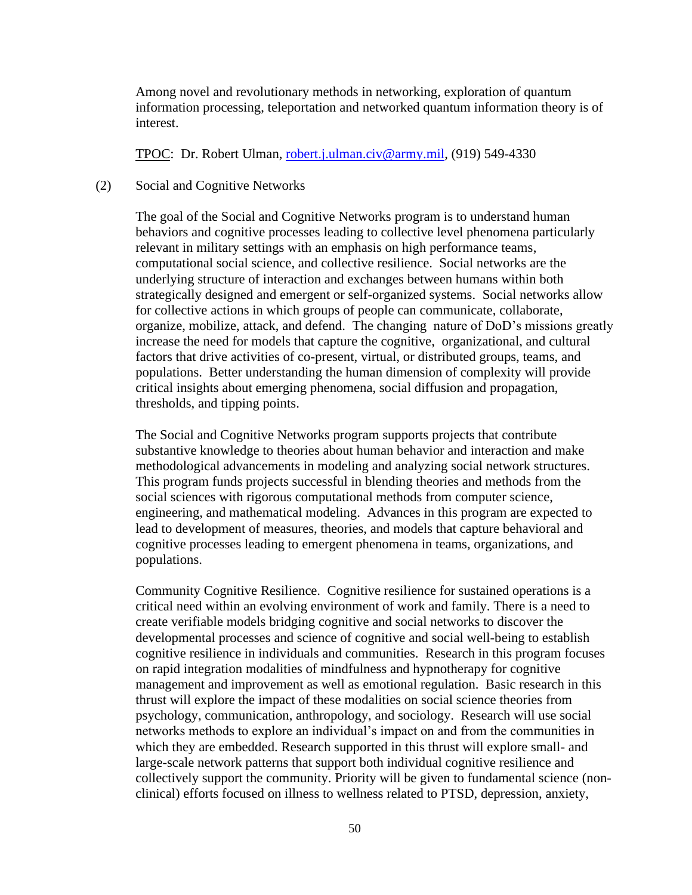Among novel and revolutionary methods in networking, exploration of quantum information processing, teleportation and networked quantum information theory is of interest.

TPOC: Dr. Robert Ulman, robert.j.ulman.civ@army.mil, (919) 549-4330

(2) Social and Cognitive Networks

The goal of the Social and Cognitive Networks program is to understand human behaviors and cognitive processes leading to collective level phenomena particularly relevant in military settings with an emphasis on high performance teams, computational social science, and collective resilience. Social networks are the underlying structure of interaction and exchanges between humans within both strategically designed and emergent or self-organized systems. Social networks allow for collective actions in which groups of people can communicate, collaborate, organize, mobilize, attack, and defend. The changing nature of DoD's missions greatly increase the need for models that capture the cognitive, organizational, and cultural factors that drive activities of co-present, virtual, or distributed groups, teams, and populations. Better understanding the human dimension of complexity will provide critical insights about emerging phenomena, social diffusion and propagation, thresholds, and tipping points.

The Social and Cognitive Networks program supports projects that contribute substantive knowledge to theories about human behavior and interaction and make methodological advancements in modeling and analyzing social network structures. This program funds projects successful in blending theories and methods from the social sciences with rigorous computational methods from computer science, engineering, and mathematical modeling. Advances in this program are expected to lead to development of measures, theories, and models that capture behavioral and cognitive processes leading to emergent phenomena in teams, organizations, and populations.

Community Cognitive Resilience. Cognitive resilience for sustained operations is a critical need within an evolving environment of work and family. There is a need to create verifiable models bridging cognitive and social networks to discover the developmental processes and science of cognitive and social well-being to establish cognitive resilience in individuals and communities. Research in this program focuses on rapid integration modalities of mindfulness and hypnotherapy for cognitive management and improvement as well as emotional regulation. Basic research in this thrust will explore the impact of these modalities on social science theories from psychology, communication, anthropology, and sociology. Research will use social networks methods to explore an individual's impact on and from the communities in which they are embedded. Research supported in this thrust will explore small- and large-scale network patterns that support both individual cognitive resilience and collectively support the community. Priority will be given to fundamental science (non-clinical) efforts focused on illness to wellness related to PTSD, depression, anxiety,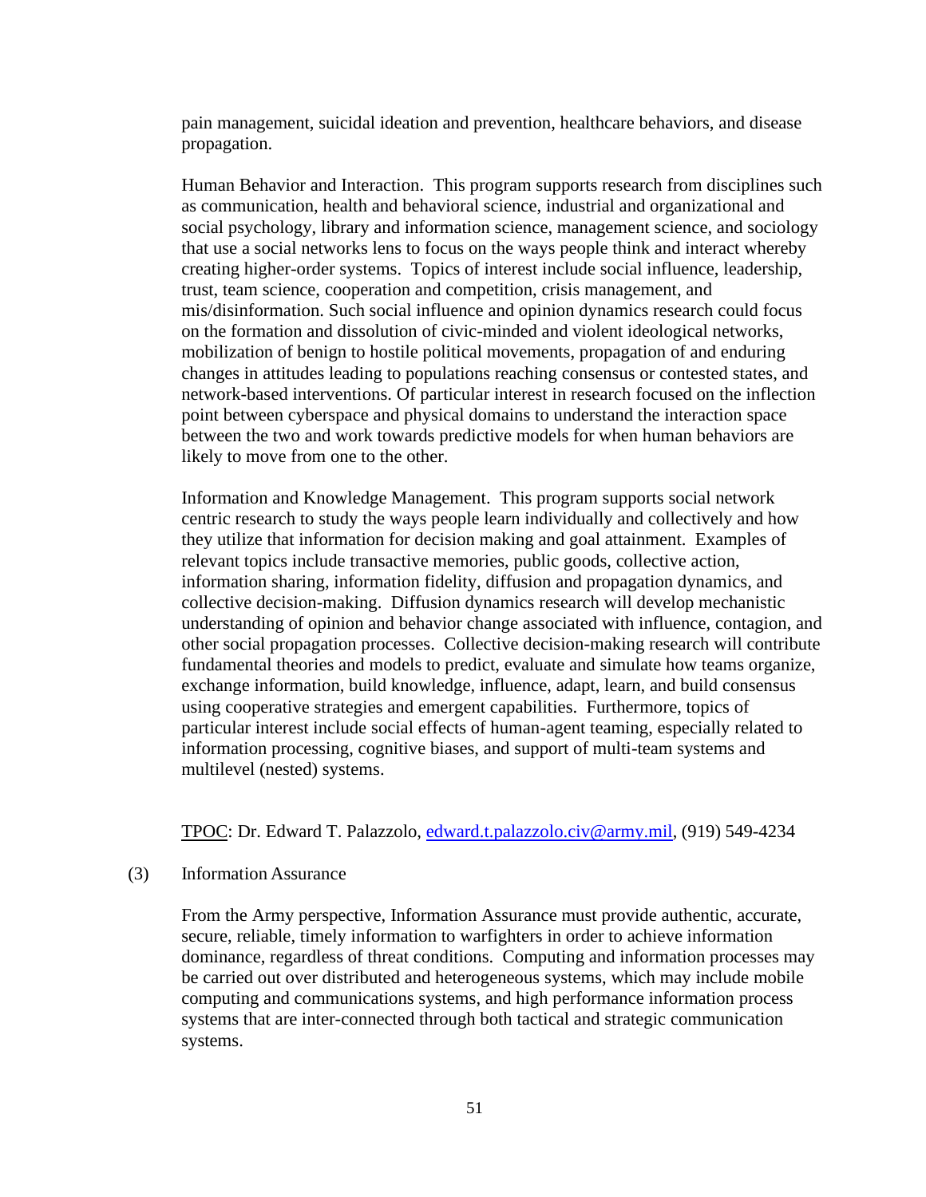pain management, suicidal ideation and prevention, healthcare behaviors, and disease propagation.

Human Behavior and Interaction. This program supports research from disciplines such as communication, health and behavioral science, industrial and organizational and social psychology, library and information science, management science, and sociology that use a social networks lens to focus on the ways people think and interact whereby creating higher-order systems. Topics of interest include social influence, leadership, trust, team science, cooperation and competition, crisis management, and mis/disinformation. Such social influence and opinion dynamics research could focus on the formation and dissolution of civic-minded and violent ideological networks, mobilization of benign to hostile political movements, propagation of and enduring changes in attitudes leading to populations reaching consensus or contested states, and network-based interventions. Of particular interest in research focused on the inflection point between cyberspace and physical domains to understand the interaction space between the two and work towards predictive models for when human behaviors are likely to move from one to the other.

Information and Knowledge Management. This program supports social network centric research to study the ways people learn individually and collectively and how they utilize that information for decision making and goal attainment. Examples of relevant topics include transactive memories, public goods, collective action, information sharing, information fidelity, diffusion and propagation dynamics, and collective decision-making. Diffusion dynamics research will develop mechanistic understanding of opinion and behavior change associated with influence, contagion, and other social propagation processes. Collective decision-making research will contribute fundamental theories and models to predict, evaluate and simulate how teams organize, exchange information, build knowledge, influence, adapt, learn, and build consensus using cooperative strategies and emergent capabilities. Furthermore, topics of particular interest include social effects of human-agent teaming, especially related to information processing, cognitive biases, and support of multi-team systems and multilevel (nested) systems.

TPOC: Dr. Edward T. Palazzolo, edward.t.palazzolo.civ@army.mil, (919) 549-4234

(3) Information Assurance

From the Army perspective, Information Assurance must provide authentic, accurate, secure, reliable, timely information to warfighters in order to achieve information dominance, regardless of threat conditions. Computing and information processes may be carried out over distributed and heterogeneous systems, which may include mobile computing and communications systems, and high performance information process systems that are inter-connected through both tactical and strategic communication systems.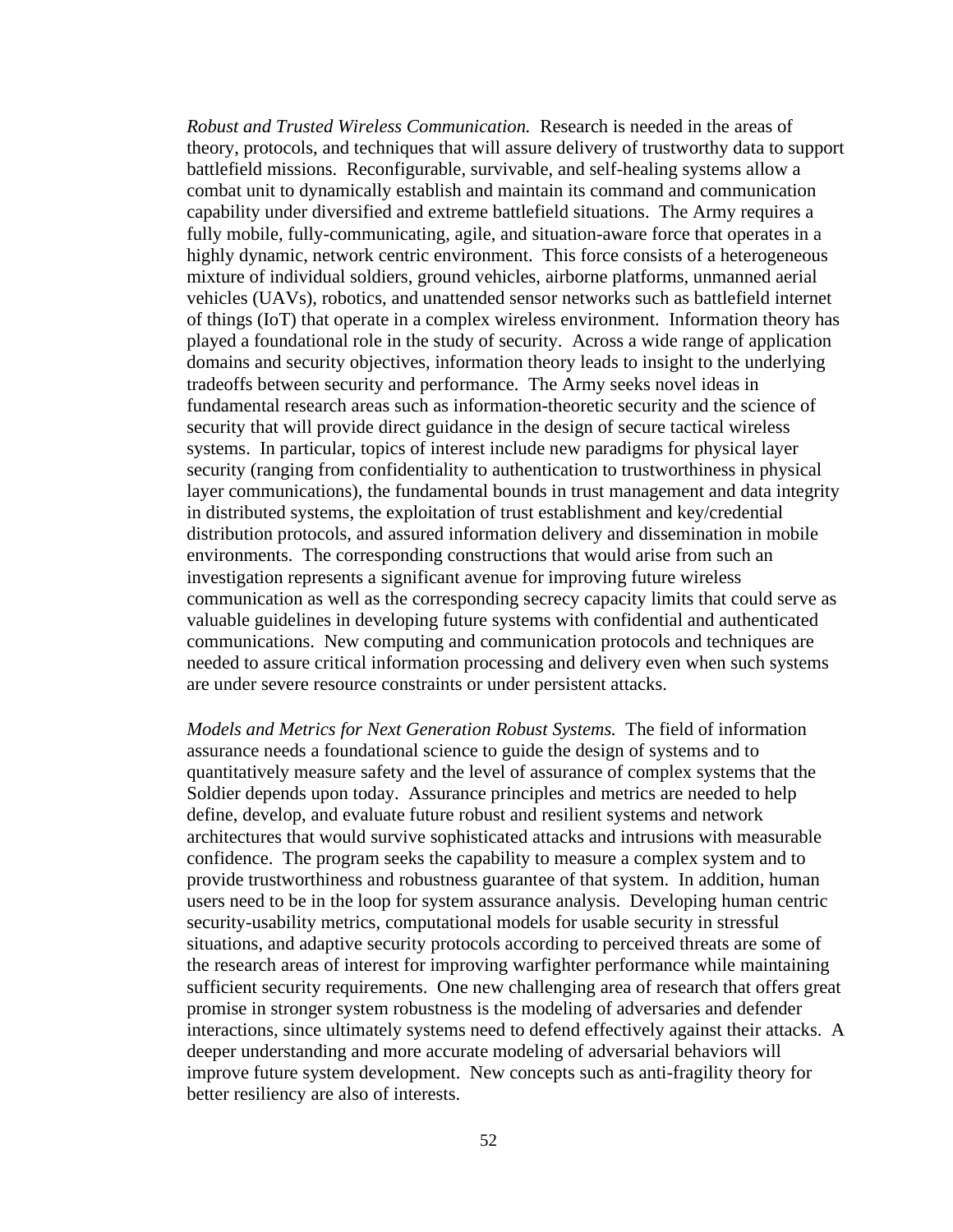*Robust and Trusted Wireless Communication.* Research is needed in the areas of theory, protocols, and techniques that will assure delivery of trustworthy data to support battlefield missions. Reconfigurable, survivable, and self-healing systems allow a combat unit to dynamically establish and maintain its command and communication capability under diversified and extreme battlefield situations. The Army requires a fully mobile, fully-communicating, agile, and situation-aware force that operates in a highly dynamic, network centric environment. This force consists of a heterogeneous mixture of individual soldiers, ground vehicles, airborne platforms, unmanned aerial vehicles (UAVs), robotics, and unattended sensor networks such as battlefield internet of things (IoT) that operate in a complex wireless environment. Information theory has played a foundational role in the study of security. Across a wide range of application domains and security objectives, information theory leads to insight to the underlying tradeoffs between security and performance. The Army seeks novel ideas in fundamental research areas such as information-theoretic security and the science of security that will provide direct guidance in the design of secure tactical wireless systems. In particular, topics of interest include new paradigms for physical layer security (ranging from confidentiality to authentication to trustworthiness in physical layer communications), the fundamental bounds in trust management and data integrity in distributed systems, the exploitation of trust establishment and key/credential distribution protocols, and assured information delivery and dissemination in mobile environments. The corresponding constructions that would arise from such an investigation represents a significant avenue for improving future wireless communication as well as the corresponding secrecy capacity limits that could serve as valuable guidelines in developing future systems with confidential and authenticated communications. New computing and communication protocols and techniques are needed to assure critical information processing and delivery even when such systems are under severe resource constraints or under persistent attacks.

*Models and Metrics for Next Generation Robust Systems.* The field of information assurance needs a foundational science to guide the design of systems and to quantitatively measure safety and the level of assurance of complex systems that the Soldier depends upon today. Assurance principles and metrics are needed to help define, develop, and evaluate future robust and resilient systems and network architectures that would survive sophisticated attacks and intrusions with measurable confidence. The program seeks the capability to measure a complex system and to provide trustworthiness and robustness guarantee of that system. In addition, human users need to be in the loop for system assurance analysis. Developing human centric security-usability metrics, computational models for usable security in stressful situations, and adaptive security protocols according to perceived threats are some of the research areas of interest for improving warfighter performance while maintaining sufficient security requirements. One new challenging area of research that offers great promise in stronger system robustness is the modeling of adversaries and defender interactions, since ultimately systems need to defend effectively against their attacks. A deeper understanding and more accurate modeling of adversarial behaviors will improve future system development. New concepts such as anti-fragility theory for better resiliency are also of interests.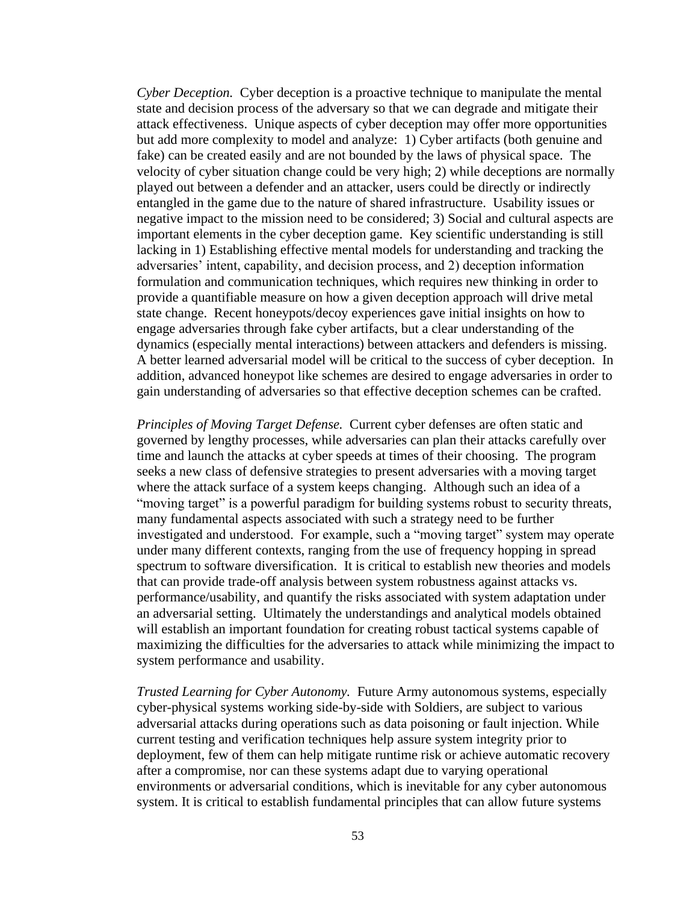*Cyber Deception.* Cyber deception is a proactive technique to manipulate the mental state and decision process of the adversary so that we can degrade and mitigate their attack effectiveness. Unique aspects of cyber deception may offer more opportunities but add more complexity to model and analyze: 1) Cyber artifacts (both genuine and fake) can be created easily and are not bounded by the laws of physical space. The velocity of cyber situation change could be very high; 2) while deceptions are normally played out between a defender and an attacker, users could be directly or indirectly entangled in the game due to the nature of shared infrastructure. Usability issues or negative impact to the mission need to be considered; 3) Social and cultural aspects are important elements in the cyber deception game. Key scientific understanding is still lacking in 1) Establishing effective mental models for understanding and tracking the adversaries' intent, capability, and decision process, and 2) deception information formulation and communication techniques, which requires new thinking in order to provide a quantifiable measure on how a given deception approach will drive metal state change. Recent honeypots/decoy experiences gave initial insights on how to engage adversaries through fake cyber artifacts, but a clear understanding of the dynamics (especially mental interactions) between attackers and defenders is missing. A better learned adversarial model will be critical to the success of cyber deception. In addition, advanced honeypot like schemes are desired to engage adversaries in order to gain understanding of adversaries so that effective deception schemes can be crafted.

*Principles of Moving Target Defense.* Current cyber defenses are often static and governed by lengthy processes, while adversaries can plan their attacks carefully over time and launch the attacks at cyber speeds at times of their choosing. The program seeks a new class of defensive strategies to present adversaries with a moving target where the attack surface of a system keeps changing. Although such an idea of a "moving target" is a powerful paradigm for building systems robust to security threats, many fundamental aspects associated with such a strategy need to be further investigated and understood. For example, such a "moving target" system may operate under many different contexts, ranging from the use of frequency hopping in spread spectrum to software diversification. It is critical to establish new theories and models that can provide trade-off analysis between system robustness against attacks vs. performance/usability, and quantify the risks associated with system adaptation under an adversarial setting. Ultimately the understandings and analytical models obtained will establish an important foundation for creating robust tactical systems capable of maximizing the difficulties for the adversaries to attack while minimizing the impact to system performance and usability.

*Trusted Learning for Cyber Autonomy.* Future Army autonomous systems, especially cyber-physical systems working side-by-side with Soldiers, are subject to various adversarial attacks during operations such as data poisoning or fault injection. While current testing and verification techniques help assure system integrity prior to deployment, few of them can help mitigate runtime risk or achieve automatic recovery after a compromise, nor can these systems adapt due to varying operational environments or adversarial conditions, which is inevitable for any cyber autonomous system. It is critical to establish fundamental principles that can allow future systems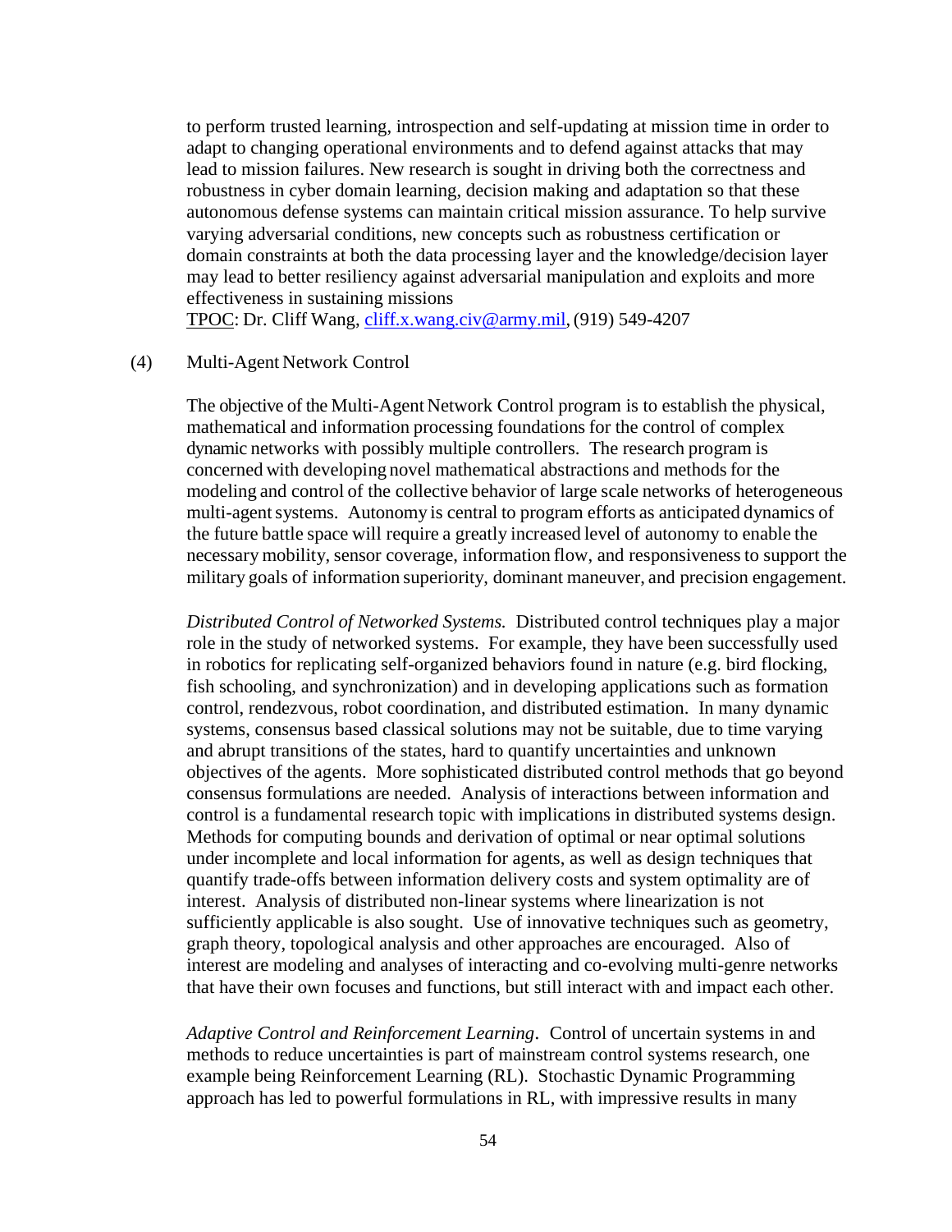to perform trusted learning, introspection and self-updating at mission time in order to adapt to changing operational environments and to defend against attacks that may lead to mission failures. New research is sought in driving both the correctness and robustness in cyber domain learning, decision making and adaptation so that these autonomous defense systems can maintain critical mission assurance. To help survive varying adversarial conditions, new concepts such as robustness certification or domain constraints at both the data processing layer and the knowledge/decision layer may lead to better resiliency against adversarial manipulation and exploits and more effectiveness in sustaining missions

TPOC: Dr. Cliff Wang, cliff.x.wang.civ@army.mil, (919) 549-4207

(4) Multi-Agent Network Control

The objective of the Multi-Agent Network Control program is to establish the physical, mathematical and information processing foundations for the control of complex dynamic networks with possibly multiple controllers. The research program is concerned with developing novel mathematical abstractions and methods for the modeling and control of the collective behavior of large scale networks of heterogeneous multi-agent systems. Autonomy is central to program efforts as anticipated dynamics of the future battle space will require a greatly increased level of autonomy to enable the necessary mobility, sensor coverage, information flow, and responsiveness to support the military goals of information superiority, dominant maneuver, and precision engagement.

*Distributed Control of Networked Systems.* Distributed control techniques play a major role in the study of networked systems. For example, they have been successfully used in robotics for replicating self-organized behaviors found in nature (e.g. bird flocking, fish schooling, and synchronization) and in developing applications such as formation control, rendezvous, robot coordination, and distributed estimation. In many dynamic systems, consensus based classical solutions may not be suitable, due to time varying and abrupt transitions of the states, hard to quantify uncertainties and unknown objectives of the agents. More sophisticated distributed control methods that go beyond consensus formulations are needed. Analysis of interactions between information and control is a fundamental research topic with implications in distributed systems design. Methods for computing bounds and derivation of optimal or near optimal solutions under incomplete and local information for agents, as well as design techniques that quantify trade-offs between information delivery costs and system optimality are of interest. Analysis of distributed non-linear systems where linearization is not sufficiently applicable is also sought. Use of innovative techniques such as geometry, graph theory, topological analysis and other approaches are encouraged. Also of interest are modeling and analyses of interacting and co-evolving multi-genre networks that have their own focuses and functions, but still interact with and impact each other.

*Adaptive Control and Reinforcement Learning*. Control of uncertain systems in and methods to reduce uncertainties is part of mainstream control systems research, one example being Reinforcement Learning (RL). Stochastic Dynamic Programming approach has led to powerful formulations in RL, with impressive results in many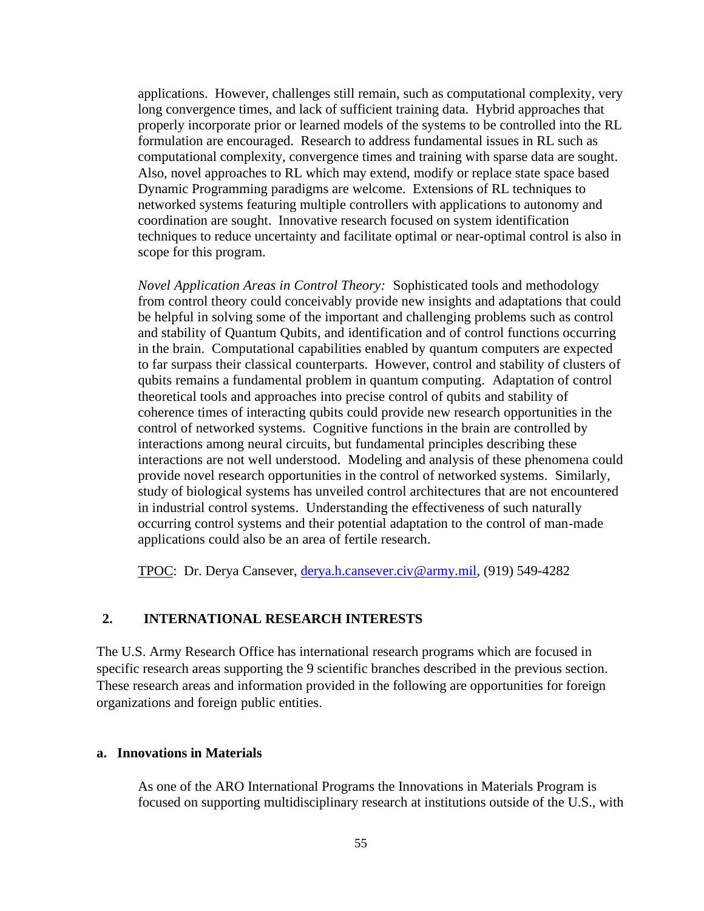applications. However, challenges still remain, such as computational complexity, very long convergence times, and lack of sufficient training data. Hybrid approaches that properly incorporate prior or learned models of the systems to be controlled into the RL formulation are encouraged. Research to address fundamental issues in RL such as computational complexity, convergence times and training with sparse data are sought. Also, novel approaches to RL which may extend, modify or replace state space based Dynamic Programming paradigms are welcome. Extensions of RL techniques to networked systems featuring multiple controllers with applications to autonomy and coordination are sought. Innovative research focused on system identification techniques to reduce uncertainty and facilitate optimal or near-optimal control is also in scope for this program.

*Novel Application Areas in Control Theory:* Sophisticated tools and methodology from control theory could conceivably provide new insights and adaptations that could be helpful in solving some of the important and challenging problems such as control and stability of Quantum Qubits, and identification and of control functions occurring in the brain. Computational capabilities enabled by quantum computers are expected to far surpass their classical counterparts. However, control and stability of clusters of qubits remains a fundamental problem in quantum computing. Adaptation of control theoretical tools and approaches into precise control of qubits and stability of coherence times of interacting qubits could provide new research opportunities in the control of networked systems. Cognitive functions in the brain are controlled by interactions among neural circuits, but fundamental principles describing these interactions are not well understood. Modeling and analysis of these phenomena could provide novel research opportunities in the control of networked systems. Similarly, study of biological systems has unveiled control architectures that are not encountered in industrial control systems. Understanding the effectiveness of such naturally occurring control systems and their potential adaptation to the control of man-made applications could also be an area of fertile research.

TPOC: Dr. Derya Cansever, derya.h.cansever.civ@army.mil, (919) 549-4282

## 2. INTERNATIONAL RESEARCH INTERESTS

The U.S. Army Research Office has international research programs which are focused in specific research areas supporting the 9 scientific branches described in the previous section. These research areas and information provided in the following are opportunities for foreign organizations and foreign public entities.

### a. Innovations in Materials

As one of the ARO International Programs the Innovations in Materials Program is focused on supporting multidisciplinary research at institutions outside of the U.S., with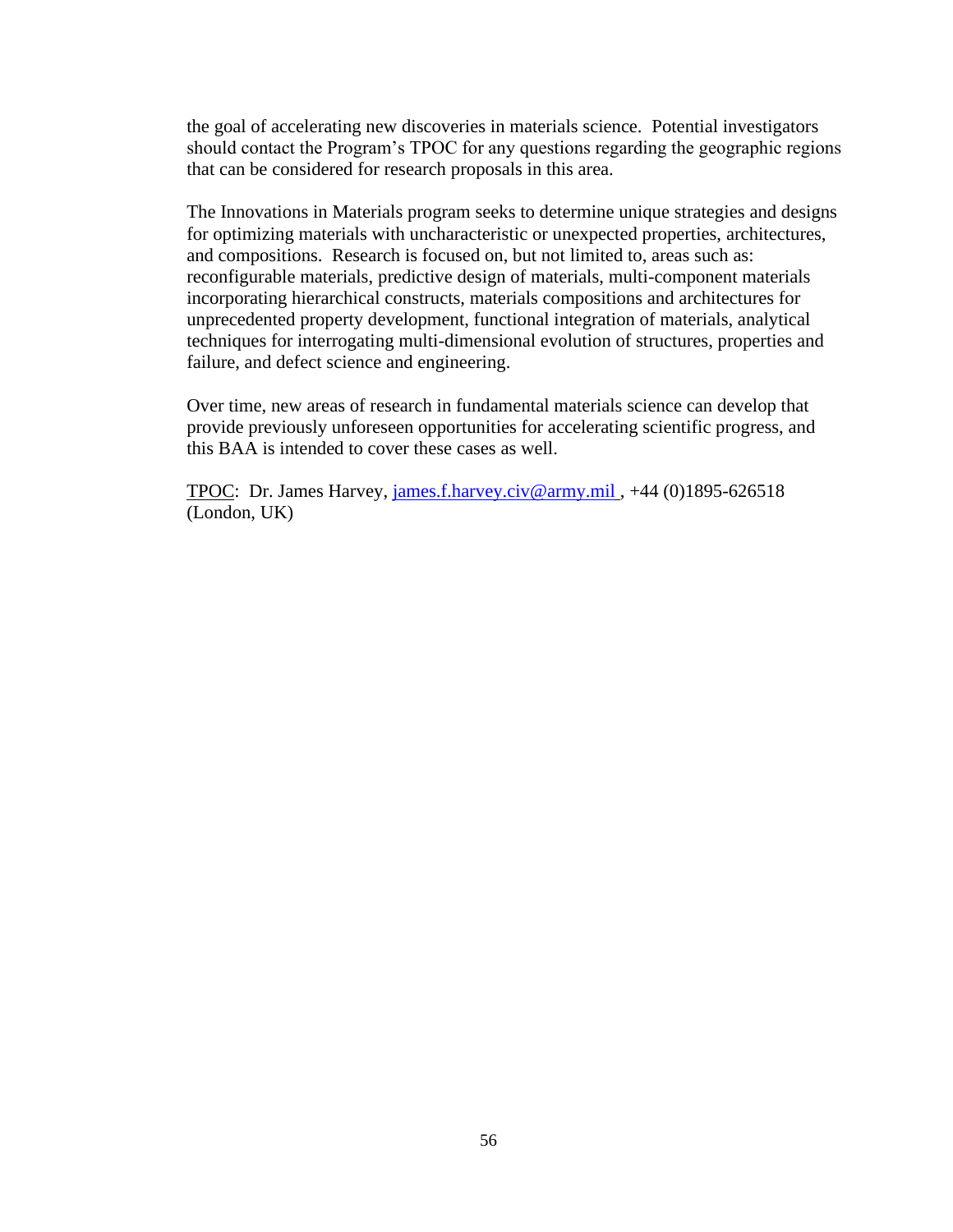the goal of accelerating new discoveries in materials science. Potential investigators should contact the Program's TPOC for any questions regarding the geographic regions that can be considered for research proposals in this area.

The Innovations in Materials program seeks to determine unique strategies and designs for optimizing materials with uncharacteristic or unexpected properties, architectures, and compositions. Research is focused on, but not limited to, areas such as: reconfigurable materials, predictive design of materials, multi-component materials incorporating hierarchical constructs, materials compositions and architectures for unprecedented property development, functional integration of materials, analytical techniques for interrogating multi-dimensional evolution of structures, properties and failure, and defect science and engineering.

Over time, new areas of research in fundamental materials science can develop that provide previously unforeseen opportunities for accelerating scientific progress, and this BAA is intended to cover these cases as well.

TPOC: Dr. James Harvey, james.f.harvey.civ@army.mil , +44 (0)1895-626518 (London, UK)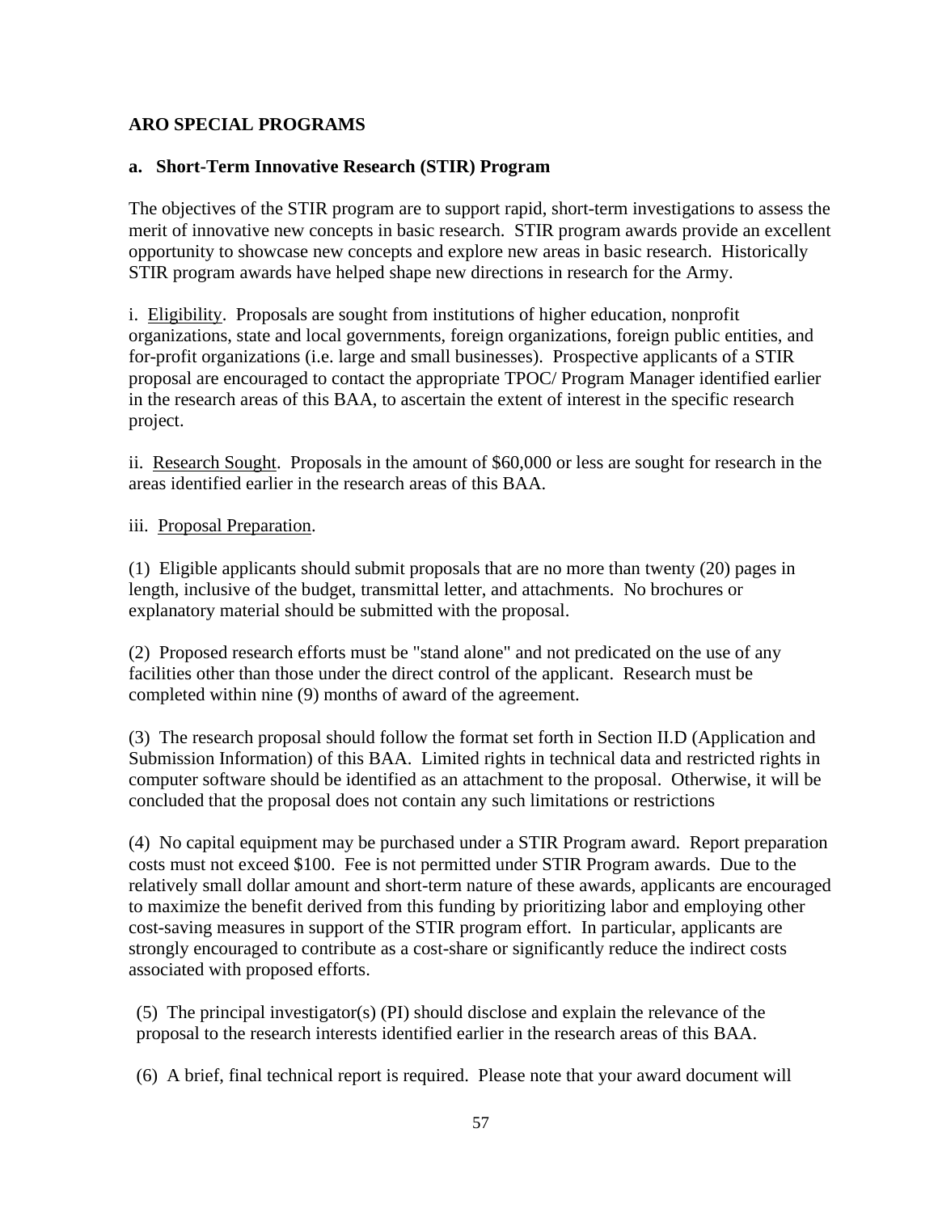**ARO SPECIAL PROGRAMS**

**a. Short-Term Innovative Research (STIR) Program**

The objectives of the STIR program are to support rapid, short-term investigations to assess the merit of innovative new concepts in basic research. STIR program awards provide an excellent opportunity to showcase new concepts and explore new areas in basic research. Historically STIR program awards have helped shape new directions in research for the Army.

i. Eligibility. Proposals are sought from institutions of higher education, nonprofit organizations, state and local governments, foreign organizations, foreign public entities, and for-profit organizations (i.e. large and small businesses). Prospective applicants of a STIR proposal are encouraged to contact the appropriate TPOC/ Program Manager identified earlier in the research areas of this BAA, to ascertain the extent of interest in the specific research project.

ii. Research Sought. Proposals in the amount of $60,000 or less are sought for research in the areas identified earlier in the research areas of this BAA.

iii. Proposal Preparation.

(1) Eligible applicants should submit proposals that are no more than twenty (20) pages in length, inclusive of the budget, transmittal letter, and attachments. No brochures or explanatory material should be submitted with the proposal.

(2) Proposed research efforts must be "stand alone" and not predicated on the use of any facilities other than those under the direct control of the applicant. Research must be completed within nine (9) months of award of the agreement.

(3) The research proposal should follow the format set forth in Section II.D (Application and Submission Information) of this BAA. Limited rights in technical data and restricted rights in computer software should be identified as an attachment to the proposal. Otherwise, it will be concluded that the proposal does not contain any such limitations or restrictions

(4) No capital equipment may be purchased under a STIR Program award. Report preparation costs must not exceed $100. Fee is not permitted under STIR Program awards. Due to the relatively small dollar amount and short-term nature of these awards, applicants are encouraged to maximize the benefit derived from this funding by prioritizing labor and employing other cost-saving measures in support of the STIR program effort. In particular, applicants are strongly encouraged to contribute as a cost-share or significantly reduce the indirect costs associated with proposed efforts.

(5) The principal investigator(s) (PI) should disclose and explain the relevance of the proposal to the research interests identified earlier in the research areas of this BAA.

(6) A brief, final technical report is required. Please note that your award document will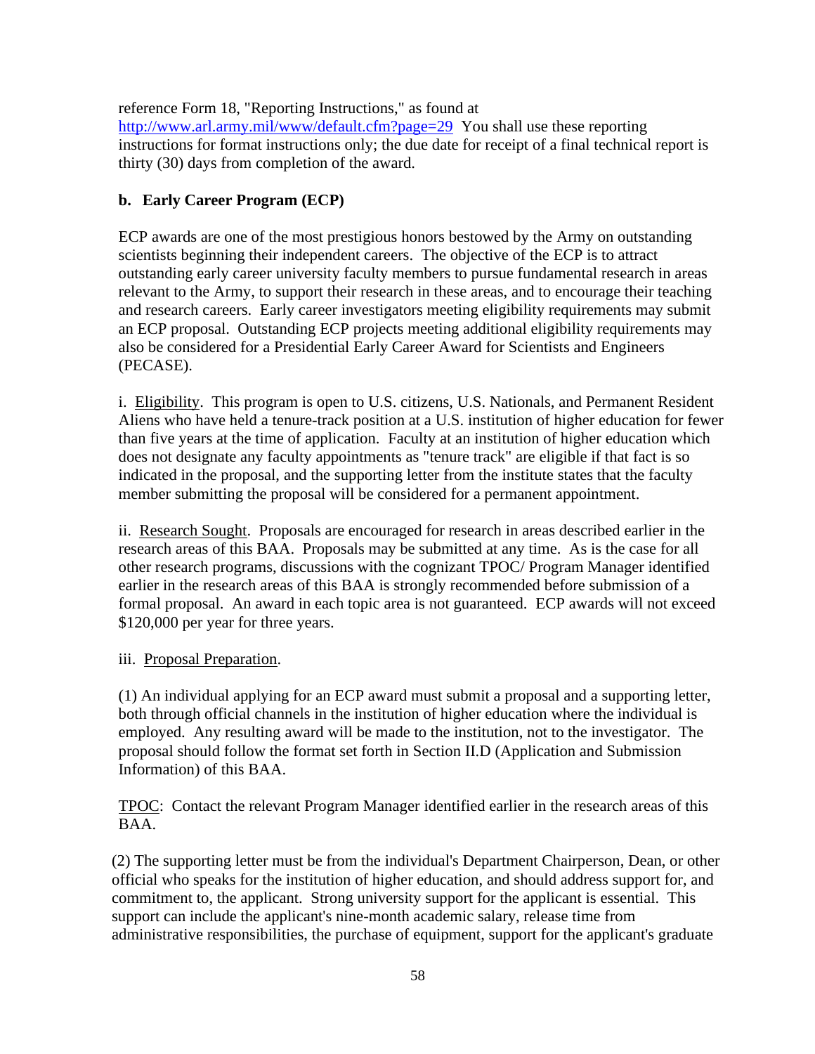reference Form 18, "Reporting Instructions," as found at http://www.arl.army.mil/www/default.cfm?page=29 You shall use these reporting instructions for format instructions only; the due date for receipt of a final technical report is thirty (30) days from completion of the award.

**b. Early Career Program (ECP)**

ECP awards are one of the most prestigious honors bestowed by the Army on outstanding scientists beginning their independent careers. The objective of the ECP is to attract outstanding early career university faculty members to pursue fundamental research in areas relevant to the Army, to support their research in these areas, and to encourage their teaching and research careers. Early career investigators meeting eligibility requirements may submit an ECP proposal. Outstanding ECP projects meeting additional eligibility requirements may also be considered for a Presidential Early Career Award for Scientists and Engineers (PECASE).

i. Eligibility. This program is open to U.S. citizens, U.S. Nationals, and Permanent Resident Aliens who have held a tenure-track position at a U.S. institution of higher education for fewer than five years at the time of application. Faculty at an institution of higher education which does not designate any faculty appointments as "tenure track" are eligible if that fact is so indicated in the proposal, and the supporting letter from the institute states that the faculty member submitting the proposal will be considered for a permanent appointment.

ii. Research Sought. Proposals are encouraged for research in areas described earlier in the research areas of this BAA. Proposals may be submitted at any time. As is the case for all other research programs, discussions with the cognizant TPOC/ Program Manager identified earlier in the research areas of this BAA is strongly recommended before submission of a formal proposal. An award in each topic area is not guaranteed. ECP awards will not exceed $120,000 per year for three years.

iii. Proposal Preparation.

(1) An individual applying for an ECP award must submit a proposal and a supporting letter, both through official channels in the institution of higher education where the individual is employed. Any resulting award will be made to the institution, not to the investigator. The proposal should follow the format set forth in Section II.D (Application and Submission Information) of this BAA.

TPOC: Contact the relevant Program Manager identified earlier in the research areas of this BAA.

(2) The supporting letter must be from the individual's Department Chairperson, Dean, or other official who speaks for the institution of higher education, and should address support for, and commitment to, the applicant. Strong university support for the applicant is essential. This support can include the applicant's nine-month academic salary, release time from administrative responsibilities, the purchase of equipment, support for the applicant's graduate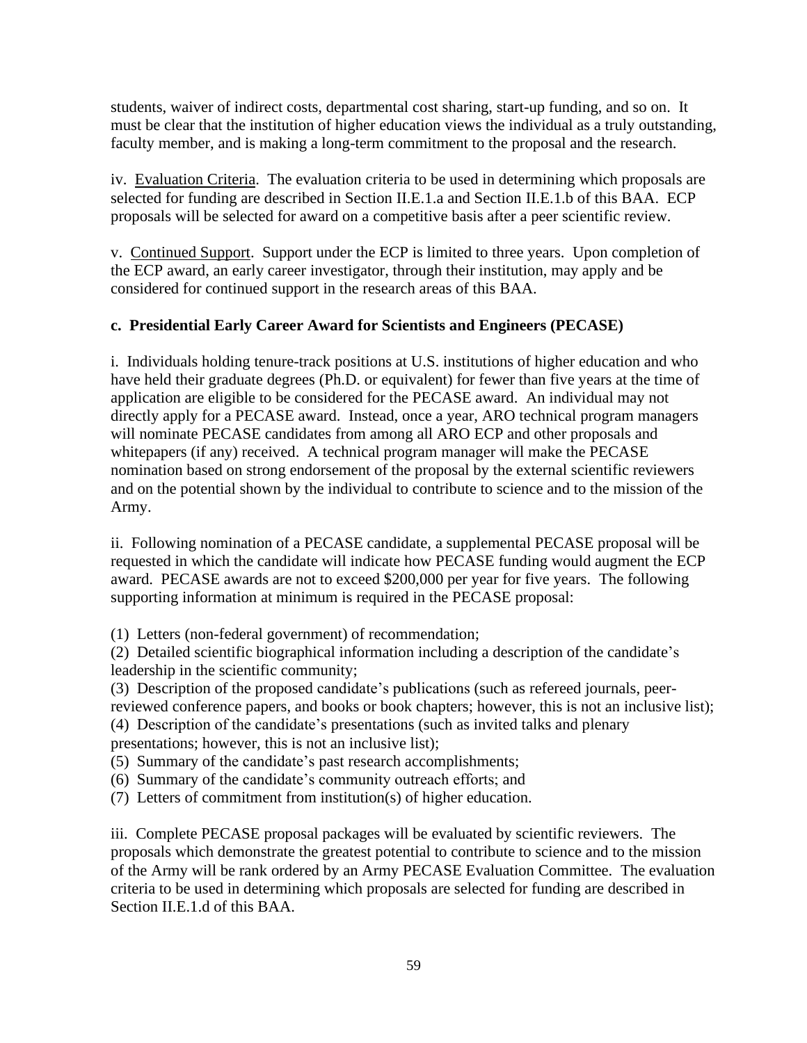students, waiver of indirect costs, departmental cost sharing, start-up funding, and so on. It must be clear that the institution of higher education views the individual as a truly outstanding, faculty member, and is making a long-term commitment to the proposal and the research.

iv. Evaluation Criteria. The evaluation criteria to be used in determining which proposals are selected for funding are described in Section II.E.1.a and Section II.E.1.b of this BAA. ECP proposals will be selected for award on a competitive basis after a peer scientific review.

v. Continued Support. Support under the ECP is limited to three years. Upon completion of the ECP award, an early career investigator, through their institution, may apply and be considered for continued support in the research areas of this BAA.

**c. Presidential Early Career Award for Scientists and Engineers (PECASE)**

i. Individuals holding tenure-track positions at U.S. institutions of higher education and who have held their graduate degrees (Ph.D. or equivalent) for fewer than five years at the time of application are eligible to be considered for the PECASE award. An individual may not directly apply for a PECASE award. Instead, once a year, ARO technical program managers will nominate PECASE candidates from among all ARO ECP and other proposals and whitepapers (if any) received. A technical program manager will make the PECASE nomination based on strong endorsement of the proposal by the external scientific reviewers and on the potential shown by the individual to contribute to science and to the mission of the Army.

ii. Following nomination of a PECASE candidate, a supplemental PECASE proposal will be requested in which the candidate will indicate how PECASE funding would augment the ECP award. PECASE awards are not to exceed $200,000 per year for five years. The following supporting information at minimum is required in the PECASE proposal:

(1) Letters (non-federal government) of recommendation;
(2) Detailed scientific biographical information including a description of the candidate's leadership in the scientific community;
(3) Description of the proposed candidate's publications (such as refereed journals, peer-reviewed conference papers, and books or book chapters; however, this is not an inclusive list);
(4) Description of the candidate's presentations (such as invited talks and plenary presentations; however, this is not an inclusive list);
(5) Summary of the candidate's past research accomplishments;
(6) Summary of the candidate's community outreach efforts; and
(7) Letters of commitment from institution(s) of higher education.

iii. Complete PECASE proposal packages will be evaluated by scientific reviewers. The proposals which demonstrate the greatest potential to contribute to science and to the mission of the Army will be rank ordered by an Army PECASE Evaluation Committee. The evaluation criteria to be used in determining which proposals are selected for funding are described in Section II.E.1.d of this BAA.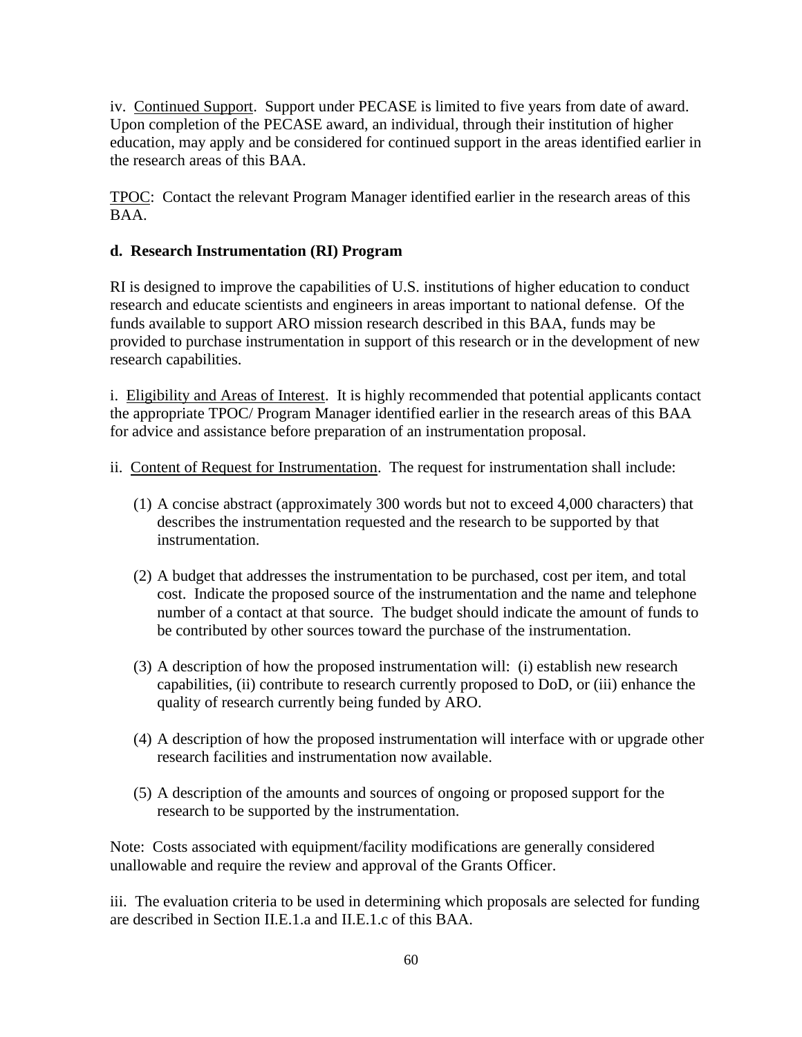iv. Continued Support. Support under PECASE is limited to five years from date of award. Upon completion of the PECASE award, an individual, through their institution of higher education, may apply and be considered for continued support in the areas identified earlier in the research areas of this BAA.

TPOC: Contact the relevant Program Manager identified earlier in the research areas of this BAA.

**d. Research Instrumentation (RI) Program**

RI is designed to improve the capabilities of U.S. institutions of higher education to conduct research and educate scientists and engineers in areas important to national defense. Of the funds available to support ARO mission research described in this BAA, funds may be provided to purchase instrumentation in support of this research or in the development of new research capabilities.

i. Eligibility and Areas of Interest. It is highly recommended that potential applicants contact the appropriate TPOC/ Program Manager identified earlier in the research areas of this BAA for advice and assistance before preparation of an instrumentation proposal.

ii. Content of Request for Instrumentation. The request for instrumentation shall include:

(1) A concise abstract (approximately 300 words but not to exceed 4,000 characters) that describes the instrumentation requested and the research to be supported by that instrumentation.

(2) A budget that addresses the instrumentation to be purchased, cost per item, and total cost. Indicate the proposed source of the instrumentation and the name and telephone number of a contact at that source. The budget should indicate the amount of funds to be contributed by other sources toward the purchase of the instrumentation.

(3) A description of how the proposed instrumentation will: (i) establish new research capabilities, (ii) contribute to research currently proposed to DoD, or (iii) enhance the quality of research currently being funded by ARO.

(4) A description of how the proposed instrumentation will interface with or upgrade other research facilities and instrumentation now available.

(5) A description of the amounts and sources of ongoing or proposed support for the research to be supported by the instrumentation.

Note: Costs associated with equipment/facility modifications are generally considered unallowable and require the review and approval of the Grants Officer.

iii. The evaluation criteria to be used in determining which proposals are selected for funding are described in Section II.E.1.a and II.E.1.c of this BAA.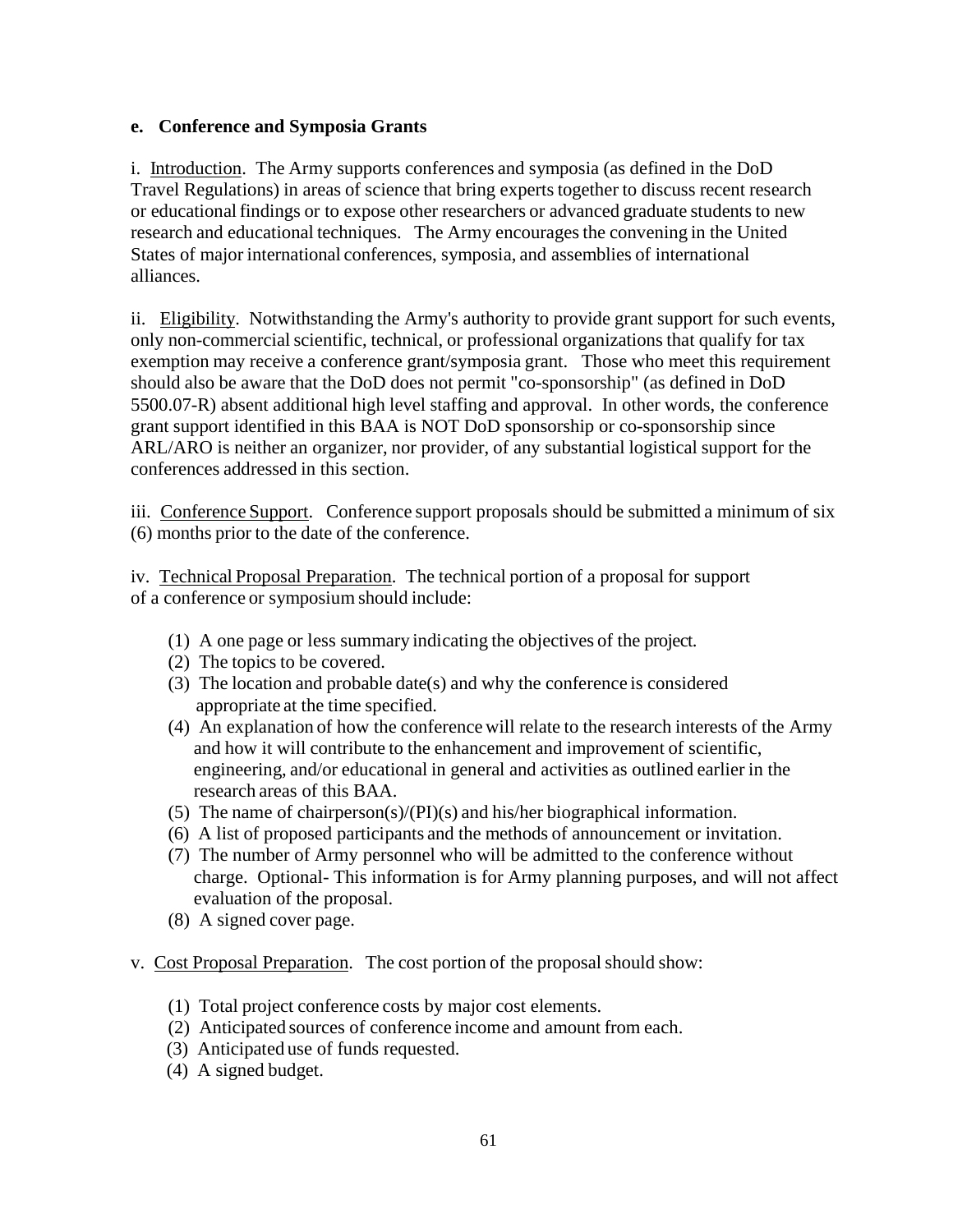**e. Conference and Symposia Grants**

i. Introduction. The Army supports conferences and symposia (as defined in the DoD Travel Regulations) in areas of science that bring experts together to discuss recent research or educational findings or to expose other researchers or advanced graduate students to new research and educational techniques. The Army encourages the convening in the United States of major international conferences, symposia, and assemblies of international alliances.

ii. Eligibility. Notwithstanding the Army's authority to provide grant support for such events, only non-commercial scientific, technical, or professional organizations that qualify for tax exemption may receive a conference grant/symposia grant. Those who meet this requirement should also be aware that the DoD does not permit "co-sponsorship" (as defined in DoD 5500.07-R) absent additional high level staffing and approval. In other words, the conference grant support identified in this BAA is NOT DoD sponsorship or co-sponsorship since ARL/ARO is neither an organizer, nor provider, of any substantial logistical support for the conferences addressed in this section.

iii. Conference Support. Conference support proposals should be submitted a minimum of six (6) months prior to the date of the conference.

iv. Technical Proposal Preparation. The technical portion of a proposal for support of a conference or symposium should include:

(1) A one page or less summary indicating the objectives of the project.
(2) The topics to be covered.
(3) The location and probable date(s) and why the conference is considered appropriate at the time specified.
(4) An explanation of how the conference will relate to the research interests of the Army and how it will contribute to the enhancement and improvement of scientific, engineering, and/or educational in general and activities as outlined earlier in the research areas of this BAA.
(5) The name of chairperson(s)/(PI)(s) and his/her biographical information.
(6) A list of proposed participants and the methods of announcement or invitation.
(7) The number of Army personnel who will be admitted to the conference without charge. Optional- This information is for Army planning purposes, and will not affect evaluation of the proposal.
(8) A signed cover page.

v. Cost Proposal Preparation. The cost portion of the proposal should show:

(1) Total project conference costs by major cost elements.
(2) Anticipated sources of conference income and amount from each.
(3) Anticipated use of funds requested.
(4) A signed budget.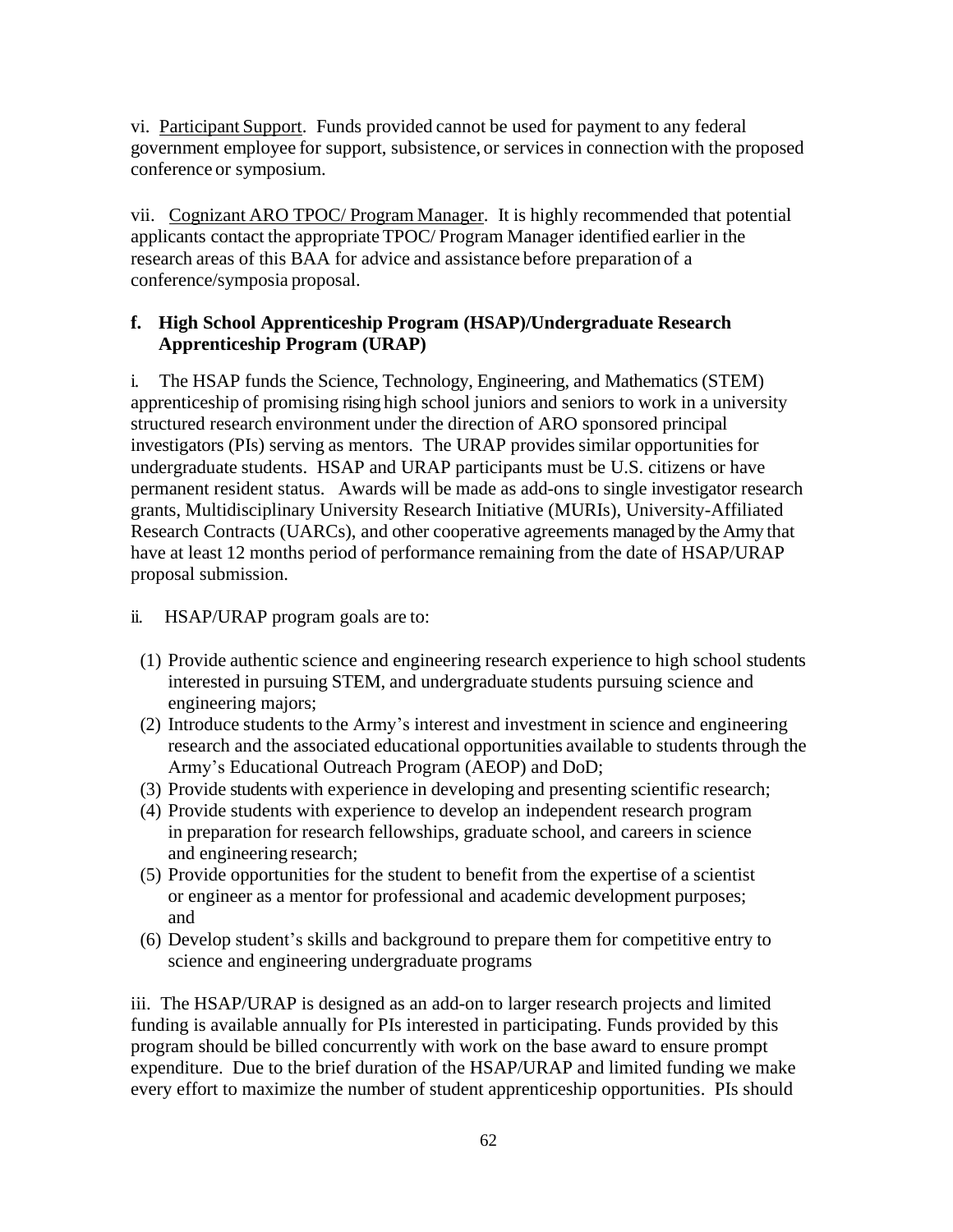vi. Participant Support. Funds provided cannot be used for payment to any federal government employee for support, subsistence, or services in connection with the proposed conference or symposium.

vii. Cognizant ARO TPOC/ Program Manager. It is highly recommended that potential applicants contact the appropriate TPOC/ Program Manager identified earlier in the research areas of this BAA for advice and assistance before preparation of a conference/symposia proposal.

**f. High School Apprenticeship Program (HSAP)/Undergraduate Research Apprenticeship Program (URAP)**

i. The HSAP funds the Science, Technology, Engineering, and Mathematics (STEM) apprenticeship of promising rising high school juniors and seniors to work in a university structured research environment under the direction of ARO sponsored principal investigators (PIs) serving as mentors. The URAP provides similar opportunities for undergraduate students. HSAP and URAP participants must be U.S. citizens or have permanent resident status. Awards will be made as add-ons to single investigator research grants, Multidisciplinary University Research Initiative (MURIs), University-Affiliated Research Contracts (UARCs), and other cooperative agreements managed by the Army that have at least 12 months period of performance remaining from the date of HSAP/URAP proposal submission.

ii. HSAP/URAP program goals are to:

(1) Provide authentic science and engineering research experience to high school students interested in pursuing STEM, and undergraduate students pursuing science and engineering majors;
(2) Introduce students to the Army's interest and investment in science and engineering research and the associated educational opportunities available to students through the Army's Educational Outreach Program (AEOP) and DoD;
(3) Provide students with experience in developing and presenting scientific research;
(4) Provide students with experience to develop an independent research program in preparation for research fellowships, graduate school, and careers in science and engineering research;
(5) Provide opportunities for the student to benefit from the expertise of a scientist or engineer as a mentor for professional and academic development purposes; and
(6) Develop student's skills and background to prepare them for competitive entry to science and engineering undergraduate programs

iii. The HSAP/URAP is designed as an add-on to larger research projects and limited funding is available annually for PIs interested in participating. Funds provided by this program should be billed concurrently with work on the base award to ensure prompt expenditure. Due to the brief duration of the HSAP/URAP and limited funding we make every effort to maximize the number of student apprenticeship opportunities. PIs should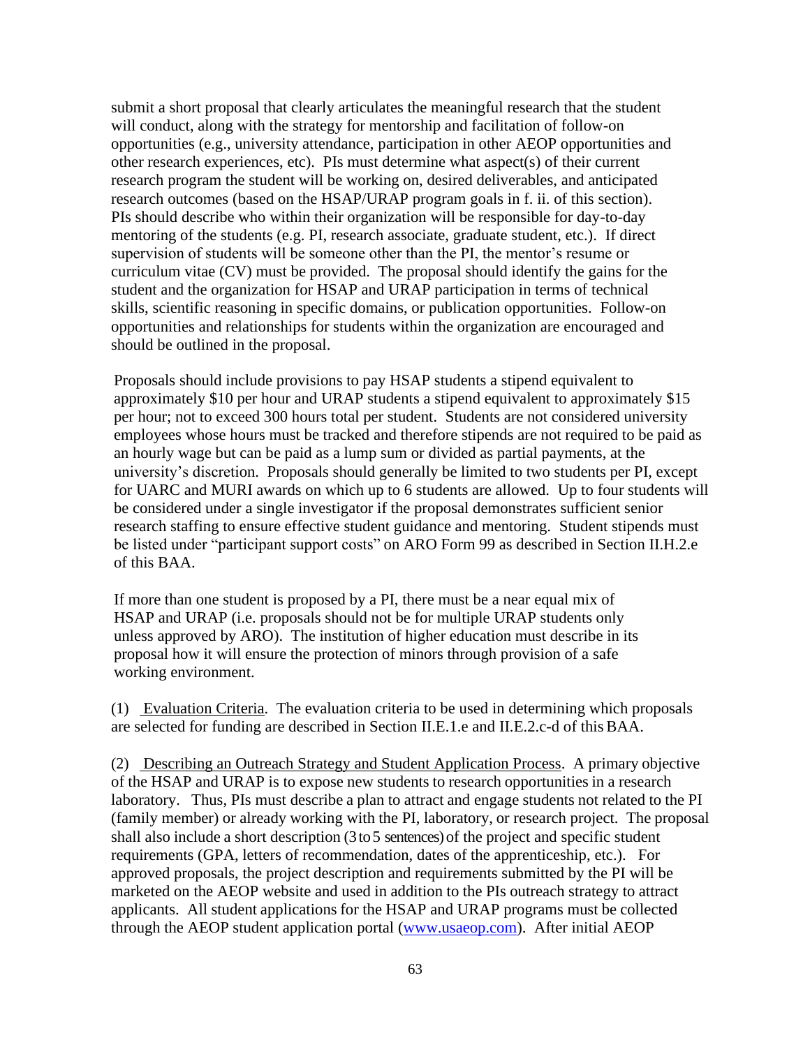submit a short proposal that clearly articulates the meaningful research that the student will conduct, along with the strategy for mentorship and facilitation of follow-on opportunities (e.g., university attendance, participation in other AEOP opportunities and other research experiences, etc). PIs must determine what aspect(s) of their current research program the student will be working on, desired deliverables, and anticipated research outcomes (based on the HSAP/URAP program goals in f. ii. of this section). PIs should describe who within their organization will be responsible for day-to-day mentoring of the students (e.g. PI, research associate, graduate student, etc.). If direct supervision of students will be someone other than the PI, the mentor's resume or curriculum vitae (CV) must be provided. The proposal should identify the gains for the student and the organization for HSAP and URAP participation in terms of technical skills, scientific reasoning in specific domains, or publication opportunities. Follow-on opportunities and relationships for students within the organization are encouraged and should be outlined in the proposal.

Proposals should include provisions to pay HSAP students a stipend equivalent to approximately $10 per hour and URAP students a stipend equivalent to approximately $15 per hour; not to exceed 300 hours total per student. Students are not considered university employees whose hours must be tracked and therefore stipends are not required to be paid as an hourly wage but can be paid as a lump sum or divided as partial payments, at the university's discretion. Proposals should generally be limited to two students per PI, except for UARC and MURI awards on which up to 6 students are allowed. Up to four students will be considered under a single investigator if the proposal demonstrates sufficient senior research staffing to ensure effective student guidance and mentoring. Student stipends must be listed under "participant support costs" on ARO Form 99 as described in Section II.H.2.e of this BAA.

If more than one student is proposed by a PI, there must be a near equal mix of HSAP and URAP (i.e. proposals should not be for multiple URAP students only unless approved by ARO). The institution of higher education must describe in its proposal how it will ensure the protection of minors through provision of a safe working environment.

(1) Evaluation Criteria. The evaluation criteria to be used in determining which proposals are selected for funding are described in Section II.E.1.e and II.E.2.c-d of this BAA.

(2) Describing an Outreach Strategy and Student Application Process. A primary objective of the HSAP and URAP is to expose new students to research opportunities in a research laboratory. Thus, PIs must describe a plan to attract and engage students not related to the PI (family member) or already working with the PI, laboratory, or research project. The proposal shall also include a short description (3 to 5 sentences) of the project and specific student requirements (GPA, letters of recommendation, dates of the apprenticeship, etc.). For approved proposals, the project description and requirements submitted by the PI will be marketed on the AEOP website and used in addition to the PIs outreach strategy to attract applicants. All student applications for the HSAP and URAP programs must be collected through the AEOP student application portal (www.usaeop.com). After initial AEOP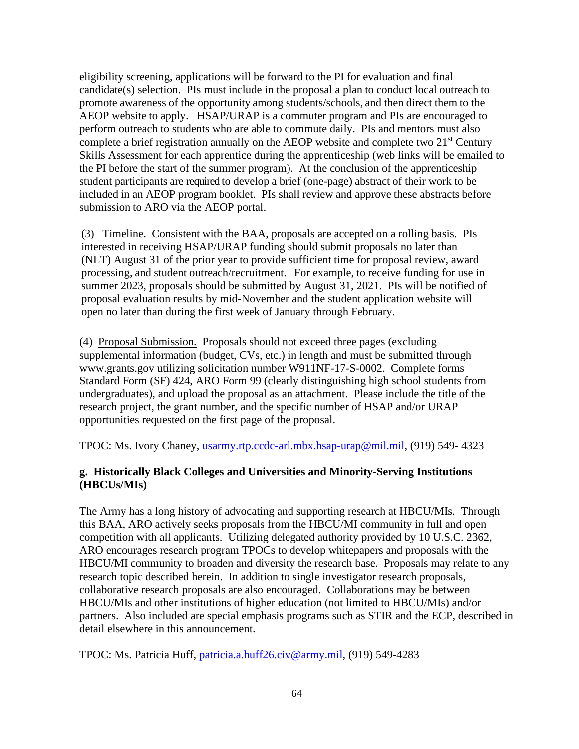eligibility screening, applications will be forward to the PI for evaluation and final candidate(s) selection. PIs must include in the proposal a plan to conduct local outreach to promote awareness of the opportunity among students/schools, and then direct them to the AEOP website to apply. HSAP/URAP is a commuter program and PIs are encouraged to perform outreach to students who are able to commute daily. PIs and mentors must also complete a brief registration annually on the AEOP website and complete two 21st Century Skills Assessment for each apprentice during the apprenticeship (web links will be emailed to the PI before the start of the summer program). At the conclusion of the apprenticeship student participants are required to develop a brief (one-page) abstract of their work to be included in an AEOP program booklet. PIs shall review and approve these abstracts before submission to ARO via the AEOP portal.

(3) Timeline. Consistent with the BAA, proposals are accepted on a rolling basis. PIs interested in receiving HSAP/URAP funding should submit proposals no later than (NLT) August 31 of the prior year to provide sufficient time for proposal review, award processing, and student outreach/recruitment. For example, to receive funding for use in summer 2023, proposals should be submitted by August 31, 2021. PIs will be notified of proposal evaluation results by mid-November and the student application website will open no later than during the first week of January through February.

(4) Proposal Submission. Proposals should not exceed three pages (excluding supplemental information (budget, CVs, etc.) in length and must be submitted through www.grants.gov utilizing solicitation number W911NF-17-S-0002. Complete forms Standard Form (SF) 424, ARO Form 99 (clearly distinguishing high school students from undergraduates), and upload the proposal as an attachment. Please include the title of the research project, the grant number, and the specific number of HSAP and/or URAP opportunities requested on the first page of the proposal.

TPOC: Ms. Ivory Chaney, usarmy.rtp.ccdc-arl.mbx.hsap-urap@mil.mil, (919) 549- 4323

**g. Historically Black Colleges and Universities and Minority-Serving Institutions (HBCUs/MIs)**

The Army has a long history of advocating and supporting research at HBCU/MIs. Through this BAA, ARO actively seeks proposals from the HBCU/MI community in full and open competition with all applicants. Utilizing delegated authority provided by 10 U.S.C. 2362, ARO encourages research program TPOCs to develop whitepapers and proposals with the HBCU/MI community to broaden and diversity the research base. Proposals may relate to any research topic described herein. In addition to single investigator research proposals, collaborative research proposals are also encouraged. Collaborations may be between HBCU/MIs and other institutions of higher education (not limited to HBCU/MIs) and/or partners. Also included are special emphasis programs such as STIR and the ECP, described in detail elsewhere in this announcement.

TPOC: Ms. Patricia Huff, patricia.a.huff26.civ@army.mil, (919) 549-4283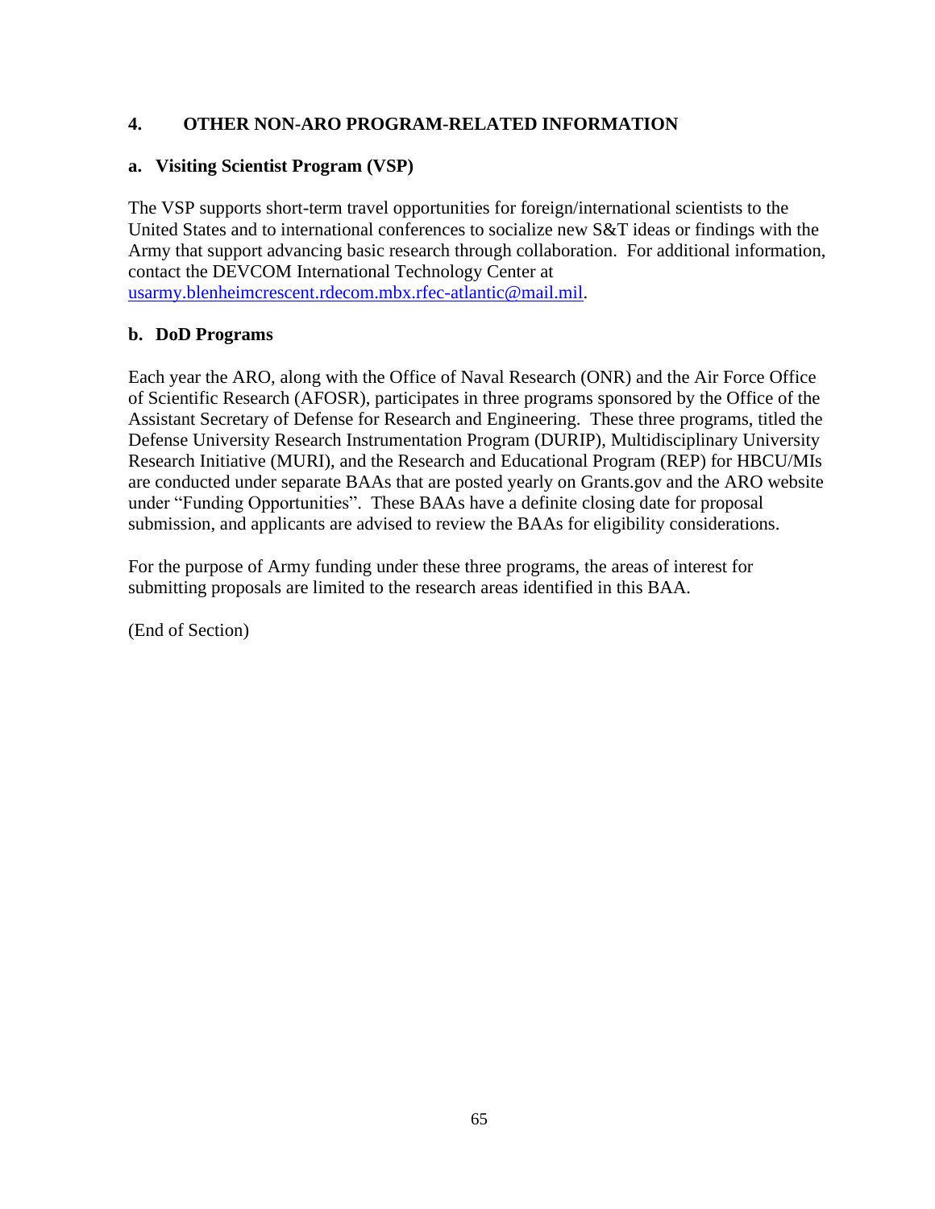## 4. OTHER NON-ARO PROGRAM-RELATED INFORMATION

### a. Visiting Scientist Program (VSP)

The VSP supports short-term travel opportunities for foreign/international scientists to the United States and to international conferences to socialize new S&T ideas or findings with the Army that support advancing basic research through collaboration. For additional information, contact the DEVCOM International Technology Center at usarmy.blenheimcrescent.rdecom.mbx.rfec-atlantic@mail.mil.

### b. DoD Programs

Each year the ARO, along with the Office of Naval Research (ONR) and the Air Force Office of Scientific Research (AFOSR), participates in three programs sponsored by the Office of the Assistant Secretary of Defense for Research and Engineering. These three programs, titled the Defense University Research Instrumentation Program (DURIP), Multidisciplinary University Research Initiative (MURI), and the Research and Educational Program (REP) for HBCU/MIs are conducted under separate BAAs that are posted yearly on Grants.gov and the ARO website under "Funding Opportunities". These BAAs have a definite closing date for proposal submission, and applicants are advised to review the BAAs for eligibility considerations.

For the purpose of Army funding under these three programs, the areas of interest for submitting proposals are limited to the research areas identified in this BAA.

(End of Section)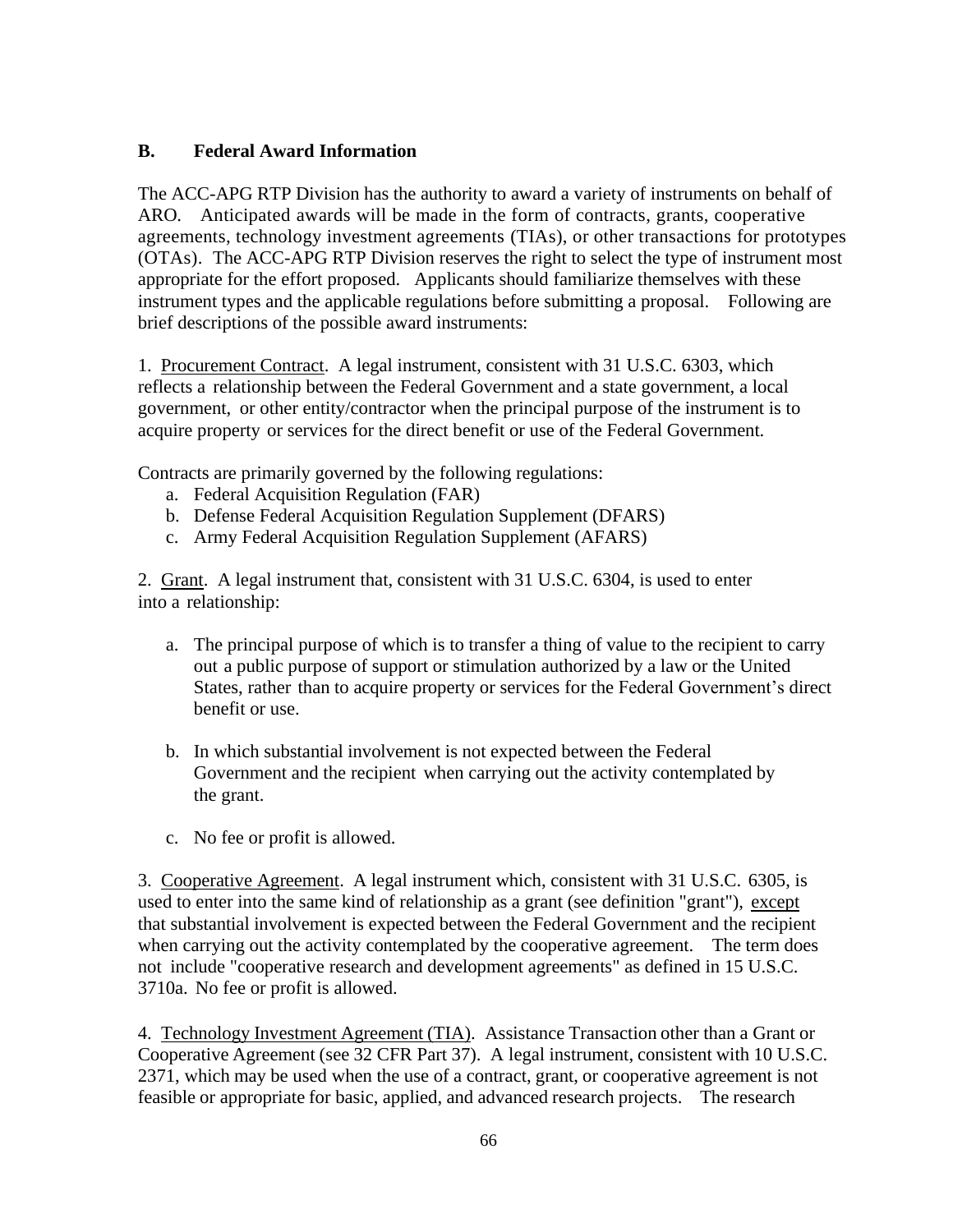## B. Federal Award Information

The ACC-APG RTP Division has the authority to award a variety of instruments on behalf of ARO. Anticipated awards will be made in the form of contracts, grants, cooperative agreements, technology investment agreements (TIAs), or other transactions for prototypes (OTAs). The ACC-APG RTP Division reserves the right to select the type of instrument most appropriate for the effort proposed. Applicants should familiarize themselves with these instrument types and the applicable regulations before submitting a proposal. Following are brief descriptions of the possible award instruments:

1. Procurement Contract. A legal instrument, consistent with 31 U.S.C. 6303, which reflects a relationship between the Federal Government and a state government, a local government, or other entity/contractor when the principal purpose of the instrument is to acquire property or services for the direct benefit or use of the Federal Government.

Contracts are primarily governed by the following regulations:

a. Federal Acquisition Regulation (FAR)
b. Defense Federal Acquisition Regulation Supplement (DFARS)
c. Army Federal Acquisition Regulation Supplement (AFARS)

2. Grant. A legal instrument that, consistent with 31 U.S.C. 6304, is used to enter into a relationship:

a. The principal purpose of which is to transfer a thing of value to the recipient to carry out a public purpose of support or stimulation authorized by a law or the United States, rather than to acquire property or services for the Federal Government's direct benefit or use.

b. In which substantial involvement is not expected between the Federal Government and the recipient when carrying out the activity contemplated by the grant.

c. No fee or profit is allowed.

3. Cooperative Agreement. A legal instrument which, consistent with 31 U.S.C. 6305, is used to enter into the same kind of relationship as a grant (see definition "grant"), except that substantial involvement is expected between the Federal Government and the recipient when carrying out the activity contemplated by the cooperative agreement. The term does not include "cooperative research and development agreements" as defined in 15 U.S.C. 3710a. No fee or profit is allowed.

4. Technology Investment Agreement (TIA). Assistance Transaction other than a Grant or Cooperative Agreement (see 32 CFR Part 37). A legal instrument, consistent with 10 U.S.C. 2371, which may be used when the use of a contract, grant, or cooperative agreement is not feasible or appropriate for basic, applied, and advanced research projects. The research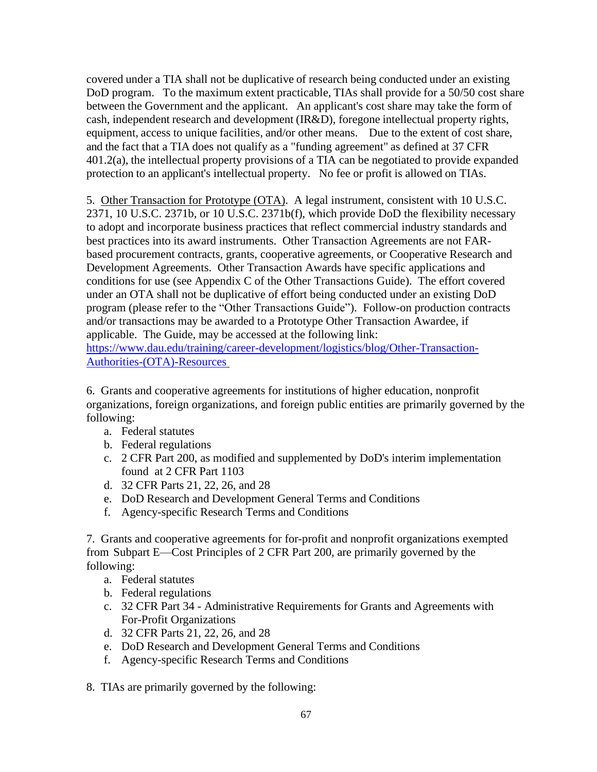covered under a TIA shall not be duplicative of research being conducted under an existing DoD program. To the maximum extent practicable, TIAs shall provide for a 50/50 cost share between the Government and the applicant. An applicant's cost share may take the form of cash, independent research and development (IR&D), foregone intellectual property rights, equipment, access to unique facilities, and/or other means. Due to the extent of cost share, and the fact that a TIA does not qualify as a "funding agreement" as defined at 37 CFR 401.2(a), the intellectual property provisions of a TIA can be negotiated to provide expanded protection to an applicant's intellectual property. No fee or profit is allowed on TIAs.

5. <u>Other Transaction for Prototype (OTA)</u>. A legal instrument, consistent with 10 U.S.C. 2371, 10 U.S.C. 2371b, or 10 U.S.C. 2371b(f), which provide DoD the flexibility necessary to adopt and incorporate business practices that reflect commercial industry standards and best practices into its award instruments. Other Transaction Agreements are not FAR-based procurement contracts, grants, cooperative agreements, or Cooperative Research and Development Agreements. Other Transaction Awards have specific applications and conditions for use (see Appendix C of the Other Transactions Guide). The effort covered under an OTA shall not be duplicative of effort being conducted under an existing DoD program (please refer to the "Other Transactions Guide"). Follow-on production contracts and/or transactions may be awarded to a Prototype Other Transaction Awardee, if applicable. The Guide, may be accessed at the following link: [https://www.dau.edu/training/career-development/logistics/blog/Other-Transaction-Authorities-(OTA)-Resources](https://www.dau.edu/training/career-development/logistics/blog/Other-Transaction-Authorities-(OTA)-Resources)

6. Grants and cooperative agreements for institutions of higher education, nonprofit organizations, foreign organizations, and foreign public entities are primarily governed by the following:

   a. Federal statutes
   b. Federal regulations
   c. 2 CFR Part 200, as modified and supplemented by DoD's interim implementation found at 2 CFR Part 1103
   d. 32 CFR Parts 21, 22, 26, and 28
   e. DoD Research and Development General Terms and Conditions
   f. Agency-specific Research Terms and Conditions

7. Grants and cooperative agreements for for-profit and nonprofit organizations exempted from Subpart E—Cost Principles of 2 CFR Part 200, are primarily governed by the following:

   a. Federal statutes
   b. Federal regulations
   c. 32 CFR Part 34 - Administrative Requirements for Grants and Agreements with For-Profit Organizations
   d. 32 CFR Parts 21, 22, 26, and 28
   e. DoD Research and Development General Terms and Conditions
   f. Agency-specific Research Terms and Conditions

8. TIAs are primarily governed by the following: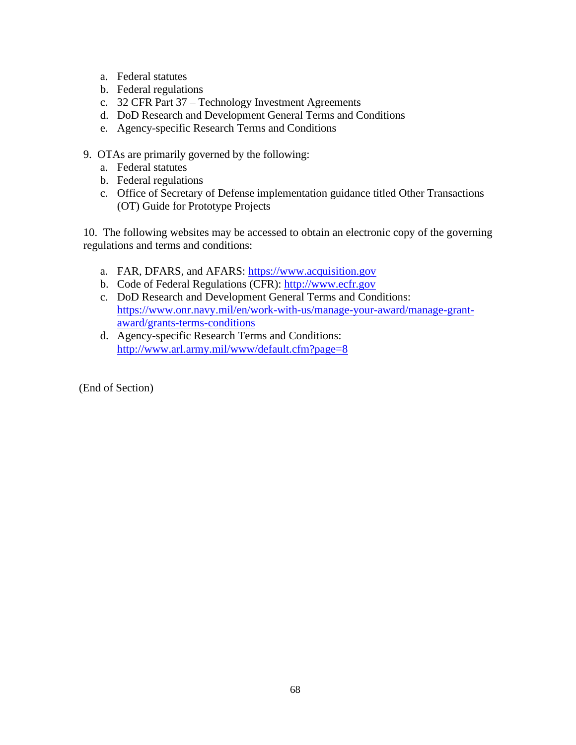a. Federal statutes
b. Federal regulations
c. 32 CFR Part 37 – Technology Investment Agreements
d. DoD Research and Development General Terms and Conditions
e. Agency-specific Research Terms and Conditions

9. OTAs are primarily governed by the following:
   a. Federal statutes
   b. Federal regulations
   c. Office of Secretary of Defense implementation guidance titled Other Transactions (OT) Guide for Prototype Projects

10. The following websites may be accessed to obtain an electronic copy of the governing regulations and terms and conditions:

   a. FAR, DFARS, and AFARS: https://www.acquisition.gov
   b. Code of Federal Regulations (CFR): http://www.ecfr.gov
   c. DoD Research and Development General Terms and Conditions: https://www.onr.navy.mil/en/work-with-us/manage-your-award/manage-grant-award/grants-terms-conditions
   d. Agency-specific Research Terms and Conditions: http://www.arl.army.mil/www/default.cfm?page=8

(End of Section)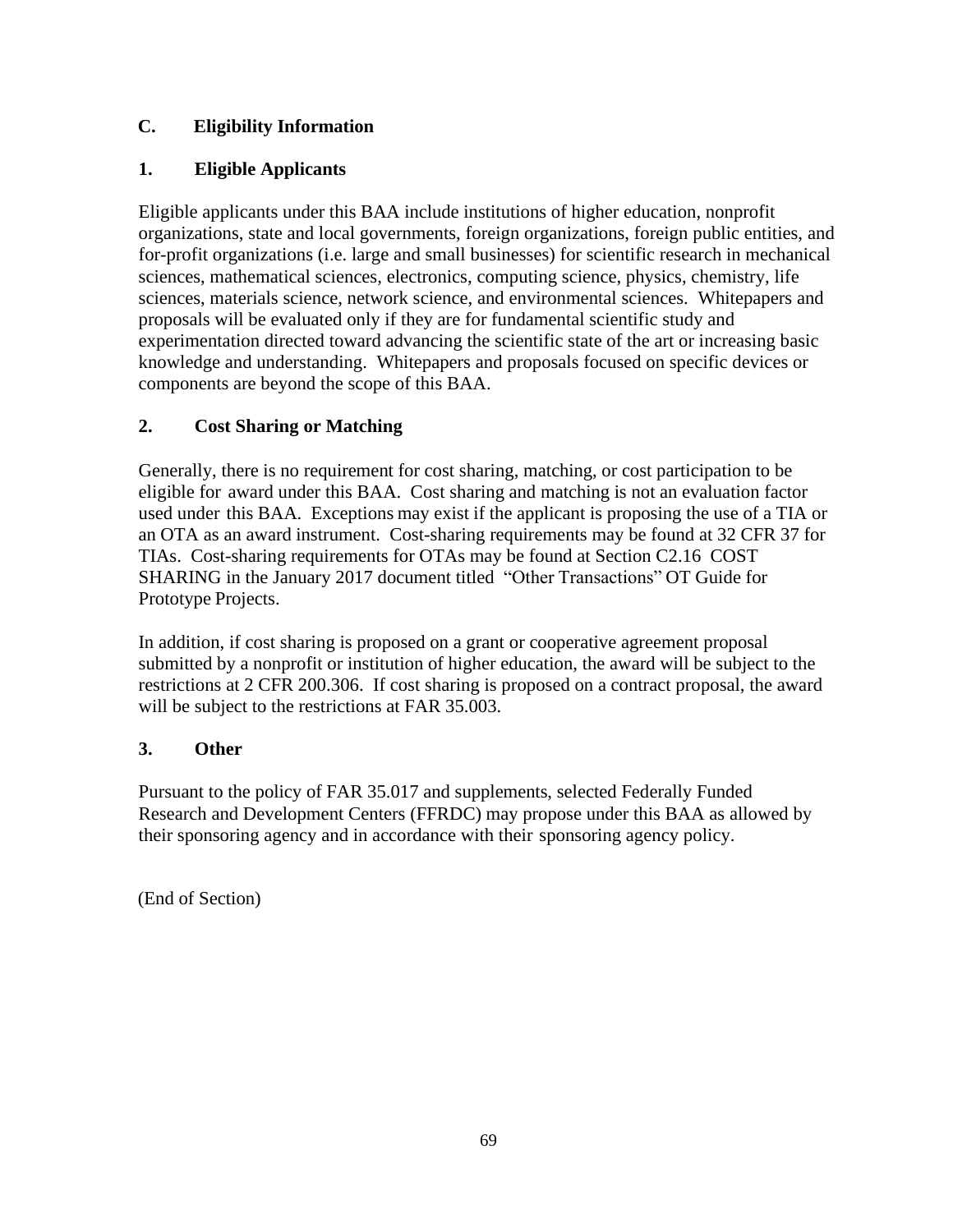## C. Eligibility Information

### 1. Eligible Applicants

Eligible applicants under this BAA include institutions of higher education, nonprofit organizations, state and local governments, foreign organizations, foreign public entities, and for-profit organizations (i.e. large and small businesses) for scientific research in mechanical sciences, mathematical sciences, electronics, computing science, physics, chemistry, life sciences, materials science, network science, and environmental sciences. Whitepapers and proposals will be evaluated only if they are for fundamental scientific study and experimentation directed toward advancing the scientific state of the art or increasing basic knowledge and understanding. Whitepapers and proposals focused on specific devices or components are beyond the scope of this BAA.

### 2. Cost Sharing or Matching

Generally, there is no requirement for cost sharing, matching, or cost participation to be eligible for award under this BAA. Cost sharing and matching is not an evaluation factor used under this BAA. Exceptions may exist if the applicant is proposing the use of a TIA or an OTA as an award instrument. Cost-sharing requirements may be found at 32 CFR 37 for TIAs. Cost-sharing requirements for OTAs may be found at Section C2.16 COST SHARING in the January 2017 document titled "Other Transactions" OT Guide for Prototype Projects.

In addition, if cost sharing is proposed on a grant or cooperative agreement proposal submitted by a nonprofit or institution of higher education, the award will be subject to the restrictions at 2 CFR 200.306. If cost sharing is proposed on a contract proposal, the award will be subject to the restrictions at FAR 35.003.

### 3. Other

Pursuant to the policy of FAR 35.017 and supplements, selected Federally Funded Research and Development Centers (FFRDC) may propose under this BAA as allowed by their sponsoring agency and in accordance with their sponsoring agency policy.

(End of Section)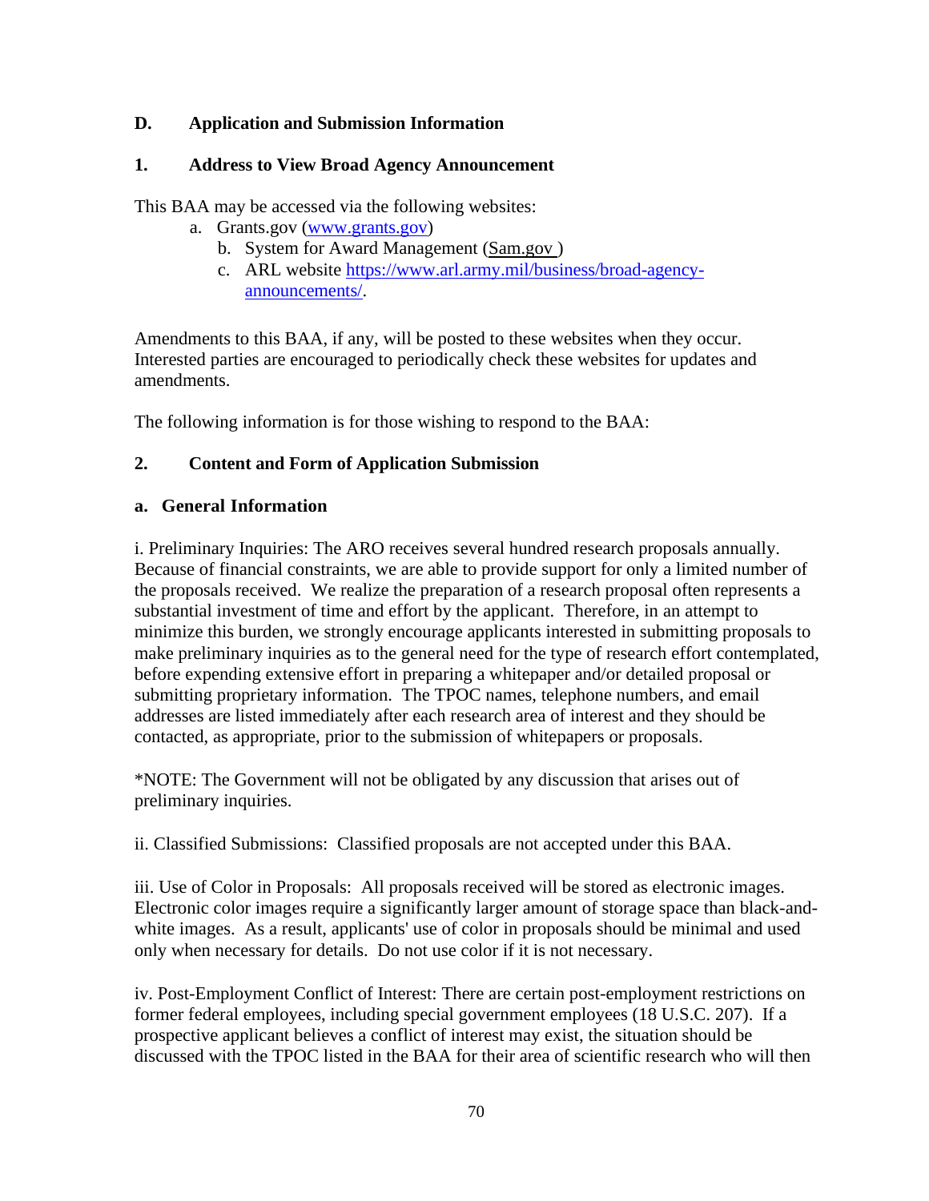## D. Application and Submission Information

### 1. Address to View Broad Agency Announcement

This BAA may be accessed via the following websites:

a. Grants.gov (www.grants.gov)
b. System for Award Management (Sam.gov )
c. ARL website https://www.arl.army.mil/business/broad-agency-announcements/.

Amendments to this BAA, if any, will be posted to these websites when they occur. Interested parties are encouraged to periodically check these websites for updates and amendments.

The following information is for those wishing to respond to the BAA:

### 2. Content and Form of Application Submission

#### a. General Information

i. Preliminary Inquiries: The ARO receives several hundred research proposals annually. Because of financial constraints, we are able to provide support for only a limited number of the proposals received. We realize the preparation of a research proposal often represents a substantial investment of time and effort by the applicant. Therefore, in an attempt to minimize this burden, we strongly encourage applicants interested in submitting proposals to make preliminary inquiries as to the general need for the type of research effort contemplated, before expending extensive effort in preparing a whitepaper and/or detailed proposal or submitting proprietary information. The TPOC names, telephone numbers, and email addresses are listed immediately after each research area of interest and they should be contacted, as appropriate, prior to the submission of whitepapers or proposals.

*NOTE: The Government will not be obligated by any discussion that arises out of preliminary inquiries.

ii. Classified Submissions: Classified proposals are not accepted under this BAA.

iii. Use of Color in Proposals: All proposals received will be stored as electronic images. Electronic color images require a significantly larger amount of storage space than black-and-white images. As a result, applicants' use of color in proposals should be minimal and used only when necessary for details. Do not use color if it is not necessary.

iv. Post-Employment Conflict of Interest: There are certain post-employment restrictions on former federal employees, including special government employees (18 U.S.C. 207). If a prospective applicant believes a conflict of interest may exist, the situation should be discussed with the TPOC listed in the BAA for their area of scientific research who will then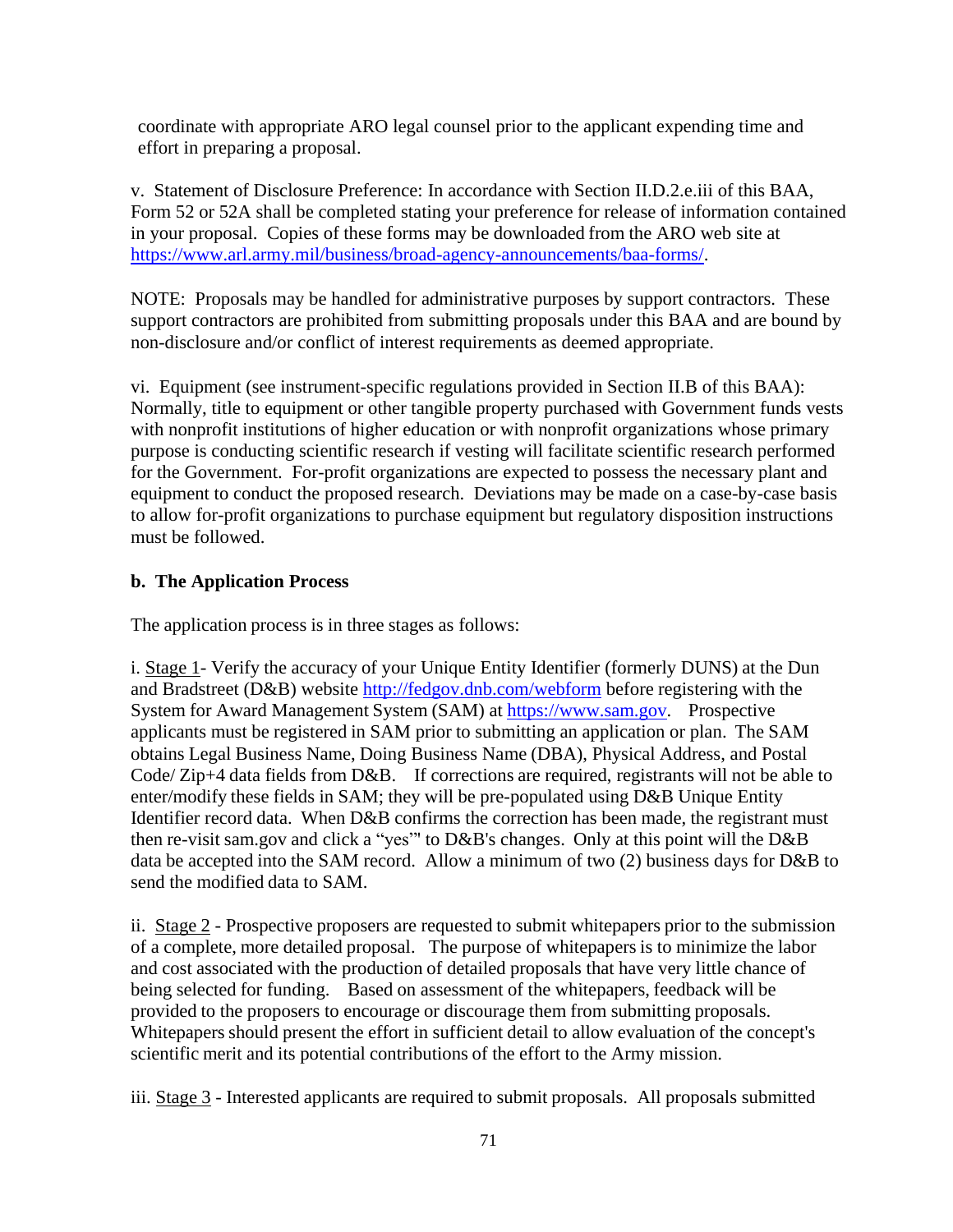coordinate with appropriate ARO legal counsel prior to the applicant expending time and effort in preparing a proposal.

v. Statement of Disclosure Preference: In accordance with Section II.D.2.e.iii of this BAA, Form 52 or 52A shall be completed stating your preference for release of information contained in your proposal. Copies of these forms may be downloaded from the ARO web site at https://www.arl.army.mil/business/broad-agency-announcements/baa-forms/.

NOTE: Proposals may be handled for administrative purposes by support contractors. These support contractors are prohibited from submitting proposals under this BAA and are bound by non-disclosure and/or conflict of interest requirements as deemed appropriate.

vi. Equipment (see instrument-specific regulations provided in Section II.B of this BAA): Normally, title to equipment or other tangible property purchased with Government funds vests with nonprofit institutions of higher education or with nonprofit organizations whose primary purpose is conducting scientific research if vesting will facilitate scientific research performed for the Government. For-profit organizations are expected to possess the necessary plant and equipment to conduct the proposed research. Deviations may be made on a case-by-case basis to allow for-profit organizations to purchase equipment but regulatory disposition instructions must be followed.

**b. The Application Process**

The application process is in three stages as follows:

i. Stage 1- Verify the accuracy of your Unique Entity Identifier (formerly DUNS) at the Dun and Bradstreet (D&B) website http://fedgov.dnb.com/webform before registering with the System for Award Management System (SAM) at https://www.sam.gov. Prospective applicants must be registered in SAM prior to submitting an application or plan. The SAM obtains Legal Business Name, Doing Business Name (DBA), Physical Address, and Postal Code/ Zip+4 data fields from D&B. If corrections are required, registrants will not be able to enter/modify these fields in SAM; they will be pre-populated using D&B Unique Entity Identifier record data. When D&B confirms the correction has been made, the registrant must then re-visit sam.gov and click a "yes"" to D&B's changes. Only at this point will the D&B data be accepted into the SAM record. Allow a minimum of two (2) business days for D&B to send the modified data to SAM.

ii. Stage 2 - Prospective proposers are requested to submit whitepapers prior to the submission of a complete, more detailed proposal. The purpose of whitepapers is to minimize the labor and cost associated with the production of detailed proposals that have very little chance of being selected for funding. Based on assessment of the whitepapers, feedback will be provided to the proposers to encourage or discourage them from submitting proposals. Whitepapers should present the effort in sufficient detail to allow evaluation of the concept's scientific merit and its potential contributions of the effort to the Army mission.

iii. Stage 3 - Interested applicants are required to submit proposals. All proposals submitted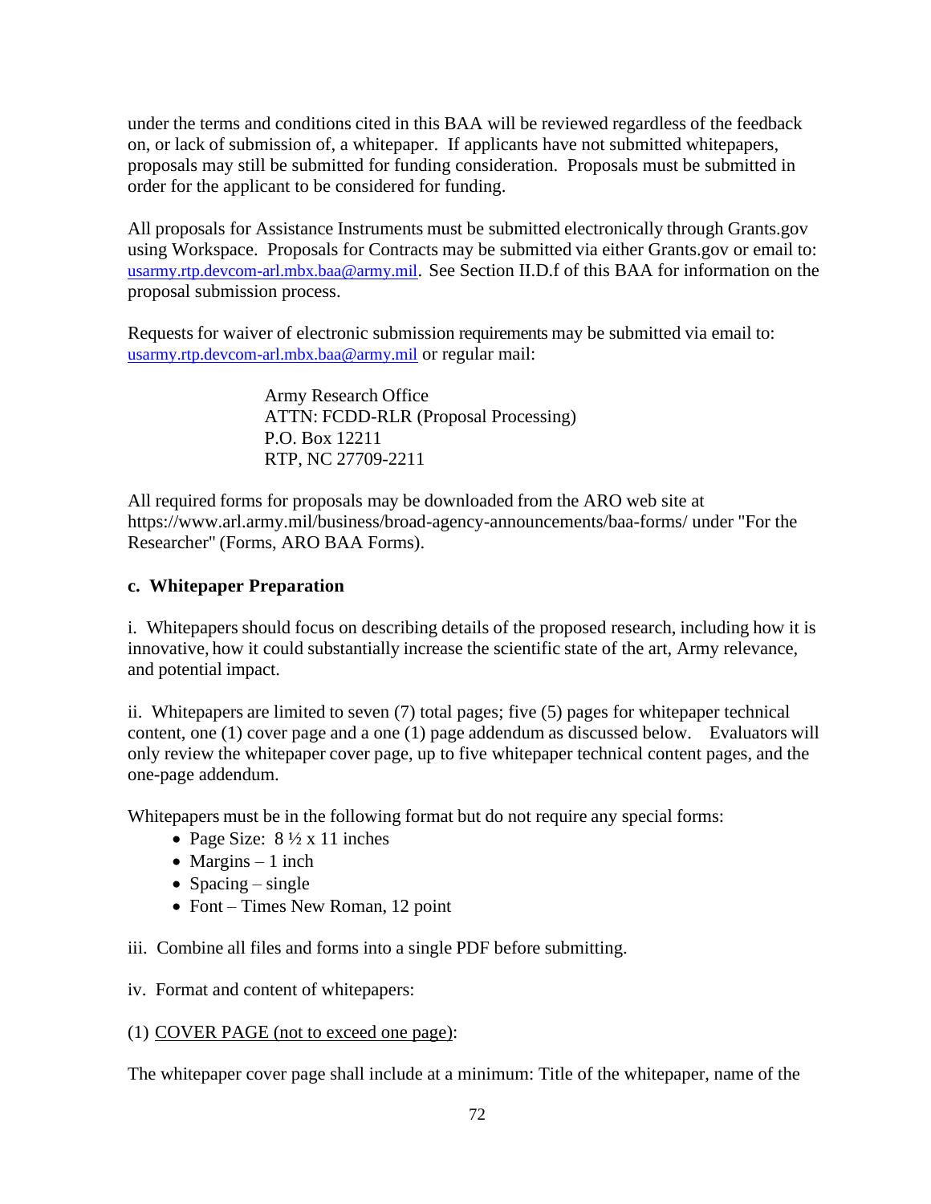under the terms and conditions cited in this BAA will be reviewed regardless of the feedback on, or lack of submission of, a whitepaper. If applicants have not submitted whitepapers, proposals may still be submitted for funding consideration. Proposals must be submitted in order for the applicant to be considered for funding.

All proposals for Assistance Instruments must be submitted electronically through Grants.gov using Workspace. Proposals for Contracts may be submitted via either Grants.gov or email to: usarmy.rtp.devcom-arl.mbx.baa@army.mil. See Section II.D.f of this BAA for information on the proposal submission process.

Requests for waiver of electronic submission requirements may be submitted via email to: usarmy.rtp.devcom-arl.mbx.baa@army.mil or regular mail:

> Army Research Office
> ATTN: FCDD-RLR (Proposal Processing)
> P.O. Box 12211
> RTP, NC 27709-2211

All required forms for proposals may be downloaded from the ARO web site at https://www.arl.army.mil/business/broad-agency-announcements/baa-forms/ under "For the Researcher" (Forms, ARO BAA Forms).

**c. Whitepaper Preparation**

i. Whitepapers should focus on describing details of the proposed research, including how it is innovative, how it could substantially increase the scientific state of the art, Army relevance, and potential impact.

ii. Whitepapers are limited to seven (7) total pages; five (5) pages for whitepaper technical content, one (1) cover page and a one (1) page addendum as discussed below. Evaluators will only review the whitepaper cover page, up to five whitepaper technical content pages, and the one-page addendum.

Whitepapers must be in the following format but do not require any special forms:

- Page Size: 8 ½ x 11 inches
- Margins – 1 inch
- Spacing – single
- Font – Times New Roman, 12 point

iii. Combine all files and forms into a single PDF before submitting.

iv. Format and content of whitepapers:

(1) COVER PAGE (not to exceed one page):

The whitepaper cover page shall include at a minimum: Title of the whitepaper, name of the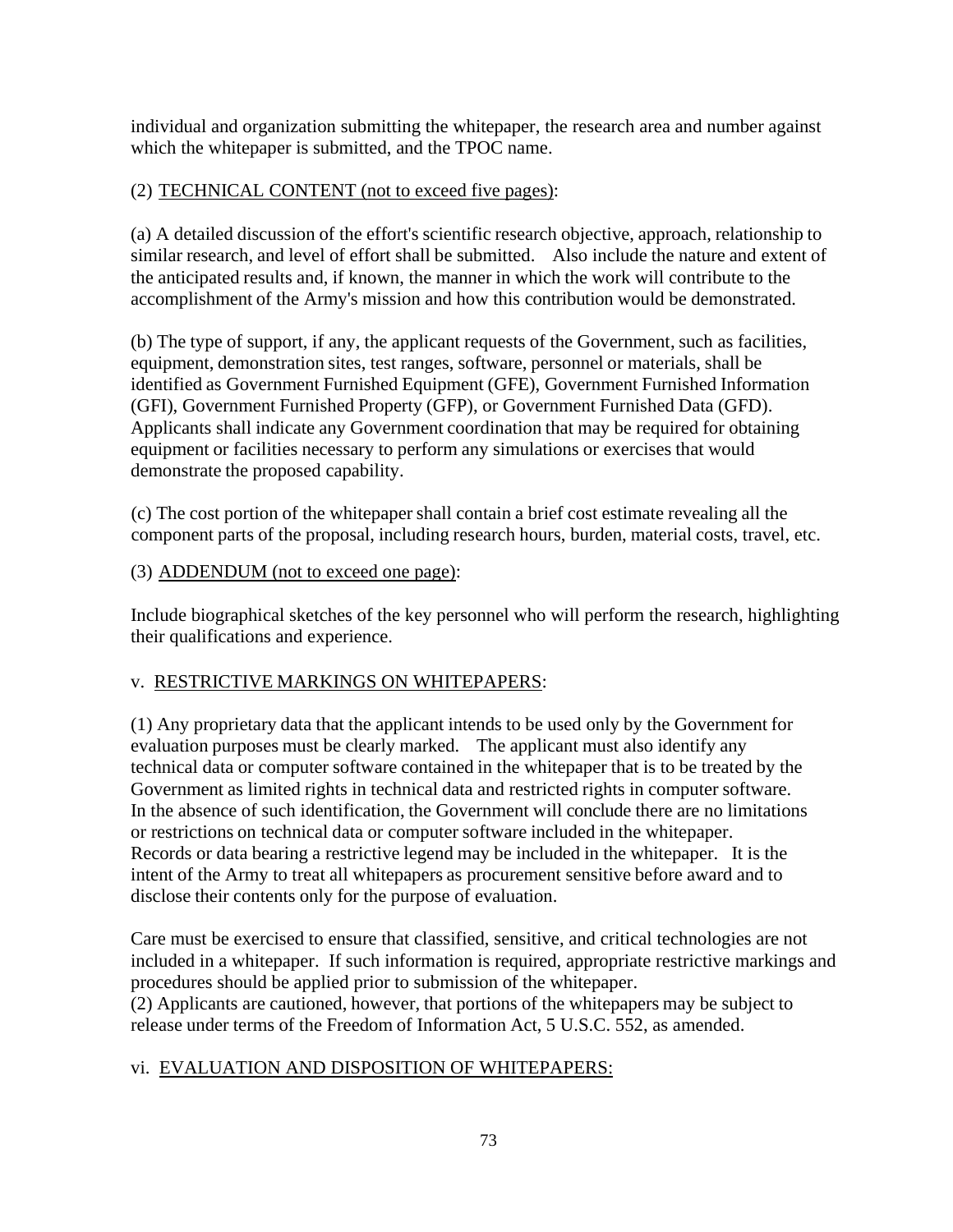individual and organization submitting the whitepaper, the research area and number against which the whitepaper is submitted, and the TPOC name.

(2) <u>TECHNICAL CONTENT (not to exceed five pages)</u>:

(a) A detailed discussion of the effort's scientific research objective, approach, relationship to similar research, and level of effort shall be submitted. Also include the nature and extent of the anticipated results and, if known, the manner in which the work will contribute to the accomplishment of the Army's mission and how this contribution would be demonstrated.

(b) The type of support, if any, the applicant requests of the Government, such as facilities, equipment, demonstration sites, test ranges, software, personnel or materials, shall be identified as Government Furnished Equipment (GFE), Government Furnished Information (GFI), Government Furnished Property (GFP), or Government Furnished Data (GFD). Applicants shall indicate any Government coordination that may be required for obtaining equipment or facilities necessary to perform any simulations or exercises that would demonstrate the proposed capability.

(c) The cost portion of the whitepaper shall contain a brief cost estimate revealing all the component parts of the proposal, including research hours, burden, material costs, travel, etc.

(3) <u>ADDENDUM (not to exceed one page)</u>:

Include biographical sketches of the key personnel who will perform the research, highlighting their qualifications and experience.

v. <u>RESTRICTIVE MARKINGS ON WHITEPAPERS</u>:

(1) Any proprietary data that the applicant intends to be used only by the Government for evaluation purposes must be clearly marked. The applicant must also identify any technical data or computer software contained in the whitepaper that is to be treated by the Government as limited rights in technical data and restricted rights in computer software. In the absence of such identification, the Government will conclude there are no limitations or restrictions on technical data or computer software included in the whitepaper. Records or data bearing a restrictive legend may be included in the whitepaper. It is the intent of the Army to treat all whitepapers as procurement sensitive before award and to disclose their contents only for the purpose of evaluation.

Care must be exercised to ensure that classified, sensitive, and critical technologies are not included in a whitepaper. If such information is required, appropriate restrictive markings and procedures should be applied prior to submission of the whitepaper.
(2) Applicants are cautioned, however, that portions of the whitepapers may be subject to release under terms of the Freedom of Information Act, 5 U.S.C. 552, as amended.

vi. <u>EVALUATION AND DISPOSITION OF WHITEPAPERS:</u>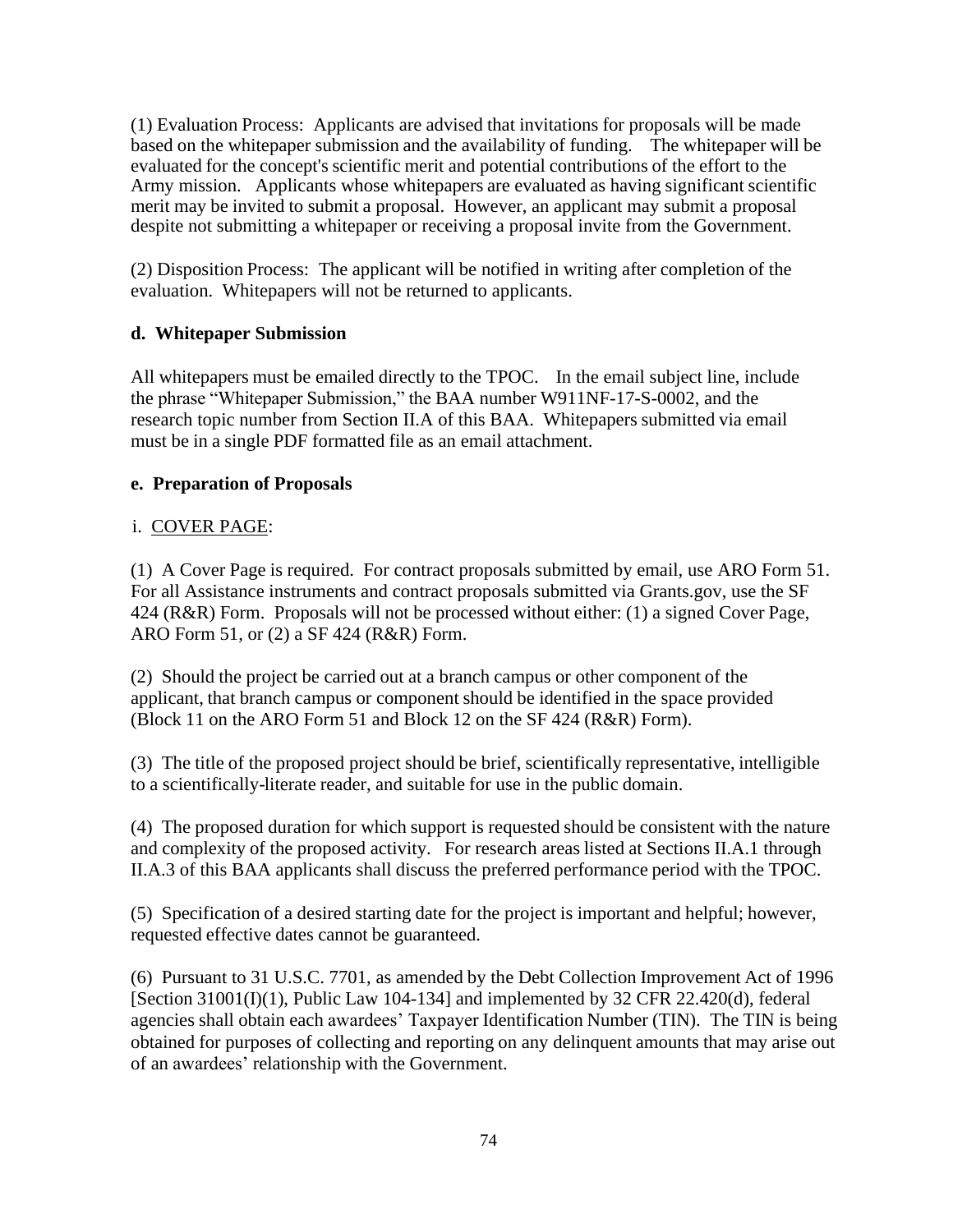(1) Evaluation Process: Applicants are advised that invitations for proposals will be made based on the whitepaper submission and the availability of funding. The whitepaper will be evaluated for the concept's scientific merit and potential contributions of the effort to the Army mission. Applicants whose whitepapers are evaluated as having significant scientific merit may be invited to submit a proposal. However, an applicant may submit a proposal despite not submitting a whitepaper or receiving a proposal invite from the Government.

(2) Disposition Process: The applicant will be notified in writing after completion of the evaluation. Whitepapers will not be returned to applicants.

**d. Whitepaper Submission**

All whitepapers must be emailed directly to the TPOC. In the email subject line, include the phrase "Whitepaper Submission," the BAA number W911NF-17-S-0002, and the research topic number from Section II.A of this BAA. Whitepapers submitted via email must be in a single PDF formatted file as an email attachment.

**e. Preparation of Proposals**

i. <u>COVER PAGE</u>:

(1) A Cover Page is required. For contract proposals submitted by email, use ARO Form 51. For all Assistance instruments and contract proposals submitted via Grants.gov, use the SF 424 (R&R) Form. Proposals will not be processed without either: (1) a signed Cover Page, ARO Form 51, or (2) a SF 424 (R&R) Form.

(2) Should the project be carried out at a branch campus or other component of the applicant, that branch campus or component should be identified in the space provided (Block 11 on the ARO Form 51 and Block 12 on the SF 424 (R&R) Form).

(3) The title of the proposed project should be brief, scientifically representative, intelligible to a scientifically-literate reader, and suitable for use in the public domain.

(4) The proposed duration for which support is requested should be consistent with the nature and complexity of the proposed activity. For research areas listed at Sections II.A.1 through II.A.3 of this BAA applicants shall discuss the preferred performance period with the TPOC.

(5) Specification of a desired starting date for the project is important and helpful; however, requested effective dates cannot be guaranteed.

(6) Pursuant to 31 U.S.C. 7701, as amended by the Debt Collection Improvement Act of 1996 [Section 31001(I)(1), Public Law 104-134] and implemented by 32 CFR 22.420(d), federal agencies shall obtain each awardees' Taxpayer Identification Number (TIN). The TIN is being obtained for purposes of collecting and reporting on any delinquent amounts that may arise out of an awardees' relationship with the Government.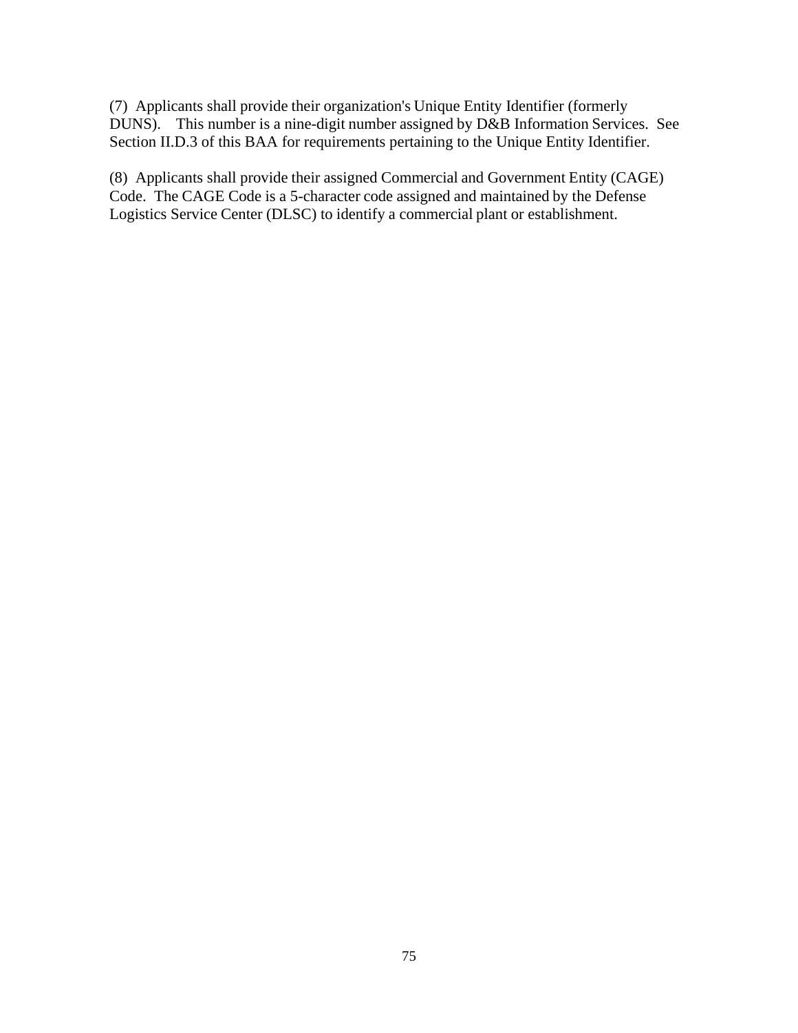(7) Applicants shall provide their organization's Unique Entity Identifier (formerly DUNS). This number is a nine-digit number assigned by D&B Information Services. See Section II.D.3 of this BAA for requirements pertaining to the Unique Entity Identifier.

(8) Applicants shall provide their assigned Commercial and Government Entity (CAGE) Code. The CAGE Code is a 5-character code assigned and maintained by the Defense Logistics Service Center (DLSC) to identify a commercial plant or establishment.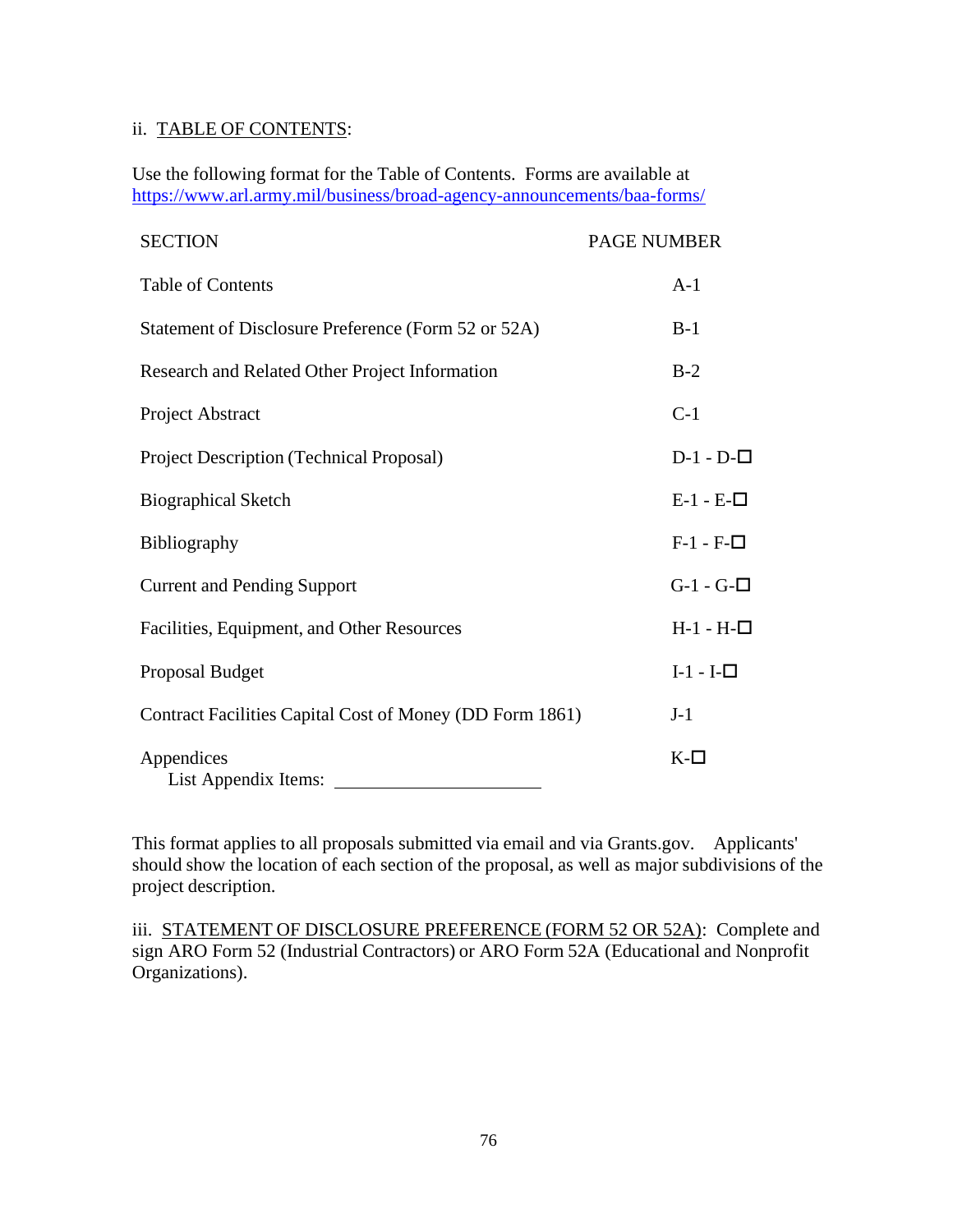ii. TABLE OF CONTENTS:

Use the following format for the Table of Contents. Forms are available at https://www.arl.army.mil/business/broad-agency-announcements/baa-forms/

| SECTION | PAGE NUMBER |
|---|---|
| Table of Contents | A-1 |
| Statement of Disclosure Preference (Form 52 or 52A) | B-1 |
| Research and Related Other Project Information | B-2 |
| Project Abstract | C-1 |
| Project Description (Technical Proposal) | D-1 - D-☐ |
| Biographical Sketch | E-1 - E-☐ |
| Bibliography | F-1 - F-☐ |
| Current and Pending Support | G-1 - G-☐ |
| Facilities, Equipment, and Other Resources | H-1 - H-☐ |
| Proposal Budget | I-1 - I-☐ |
| Contract Facilities Capital Cost of Money (DD Form 1861) | J-1 |
| Appendices<br>List Appendix Items: ____________________ | K-☐ |

This format applies to all proposals submitted via email and via Grants.gov. Applicants' should show the location of each section of the proposal, as well as major subdivisions of the project description.

iii. STATEMENT OF DISCLOSURE PREFERENCE (FORM 52 OR 52A): Complete and sign ARO Form 52 (Industrial Contractors) or ARO Form 52A (Educational and Nonprofit Organizations).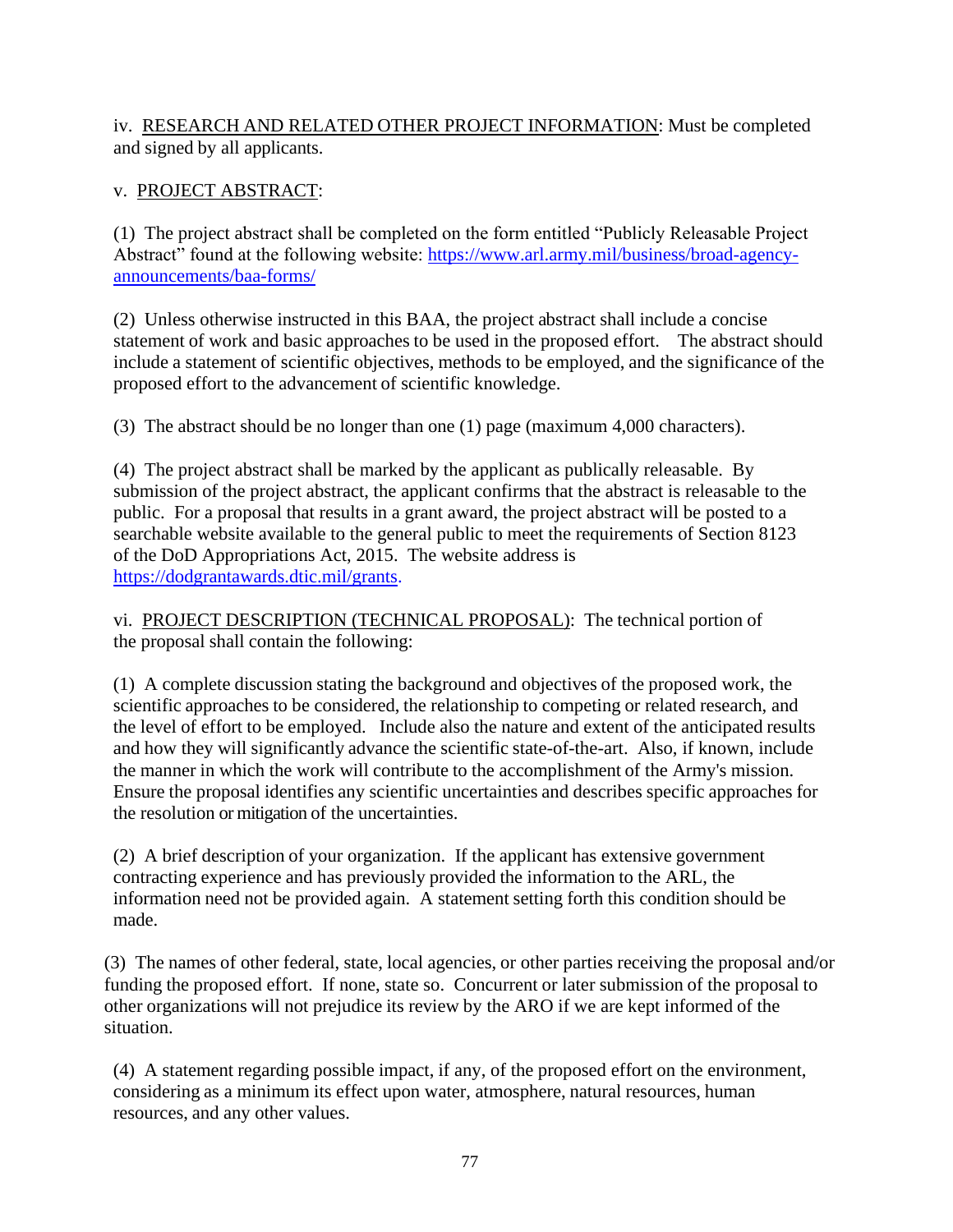iv. RESEARCH AND RELATED OTHER PROJECT INFORMATION: Must be completed and signed by all applicants.

v. PROJECT ABSTRACT:

(1) The project abstract shall be completed on the form entitled "Publicly Releasable Project Abstract" found at the following website: [https://www.arl.army.mil/business/broad-agency-announcements/baa-forms/](https://www.arl.army.mil/business/broad-agency-announcements/baa-forms/)

(2) Unless otherwise instructed in this BAA, the project abstract shall include a concise statement of work and basic approaches to be used in the proposed effort. The abstract should include a statement of scientific objectives, methods to be employed, and the significance of the proposed effort to the advancement of scientific knowledge.

(3) The abstract should be no longer than one (1) page (maximum 4,000 characters).

(4) The project abstract shall be marked by the applicant as publically releasable. By submission of the project abstract, the applicant confirms that the abstract is releasable to the public. For a proposal that results in a grant award, the project abstract will be posted to a searchable website available to the general public to meet the requirements of Section 8123 of the DoD Appropriations Act, 2015. The website address is [https://dodgrantawards.dtic.mil/grants](https://dodgrantawards.dtic.mil/grants).

vi. PROJECT DESCRIPTION (TECHNICAL PROPOSAL): The technical portion of the proposal shall contain the following:

(1) A complete discussion stating the background and objectives of the proposed work, the scientific approaches to be considered, the relationship to competing or related research, and the level of effort to be employed. Include also the nature and extent of the anticipated results and how they will significantly advance the scientific state-of-the-art. Also, if known, include the manner in which the work will contribute to the accomplishment of the Army's mission. Ensure the proposal identifies any scientific uncertainties and describes specific approaches for the resolution or mitigation of the uncertainties.

(2) A brief description of your organization. If the applicant has extensive government contracting experience and has previously provided the information to the ARL, the information need not be provided again. A statement setting forth this condition should be made.

(3) The names of other federal, state, local agencies, or other parties receiving the proposal and/or funding the proposed effort. If none, state so. Concurrent or later submission of the proposal to other organizations will not prejudice its review by the ARO if we are kept informed of the situation.

(4) A statement regarding possible impact, if any, of the proposed effort on the environment, considering as a minimum its effect upon water, atmosphere, natural resources, human resources, and any other values.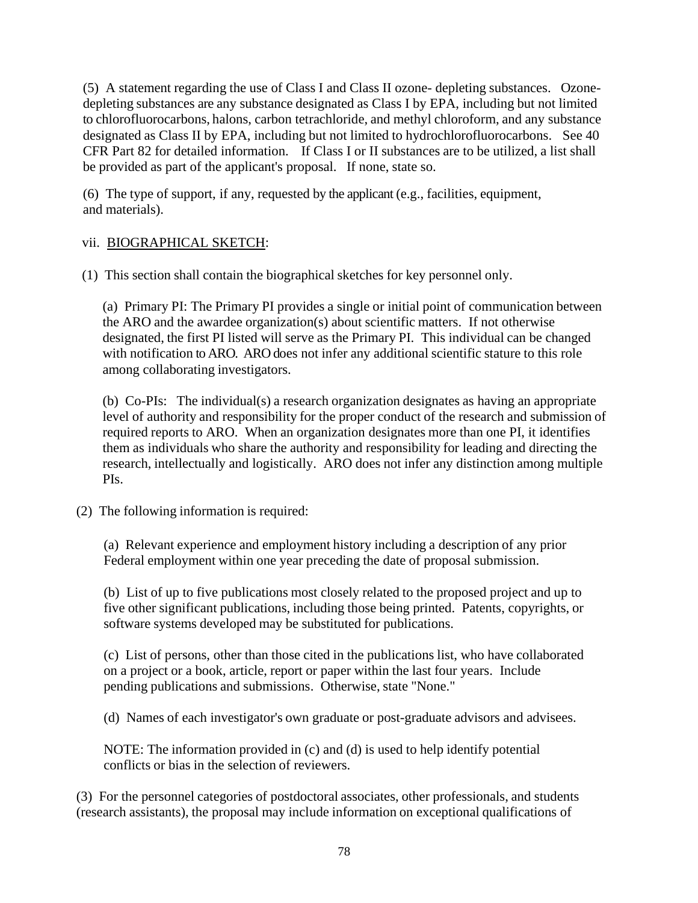(5) A statement regarding the use of Class I and Class II ozone- depleting substances. Ozone-depleting substances are any substance designated as Class I by EPA, including but not limited to chlorofluorocarbons, halons, carbon tetrachloride, and methyl chloroform, and any substance designated as Class II by EPA, including but not limited to hydrochlorofluorocarbons. See 40 CFR Part 82 for detailed information. If Class I or II substances are to be utilized, a list shall be provided as part of the applicant's proposal. If none, state so.

(6) The type of support, if any, requested by the applicant (e.g., facilities, equipment, and materials).

vii. BIOGRAPHICAL SKETCH:

(1) This section shall contain the biographical sketches for key personnel only.

(a) Primary PI: The Primary PI provides a single or initial point of communication between the ARO and the awardee organization(s) about scientific matters. If not otherwise designated, the first PI listed will serve as the Primary PI. This individual can be changed with notification to ARO. ARO does not infer any additional scientific stature to this role among collaborating investigators.

(b) Co-PIs: The individual(s) a research organization designates as having an appropriate level of authority and responsibility for the proper conduct of the research and submission of required reports to ARO. When an organization designates more than one PI, it identifies them as individuals who share the authority and responsibility for leading and directing the research, intellectually and logistically. ARO does not infer any distinction among multiple PIs.

(2) The following information is required:

(a) Relevant experience and employment history including a description of any prior Federal employment within one year preceding the date of proposal submission.

(b) List of up to five publications most closely related to the proposed project and up to five other significant publications, including those being printed. Patents, copyrights, or software systems developed may be substituted for publications.

(c) List of persons, other than those cited in the publications list, who have collaborated on a project or a book, article, report or paper within the last four years. Include pending publications and submissions. Otherwise, state "None."

(d) Names of each investigator's own graduate or post-graduate advisors and advisees.

NOTE: The information provided in (c) and (d) is used to help identify potential conflicts or bias in the selection of reviewers.

(3) For the personnel categories of postdoctoral associates, other professionals, and students (research assistants), the proposal may include information on exceptional qualifications of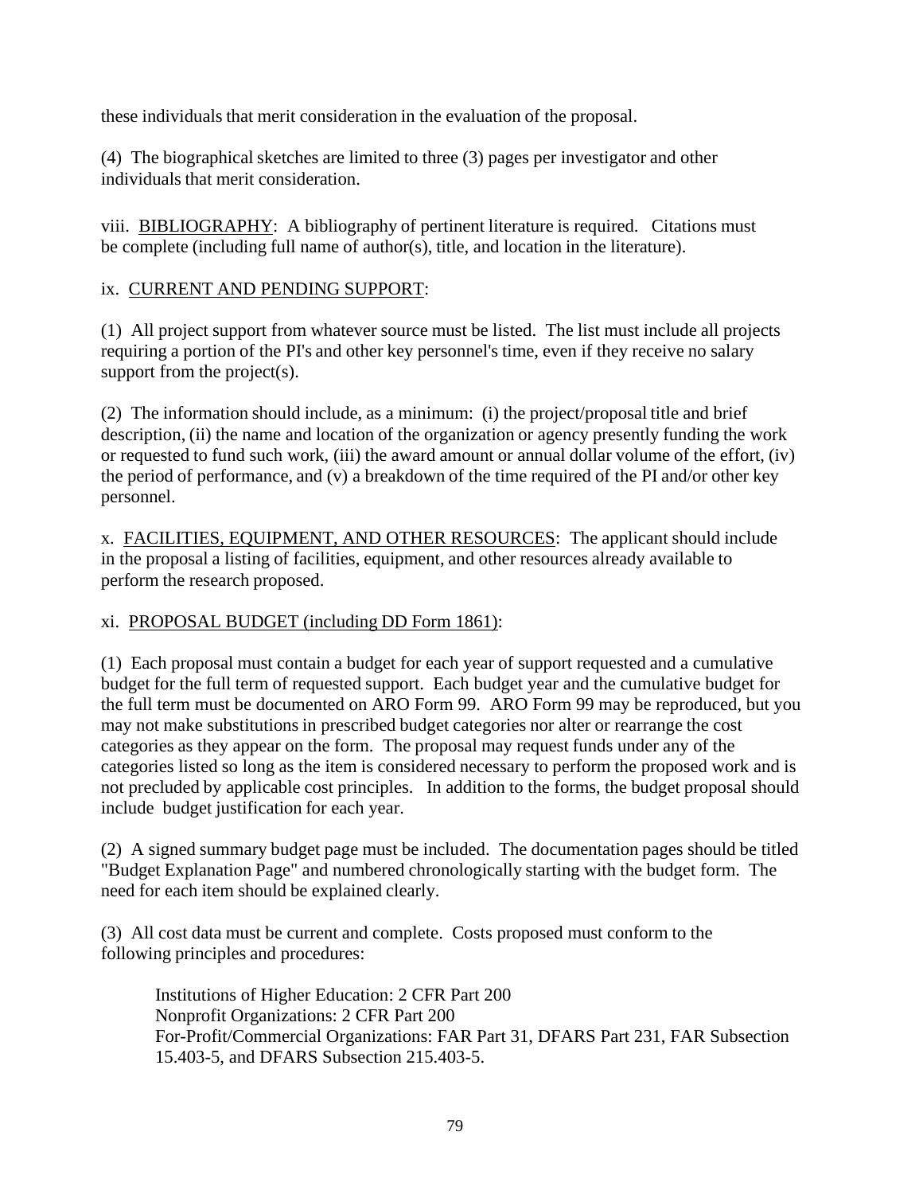these individuals that merit consideration in the evaluation of the proposal.

(4) The biographical sketches are limited to three (3) pages per investigator and other individuals that merit consideration.

viii. BIBLIOGRAPHY: A bibliography of pertinent literature is required. Citations must be complete (including full name of author(s), title, and location in the literature).

ix. CURRENT AND PENDING SUPPORT:

(1) All project support from whatever source must be listed. The list must include all projects requiring a portion of the PI's and other key personnel's time, even if they receive no salary support from the project(s).

(2) The information should include, as a minimum: (i) the project/proposal title and brief description, (ii) the name and location of the organization or agency presently funding the work or requested to fund such work, (iii) the award amount or annual dollar volume of the effort, (iv) the period of performance, and (v) a breakdown of the time required of the PI and/or other key personnel.

x. FACILITIES, EQUIPMENT, AND OTHER RESOURCES: The applicant should include in the proposal a listing of facilities, equipment, and other resources already available to perform the research proposed.

xi. PROPOSAL BUDGET (including DD Form 1861):

(1) Each proposal must contain a budget for each year of support requested and a cumulative budget for the full term of requested support. Each budget year and the cumulative budget for the full term must be documented on ARO Form 99. ARO Form 99 may be reproduced, but you may not make substitutions in prescribed budget categories nor alter or rearrange the cost categories as they appear on the form. The proposal may request funds under any of the categories listed so long as the item is considered necessary to perform the proposed work and is not precluded by applicable cost principles. In addition to the forms, the budget proposal should include budget justification for each year.

(2) A signed summary budget page must be included. The documentation pages should be titled "Budget Explanation Page" and numbered chronologically starting with the budget form. The need for each item should be explained clearly.

(3) All cost data must be current and complete. Costs proposed must conform to the following principles and procedures:

Institutions of Higher Education: 2 CFR Part 200
Nonprofit Organizations: 2 CFR Part 200
For-Profit/Commercial Organizations: FAR Part 31, DFARS Part 231, FAR Subsection 15.403-5, and DFARS Subsection 215.403-5.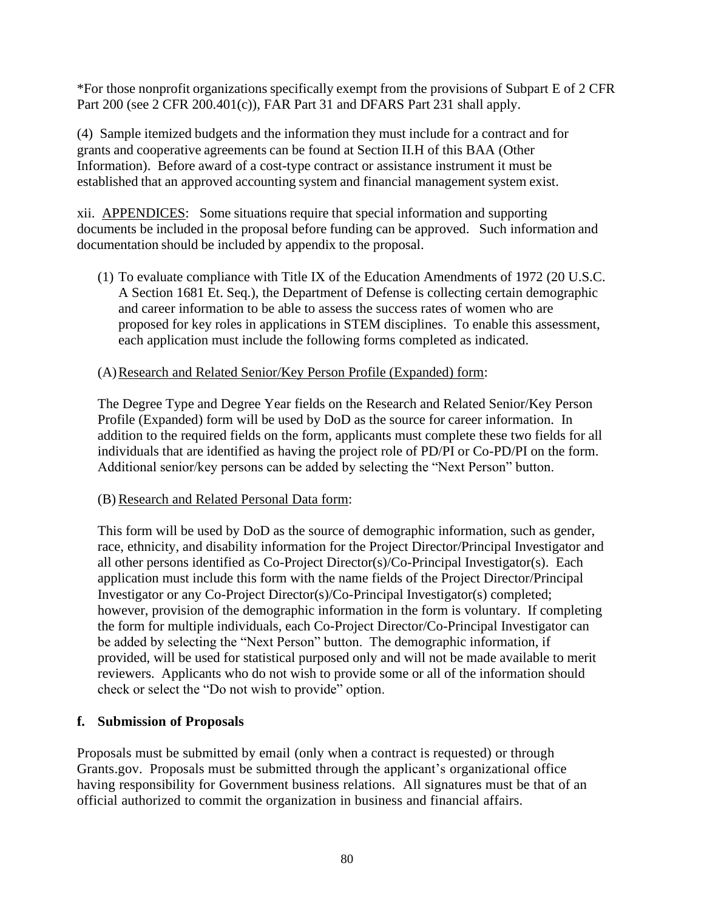*For those nonprofit organizations specifically exempt from the provisions of Subpart E of 2 CFR Part 200 (see 2 CFR 200.401(c)), FAR Part 31 and DFARS Part 231 shall apply.

(4) Sample itemized budgets and the information they must include for a contract and for grants and cooperative agreements can be found at Section II.H of this BAA (Other Information). Before award of a cost-type contract or assistance instrument it must be established that an approved accounting system and financial management system exist.

xii. APPENDICES: Some situations require that special information and supporting documents be included in the proposal before funding can be approved. Such information and documentation should be included by appendix to the proposal.

(1) To evaluate compliance with Title IX of the Education Amendments of 1972 (20 U.S.C. A Section 1681 Et. Seq.), the Department of Defense is collecting certain demographic and career information to be able to assess the success rates of women who are proposed for key roles in applications in STEM disciplines. To enable this assessment, each application must include the following forms completed as indicated.

(A) Research and Related Senior/Key Person Profile (Expanded) form:

The Degree Type and Degree Year fields on the Research and Related Senior/Key Person Profile (Expanded) form will be used by DoD as the source for career information. In addition to the required fields on the form, applicants must complete these two fields for all individuals that are identified as having the project role of PD/PI or Co-PD/PI on the form. Additional senior/key persons can be added by selecting the "Next Person" button.

(B) Research and Related Personal Data form:

This form will be used by DoD as the source of demographic information, such as gender, race, ethnicity, and disability information for the Project Director/Principal Investigator and all other persons identified as Co-Project Director(s)/Co-Principal Investigator(s). Each application must include this form with the name fields of the Project Director/Principal Investigator or any Co-Project Director(s)/Co-Principal Investigator(s) completed; however, provision of the demographic information in the form is voluntary. If completing the form for multiple individuals, each Co-Project Director/Co-Principal Investigator can be added by selecting the "Next Person" button. The demographic information, if provided, will be used for statistical purposed only and will not be made available to merit reviewers. Applicants who do not wish to provide some or all of the information should check or select the "Do not wish to provide" option.

### f. Submission of Proposals

Proposals must be submitted by email (only when a contract is requested) or through Grants.gov. Proposals must be submitted through the applicant's organizational office having responsibility for Government business relations. All signatures must be that of an official authorized to commit the organization in business and financial affairs.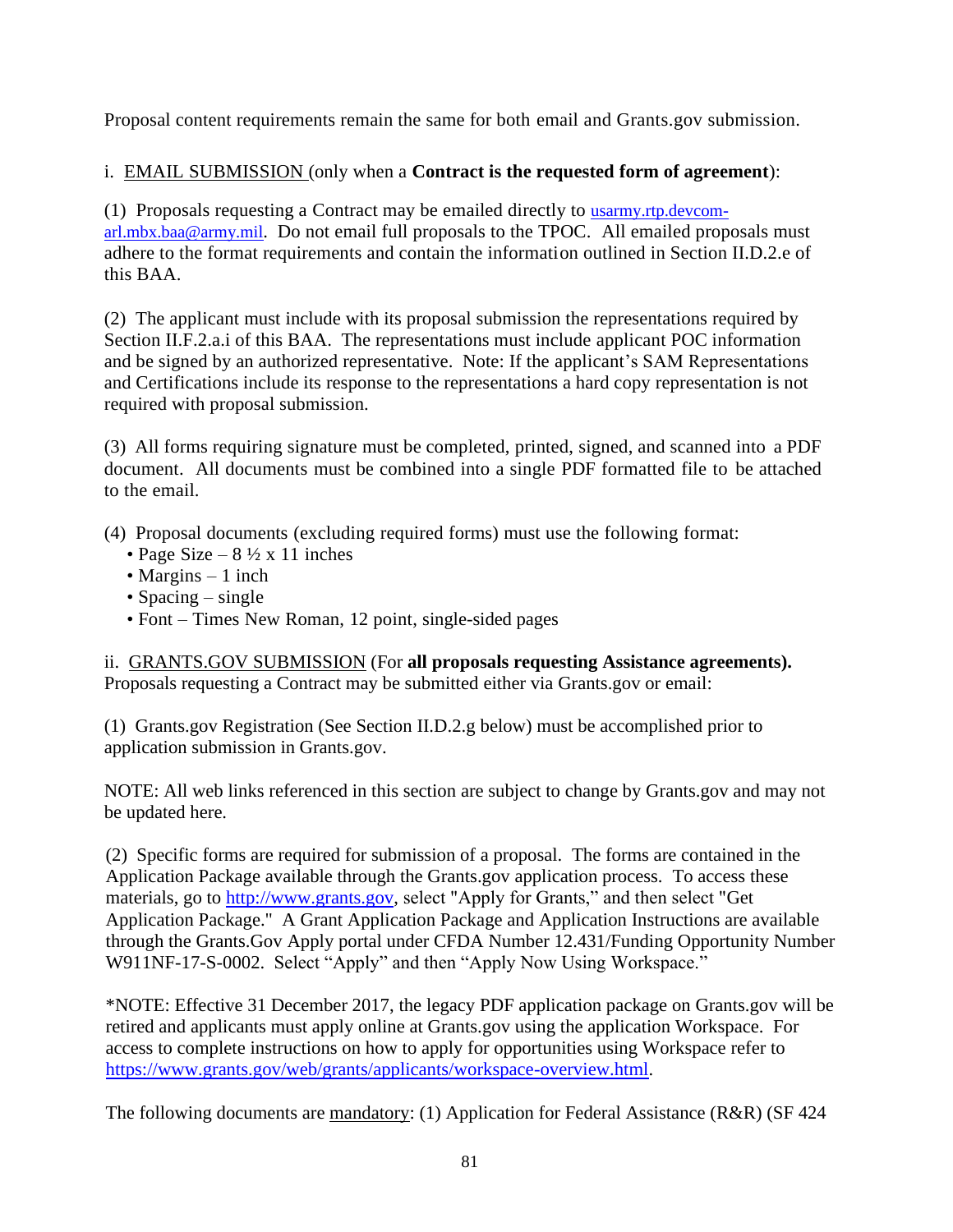Proposal content requirements remain the same for both email and Grants.gov submission.

i. EMAIL SUBMISSION (only when a **Contract is the requested form of agreement**):

(1) Proposals requesting a Contract may be emailed directly to usarmy.rtp.devcom-arl.mbx.baa@army.mil. Do not email full proposals to the TPOC. All emailed proposals must adhere to the format requirements and contain the information outlined in Section II.D.2.e of this BAA.

(2) The applicant must include with its proposal submission the representations required by Section II.F.2.a.i of this BAA. The representations must include applicant POC information and be signed by an authorized representative. Note: If the applicant's SAM Representations and Certifications include its response to the representations a hard copy representation is not required with proposal submission.

(3) All forms requiring signature must be completed, printed, signed, and scanned into a PDF document. All documents must be combined into a single PDF formatted file to be attached to the email.

(4) Proposal documents (excluding required forms) must use the following format:

- Page Size – 8 ½ x 11 inches
- Margins – 1 inch
- Spacing – single
- Font – Times New Roman, 12 point, single-sided pages

ii. GRANTS.GOV SUBMISSION (For **all proposals requesting Assistance agreements).** Proposals requesting a Contract may be submitted either via Grants.gov or email:

(1) Grants.gov Registration (See Section II.D.2.g below) must be accomplished prior to application submission in Grants.gov.

NOTE: All web links referenced in this section are subject to change by Grants.gov and may not be updated here.

(2) Specific forms are required for submission of a proposal. The forms are contained in the Application Package available through the Grants.gov application process. To access these materials, go to http://www.grants.gov, select "Apply for Grants," and then select "Get Application Package." A Grant Application Package and Application Instructions are available through the Grants.Gov Apply portal under CFDA Number 12.431/Funding Opportunity Number W911NF-17-S-0002. Select "Apply" and then "Apply Now Using Workspace."

*NOTE: Effective 31 December 2017, the legacy PDF application package on Grants.gov will be retired and applicants must apply online at Grants.gov using the application Workspace. For access to complete instructions on how to apply for opportunities using Workspace refer to https://www.grants.gov/web/grants/applicants/workspace-overview.html.

The following documents are mandatory: (1) Application for Federal Assistance (R&R) (SF 424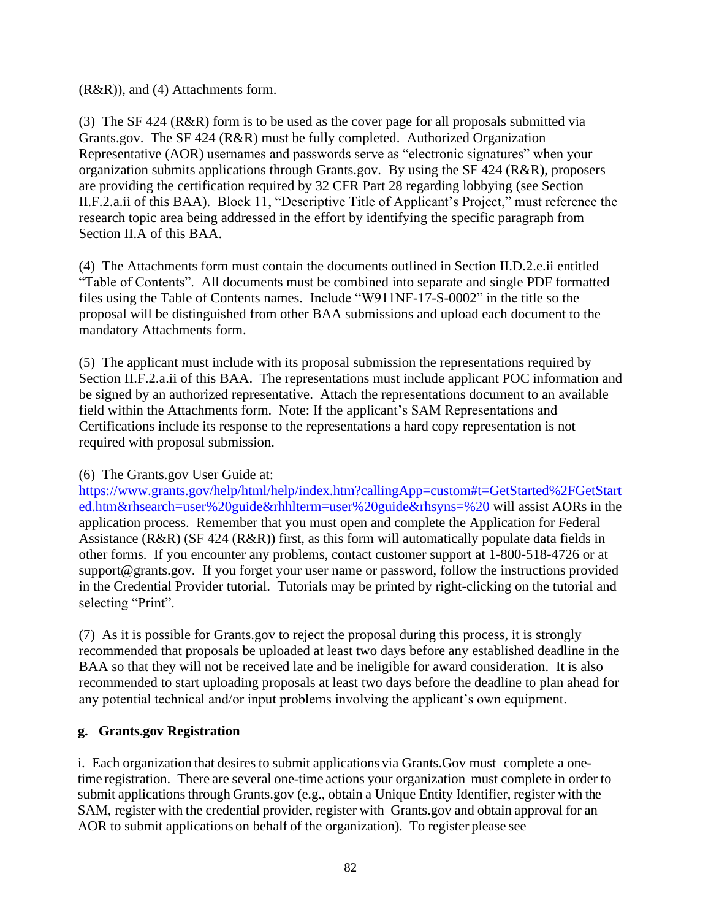(R&R)), and (4) Attachments form.

(3) The SF 424 (R&R) form is to be used as the cover page for all proposals submitted via Grants.gov. The SF 424 (R&R) must be fully completed. Authorized Organization Representative (AOR) usernames and passwords serve as "electronic signatures" when your organization submits applications through Grants.gov. By using the SF 424 (R&R), proposers are providing the certification required by 32 CFR Part 28 regarding lobbying (see Section II.F.2.a.ii of this BAA). Block 11, "Descriptive Title of Applicant's Project," must reference the research topic area being addressed in the effort by identifying the specific paragraph from Section II.A of this BAA.

(4) The Attachments form must contain the documents outlined in Section II.D.2.e.ii entitled "Table of Contents". All documents must be combined into separate and single PDF formatted files using the Table of Contents names. Include "W911NF-17-S-0002" in the title so the proposal will be distinguished from other BAA submissions and upload each document to the mandatory Attachments form.

(5) The applicant must include with its proposal submission the representations required by Section II.F.2.a.ii of this BAA. The representations must include applicant POC information and be signed by an authorized representative. Attach the representations document to an available field within the Attachments form. Note: If the applicant's SAM Representations and Certifications include its response to the representations a hard copy representation is not required with proposal submission.

(6) The Grants.gov User Guide at: https://www.grants.gov/help/html/help/index.htm?callingApp=custom#t=GetStarted%2FGetStarted.htm&rhsearch=user%20guide&rhhlterm=user%20guide&rhsyns=%20 will assist AORs in the application process. Remember that you must open and complete the Application for Federal Assistance (R&R) (SF 424 (R&R)) first, as this form will automatically populate data fields in other forms. If you encounter any problems, contact customer support at 1-800-518-4726 or at support@grants.gov. If you forget your user name or password, follow the instructions provided in the Credential Provider tutorial. Tutorials may be printed by right-clicking on the tutorial and selecting "Print".

(7) As it is possible for Grants.gov to reject the proposal during this process, it is strongly recommended that proposals be uploaded at least two days before any established deadline in the BAA so that they will not be received late and be ineligible for award consideration. It is also recommended to start uploading proposals at least two days before the deadline to plan ahead for any potential technical and/or input problems involving the applicant's own equipment.

**g. Grants.gov Registration**

i. Each organization that desires to submit applications via Grants.Gov must complete a one-time registration. There are several one-time actions your organization must complete in order to submit applications through Grants.gov (e.g., obtain a Unique Entity Identifier, register with the SAM, register with the credential provider, register with Grants.gov and obtain approval for an AOR to submit applications on behalf of the organization). To register please see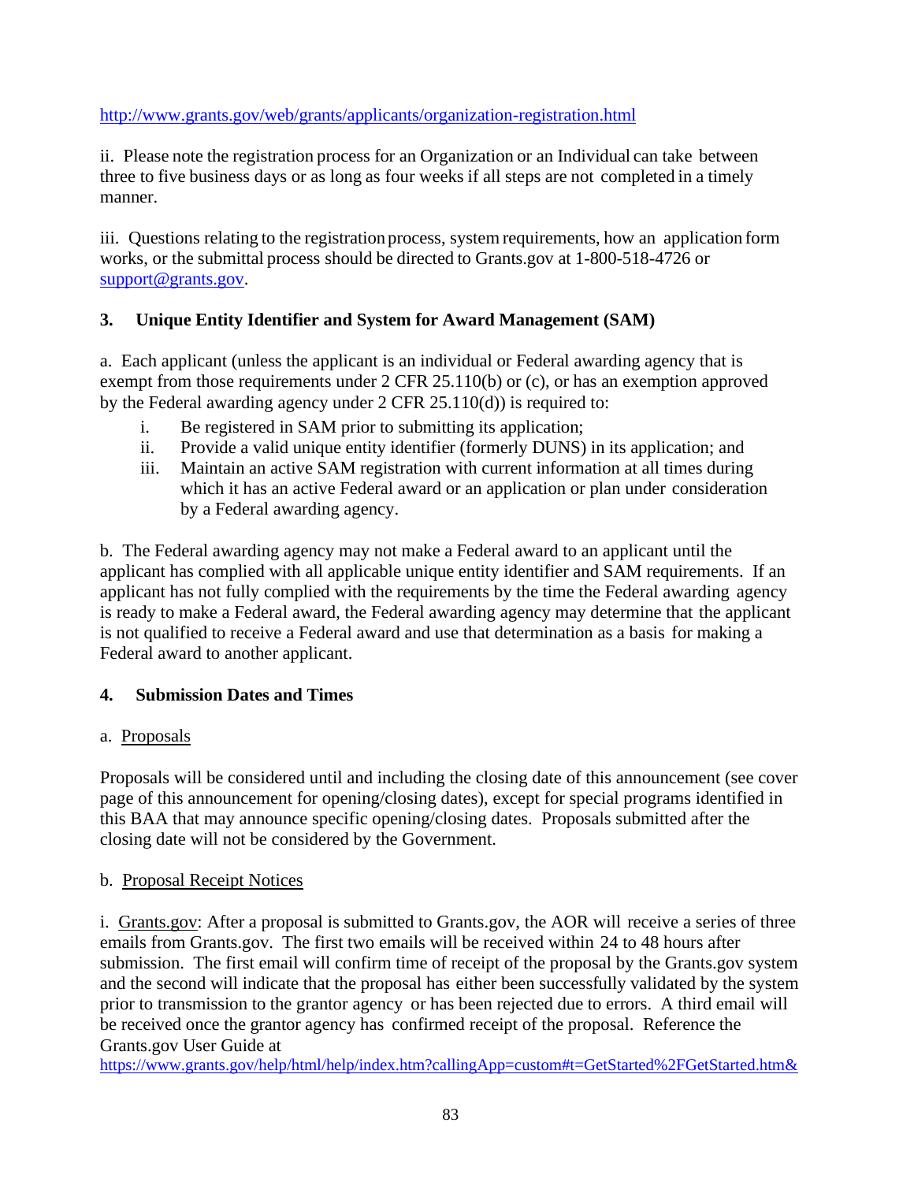http://www.grants.gov/web/grants/applicants/organization-registration.html

ii. Please note the registration process for an Organization or an Individual can take between three to five business days or as long as four weeks if all steps are not completed in a timely manner.

iii. Questions relating to the registration process, system requirements, how an application form works, or the submittal process should be directed to Grants.gov at 1-800-518-4726 or support@grants.gov.

### 3. Unique Entity Identifier and System for Award Management (SAM)

a. Each applicant (unless the applicant is an individual or Federal awarding agency that is exempt from those requirements under 2 CFR 25.110(b) or (c), or has an exemption approved by the Federal awarding agency under 2 CFR 25.110(d)) is required to:

i. Be registered in SAM prior to submitting its application;

ii. Provide a valid unique entity identifier (formerly DUNS) in its application; and

iii. Maintain an active SAM registration with current information at all times during which it has an active Federal award or an application or plan under consideration by a Federal awarding agency.

b. The Federal awarding agency may not make a Federal award to an applicant until the applicant has complied with all applicable unique entity identifier and SAM requirements. If an applicant has not fully complied with the requirements by the time the Federal awarding agency is ready to make a Federal award, the Federal awarding agency may determine that the applicant is not qualified to receive a Federal award and use that determination as a basis for making a Federal award to another applicant.

### 4. Submission Dates and Times

a. Proposals

Proposals will be considered until and including the closing date of this announcement (see cover page of this announcement for opening/closing dates), except for special programs identified in this BAA that may announce specific opening/closing dates. Proposals submitted after the closing date will not be considered by the Government.

b. Proposal Receipt Notices

i. Grants.gov: After a proposal is submitted to Grants.gov, the AOR will receive a series of three emails from Grants.gov. The first two emails will be received within 24 to 48 hours after submission. The first email will confirm time of receipt of the proposal by the Grants.gov system and the second will indicate that the proposal has either been successfully validated by the system prior to transmission to the grantor agency or has been rejected due to errors. A third email will be received once the grantor agency has confirmed receipt of the proposal. Reference the Grants.gov User Guide at https://www.grants.gov/help/html/help/index.htm?callingApp=custom#t=GetStarted%2FGetStarted.htm&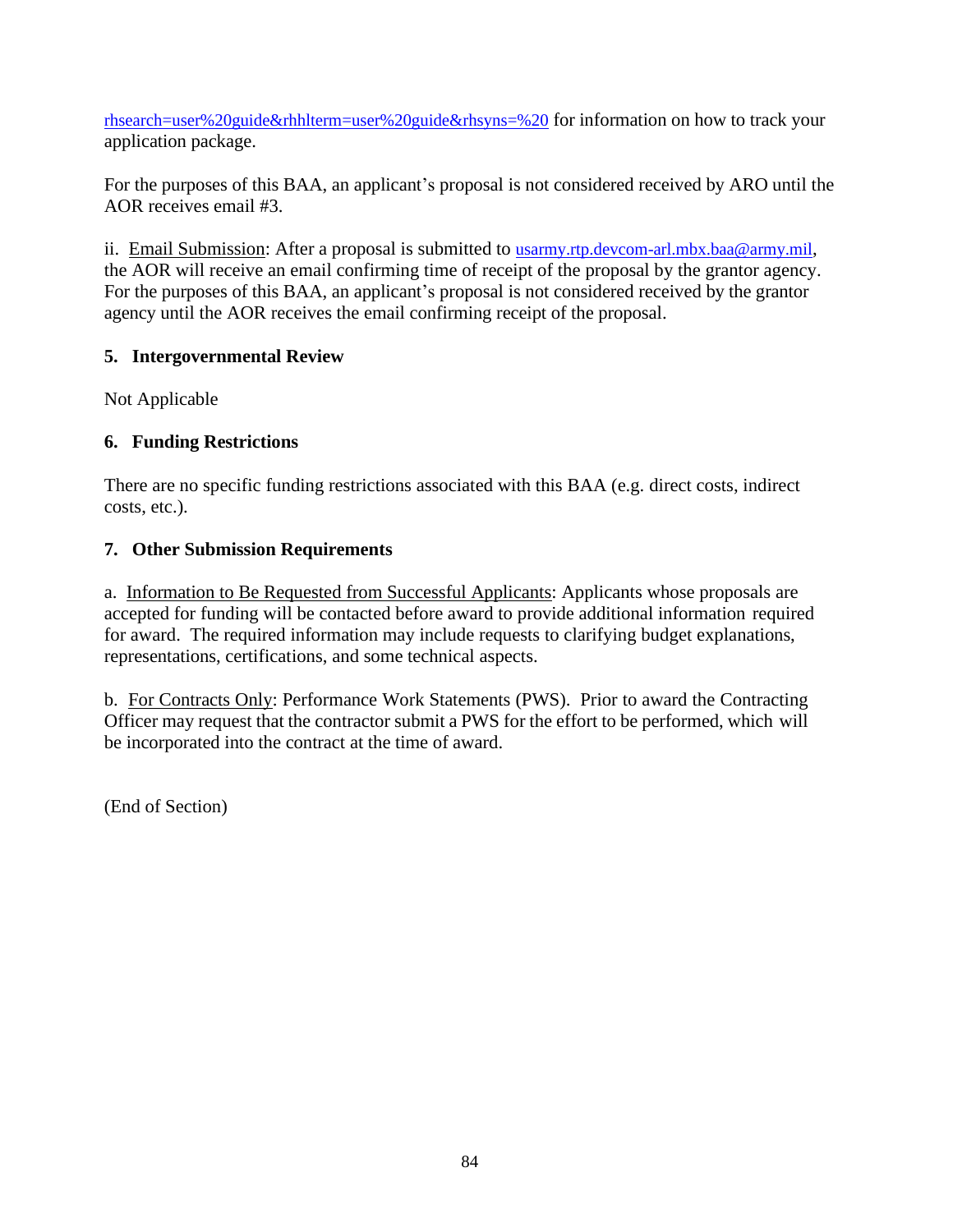rhsearch=user%20guide&rhhlterm=user%20guide&rhsyns=%20 for information on how to track your application package.

For the purposes of this BAA, an applicant's proposal is not considered received by ARO until the AOR receives email #3.

ii. Email Submission: After a proposal is submitted to usarmy.rtp.devcom-arl.mbx.baa@army.mil, the AOR will receive an email confirming time of receipt of the proposal by the grantor agency. For the purposes of this BAA, an applicant's proposal is not considered received by the grantor agency until the AOR receives the email confirming receipt of the proposal.

**5. Intergovernmental Review**

Not Applicable

**6. Funding Restrictions**

There are no specific funding restrictions associated with this BAA (e.g. direct costs, indirect costs, etc.).

**7. Other Submission Requirements**

a. Information to Be Requested from Successful Applicants: Applicants whose proposals are accepted for funding will be contacted before award to provide additional information required for award. The required information may include requests to clarifying budget explanations, representations, certifications, and some technical aspects.

b. For Contracts Only: Performance Work Statements (PWS). Prior to award the Contracting Officer may request that the contractor submit a PWS for the effort to be performed, which will be incorporated into the contract at the time of award.

(End of Section)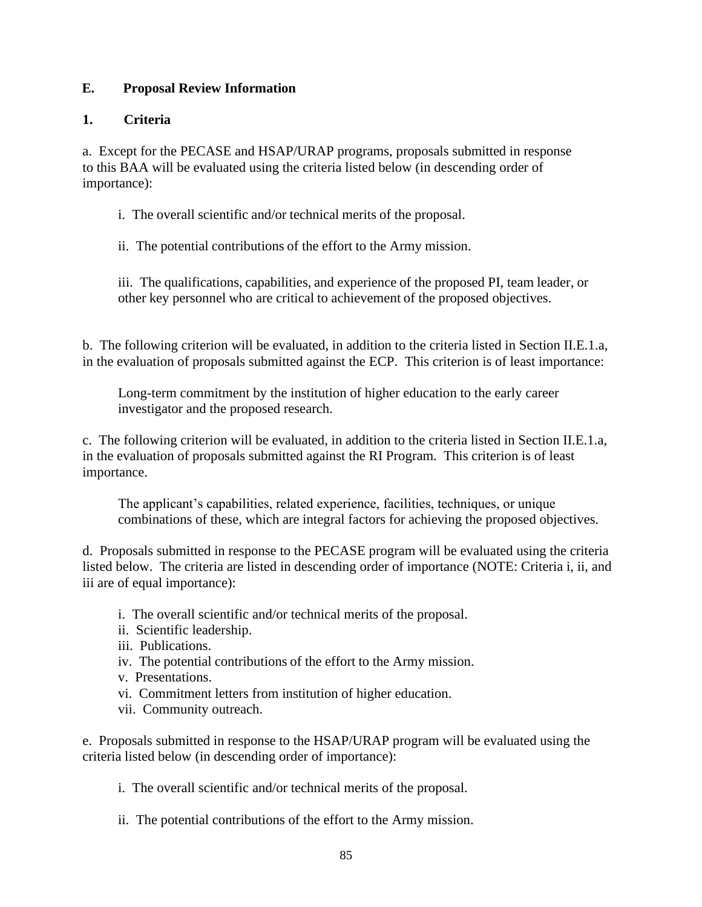## E. Proposal Review Information

### 1. Criteria

a. Except for the PECASE and HSAP/URAP programs, proposals submitted in response to this BAA will be evaluated using the criteria listed below (in descending order of importance):

i. The overall scientific and/or technical merits of the proposal.

ii. The potential contributions of the effort to the Army mission.

iii. The qualifications, capabilities, and experience of the proposed PI, team leader, or other key personnel who are critical to achievement of the proposed objectives.

b. The following criterion will be evaluated, in addition to the criteria listed in Section II.E.1.a, in the evaluation of proposals submitted against the ECP. This criterion is of least importance:

Long-term commitment by the institution of higher education to the early career investigator and the proposed research.

c. The following criterion will be evaluated, in addition to the criteria listed in Section II.E.1.a, in the evaluation of proposals submitted against the RI Program. This criterion is of least importance.

The applicant's capabilities, related experience, facilities, techniques, or unique combinations of these, which are integral factors for achieving the proposed objectives.

d. Proposals submitted in response to the PECASE program will be evaluated using the criteria listed below. The criteria are listed in descending order of importance (NOTE: Criteria i, ii, and iii are of equal importance):

i. The overall scientific and/or technical merits of the proposal.
ii. Scientific leadership.
iii. Publications.
iv. The potential contributions of the effort to the Army mission.
v. Presentations.
vi. Commitment letters from institution of higher education.
vii. Community outreach.

e. Proposals submitted in response to the HSAP/URAP program will be evaluated using the criteria listed below (in descending order of importance):

i. The overall scientific and/or technical merits of the proposal.

ii. The potential contributions of the effort to the Army mission.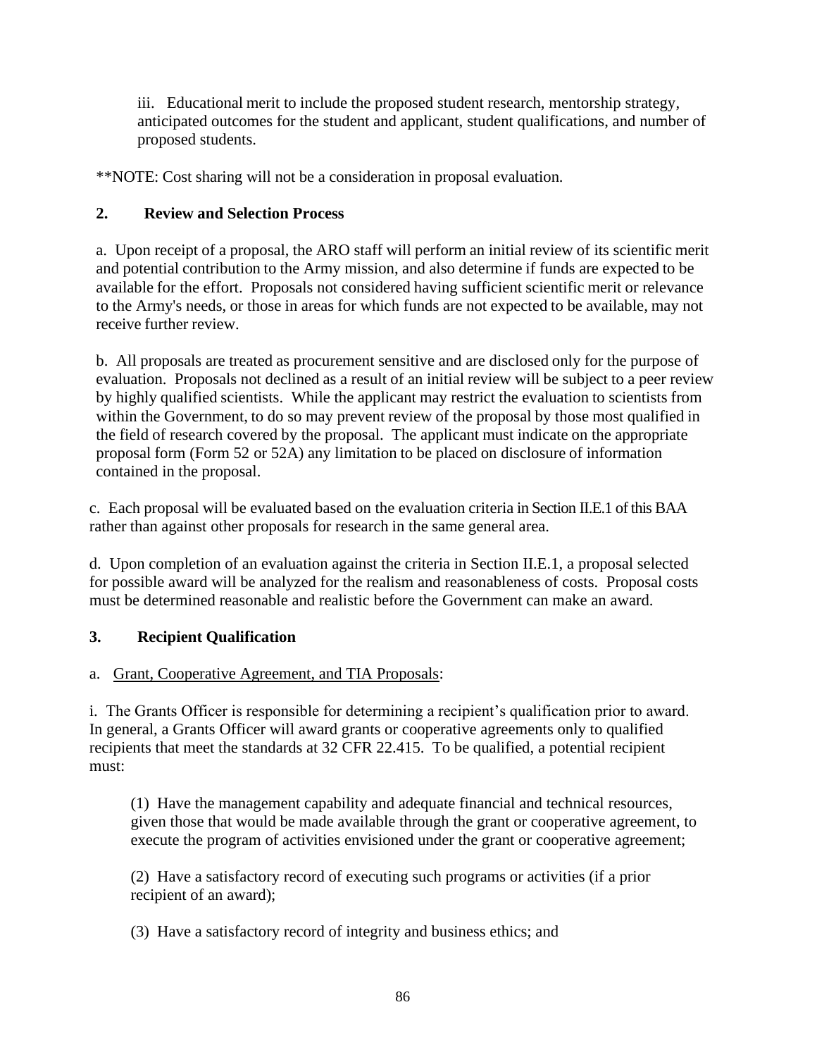iii. Educational merit to include the proposed student research, mentorship strategy, anticipated outcomes for the student and applicant, student qualifications, and number of proposed students.

**NOTE: Cost sharing will not be a consideration in proposal evaluation.

### 2. Review and Selection Process

a. Upon receipt of a proposal, the ARO staff will perform an initial review of its scientific merit and potential contribution to the Army mission, and also determine if funds are expected to be available for the effort. Proposals not considered having sufficient scientific merit or relevance to the Army's needs, or those in areas for which funds are not expected to be available, may not receive further review.

b. All proposals are treated as procurement sensitive and are disclosed only for the purpose of evaluation. Proposals not declined as a result of an initial review will be subject to a peer review by highly qualified scientists. While the applicant may restrict the evaluation to scientists from within the Government, to do so may prevent review of the proposal by those most qualified in the field of research covered by the proposal. The applicant must indicate on the appropriate proposal form (Form 52 or 52A) any limitation to be placed on disclosure of information contained in the proposal.

c. Each proposal will be evaluated based on the evaluation criteria in Section II.E.1 of this BAA rather than against other proposals for research in the same general area.

d. Upon completion of an evaluation against the criteria in Section II.E.1, a proposal selected for possible award will be analyzed for the realism and reasonableness of costs. Proposal costs must be determined reasonable and realistic before the Government can make an award.

### 3. Recipient Qualification

a. Grant, Cooperative Agreement, and TIA Proposals:

i. The Grants Officer is responsible for determining a recipient's qualification prior to award. In general, a Grants Officer will award grants or cooperative agreements only to qualified recipients that meet the standards at 32 CFR 22.415. To be qualified, a potential recipient must:

(1) Have the management capability and adequate financial and technical resources, given those that would be made available through the grant or cooperative agreement, to execute the program of activities envisioned under the grant or cooperative agreement;

(2) Have a satisfactory record of executing such programs or activities (if a prior recipient of an award);

(3) Have a satisfactory record of integrity and business ethics; and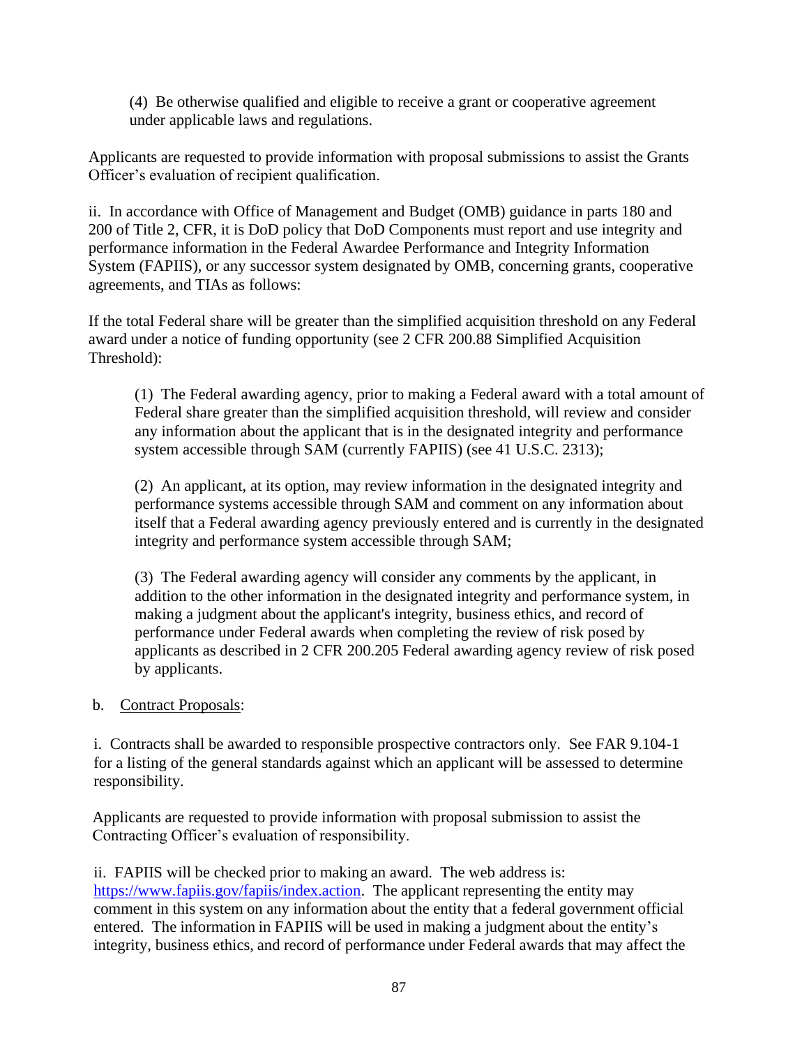(4) Be otherwise qualified and eligible to receive a grant or cooperative agreement under applicable laws and regulations.

Applicants are requested to provide information with proposal submissions to assist the Grants Officer's evaluation of recipient qualification.

ii. In accordance with Office of Management and Budget (OMB) guidance in parts 180 and 200 of Title 2, CFR, it is DoD policy that DoD Components must report and use integrity and performance information in the Federal Awardee Performance and Integrity Information System (FAPIIS), or any successor system designated by OMB, concerning grants, cooperative agreements, and TIAs as follows:

If the total Federal share will be greater than the simplified acquisition threshold on any Federal award under a notice of funding opportunity (see 2 CFR 200.88 Simplified Acquisition Threshold):

(1) The Federal awarding agency, prior to making a Federal award with a total amount of Federal share greater than the simplified acquisition threshold, will review and consider any information about the applicant that is in the designated integrity and performance system accessible through SAM (currently FAPIIS) (see 41 U.S.C. 2313);

(2) An applicant, at its option, may review information in the designated integrity and performance systems accessible through SAM and comment on any information about itself that a Federal awarding agency previously entered and is currently in the designated integrity and performance system accessible through SAM;

(3) The Federal awarding agency will consider any comments by the applicant, in addition to the other information in the designated integrity and performance system, in making a judgment about the applicant's integrity, business ethics, and record of performance under Federal awards when completing the review of risk posed by applicants as described in 2 CFR 200.205 Federal awarding agency review of risk posed by applicants.

b. Contract Proposals:

i. Contracts shall be awarded to responsible prospective contractors only. See FAR 9.104-1 for a listing of the general standards against which an applicant will be assessed to determine responsibility.

Applicants are requested to provide information with proposal submission to assist the Contracting Officer's evaluation of responsibility.

ii. FAPIIS will be checked prior to making an award. The web address is: https://www.fapiis.gov/fapiis/index.action. The applicant representing the entity may comment in this system on any information about the entity that a federal government official entered. The information in FAPIIS will be used in making a judgment about the entity's integrity, business ethics, and record of performance under Federal awards that may affect the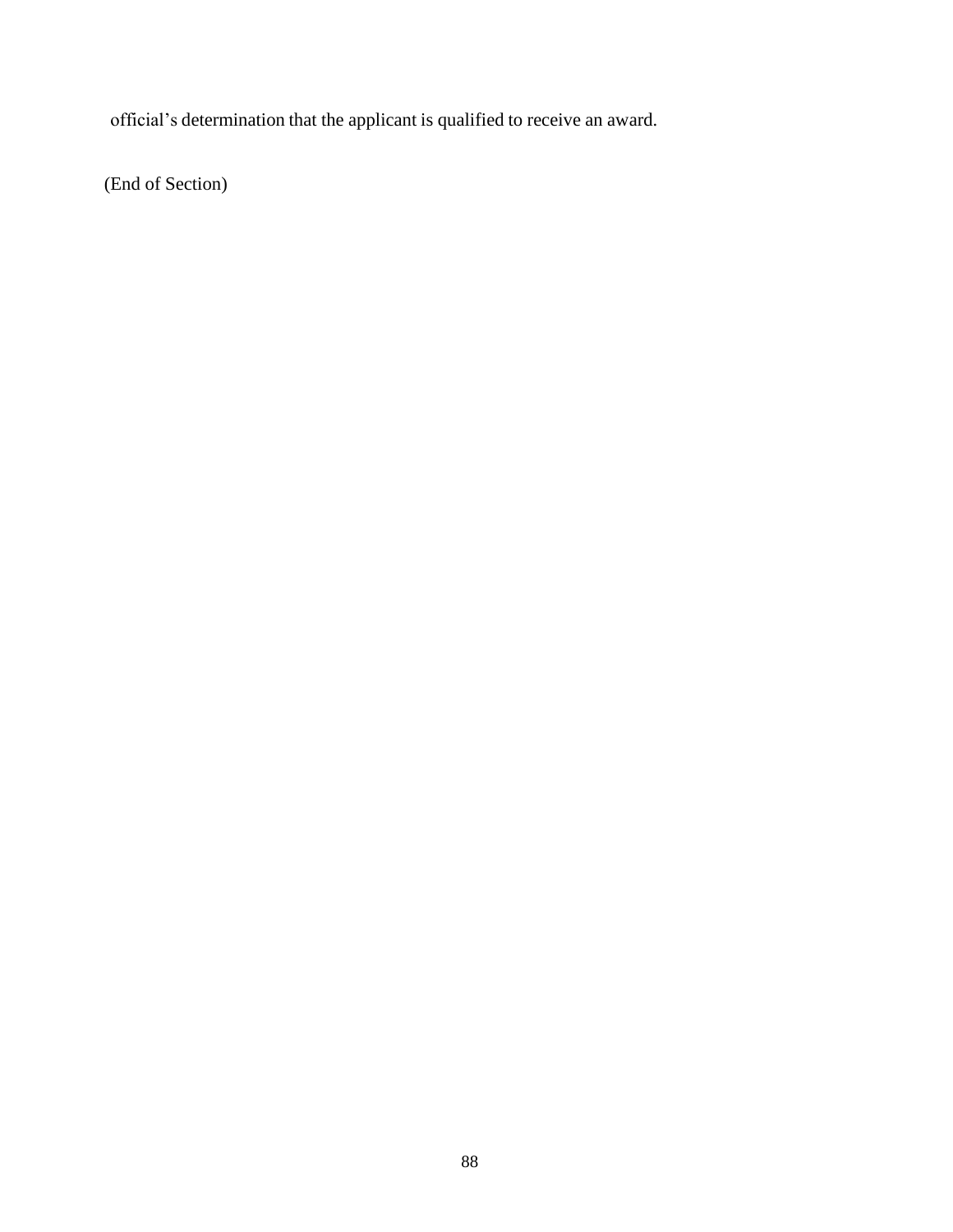official's determination that the applicant is qualified to receive an award.

(End of Section)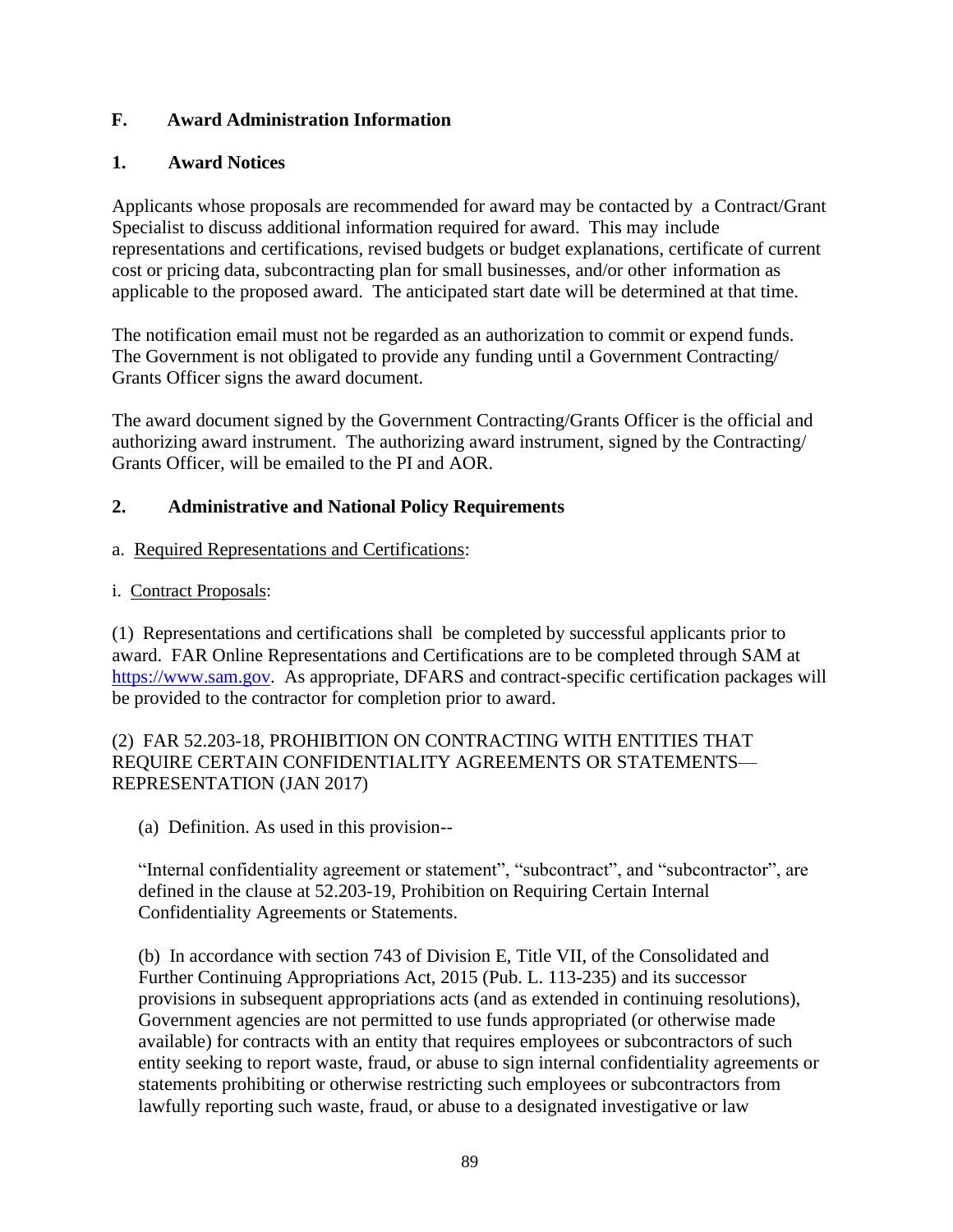## F. Award Administration Information

### 1. Award Notices

Applicants whose proposals are recommended for award may be contacted by a Contract/Grant Specialist to discuss additional information required for award. This may include representations and certifications, revised budgets or budget explanations, certificate of current cost or pricing data, subcontracting plan for small businesses, and/or other information as applicable to the proposed award. The anticipated start date will be determined at that time.

The notification email must not be regarded as an authorization to commit or expend funds. The Government is not obligated to provide any funding until a Government Contracting/ Grants Officer signs the award document.

The award document signed by the Government Contracting/Grants Officer is the official and authorizing award instrument. The authorizing award instrument, signed by the Contracting/ Grants Officer, will be emailed to the PI and AOR.

### 2. Administrative and National Policy Requirements

a. Required Representations and Certifications:

i. Contract Proposals:

(1) Representations and certifications shall be completed by successful applicants prior to award. FAR Online Representations and Certifications are to be completed through SAM at https://www.sam.gov. As appropriate, DFARS and contract-specific certification packages will be provided to the contractor for completion prior to award.

(2) FAR 52.203-18, PROHIBITION ON CONTRACTING WITH ENTITIES THAT REQUIRE CERTAIN CONFIDENTIALITY AGREEMENTS OR STATEMENTS—REPRESENTATION (JAN 2017)

(a) Definition. As used in this provision--

"Internal confidentiality agreement or statement", "subcontract", and "subcontractor", are defined in the clause at 52.203-19, Prohibition on Requiring Certain Internal Confidentiality Agreements or Statements.

(b) In accordance with section 743 of Division E, Title VII, of the Consolidated and Further Continuing Appropriations Act, 2015 (Pub. L. 113-235) and its successor provisions in subsequent appropriations acts (and as extended in continuing resolutions), Government agencies are not permitted to use funds appropriated (or otherwise made available) for contracts with an entity that requires employees or subcontractors of such entity seeking to report waste, fraud, or abuse to sign internal confidentiality agreements or statements prohibiting or otherwise restricting such employees or subcontractors from lawfully reporting such waste, fraud, or abuse to a designated investigative or law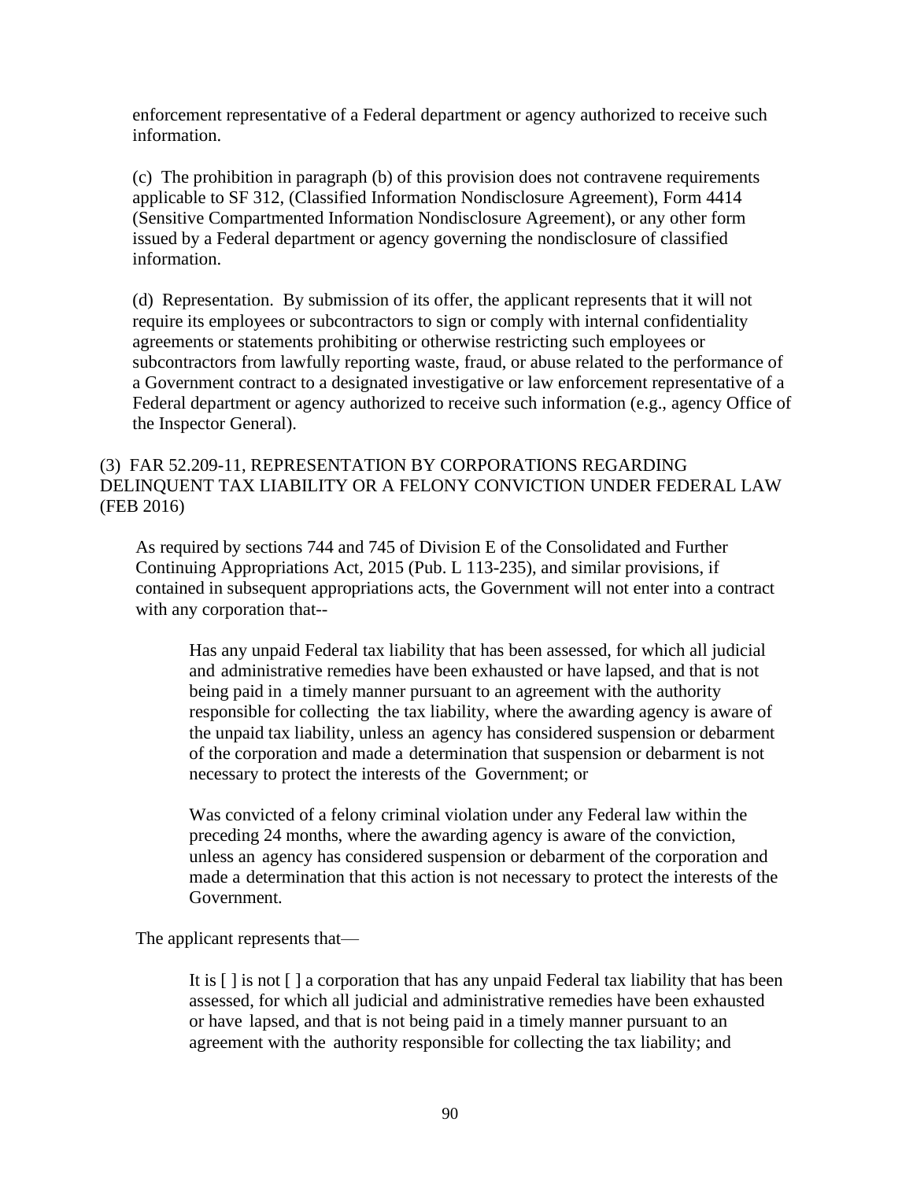enforcement representative of a Federal department or agency authorized to receive such information.

(c) The prohibition in paragraph (b) of this provision does not contravene requirements applicable to SF 312, (Classified Information Nondisclosure Agreement), Form 4414 (Sensitive Compartmented Information Nondisclosure Agreement), or any other form issued by a Federal department or agency governing the nondisclosure of classified information.

(d) Representation. By submission of its offer, the applicant represents that it will not require its employees or subcontractors to sign or comply with internal confidentiality agreements or statements prohibiting or otherwise restricting such employees or subcontractors from lawfully reporting waste, fraud, or abuse related to the performance of a Government contract to a designated investigative or law enforcement representative of a Federal department or agency authorized to receive such information (e.g., agency Office of the Inspector General).

(3) FAR 52.209-11, REPRESENTATION BY CORPORATIONS REGARDING DELINQUENT TAX LIABILITY OR A FELONY CONVICTION UNDER FEDERAL LAW (FEB 2016)

As required by sections 744 and 745 of Division E of the Consolidated and Further Continuing Appropriations Act, 2015 (Pub. L 113-235), and similar provisions, if contained in subsequent appropriations acts, the Government will not enter into a contract with any corporation that--

Has any unpaid Federal tax liability that has been assessed, for which all judicial and administrative remedies have been exhausted or have lapsed, and that is not being paid in a timely manner pursuant to an agreement with the authority responsible for collecting the tax liability, where the awarding agency is aware of the unpaid tax liability, unless an agency has considered suspension or debarment of the corporation and made a determination that suspension or debarment is not necessary to protect the interests of the Government; or

Was convicted of a felony criminal violation under any Federal law within the preceding 24 months, where the awarding agency is aware of the conviction, unless an agency has considered suspension or debarment of the corporation and made a determination that this action is not necessary to protect the interests of the Government.

The applicant represents that—

It is [ ] is not [ ] a corporation that has any unpaid Federal tax liability that has been assessed, for which all judicial and administrative remedies have been exhausted or have lapsed, and that is not being paid in a timely manner pursuant to an agreement with the authority responsible for collecting the tax liability; and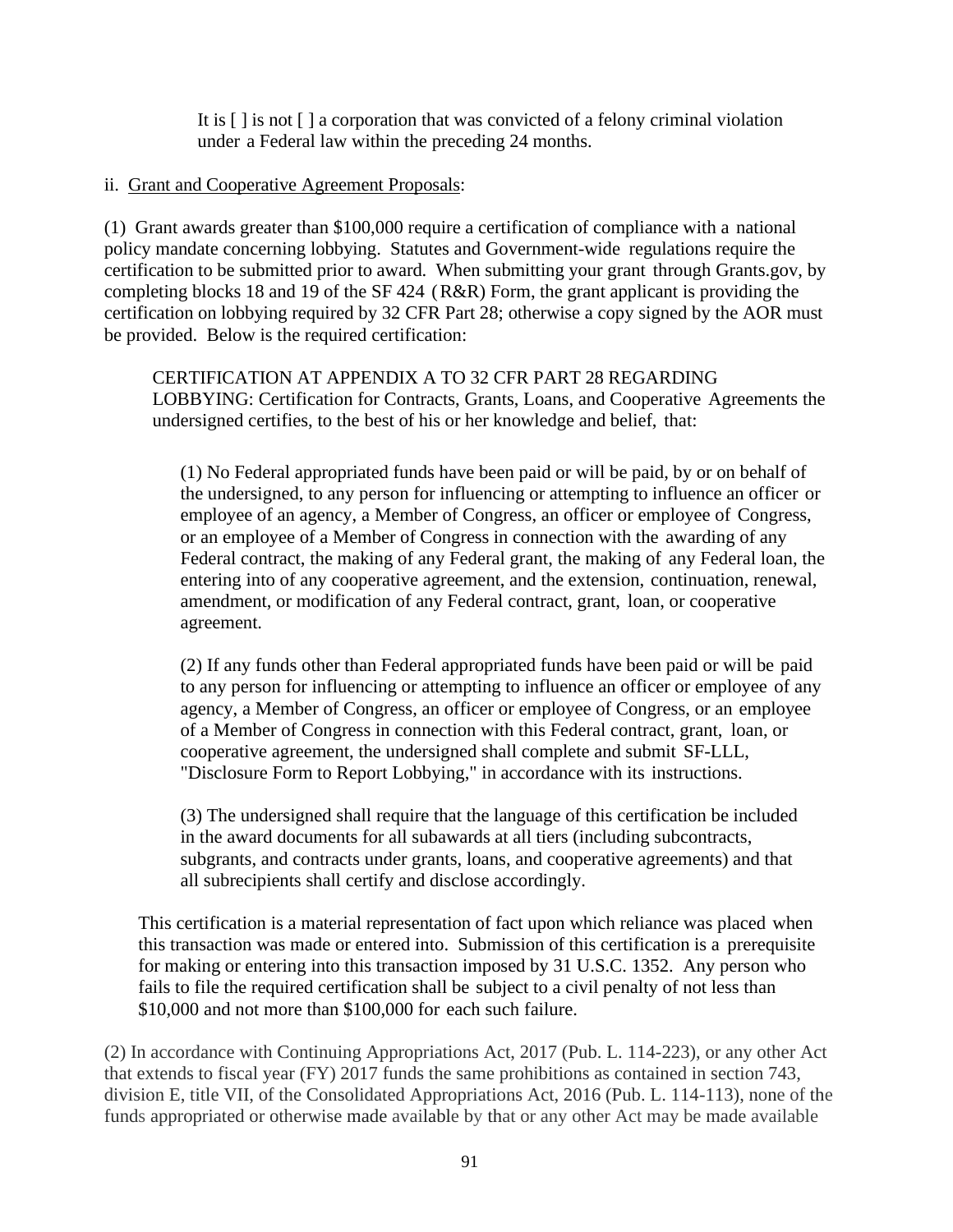It is [ ] is not [ ] a corporation that was convicted of a felony criminal violation under a Federal law within the preceding 24 months.

ii. Grant and Cooperative Agreement Proposals:

(1) Grant awards greater than $100,000 require a certification of compliance with a national policy mandate concerning lobbying. Statutes and Government-wide regulations require the certification to be submitted prior to award. When submitting your grant through Grants.gov, by completing blocks 18 and 19 of the SF 424 (R&R) Form, the grant applicant is providing the certification on lobbying required by 32 CFR Part 28; otherwise a copy signed by the AOR must be provided. Below is the required certification:

> CERTIFICATION AT APPENDIX A TO 32 CFR PART 28 REGARDING LOBBYING: Certification for Contracts, Grants, Loans, and Cooperative Agreements the undersigned certifies, to the best of his or her knowledge and belief, that:
>
> (1) No Federal appropriated funds have been paid or will be paid, by or on behalf of the undersigned, to any person for influencing or attempting to influence an officer or employee of an agency, a Member of Congress, an officer or employee of Congress, or an employee of a Member of Congress in connection with the awarding of any Federal contract, the making of any Federal grant, the making of any Federal loan, the entering into of any cooperative agreement, and the extension, continuation, renewal, amendment, or modification of any Federal contract, grant, loan, or cooperative agreement.
>
> (2) If any funds other than Federal appropriated funds have been paid or will be paid to any person for influencing or attempting to influence an officer or employee of any agency, a Member of Congress, an officer or employee of Congress, or an employee of a Member of Congress in connection with this Federal contract, grant, loan, or cooperative agreement, the undersigned shall complete and submit SF-LLL, "Disclosure Form to Report Lobbying," in accordance with its instructions.
>
> (3) The undersigned shall require that the language of this certification be included in the award documents for all subawards at all tiers (including subcontracts, subgrants, and contracts under grants, loans, and cooperative agreements) and that all subrecipients shall certify and disclose accordingly.
>
> This certification is a material representation of fact upon which reliance was placed when this transaction was made or entered into. Submission of this certification is a prerequisite for making or entering into this transaction imposed by 31 U.S.C. 1352. Any person who fails to file the required certification shall be subject to a civil penalty of not less than $10,000 and not more than $100,000 for each such failure.

(2) In accordance with Continuing Appropriations Act, 2017 (Pub. L. 114-223), or any other Act that extends to fiscal year (FY) 2017 funds the same prohibitions as contained in section 743, division E, title VII, of the Consolidated Appropriations Act, 2016 (Pub. L. 114-113), none of the funds appropriated or otherwise made available by that or any other Act may be made available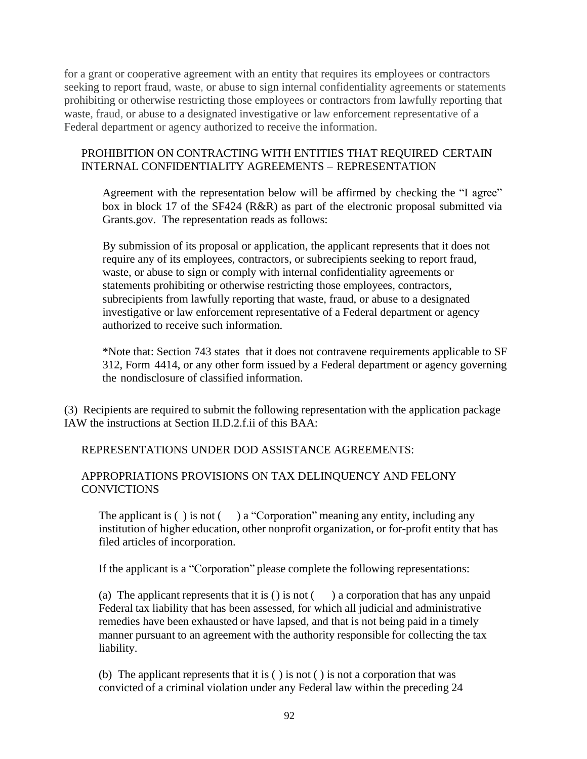for a grant or cooperative agreement with an entity that requires its employees or contractors seeking to report fraud, waste, or abuse to sign internal confidentiality agreements or statements prohibiting or otherwise restricting those employees or contractors from lawfully reporting that waste, fraud, or abuse to a designated investigative or law enforcement representative of a Federal department or agency authorized to receive the information.

PROHIBITION ON CONTRACTING WITH ENTITIES THAT REQUIRED CERTAIN INTERNAL CONFIDENTIALITY AGREEMENTS – REPRESENTATION

Agreement with the representation below will be affirmed by checking the "I agree" box in block 17 of the SF424 (R&R) as part of the electronic proposal submitted via Grants.gov. The representation reads as follows:

By submission of its proposal or application, the applicant represents that it does not require any of its employees, contractors, or subrecipients seeking to report fraud, waste, or abuse to sign or comply with internal confidentiality agreements or statements prohibiting or otherwise restricting those employees, contractors, subrecipients from lawfully reporting that waste, fraud, or abuse to a designated investigative or law enforcement representative of a Federal department or agency authorized to receive such information.

*Note that: Section 743 states that it does not contravene requirements applicable to SF 312, Form 4414, or any other form issued by a Federal department or agency governing the nondisclosure of classified information.

(3) Recipients are required to submit the following representation with the application package IAW the instructions at Section II.D.2.f.ii of this BAA:

REPRESENTATIONS UNDER DOD ASSISTANCE AGREEMENTS:

APPROPRIATIONS PROVISIONS ON TAX DELINQUENCY AND FELONY CONVICTIONS

The applicant is ( ) is not ( ) a "Corporation" meaning any entity, including any institution of higher education, other nonprofit organization, or for-profit entity that has filed articles of incorporation.

If the applicant is a "Corporation" please complete the following representations:

(a) The applicant represents that it is () is not ( ) a corporation that has any unpaid Federal tax liability that has been assessed, for which all judicial and administrative remedies have been exhausted or have lapsed, and that is not being paid in a timely manner pursuant to an agreement with the authority responsible for collecting the tax liability.

(b) The applicant represents that it is ( ) is not ( ) is not a corporation that was convicted of a criminal violation under any Federal law within the preceding 24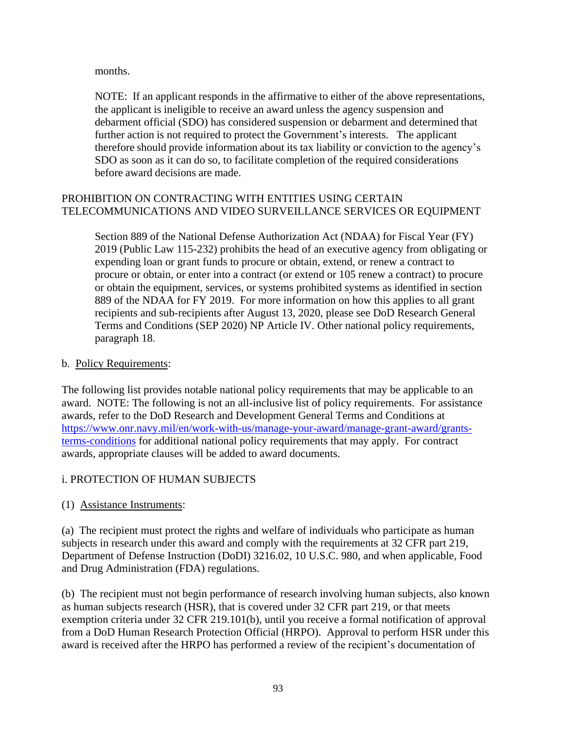months.

NOTE: If an applicant responds in the affirmative to either of the above representations, the applicant is ineligible to receive an award unless the agency suspension and debarment official (SDO) has considered suspension or debarment and determined that further action is not required to protect the Government's interests. The applicant therefore should provide information about its tax liability or conviction to the agency's SDO as soon as it can do so, to facilitate completion of the required considerations before award decisions are made.

PROHIBITION ON CONTRACTING WITH ENTITIES USING CERTAIN TELECOMMUNICATIONS AND VIDEO SURVEILLANCE SERVICES OR EQUIPMENT

Section 889 of the National Defense Authorization Act (NDAA) for Fiscal Year (FY) 2019 (Public Law 115-232) prohibits the head of an executive agency from obligating or expending loan or grant funds to procure or obtain, extend, or renew a contract to procure or obtain, or enter into a contract (or extend or 105 renew a contract) to procure or obtain the equipment, services, or systems prohibited systems as identified in section 889 of the NDAA for FY 2019. For more information on how this applies to all grant recipients and sub-recipients after August 13, 2020, please see DoD Research General Terms and Conditions (SEP 2020) NP Article IV. Other national policy requirements, paragraph 18.

b. Policy Requirements:

The following list provides notable national policy requirements that may be applicable to an award. NOTE: The following is not an all-inclusive list of policy requirements. For assistance awards, refer to the DoD Research and Development General Terms and Conditions at https://www.onr.navy.mil/en/work-with-us/manage-your-award/manage-grant-award/grants-terms-conditions for additional national policy requirements that may apply. For contract awards, appropriate clauses will be added to award documents.

i. PROTECTION OF HUMAN SUBJECTS

(1) Assistance Instruments:

(a) The recipient must protect the rights and welfare of individuals who participate as human subjects in research under this award and comply with the requirements at 32 CFR part 219, Department of Defense Instruction (DoDI) 3216.02, 10 U.S.C. 980, and when applicable, Food and Drug Administration (FDA) regulations.

(b) The recipient must not begin performance of research involving human subjects, also known as human subjects research (HSR), that is covered under 32 CFR part 219, or that meets exemption criteria under 32 CFR 219.101(b), until you receive a formal notification of approval from a DoD Human Research Protection Official (HRPO). Approval to perform HSR under this award is received after the HRPO has performed a review of the recipient's documentation of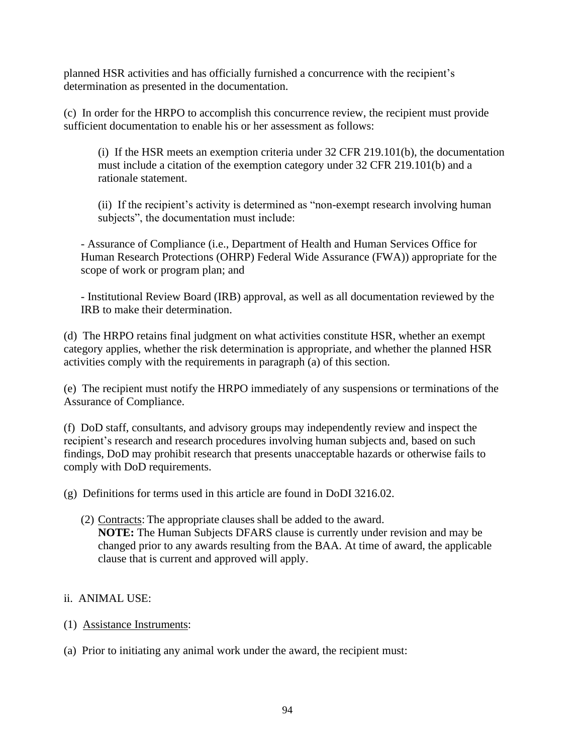planned HSR activities and has officially furnished a concurrence with the recipient's determination as presented in the documentation.

(c) In order for the HRPO to accomplish this concurrence review, the recipient must provide sufficient documentation to enable his or her assessment as follows:

(i) If the HSR meets an exemption criteria under 32 CFR 219.101(b), the documentation must include a citation of the exemption category under 32 CFR 219.101(b) and a rationale statement.

(ii) If the recipient's activity is determined as "non-exempt research involving human subjects", the documentation must include:

- Assurance of Compliance (i.e., Department of Health and Human Services Office for Human Research Protections (OHRP) Federal Wide Assurance (FWA)) appropriate for the scope of work or program plan; and

- Institutional Review Board (IRB) approval, as well as all documentation reviewed by the IRB to make their determination.

(d) The HRPO retains final judgment on what activities constitute HSR, whether an exempt category applies, whether the risk determination is appropriate, and whether the planned HSR activities comply with the requirements in paragraph (a) of this section.

(e) The recipient must notify the HRPO immediately of any suspensions or terminations of the Assurance of Compliance.

(f) DoD staff, consultants, and advisory groups may independently review and inspect the recipient's research and research procedures involving human subjects and, based on such findings, DoD may prohibit research that presents unacceptable hazards or otherwise fails to comply with DoD requirements.

(g) Definitions for terms used in this article are found in DoDI 3216.02.

(2) Contracts: The appropriate clauses shall be added to the award.
**NOTE:** The Human Subjects DFARS clause is currently under revision and may be changed prior to any awards resulting from the BAA. At time of award, the applicable clause that is current and approved will apply.

ii. ANIMAL USE:

(1) Assistance Instruments:

(a) Prior to initiating any animal work under the award, the recipient must: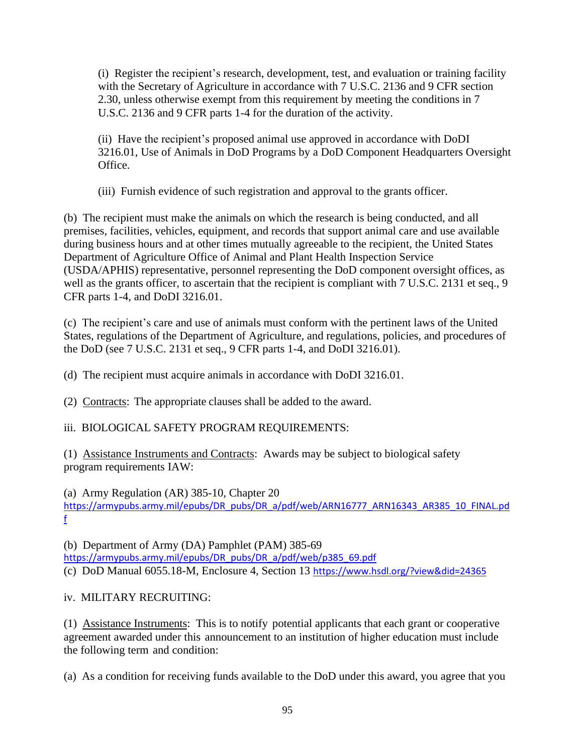(i) Register the recipient's research, development, test, and evaluation or training facility with the Secretary of Agriculture in accordance with 7 U.S.C. 2136 and 9 CFR section 2.30, unless otherwise exempt from this requirement by meeting the conditions in 7 U.S.C. 2136 and 9 CFR parts 1-4 for the duration of the activity.

(ii) Have the recipient's proposed animal use approved in accordance with DoDI 3216.01, Use of Animals in DoD Programs by a DoD Component Headquarters Oversight Office.

(iii) Furnish evidence of such registration and approval to the grants officer.

(b) The recipient must make the animals on which the research is being conducted, and all premises, facilities, vehicles, equipment, and records that support animal care and use available during business hours and at other times mutually agreeable to the recipient, the United States Department of Agriculture Office of Animal and Plant Health Inspection Service (USDA/APHIS) representative, personnel representing the DoD component oversight offices, as well as the grants officer, to ascertain that the recipient is compliant with 7 U.S.C. 2131 et seq., 9 CFR parts 1-4, and DoDI 3216.01.

(c) The recipient's care and use of animals must conform with the pertinent laws of the United States, regulations of the Department of Agriculture, and regulations, policies, and procedures of the DoD (see 7 U.S.C. 2131 et seq., 9 CFR parts 1-4, and DoDI 3216.01).

(d) The recipient must acquire animals in accordance with DoDI 3216.01.

(2) Contracts: The appropriate clauses shall be added to the award.

iii. BIOLOGICAL SAFETY PROGRAM REQUIREMENTS:

(1) Assistance Instruments and Contracts: Awards may be subject to biological safety program requirements IAW:

(a) Army Regulation (AR) 385-10, Chapter 20
https://armypubs.army.mil/epubs/DR_pubs/DR_a/pdf/web/ARN16777_ARN16343_AR385_10_FINAL.pdf

(b) Department of Army (DA) Pamphlet (PAM) 385-69
https://armypubs.army.mil/epubs/DR_pubs/DR_a/pdf/web/p385_69.pdf

(c) DoD Manual 6055.18-M, Enclosure 4, Section 13 https://www.hsdl.org/?view&did=24365

iv. MILITARY RECRUITING:

(1) Assistance Instruments: This is to notify potential applicants that each grant or cooperative agreement awarded under this announcement to an institution of higher education must include the following term and condition:

(a) As a condition for receiving funds available to the DoD under this award, you agree that you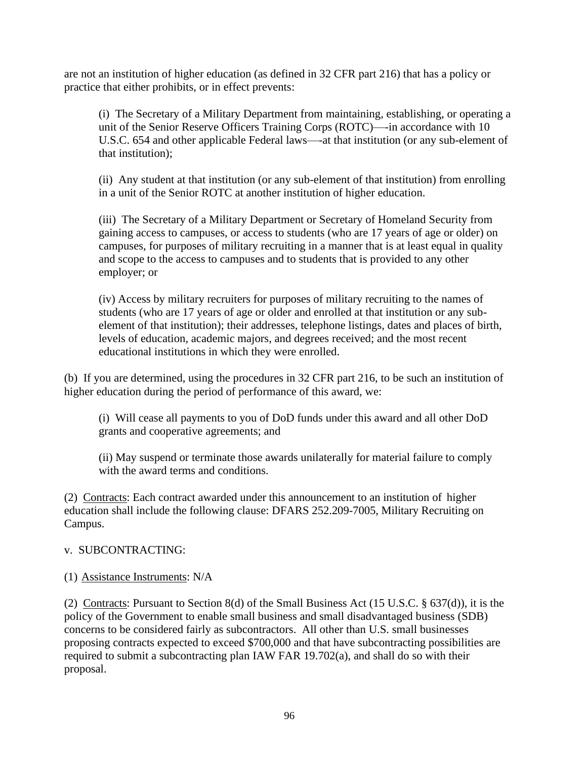are not an institution of higher education (as defined in 32 CFR part 216) that has a policy or practice that either prohibits, or in effect prevents:

(i) The Secretary of a Military Department from maintaining, establishing, or operating a unit of the Senior Reserve Officers Training Corps (ROTC)—-in accordance with 10 U.S.C. 654 and other applicable Federal laws—-at that institution (or any sub-element of that institution);

(ii) Any student at that institution (or any sub-element of that institution) from enrolling in a unit of the Senior ROTC at another institution of higher education.

(iii) The Secretary of a Military Department or Secretary of Homeland Security from gaining access to campuses, or access to students (who are 17 years of age or older) on campuses, for purposes of military recruiting in a manner that is at least equal in quality and scope to the access to campuses and to students that is provided to any other employer; or

(iv) Access by military recruiters for purposes of military recruiting to the names of students (who are 17 years of age or older and enrolled at that institution or any sub-element of that institution); their addresses, telephone listings, dates and places of birth, levels of education, academic majors, and degrees received; and the most recent educational institutions in which they were enrolled.

(b) If you are determined, using the procedures in 32 CFR part 216, to be such an institution of higher education during the period of performance of this award, we:

(i) Will cease all payments to you of DoD funds under this award and all other DoD grants and cooperative agreements; and

(ii) May suspend or terminate those awards unilaterally for material failure to comply with the award terms and conditions.

(2) Contracts: Each contract awarded under this announcement to an institution of higher education shall include the following clause: DFARS 252.209-7005, Military Recruiting on Campus.

v. SUBCONTRACTING:

(1) Assistance Instruments: N/A

(2) Contracts: Pursuant to Section 8(d) of the Small Business Act (15 U.S.C. § 637(d)), it is the policy of the Government to enable small business and small disadvantaged business (SDB) concerns to be considered fairly as subcontractors. All other than U.S. small businesses proposing contracts expected to exceed $700,000 and that have subcontracting possibilities are required to submit a subcontracting plan IAW FAR 19.702(a), and shall do so with their proposal.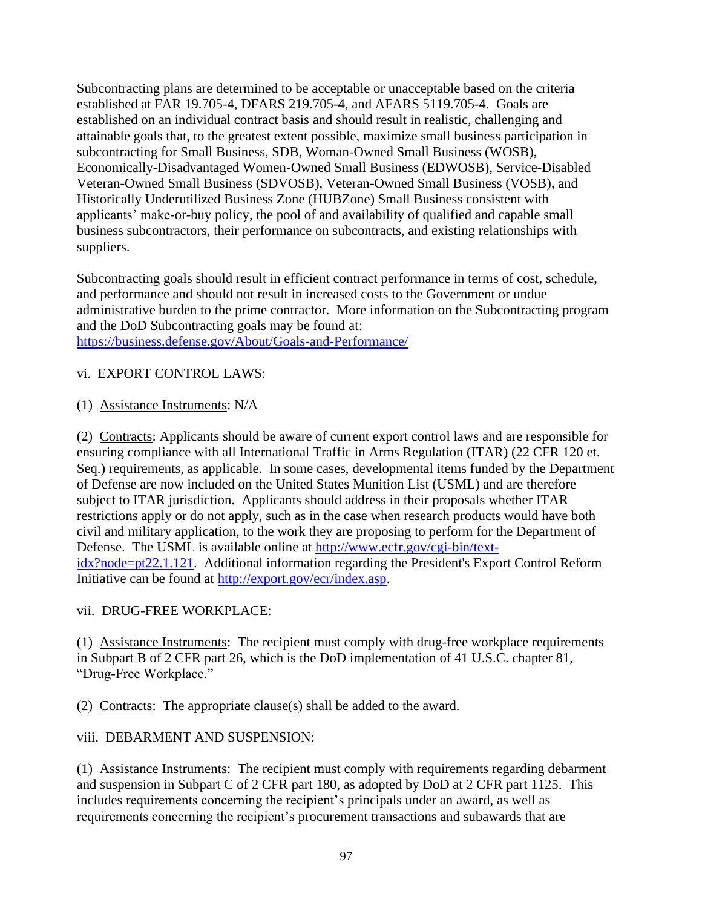Subcontracting plans are determined to be acceptable or unacceptable based on the criteria established at FAR 19.705-4, DFARS 219.705-4, and AFARS 5119.705-4. Goals are established on an individual contract basis and should result in realistic, challenging and attainable goals that, to the greatest extent possible, maximize small business participation in subcontracting for Small Business, SDB, Woman-Owned Small Business (WOSB), Economically-Disadvantaged Women-Owned Small Business (EDWOSB), Service-Disabled Veteran-Owned Small Business (SDVOSB), Veteran-Owned Small Business (VOSB), and Historically Underutilized Business Zone (HUBZone) Small Business consistent with applicants' make-or-buy policy, the pool of and availability of qualified and capable small business subcontractors, their performance on subcontracts, and existing relationships with suppliers.

Subcontracting goals should result in efficient contract performance in terms of cost, schedule, and performance and should not result in increased costs to the Government or undue administrative burden to the prime contractor. More information on the Subcontracting program and the DoD Subcontracting goals may be found at: https://business.defense.gov/About/Goals-and-Performance/

vi. EXPORT CONTROL LAWS:

(1) Assistance Instruments: N/A

(2) Contracts: Applicants should be aware of current export control laws and are responsible for ensuring compliance with all International Traffic in Arms Regulation (ITAR) (22 CFR 120 et. Seq.) requirements, as applicable. In some cases, developmental items funded by the Department of Defense are now included on the United States Munition List (USML) and are therefore subject to ITAR jurisdiction. Applicants should address in their proposals whether ITAR restrictions apply or do not apply, such as in the case when research products would have both civil and military application, to the work they are proposing to perform for the Department of Defense. The USML is available online at http://www.ecfr.gov/cgi-bin/text-idx?node=pt22.1.121. Additional information regarding the President's Export Control Reform Initiative can be found at http://export.gov/ecr/index.asp.

vii. DRUG-FREE WORKPLACE:

(1) Assistance Instruments: The recipient must comply with drug-free workplace requirements in Subpart B of 2 CFR part 26, which is the DoD implementation of 41 U.S.C. chapter 81, "Drug-Free Workplace."

(2) Contracts: The appropriate clause(s) shall be added to the award.

viii. DEBARMENT AND SUSPENSION:

(1) Assistance Instruments: The recipient must comply with requirements regarding debarment and suspension in Subpart C of 2 CFR part 180, as adopted by DoD at 2 CFR part 1125. This includes requirements concerning the recipient's principals under an award, as well as requirements concerning the recipient's procurement transactions and subawards that are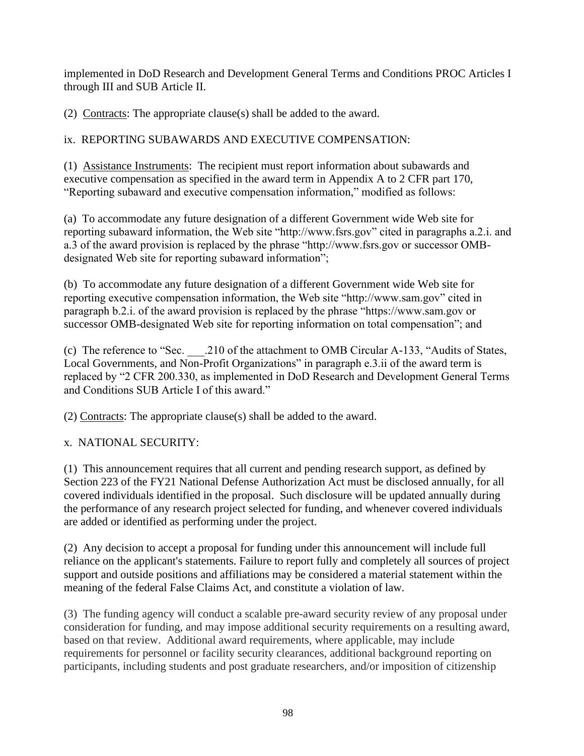implemented in DoD Research and Development General Terms and Conditions PROC Articles I through III and SUB Article II.

(2) Contracts: The appropriate clause(s) shall be added to the award.

ix. REPORTING SUBAWARDS AND EXECUTIVE COMPENSATION:

(1) Assistance Instruments: The recipient must report information about subawards and executive compensation as specified in the award term in Appendix A to 2 CFR part 170, "Reporting subaward and executive compensation information," modified as follows:

(a) To accommodate any future designation of a different Government wide Web site for reporting subaward information, the Web site "http://www.fsrs.gov" cited in paragraphs a.2.i. and a.3 of the award provision is replaced by the phrase "http://www.fsrs.gov or successor OMB-designated Web site for reporting subaward information";

(b) To accommodate any future designation of a different Government wide Web site for reporting executive compensation information, the Web site "http://www.sam.gov" cited in paragraph b.2.i. of the award provision is replaced by the phrase "https://www.sam.gov or successor OMB-designated Web site for reporting information on total compensation"; and

(c) The reference to "Sec. ___.210 of the attachment to OMB Circular A-133, "Audits of States, Local Governments, and Non-Profit Organizations" in paragraph e.3.ii of the award term is replaced by "2 CFR 200.330, as implemented in DoD Research and Development General Terms and Conditions SUB Article I of this award."

(2) Contracts: The appropriate clause(s) shall be added to the award.

x. NATIONAL SECURITY:

(1) This announcement requires that all current and pending research support, as defined by Section 223 of the FY21 National Defense Authorization Act must be disclosed annually, for all covered individuals identified in the proposal. Such disclosure will be updated annually during the performance of any research project selected for funding, and whenever covered individuals are added or identified as performing under the project.

(2) Any decision to accept a proposal for funding under this announcement will include full reliance on the applicant's statements. Failure to report fully and completely all sources of project support and outside positions and affiliations may be considered a material statement within the meaning of the federal False Claims Act, and constitute a violation of law.

(3) The funding agency will conduct a scalable pre-award security review of any proposal under consideration for funding, and may impose additional security requirements on a resulting award, based on that review. Additional award requirements, where applicable, may include requirements for personnel or facility security clearances, additional background reporting on participants, including students and post graduate researchers, and/or imposition of citizenship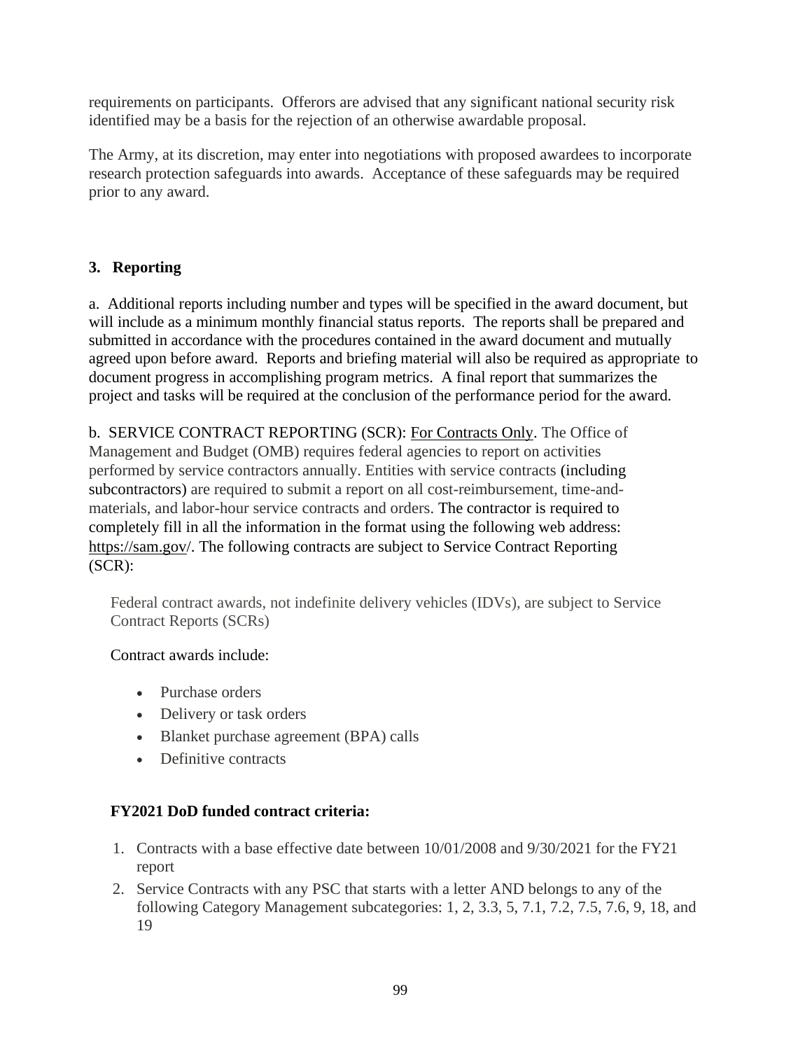requirements on participants. Offerors are advised that any significant national security risk identified may be a basis for the rejection of an otherwise awardable proposal.

The Army, at its discretion, may enter into negotiations with proposed awardees to incorporate research protection safeguards into awards. Acceptance of these safeguards may be required prior to any award.

## 3. Reporting

a. Additional reports including number and types will be specified in the award document, but will include as a minimum monthly financial status reports. The reports shall be prepared and submitted in accordance with the procedures contained in the award document and mutually agreed upon before award. Reports and briefing material will also be required as appropriate to document progress in accomplishing program metrics. A final report that summarizes the project and tasks will be required at the conclusion of the performance period for the award.

b. SERVICE CONTRACT REPORTING (SCR): For Contracts Only. The Office of Management and Budget (OMB) requires federal agencies to report on activities performed by service contractors annually. Entities with service contracts (including subcontractors) are required to submit a report on all cost-reimbursement, time-and-materials, and labor-hour service contracts and orders. The contractor is required to completely fill in all the information in the format using the following web address: https://sam.gov/. The following contracts are subject to Service Contract Reporting (SCR):

Federal contract awards, not indefinite delivery vehicles (IDVs), are subject to Service Contract Reports (SCRs)

Contract awards include:

- Purchase orders
- Delivery or task orders
- Blanket purchase agreement (BPA) calls
- Definitive contracts

**FY2021 DoD funded contract criteria:**

1. Contracts with a base effective date between 10/01/2008 and 9/30/2021 for the FY21 report
2. Service Contracts with any PSC that starts with a letter AND belongs to any of the following Category Management subcategories: 1, 2, 3.3, 5, 7.1, 7.2, 7.5, 7.6, 9, 18, and 19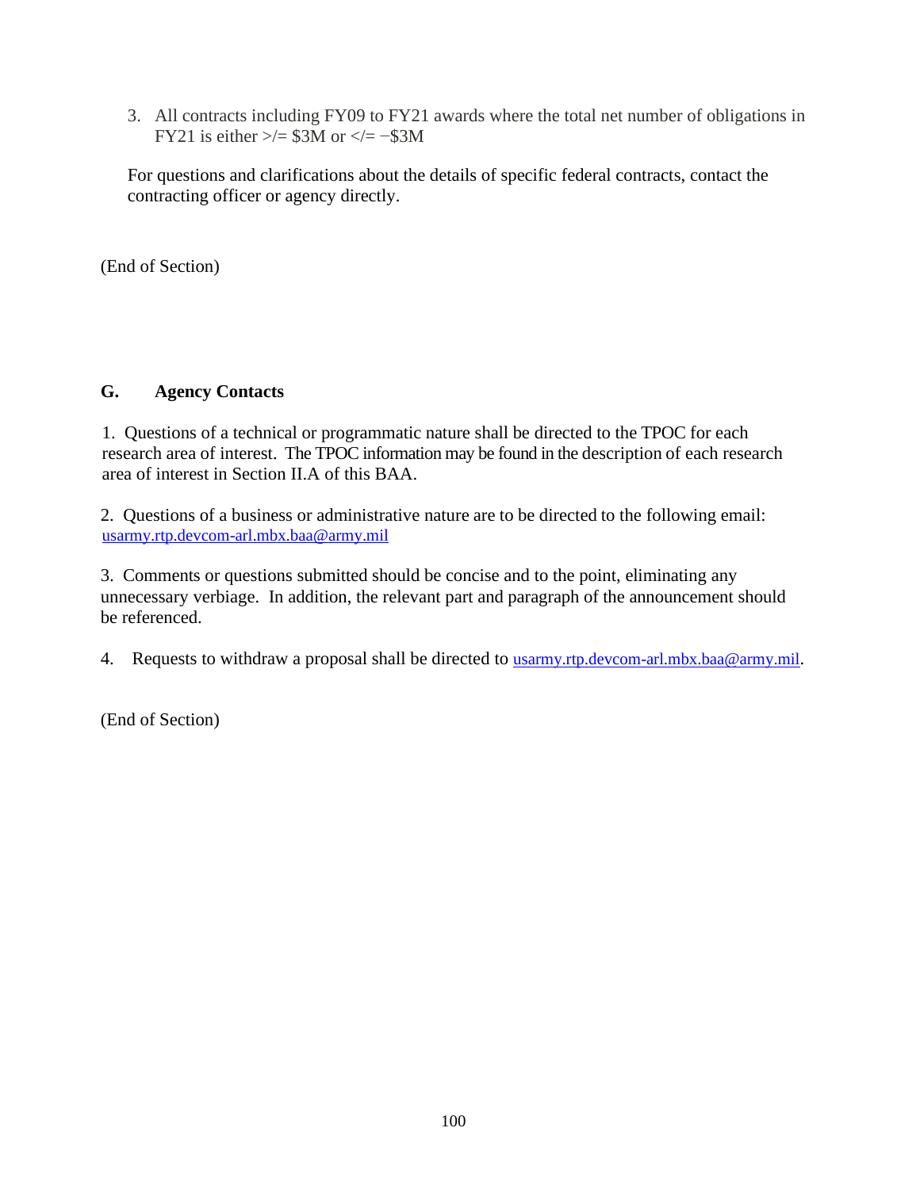3. All contracts including FY09 to FY21 awards where the total net number of obligations in FY21 is either >/= $3M or </= −$3M

For questions and clarifications about the details of specific federal contracts, contact the contracting officer or agency directly.

(End of Section)

## G. Agency Contacts

1. Questions of a technical or programmatic nature shall be directed to the TPOC for each research area of interest. The TPOC information may be found in the description of each research area of interest in Section II.A of this BAA.

2. Questions of a business or administrative nature are to be directed to the following email: usarmy.rtp.devcom-arl.mbx.baa@army.mil

3. Comments or questions submitted should be concise and to the point, eliminating any unnecessary verbiage. In addition, the relevant part and paragraph of the announcement should be referenced.

4. Requests to withdraw a proposal shall be directed to usarmy.rtp.devcom-arl.mbx.baa@army.mil.

(End of Section)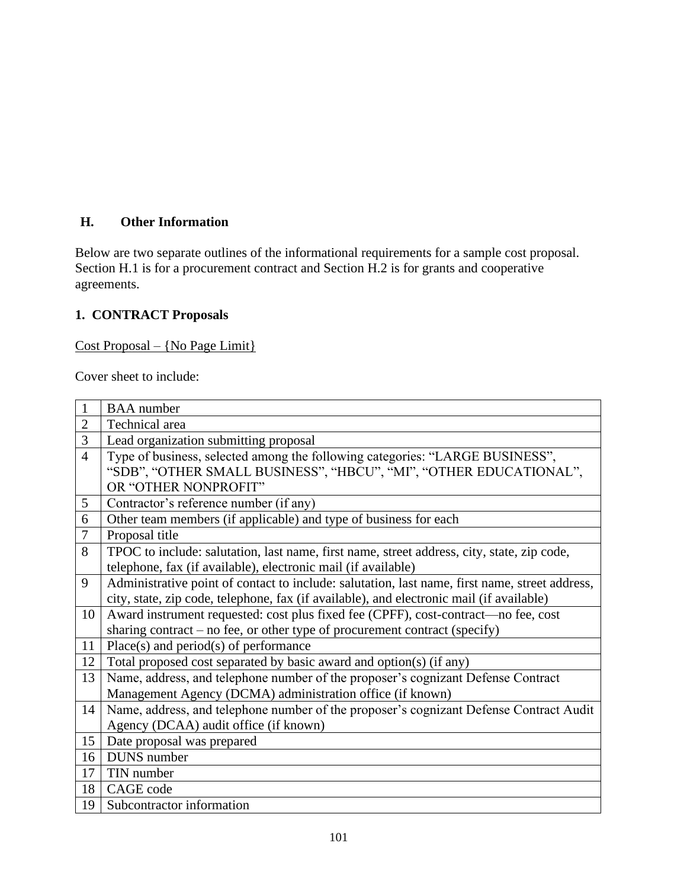## H. Other Information

Below are two separate outlines of the informational requirements for a sample cost proposal. Section H.1 is for a procurement contract and Section H.2 is for grants and cooperative agreements.

### 1. CONTRACT Proposals

<u>Cost Proposal – {No Page Limit}</u>

Cover sheet to include:

| | |
|---|---|
| 1 | BAA number |
| 2 | Technical area |
| 3 | Lead organization submitting proposal |
| 4 | Type of business, selected among the following categories: "LARGE BUSINESS", "SDB", "OTHER SMALL BUSINESS", "HBCU", "MI", "OTHER EDUCATIONAL", OR "OTHER NONPROFIT" |
| 5 | Contractor's reference number (if any) |
| 6 | Other team members (if applicable) and type of business for each |
| 7 | Proposal title |
| 8 | TPOC to include: salutation, last name, first name, street address, city, state, zip code, telephone, fax (if available), electronic mail (if available) |
| 9 | Administrative point of contact to include: salutation, last name, first name, street address, city, state, zip code, telephone, fax (if available), and electronic mail (if available) |
| 10 | Award instrument requested: cost plus fixed fee (CPFF), cost-contract—no fee, cost sharing contract – no fee, or other type of procurement contract (specify) |
| 11 | Place(s) and period(s) of performance |
| 12 | Total proposed cost separated by basic award and option(s) (if any) |
| 13 | Name, address, and telephone number of the proposer's cognizant Defense Contract Management Agency (DCMA) administration office (if known) |
| 14 | Name, address, and telephone number of the proposer's cognizant Defense Contract Audit Agency (DCAA) audit office (if known) |
| 15 | Date proposal was prepared |
| 16 | DUNS number |
| 17 | TIN number |
| 18 | CAGE code |
| 19 | Subcontractor information |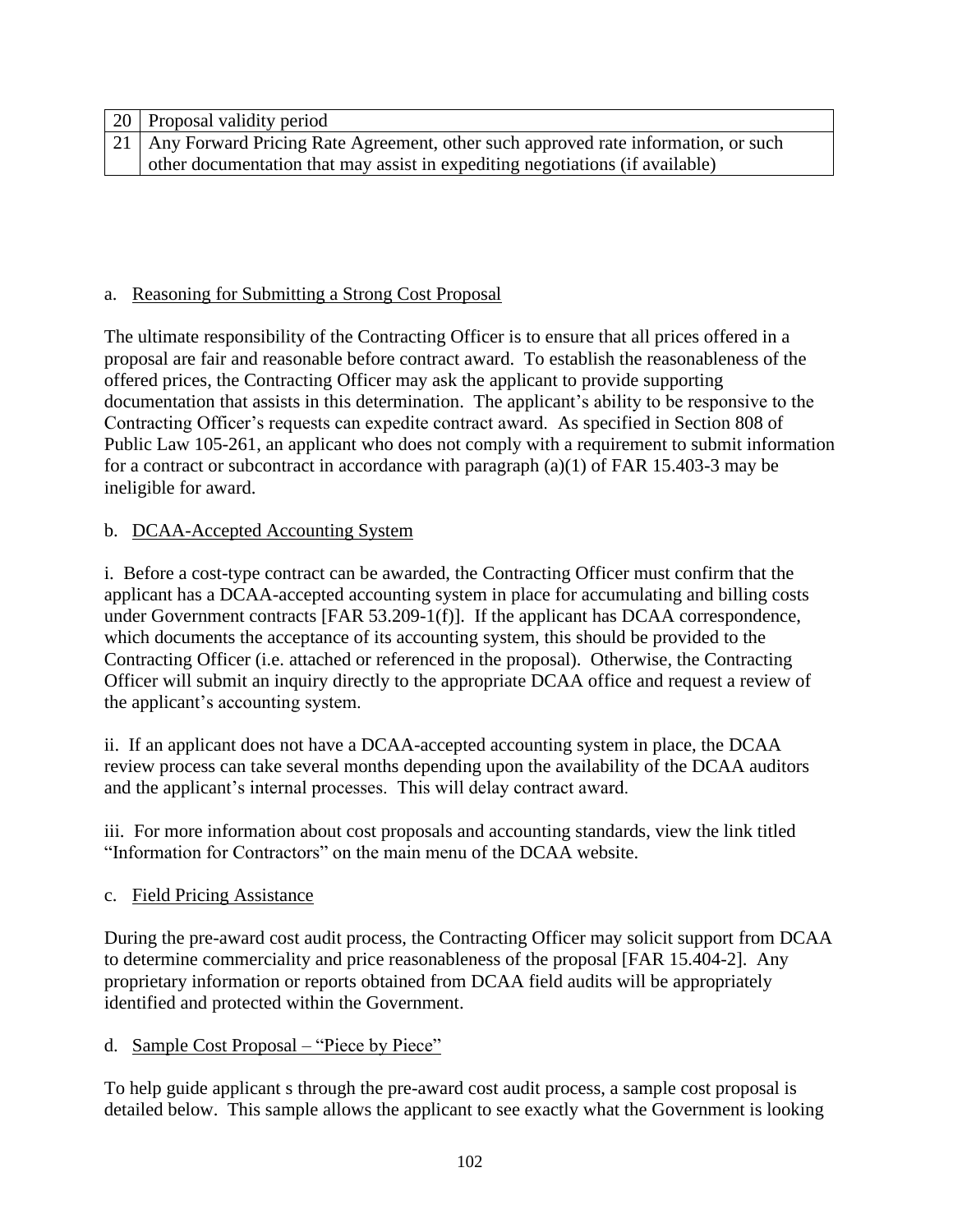| | |
|---|---|
| 20 | Proposal validity period |
| 21 | Any Forward Pricing Rate Agreement, other such approved rate information, or such other documentation that may assist in expediting negotiations (if available) |

a. Reasoning for Submitting a Strong Cost Proposal

The ultimate responsibility of the Contracting Officer is to ensure that all prices offered in a proposal are fair and reasonable before contract award. To establish the reasonableness of the offered prices, the Contracting Officer may ask the applicant to provide supporting documentation that assists in this determination. The applicant's ability to be responsive to the Contracting Officer's requests can expedite contract award. As specified in Section 808 of Public Law 105-261, an applicant who does not comply with a requirement to submit information for a contract or subcontract in accordance with paragraph (a)(1) of FAR 15.403-3 may be ineligible for award.

b. DCAA-Accepted Accounting System

i. Before a cost-type contract can be awarded, the Contracting Officer must confirm that the applicant has a DCAA-accepted accounting system in place for accumulating and billing costs under Government contracts [FAR 53.209-1(f)]. If the applicant has DCAA correspondence, which documents the acceptance of its accounting system, this should be provided to the Contracting Officer (i.e. attached or referenced in the proposal). Otherwise, the Contracting Officer will submit an inquiry directly to the appropriate DCAA office and request a review of the applicant's accounting system.

ii. If an applicant does not have a DCAA-accepted accounting system in place, the DCAA review process can take several months depending upon the availability of the DCAA auditors and the applicant's internal processes. This will delay contract award.

iii. For more information about cost proposals and accounting standards, view the link titled "Information for Contractors" on the main menu of the DCAA website.

c. Field Pricing Assistance

During the pre-award cost audit process, the Contracting Officer may solicit support from DCAA to determine commerciality and price reasonableness of the proposal [FAR 15.404-2]. Any proprietary information or reports obtained from DCAA field audits will be appropriately identified and protected within the Government.

d. Sample Cost Proposal – "Piece by Piece"

To help guide applicant s through the pre-award cost audit process, a sample cost proposal is detailed below. This sample allows the applicant to see exactly what the Government is looking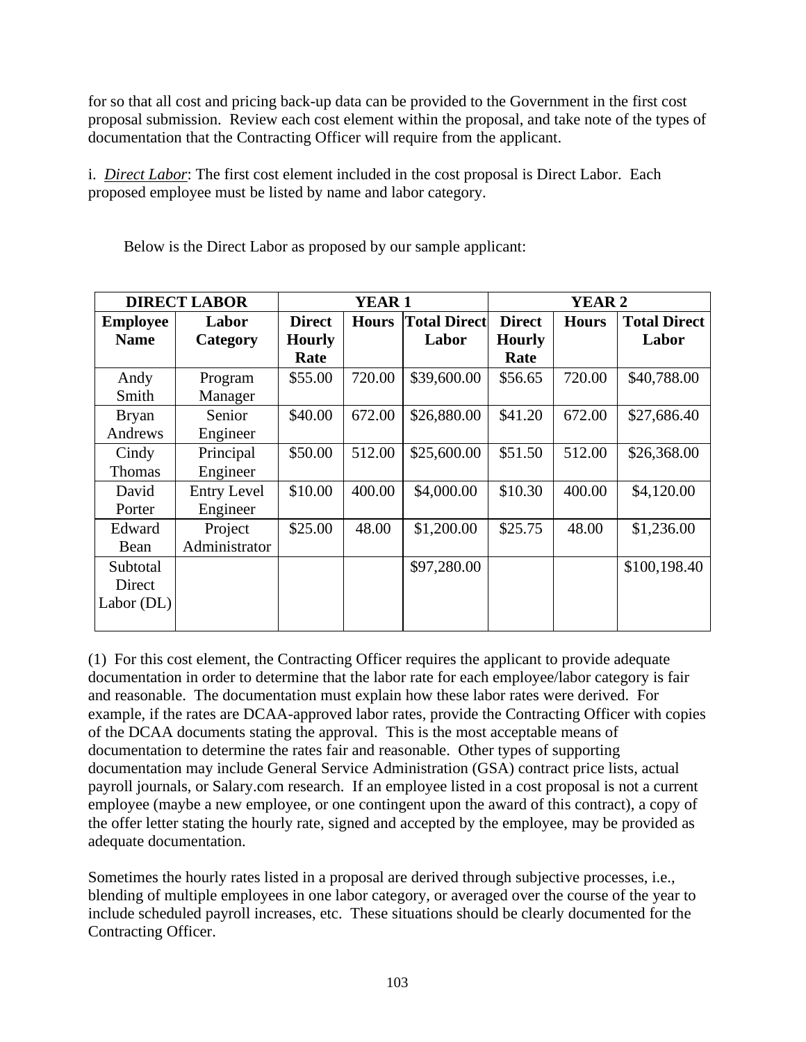for so that all cost and pricing back-up data can be provided to the Government in the first cost proposal submission. Review each cost element within the proposal, and take note of the types of documentation that the Contracting Officer will require from the applicant.

i. *Direct Labor*: The first cost element included in the cost proposal is Direct Labor. Each proposed employee must be listed by name and labor category.

Below is the Direct Labor as proposed by our sample applicant:

| DIRECT LABOR | | YEAR 1 | | | YEAR 2 | | |
|---|---|---|---|---|---|---|---|
| **Employee Name** | **Labor Category** | **Direct Hourly Rate** | **Hours** | **Total Direct Labor** | **Direct Hourly Rate** | **Hours** | **Total Direct Labor** |
| Andy Smith | Program Manager | $55.00 | 720.00 | $39,600.00 | $56.65 | 720.00 | $40,788.00 |
| Bryan Andrews | Senior Engineer | $40.00 | 672.00 | $26,880.00 | $41.20 | 672.00 | $27,686.40 |
| Cindy Thomas | Principal Engineer | $50.00 | 512.00 | $25,600.00 | $51.50 | 512.00 | $26,368.00 |
| David Porter | Entry Level Engineer | $10.00 | 400.00 | $4,000.00 | $10.30 | 400.00 | $4,120.00 |
| Edward Bean | Project Administrator | $25.00 | 48.00 | $1,200.00 | $25.75 | 48.00 | $1,236.00 |
| Subtotal Direct Labor (DL) | | | | $97,280.00 | | | $100,198.40 |

(1) For this cost element, the Contracting Officer requires the applicant to provide adequate documentation in order to determine that the labor rate for each employee/labor category is fair and reasonable. The documentation must explain how these labor rates were derived. For example, if the rates are DCAA-approved labor rates, provide the Contracting Officer with copies of the DCAA documents stating the approval. This is the most acceptable means of documentation to determine the rates fair and reasonable. Other types of supporting documentation may include General Service Administration (GSA) contract price lists, actual payroll journals, or Salary.com research. If an employee listed in a cost proposal is not a current employee (maybe a new employee, or one contingent upon the award of this contract), a copy of the offer letter stating the hourly rate, signed and accepted by the employee, may be provided as adequate documentation.

Sometimes the hourly rates listed in a proposal are derived through subjective processes, i.e., blending of multiple employees in one labor category, or averaged over the course of the year to include scheduled payroll increases, etc. These situations should be clearly documented for the Contracting Officer.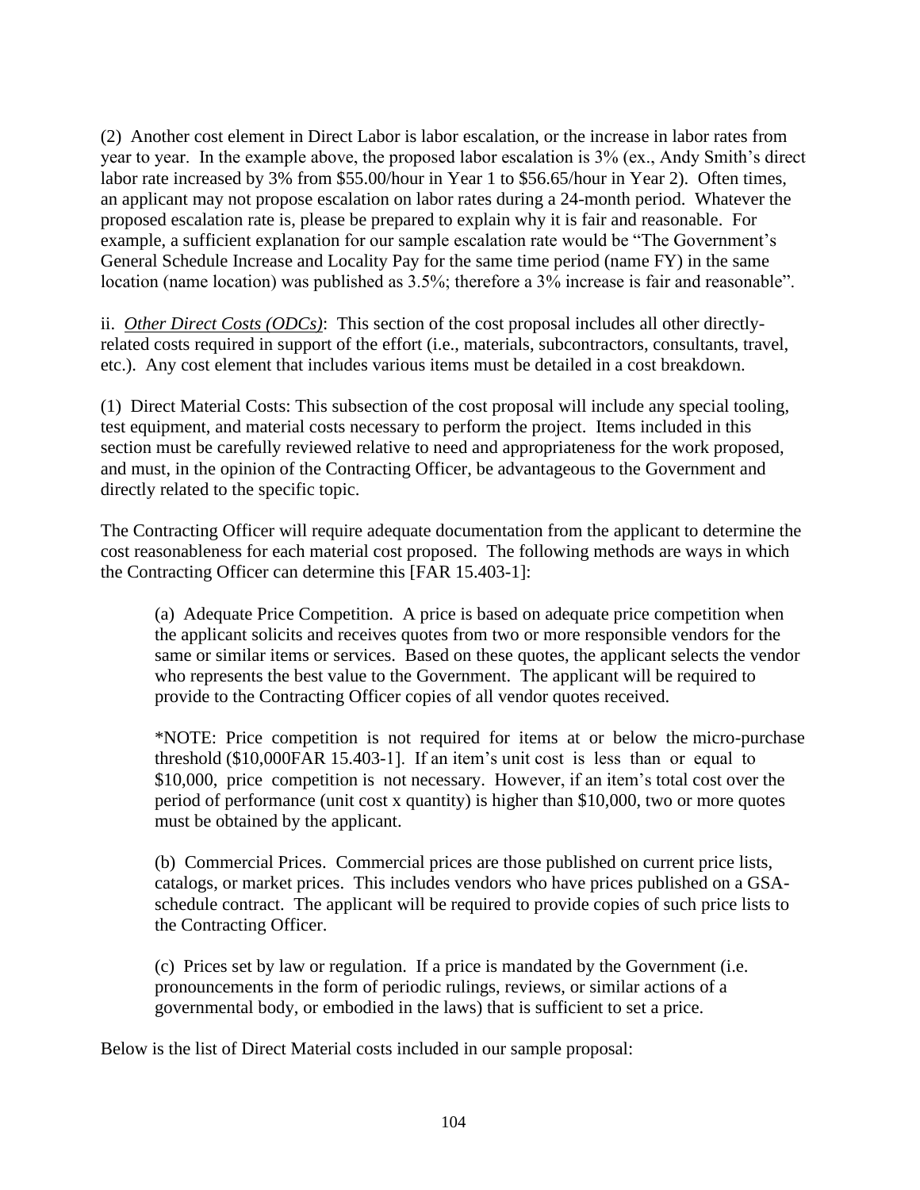(2) Another cost element in Direct Labor is labor escalation, or the increase in labor rates from year to year. In the example above, the proposed labor escalation is 3% (ex., Andy Smith's direct labor rate increased by 3% from $55.00/hour in Year 1 to $56.65/hour in Year 2). Often times, an applicant may not propose escalation on labor rates during a 24-month period. Whatever the proposed escalation rate is, please be prepared to explain why it is fair and reasonable. For example, a sufficient explanation for our sample escalation rate would be "The Government's General Schedule Increase and Locality Pay for the same time period (name FY) in the same location (name location) was published as 3.5%; therefore a 3% increase is fair and reasonable".

ii. ***Other Direct Costs (ODCs)***: This section of the cost proposal includes all other directly-related costs required in support of the effort (i.e., materials, subcontractors, consultants, travel, etc.). Any cost element that includes various items must be detailed in a cost breakdown.

(1) Direct Material Costs: This subsection of the cost proposal will include any special tooling, test equipment, and material costs necessary to perform the project. Items included in this section must be carefully reviewed relative to need and appropriateness for the work proposed, and must, in the opinion of the Contracting Officer, be advantageous to the Government and directly related to the specific topic.

The Contracting Officer will require adequate documentation from the applicant to determine the cost reasonableness for each material cost proposed. The following methods are ways in which the Contracting Officer can determine this [FAR 15.403-1]:

> (a) Adequate Price Competition. A price is based on adequate price competition when the applicant solicits and receives quotes from two or more responsible vendors for the same or similar items or services. Based on these quotes, the applicant selects the vendor who represents the best value to the Government. The applicant will be required to provide to the Contracting Officer copies of all vendor quotes received.
>
> *NOTE: Price competition is not required for items at or below the micro-purchase threshold ($10,000FAR 15.403-1]. If an item's unit cost is less than or equal to $10,000, price competition is not necessary. However, if an item's total cost over the period of performance (unit cost x quantity) is higher than $10,000, two or more quotes must be obtained by the applicant.
>
> (b) Commercial Prices. Commercial prices are those published on current price lists, catalogs, or market prices. This includes vendors who have prices published on a GSA-schedule contract. The applicant will be required to provide copies of such price lists to the Contracting Officer.
>
> (c) Prices set by law or regulation. If a price is mandated by the Government (i.e. pronouncements in the form of periodic rulings, reviews, or similar actions of a governmental body, or embodied in the laws) that is sufficient to set a price.

Below is the list of Direct Material costs included in our sample proposal: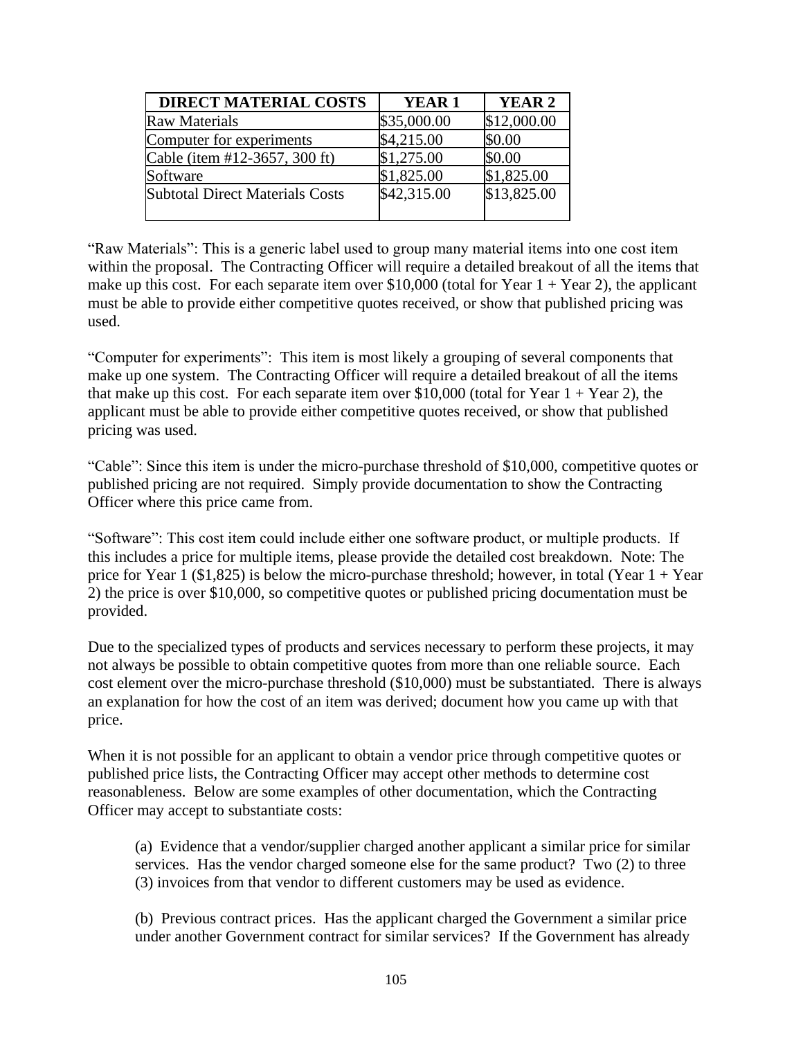| DIRECT MATERIAL COSTS | YEAR 1 | YEAR 2 |
|---|---|---|
| Raw Materials | $35,000.00 | $12,000.00 |
| Computer for experiments | $4,215.00 | $0.00 |
| Cable (item #12-3657, 300 ft) | $1,275.00 | $0.00 |
| Software | $1,825.00 | $1,825.00 |
| Subtotal Direct Materials Costs | $42,315.00 | $13,825.00 |

"Raw Materials": This is a generic label used to group many material items into one cost item within the proposal. The Contracting Officer will require a detailed breakout of all the items that make up this cost. For each separate item over $10,000 (total for Year 1 + Year 2), the applicant must be able to provide either competitive quotes received, or show that published pricing was used.

"Computer for experiments": This item is most likely a grouping of several components that make up one system. The Contracting Officer will require a detailed breakout of all the items that make up this cost. For each separate item over $10,000 (total for Year 1 + Year 2), the applicant must be able to provide either competitive quotes received, or show that published pricing was used.

"Cable": Since this item is under the micro-purchase threshold of $10,000, competitive quotes or published pricing are not required. Simply provide documentation to show the Contracting Officer where this price came from.

"Software": This cost item could include either one software product, or multiple products. If this includes a price for multiple items, please provide the detailed cost breakdown. Note: The price for Year 1 ($1,825) is below the micro-purchase threshold; however, in total (Year 1 + Year 2) the price is over $10,000, so competitive quotes or published pricing documentation must be provided.

Due to the specialized types of products and services necessary to perform these projects, it may not always be possible to obtain competitive quotes from more than one reliable source. Each cost element over the micro-purchase threshold ($10,000) must be substantiated. There is always an explanation for how the cost of an item was derived; document how you came up with that price.

When it is not possible for an applicant to obtain a vendor price through competitive quotes or published price lists, the Contracting Officer may accept other methods to determine cost reasonableness. Below are some examples of other documentation, which the Contracting Officer may accept to substantiate costs:

(a) Evidence that a vendor/supplier charged another applicant a similar price for similar services. Has the vendor charged someone else for the same product? Two (2) to three (3) invoices from that vendor to different customers may be used as evidence.

(b) Previous contract prices. Has the applicant charged the Government a similar price under another Government contract for similar services? If the Government has already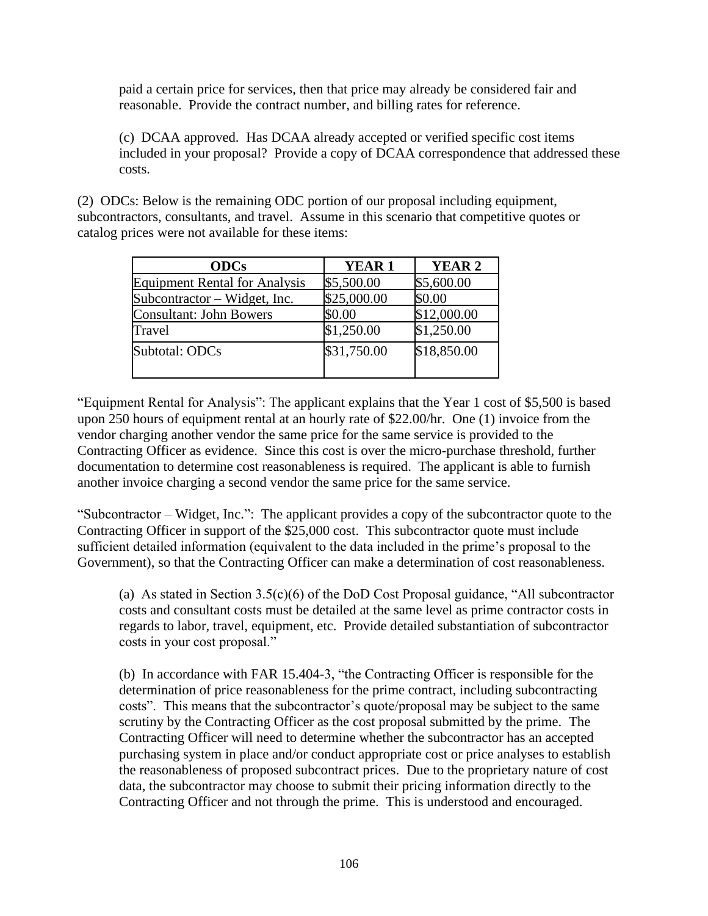paid a certain price for services, then that price may already be considered fair and reasonable. Provide the contract number, and billing rates for reference.

(c) DCAA approved. Has DCAA already accepted or verified specific cost items included in your proposal? Provide a copy of DCAA correspondence that addressed these costs.

(2) ODCs: Below is the remaining ODC portion of our proposal including equipment, subcontractors, consultants, and travel. Assume in this scenario that competitive quotes or catalog prices were not available for these items:

| ODCs | YEAR 1 | YEAR 2 |
|---|---|---|
| Equipment Rental for Analysis | $5,500.00 | $5,600.00 |
| Subcontractor – Widget, Inc. | $25,000.00 | $0.00 |
| Consultant: John Bowers | $0.00 | $12,000.00 |
| Travel | $1,250.00 | $1,250.00 |
| Subtotal: ODCs | $31,750.00 | $18,850.00 |

"Equipment Rental for Analysis": The applicant explains that the Year 1 cost of $5,500 is based upon 250 hours of equipment rental at an hourly rate of $22.00/hr. One (1) invoice from the vendor charging another vendor the same price for the same service is provided to the Contracting Officer as evidence. Since this cost is over the micro-purchase threshold, further documentation to determine cost reasonableness is required. The applicant is able to furnish another invoice charging a second vendor the same price for the same service.

"Subcontractor – Widget, Inc.": The applicant provides a copy of the subcontractor quote to the Contracting Officer in support of the $25,000 cost. This subcontractor quote must include sufficient detailed information (equivalent to the data included in the prime's proposal to the Government), so that the Contracting Officer can make a determination of cost reasonableness.

(a) As stated in Section 3.5(c)(6) of the DoD Cost Proposal guidance, "All subcontractor costs and consultant costs must be detailed at the same level as prime contractor costs in regards to labor, travel, equipment, etc. Provide detailed substantiation of subcontractor costs in your cost proposal."

(b) In accordance with FAR 15.404-3, "the Contracting Officer is responsible for the determination of price reasonableness for the prime contract, including subcontracting costs". This means that the subcontractor's quote/proposal may be subject to the same scrutiny by the Contracting Officer as the cost proposal submitted by the prime. The Contracting Officer will need to determine whether the subcontractor has an accepted purchasing system in place and/or conduct appropriate cost or price analyses to establish the reasonableness of proposed subcontract prices. Due to the proprietary nature of cost data, the subcontractor may choose to submit their pricing information directly to the Contracting Officer and not through the prime. This is understood and encouraged.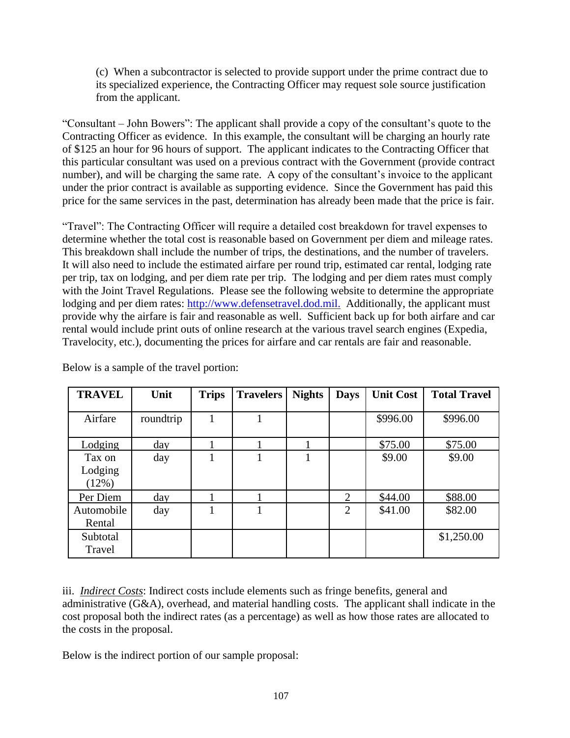(c) When a subcontractor is selected to provide support under the prime contract due to its specialized experience, the Contracting Officer may request sole source justification from the applicant.

"Consultant – John Bowers": The applicant shall provide a copy of the consultant's quote to the Contracting Officer as evidence. In this example, the consultant will be charging an hourly rate of $125 an hour for 96 hours of support. The applicant indicates to the Contracting Officer that this particular consultant was used on a previous contract with the Government (provide contract number), and will be charging the same rate. A copy of the consultant's invoice to the applicant under the prior contract is available as supporting evidence. Since the Government has paid this price for the same services in the past, determination has already been made that the price is fair.

"Travel": The Contracting Officer will require a detailed cost breakdown for travel expenses to determine whether the total cost is reasonable based on Government per diem and mileage rates. This breakdown shall include the number of trips, the destinations, and the number of travelers. It will also need to include the estimated airfare per round trip, estimated car rental, lodging rate per trip, tax on lodging, and per diem rate per trip. The lodging and per diem rates must comply with the Joint Travel Regulations. Please see the following website to determine the appropriate lodging and per diem rates: http://www.defensetravel.dod.mil. Additionally, the applicant must provide why the airfare is fair and reasonable as well. Sufficient back up for both airfare and car rental would include print outs of online research at the various travel search engines (Expedia, Travelocity, etc.), documenting the prices for airfare and car rentals are fair and reasonable.

Below is a sample of the travel portion:

| TRAVEL | Unit | Trips | Travelers | Nights | Days | Unit Cost | Total Travel |
|---|---|---|---|---|---|---|---|
| Airfare | roundtrip | 1 | 1 | | | $996.00 | $996.00 |
| Lodging | day | 1 | 1 | 1 | | $75.00 | $75.00 |
| Tax on Lodging (12%) | day | 1 | 1 | 1 | | $9.00 | $9.00 |
| Per Diem | day | 1 | 1 | | 2 | $44.00 | $88.00 |
| Automobile Rental | day | 1 | 1 | | 2 | $41.00 | $82.00 |
| Subtotal Travel | | | | | | | $1,250.00 |

iii. *Indirect Costs*: Indirect costs include elements such as fringe benefits, general and administrative (G&A), overhead, and material handling costs. The applicant shall indicate in the cost proposal both the indirect rates (as a percentage) as well as how those rates are allocated to the costs in the proposal.

Below is the indirect portion of our sample proposal: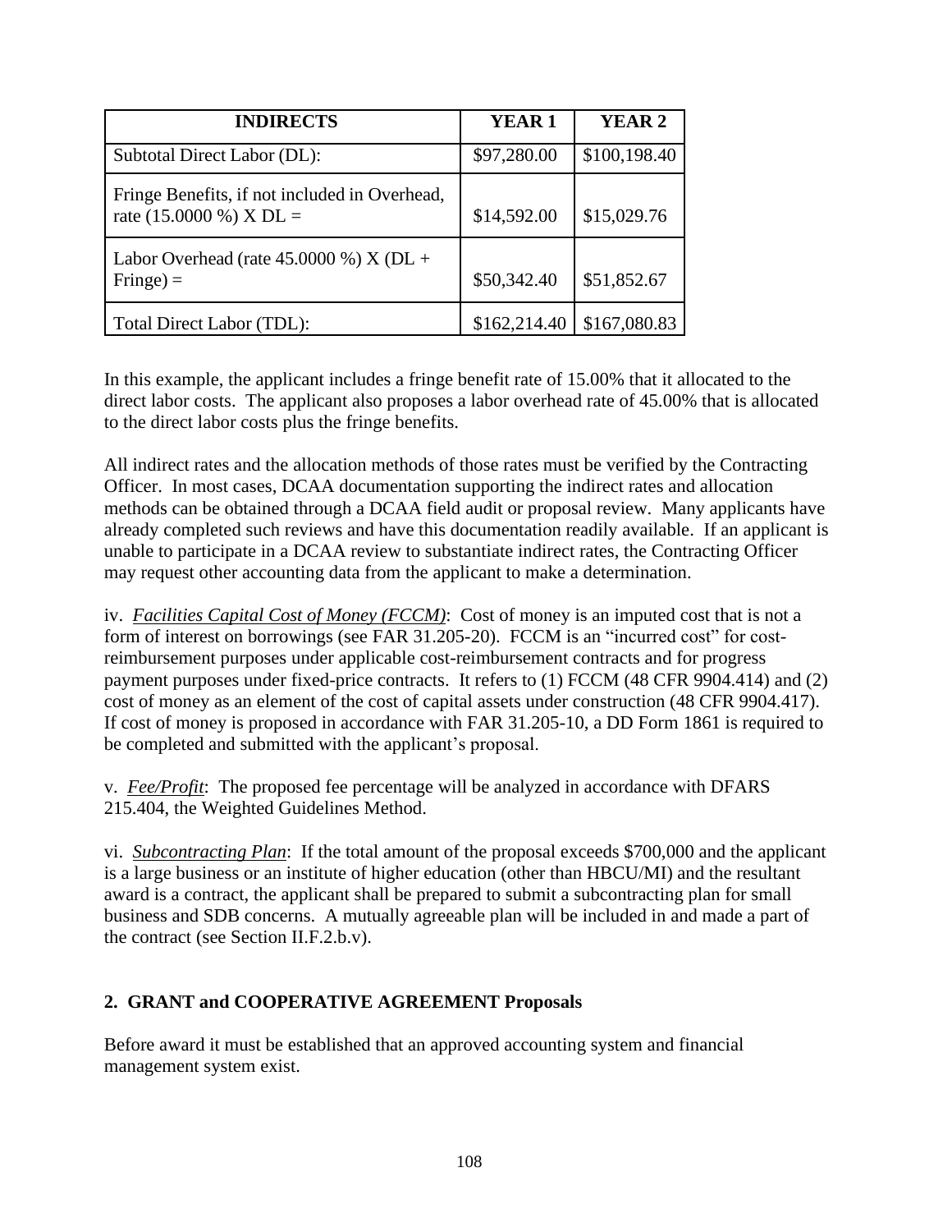| INDIRECTS | YEAR 1 | YEAR 2 |
|---|---|---|
| Subtotal Direct Labor (DL): | \$97,280.00 | \$100,198.40 |
| Fringe Benefits, if not included in Overhead, rate (15.0000 %) X DL = | \$14,592.00 | \$15,029.76 |
| Labor Overhead (rate 45.0000 %) X (DL + Fringe) = | \$50,342.40 | \$51,852.67 |
| Total Direct Labor (TDL): | \$162,214.40 | \$167,080.83 |

In this example, the applicant includes a fringe benefit rate of 15.00% that it allocated to the direct labor costs. The applicant also proposes a labor overhead rate of 45.00% that is allocated to the direct labor costs plus the fringe benefits.

All indirect rates and the allocation methods of those rates must be verified by the Contracting Officer. In most cases, DCAA documentation supporting the indirect rates and allocation methods can be obtained through a DCAA field audit or proposal review. Many applicants have already completed such reviews and have this documentation readily available. If an applicant is unable to participate in a DCAA review to substantiate indirect rates, the Contracting Officer may request other accounting data from the applicant to make a determination.

iv. *Facilities Capital Cost of Money (FCCM)*: Cost of money is an imputed cost that is not a form of interest on borrowings (see FAR 31.205-20). FCCM is an "incurred cost" for cost-reimbursement purposes under applicable cost-reimbursement contracts and for progress payment purposes under fixed-price contracts. It refers to (1) FCCM (48 CFR 9904.414) and (2) cost of money as an element of the cost of capital assets under construction (48 CFR 9904.417). If cost of money is proposed in accordance with FAR 31.205-10, a DD Form 1861 is required to be completed and submitted with the applicant's proposal.

v. *Fee/Profit*: The proposed fee percentage will be analyzed in accordance with DFARS 215.404, the Weighted Guidelines Method.

vi. *Subcontracting Plan*: If the total amount of the proposal exceeds \$700,000 and the applicant is a large business or an institute of higher education (other than HBCU/MI) and the resultant award is a contract, the applicant shall be prepared to submit a subcontracting plan for small business and SDB concerns. A mutually agreeable plan will be included in and made a part of the contract (see Section II.F.2.b.v).

## 2. GRANT and COOPERATIVE AGREEMENT Proposals

Before award it must be established that an approved accounting system and financial management system exist.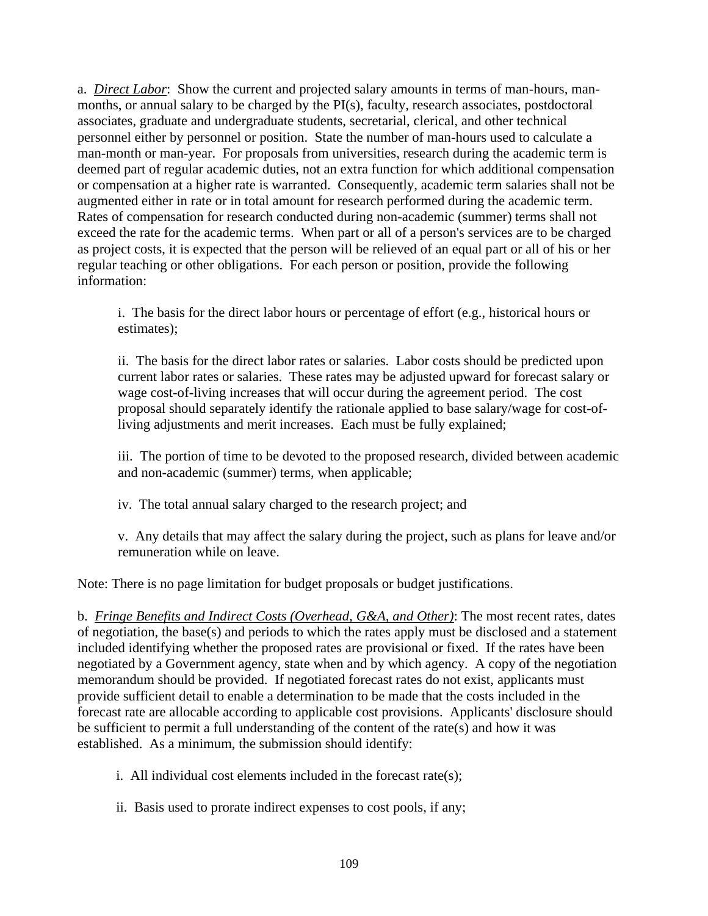a. *Direct Labor*: Show the current and projected salary amounts in terms of man-hours, man-months, or annual salary to be charged by the PI(s), faculty, research associates, postdoctoral associates, graduate and undergraduate students, secretarial, clerical, and other technical personnel either by personnel or position. State the number of man-hours used to calculate a man-month or man-year. For proposals from universities, research during the academic term is deemed part of regular academic duties, not an extra function for which additional compensation or compensation at a higher rate is warranted. Consequently, academic term salaries shall not be augmented either in rate or in total amount for research performed during the academic term. Rates of compensation for research conducted during non-academic (summer) terms shall not exceed the rate for the academic terms. When part or all of a person's services are to be charged as project costs, it is expected that the person will be relieved of an equal part or all of his or her regular teaching or other obligations. For each person or position, provide the following information:

> i. The basis for the direct labor hours or percentage of effort (e.g., historical hours or estimates);
>
> ii. The basis for the direct labor rates or salaries. Labor costs should be predicted upon current labor rates or salaries. These rates may be adjusted upward for forecast salary or wage cost-of-living increases that will occur during the agreement period. The cost proposal should separately identify the rationale applied to base salary/wage for cost-of-living adjustments and merit increases. Each must be fully explained;
>
> iii. The portion of time to be devoted to the proposed research, divided between academic and non-academic (summer) terms, when applicable;
>
> iv. The total annual salary charged to the research project; and
>
> v. Any details that may affect the salary during the project, such as plans for leave and/or remuneration while on leave.

Note: There is no page limitation for budget proposals or budget justifications.

b. *Fringe Benefits and Indirect Costs (Overhead, G&A, and Other)*: The most recent rates, dates of negotiation, the base(s) and periods to which the rates apply must be disclosed and a statement included identifying whether the proposed rates are provisional or fixed. If the rates have been negotiated by a Government agency, state when and by which agency. A copy of the negotiation memorandum should be provided. If negotiated forecast rates do not exist, applicants must provide sufficient detail to enable a determination to be made that the costs included in the forecast rate are allocable according to applicable cost provisions. Applicants' disclosure should be sufficient to permit a full understanding of the content of the rate(s) and how it was established. As a minimum, the submission should identify:

> i. All individual cost elements included in the forecast rate(s);
>
> ii. Basis used to prorate indirect expenses to cost pools, if any;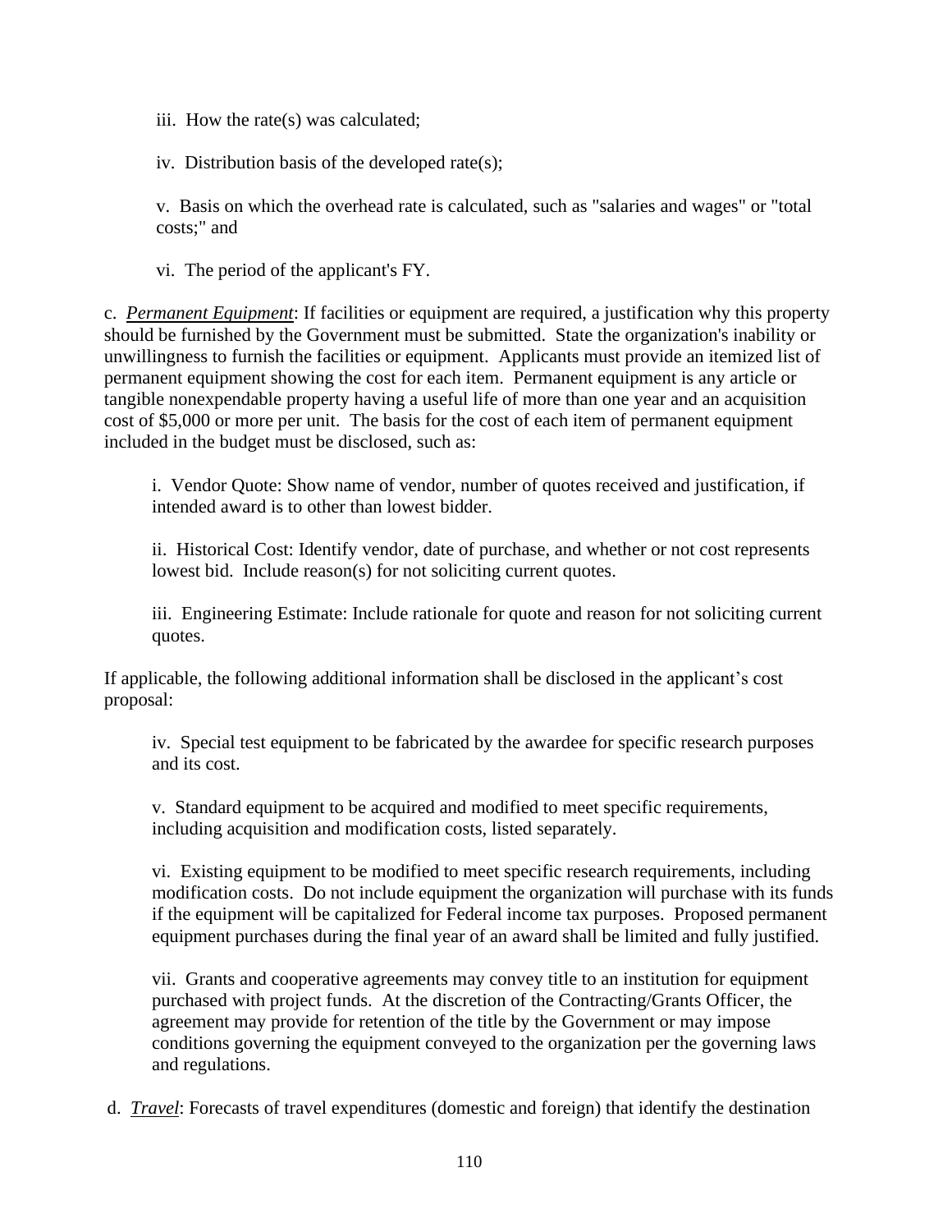iii. How the rate(s) was calculated;

iv. Distribution basis of the developed rate(s);

v. Basis on which the overhead rate is calculated, such as "salaries and wages" or "total costs;" and

vi. The period of the applicant's FY.

c. ***Permanent Equipment***: If facilities or equipment are required, a justification why this property should be furnished by the Government must be submitted. State the organization's inability or unwillingness to furnish the facilities or equipment. Applicants must provide an itemized list of permanent equipment showing the cost for each item. Permanent equipment is any article or tangible nonexpendable property having a useful life of more than one year and an acquisition cost of $5,000 or more per unit. The basis for the cost of each item of permanent equipment included in the budget must be disclosed, such as:

i. Vendor Quote: Show name of vendor, number of quotes received and justification, if intended award is to other than lowest bidder.

ii. Historical Cost: Identify vendor, date of purchase, and whether or not cost represents lowest bid. Include reason(s) for not soliciting current quotes.

iii. Engineering Estimate: Include rationale for quote and reason for not soliciting current quotes.

If applicable, the following additional information shall be disclosed in the applicant's cost proposal:

iv. Special test equipment to be fabricated by the awardee for specific research purposes and its cost.

v. Standard equipment to be acquired and modified to meet specific requirements, including acquisition and modification costs, listed separately.

vi. Existing equipment to be modified to meet specific research requirements, including modification costs. Do not include equipment the organization will purchase with its funds if the equipment will be capitalized for Federal income tax purposes. Proposed permanent equipment purchases during the final year of an award shall be limited and fully justified.

vii. Grants and cooperative agreements may convey title to an institution for equipment purchased with project funds. At the discretion of the Contracting/Grants Officer, the agreement may provide for retention of the title by the Government or may impose conditions governing the equipment conveyed to the organization per the governing laws and regulations.

d. ***Travel***: Forecasts of travel expenditures (domestic and foreign) that identify the destination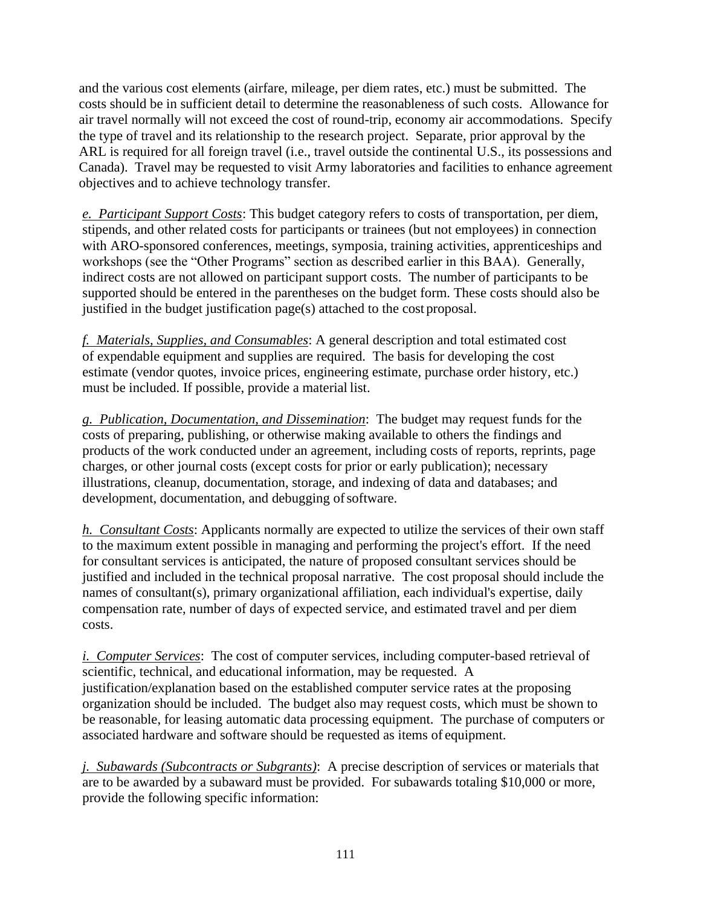and the various cost elements (airfare, mileage, per diem rates, etc.) must be submitted. The costs should be in sufficient detail to determine the reasonableness of such costs. Allowance for air travel normally will not exceed the cost of round-trip, economy air accommodations. Specify the type of travel and its relationship to the research project. Separate, prior approval by the ARL is required for all foreign travel (i.e., travel outside the continental U.S., its possessions and Canada). Travel may be requested to visit Army laboratories and facilities to enhance agreement objectives and to achieve technology transfer.

*e. Participant Support Costs*: This budget category refers to costs of transportation, per diem, stipends, and other related costs for participants or trainees (but not employees) in connection with ARO-sponsored conferences, meetings, symposia, training activities, apprenticeships and workshops (see the "Other Programs" section as described earlier in this BAA). Generally, indirect costs are not allowed on participant support costs. The number of participants to be supported should be entered in the parentheses on the budget form. These costs should also be justified in the budget justification page(s) attached to the cost proposal.

*f. Materials, Supplies, and Consumables*: A general description and total estimated cost of expendable equipment and supplies are required. The basis for developing the cost estimate (vendor quotes, invoice prices, engineering estimate, purchase order history, etc.) must be included. If possible, provide a material list.

*g. Publication, Documentation, and Dissemination*: The budget may request funds for the costs of preparing, publishing, or otherwise making available to others the findings and products of the work conducted under an agreement, including costs of reports, reprints, page charges, or other journal costs (except costs for prior or early publication); necessary illustrations, cleanup, documentation, storage, and indexing of data and databases; and development, documentation, and debugging of software.

*h. Consultant Costs*: Applicants normally are expected to utilize the services of their own staff to the maximum extent possible in managing and performing the project's effort. If the need for consultant services is anticipated, the nature of proposed consultant services should be justified and included in the technical proposal narrative. The cost proposal should include the names of consultant(s), primary organizational affiliation, each individual's expertise, daily compensation rate, number of days of expected service, and estimated travel and per diem costs.

*i. Computer Services*: The cost of computer services, including computer-based retrieval of scientific, technical, and educational information, may be requested. A justification/explanation based on the established computer service rates at the proposing organization should be included. The budget also may request costs, which must be shown to be reasonable, for leasing automatic data processing equipment. The purchase of computers or associated hardware and software should be requested as items of equipment.

*j. Subawards (Subcontracts or Subgrants)*: A precise description of services or materials that are to be awarded by a subaward must be provided. For subawards totaling $10,000 or more, provide the following specific information: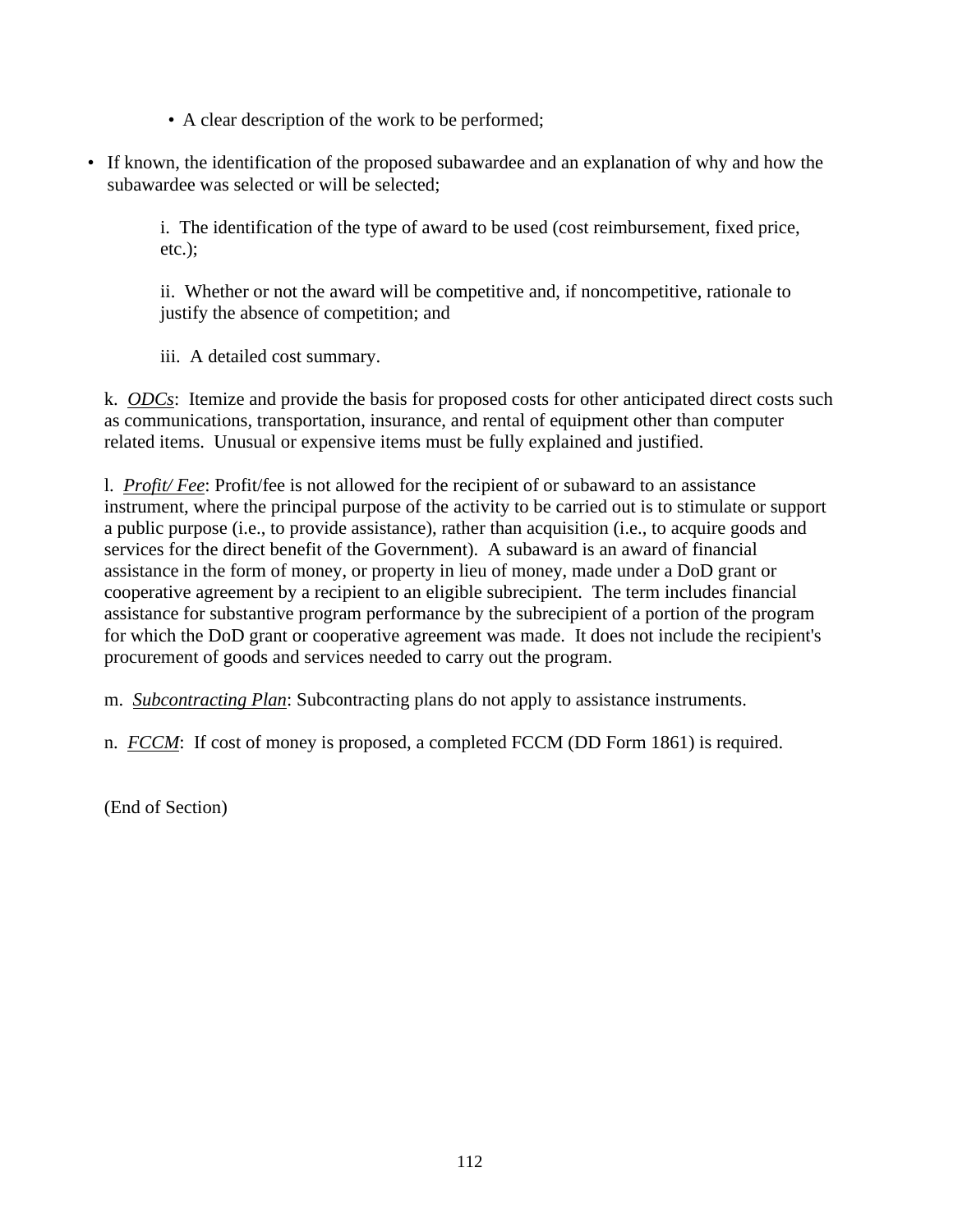- A clear description of the work to be performed;

- If known, the identification of the proposed subawardee and an explanation of why and how the subawardee was selected or will be selected;

    i. The identification of the type of award to be used (cost reimbursement, fixed price, etc.);

    ii. Whether or not the award will be competitive and, if noncompetitive, rationale to justify the absence of competition; and

    iii. A detailed cost summary.

k. ***ODCs***: Itemize and provide the basis for proposed costs for other anticipated direct costs such as communications, transportation, insurance, and rental of equipment other than computer related items. Unusual or expensive items must be fully explained and justified.

l. ***Profit/ Fee***: Profit/fee is not allowed for the recipient of or subaward to an assistance instrument, where the principal purpose of the activity to be carried out is to stimulate or support a public purpose (i.e., to provide assistance), rather than acquisition (i.e., to acquire goods and services for the direct benefit of the Government). A subaward is an award of financial assistance in the form of money, or property in lieu of money, made under a DoD grant or cooperative agreement by a recipient to an eligible subrecipient. The term includes financial assistance for substantive program performance by the subrecipient of a portion of the program for which the DoD grant or cooperative agreement was made. It does not include the recipient's procurement of goods and services needed to carry out the program.

m. ***Subcontracting Plan***: Subcontracting plans do not apply to assistance instruments.

n. ***FCCM***: If cost of money is proposed, a completed FCCM (DD Form 1861) is required.

(End of Section)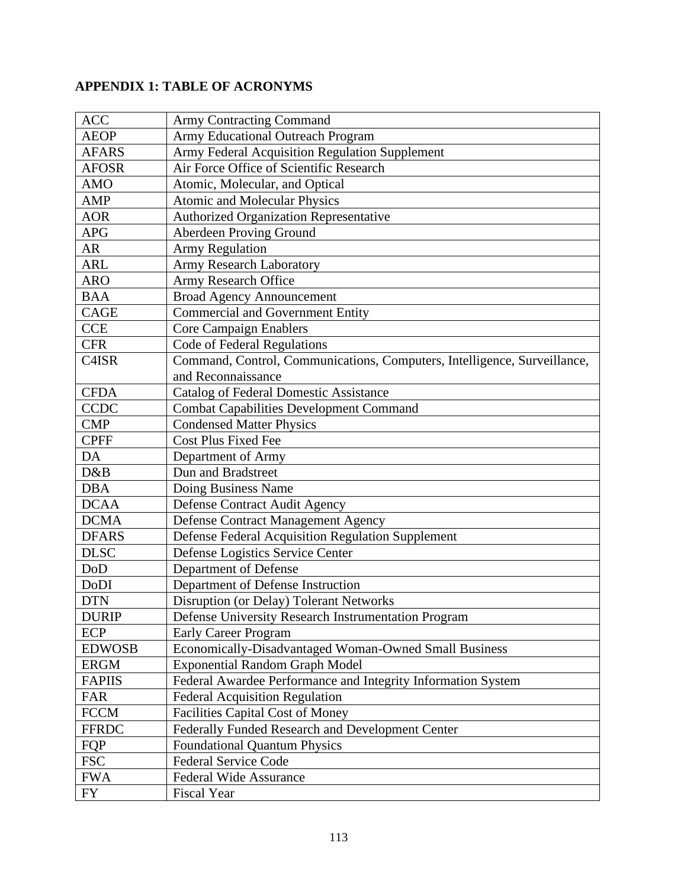## APPENDIX 1: TABLE OF ACRONYMS

| | |
|---|---|
| ACC | Army Contracting Command |
| AEOP | Army Educational Outreach Program |
| AFARS | Army Federal Acquisition Regulation Supplement |
| AFOSR | Air Force Office of Scientific Research |
| AMO | Atomic, Molecular, and Optical |
| AMP | Atomic and Molecular Physics |
| AOR | Authorized Organization Representative |
| APG | Aberdeen Proving Ground |
| AR | Army Regulation |
| ARL | Army Research Laboratory |
| ARO | Army Research Office |
| BAA | Broad Agency Announcement |
| CAGE | Commercial and Government Entity |
| CCE | Core Campaign Enablers |
| CFR | Code of Federal Regulations |
| C4ISR | Command, Control, Communications, Computers, Intelligence, Surveillance, and Reconnaissance |
| CFDA | Catalog of Federal Domestic Assistance |
| CCDC | Combat Capabilities Development Command |
| CMP | Condensed Matter Physics |
| CPFF | Cost Plus Fixed Fee |
| DA | Department of Army |
| D&B | Dun and Bradstreet |
| DBA | Doing Business Name |
| DCAA | Defense Contract Audit Agency |
| DCMA | Defense Contract Management Agency |
| DFARS | Defense Federal Acquisition Regulation Supplement |
| DLSC | Defense Logistics Service Center |
| DoD | Department of Defense |
| DoDI | Department of Defense Instruction |
| DTN | Disruption (or Delay) Tolerant Networks |
| DURIP | Defense University Research Instrumentation Program |
| ECP | Early Career Program |
| EDWOSB | Economically-Disadvantaged Woman-Owned Small Business |
| ERGM | Exponential Random Graph Model |
| FAPIIS | Federal Awardee Performance and Integrity Information System |
| FAR | Federal Acquisition Regulation |
| FCCM | Facilities Capital Cost of Money |
| FFRDC | Federally Funded Research and Development Center |
| FQP | Foundational Quantum Physics |
| FSC | Federal Service Code |
| FWA | Federal Wide Assurance |
| FY | Fiscal Year |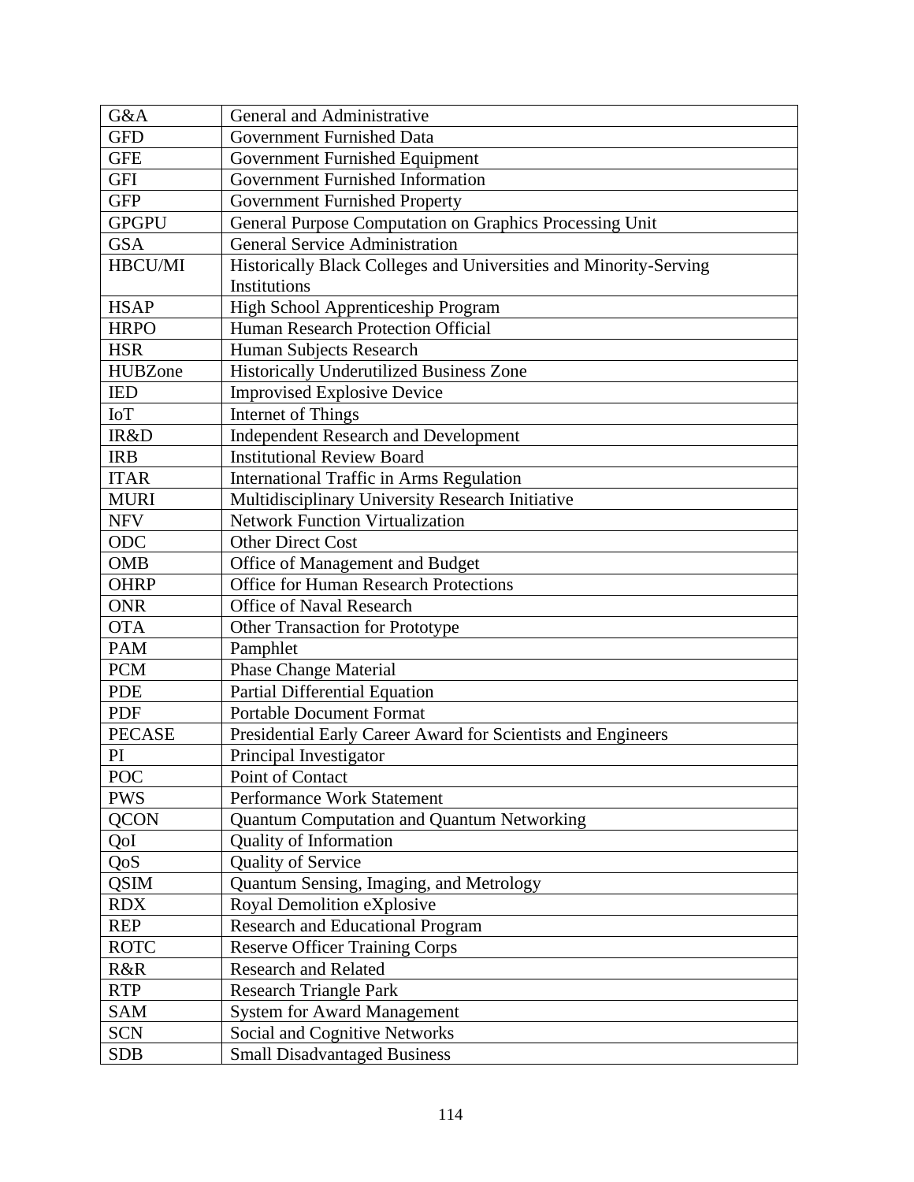| G&A | General and Administrative |
|---|---|
| GFD | Government Furnished Data |
| GFE | Government Furnished Equipment |
| GFI | Government Furnished Information |
| GFP | Government Furnished Property |
| GPGPU | General Purpose Computation on Graphics Processing Unit |
| GSA | General Service Administration |
| HBCU/MI | Historically Black Colleges and Universities and Minority-Serving Institutions |
| HSAP | High School Apprenticeship Program |
| HRPO | Human Research Protection Official |
| HSR | Human Subjects Research |
| HUBZone | Historically Underutilized Business Zone |
| IED | Improvised Explosive Device |
| IoT | Internet of Things |
| IR&D | Independent Research and Development |
| IRB | Institutional Review Board |
| ITAR | International Traffic in Arms Regulation |
| MURI | Multidisciplinary University Research Initiative |
| NFV | Network Function Virtualization |
| ODC | Other Direct Cost |
| OMB | Office of Management and Budget |
| OHRP | Office for Human Research Protections |
| ONR | Office of Naval Research |
| OTA | Other Transaction for Prototype |
| PAM | Pamphlet |
| PCM | Phase Change Material |
| PDE | Partial Differential Equation |
| PDF | Portable Document Format |
| PECASE | Presidential Early Career Award for Scientists and Engineers |
| PI | Principal Investigator |
| POC | Point of Contact |
| PWS | Performance Work Statement |
| QCON | Quantum Computation and Quantum Networking |
| QoI | Quality of Information |
| QoS | Quality of Service |
| QSIM | Quantum Sensing, Imaging, and Metrology |
| RDX | Royal Demolition eXplosive |
| REP | Research and Educational Program |
| ROTC | Reserve Officer Training Corps |
| R&R | Research and Related |
| RTP | Research Triangle Park |
| SAM | System for Award Management |
| SCN | Social and Cognitive Networks |
| SDB | Small Disadvantaged Business |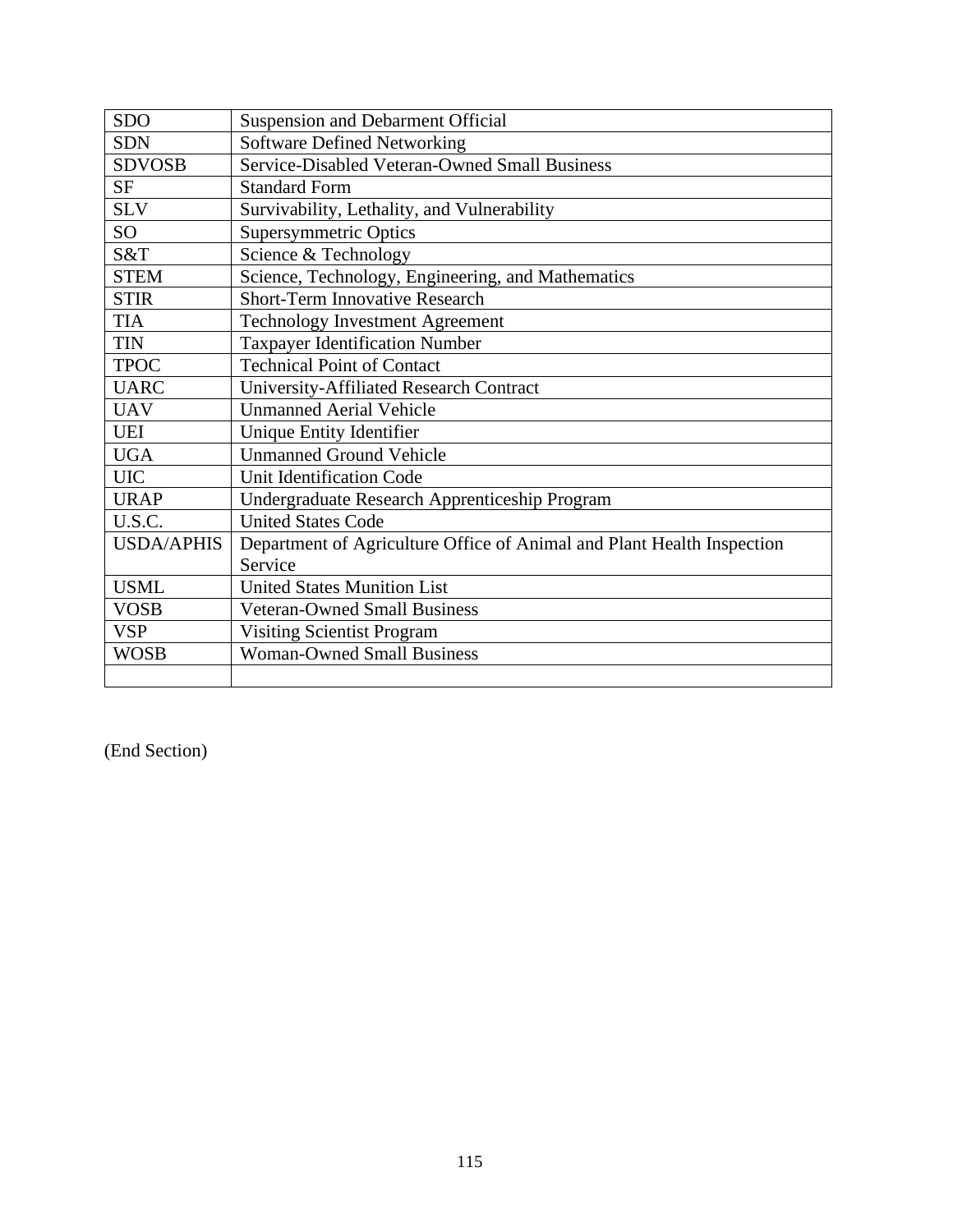| SDO | Suspension and Debarment Official |
| --- | --- |
| SDN | Software Defined Networking |
| SDVOSB | Service-Disabled Veteran-Owned Small Business |
| SF | Standard Form |
| SLV | Survivability, Lethality, and Vulnerability |
| SO | Supersymmetric Optics |
| S&T | Science & Technology |
| STEM | Science, Technology, Engineering, and Mathematics |
| STIR | Short-Term Innovative Research |
| TIA | Technology Investment Agreement |
| TIN | Taxpayer Identification Number |
| TPOC | Technical Point of Contact |
| UARC | University-Affiliated Research Contract |
| UAV | Unmanned Aerial Vehicle |
| UEI | Unique Entity Identifier |
| UGA | Unmanned Ground Vehicle |
| UIC | Unit Identification Code |
| URAP | Undergraduate Research Apprenticeship Program |
| U.S.C. | United States Code |
| USDA/APHIS | Department of Agriculture Office of Animal and Plant Health Inspection Service |
| USML | United States Munition List |
| VOSB | Veteran-Owned Small Business |
| VSP | Visiting Scientist Program |
| WOSB | Woman-Owned Small Business |
| | |

(End Section)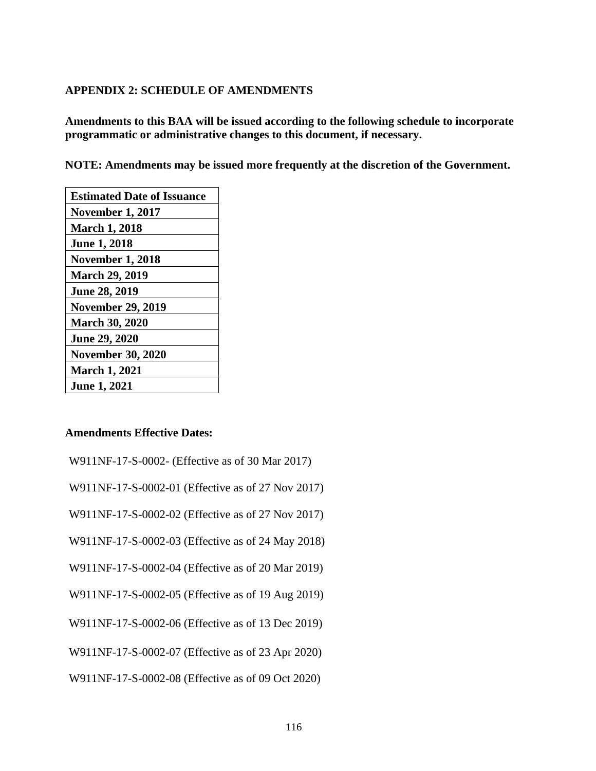## APPENDIX 2: SCHEDULE OF AMENDMENTS

**Amendments to this BAA will be issued according to the following schedule to incorporate programmatic or administrative changes to this document, if necessary.**

**NOTE: Amendments may be issued more frequently at the discretion of the Government.**

| Estimated Date of Issuance |
|---|
| November 1, 2017 |
| March 1, 2018 |
| June 1, 2018 |
| November 1, 2018 |
| March 29, 2019 |
| June 28, 2019 |
| November 29, 2019 |
| March 30, 2020 |
| June 29, 2020 |
| November 30, 2020 |
| March 1, 2021 |
| June 1, 2021 |

**Amendments Effective Dates:**

W911NF-17-S-0002- (Effective as of 30 Mar 2017)

W911NF-17-S-0002-01 (Effective as of 27 Nov 2017)

W911NF-17-S-0002-02 (Effective as of 27 Nov 2017)

W911NF-17-S-0002-03 (Effective as of 24 May 2018)

W911NF-17-S-0002-04 (Effective as of 20 Mar 2019)

W911NF-17-S-0002-05 (Effective as of 19 Aug 2019)

W911NF-17-S-0002-06 (Effective as of 13 Dec 2019)

W911NF-17-S-0002-07 (Effective as of 23 Apr 2020)

W911NF-17-S-0002-08 (Effective as of 09 Oct 2020)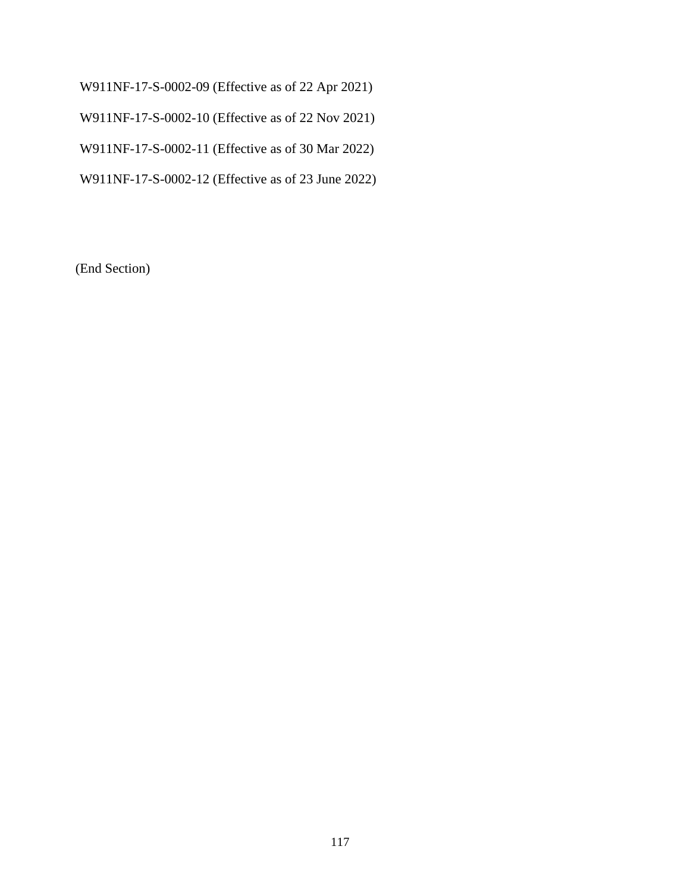W911NF-17-S-0002-09 (Effective as of 22 Apr 2021)

W911NF-17-S-0002-10 (Effective as of 22 Nov 2021)

W911NF-17-S-0002-11 (Effective as of 30 Mar 2022)

W911NF-17-S-0002-12 (Effective as of 23 June 2022)

(End Section)